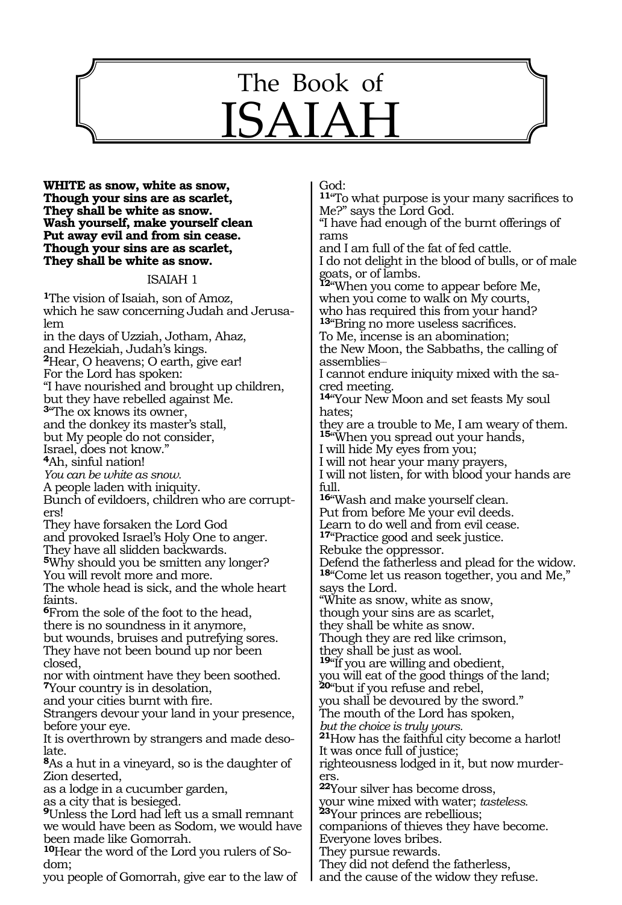# The Book of ISAIAH

**WHITE as snow, white as snow,**
**Though your sins are as scarlet,**
**They shall be white as snow.**
**Wash yourself, make yourself clean**
**Put away evil and from sin cease.**
**Though your sins are as scarlet,**
**They shall be white as snow.**

## ISAIAH 1

**1**The vision of Isaiah, son of Amoz,
which he saw concerning Judah and Jerusalem
in the days of Uzziah, Jotham, Ahaz,
and Hezekiah, Judah's kings.
**2**Hear, O heavens; O earth, give ear!
For the Lord has spoken:
"I have nourished and brought up children,
but they have rebelled against Me.
**3**"The ox knows its owner,
and the donkey its master's stall,
but My people do not consider,
Israel, does not know."
**4**Ah, sinful nation!
*You can be white as snow.*
A people laden with iniquity.
Bunch of evildoers, children who are corrupters!
They have forsaken the Lord God
and provoked Israel's Holy One to anger.
They have all slidden backwards.
**5**Why should you be smitten any longer?
You will revolt more and more.
The whole head is sick, and the whole heart faints.
**6**From the sole of the foot to the head,
there is no soundness in it anymore,
but wounds, bruises and putrefying sores.
They have not been bound up nor been closed,
nor with ointment have they been soothed.
**7**Your country is in desolation,
and your cities burnt with fire.
Strangers devour your land in your presence,
before your eye.
It is overthrown by strangers and made desolate.
**8**As a hut in a vineyard, so is the daughter of Zion deserted,
as a lodge in a cucumber garden,
as a city that is besieged.
**9**Unless the Lord had left us a small remnant
we would have been as Sodom, we would have been made like Gomorrah.
**10**Hear the word of the Lord you rulers of Sodom;
you people of Gomorrah, give ear to the law of God:
**11**"To what purpose is your many sacrifices to Me?" says the Lord God.
"I have had enough of the burnt offerings of rams
and I am full of the fat of fed cattle.
I do not delight in the blood of bulls, or of male goats, or of lambs.
**12**"When you come to appear before Me,
when you come to walk on My courts,
who has required this from your hand?
**13**"Bring no more useless sacrifices.
To Me, incense is an abomination;
the New Moon, the Sabbaths, the calling of assemblies–
I cannot endure iniquity mixed with the sacred meeting.
**14**"Your New Moon and set feasts My soul hates;
they are a trouble to Me, I am weary of them.
**15**"When you spread out your hands,
I will hide My eyes from you;
I will not hear your many prayers,
I will not listen, for with blood your hands are full.
**16**"Wash and make yourself clean.
Put from before Me your evil deeds.
Learn to do well and from evil cease.
**17**"Practice good and seek justice.
Rebuke the oppressor.
Defend the fatherless and plead for the widow.
**18**"Come let us reason together, you and Me," says the Lord.
"White as snow, white as snow,
though your sins are as scarlet,
they shall be white as snow.
Though they are red like crimson,
they shall be just as wool.
**19**"If you are willing and obedient,
you will eat of the good things of the land;
**20**"but if you refuse and rebel,
you shall be devoured by the sword."
The mouth of the Lord has spoken,
*but the choice is truly yours.*
**21**How has the faithful city become a harlot!
It was once full of justice;
righteousness lodged in it, but now murderers.
**22**Your silver has become dross,
your wine mixed with water; *tasteless.*
**23**Your princes are rebellious;
companions of thieves they have become.
Everyone loves bribes.
They pursue rewards.
They did not defend the fatherless,
and the cause of the widow they refuse.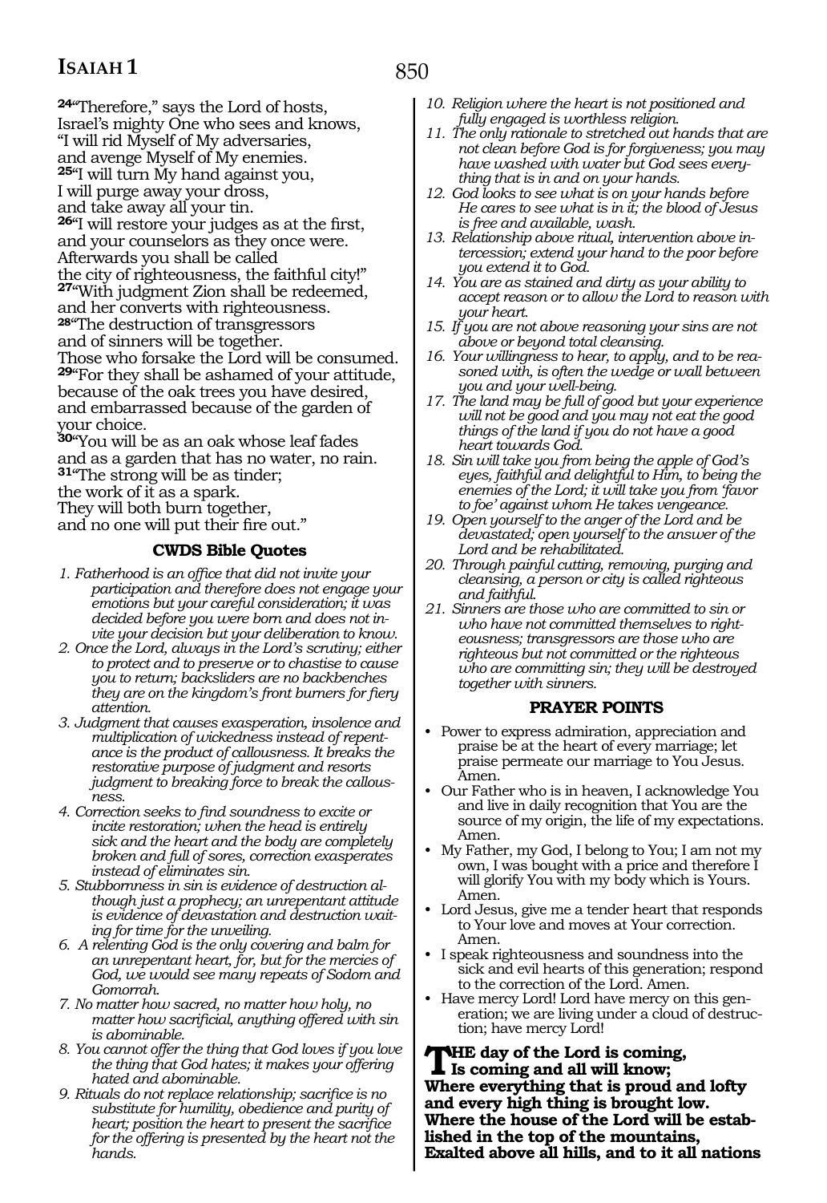[24]"Therefore," says the Lord of hosts,
Israel's mighty One who sees and knows,
"I will rid Myself of My adversaries,
and avenge Myself of My enemies.
[25]"I will turn My hand against you,
I will purge away your dross,
and take away all your tin.
[26]"I will restore your judges as at the first,
and your counselors as they once were.
Afterwards you shall be called
the city of righteousness, the faithful city!"
[27]"With judgment Zion shall be redeemed,
and her converts with righteousness.
[28]"The destruction of transgressors
and of sinners will be together.
Those who forsake the Lord will be consumed.
[29]"For they shall be ashamed of your attitude,
because of the oak trees you have desired,
and embarrassed because of the garden of your choice.
[30]"You will be as an oak whose leaf fades
and as a garden that has no water, no rain.
[31]"The strong will be as tinder;
the work of it as a spark.
They will both burn together,
and no one will put their fire out."

### CWDS Bible Quotes

1. *Fatherhood is an office that did not invite your participation and therefore does not engage your emotions but your careful consideration; it was decided before you were born and does not invite your decision but your deliberation to know.*
2. *Once the Lord, always in the Lord's scrutiny; either to protect and to preserve or to chastise to cause you to return; backsliders are no backbenches they are on the kingdom's front burners for fiery attention.*
3. *Judgment that causes exasperation, insolence and multiplication of wickedness instead of repentance is the product of callousness. It breaks the restorative purpose of judgment and resorts judgment to breaking force to break the callousness.*
4. *Correction seeks to find soundness to excite or incite restoration; when the head is entirely sick and the heart and the body are completely broken and full of sores, correction exasperates instead of eliminates sin.*
5. *Stubbornness in sin is evidence of destruction although just a prophecy; an unrepentant attitude is evidence of devastation and destruction waiting for time for the unveiling.*
6. *A relenting God is the only covering and balm for an unrepentant heart, for, but for the mercies of God, we would see many repeats of Sodom and Gomorrah.*
7. *No matter how sacred, no matter how holy, no matter how sacrificial, anything offered with sin is abominable.*
8. *You cannot offer the thing that God loves if you love the thing that God hates; it makes your offering hated and abominable.*
9. *Rituals do not replace relationship; sacrifice is no substitute for humility, obedience and purity of heart; position the heart to present the sacrifice for the offering is presented by the heart not the hands.*
10. *Religion where the heart is not positioned and fully engaged is worthless religion.*
11. *The only rationale to stretched out hands that are not clean before God is for forgiveness; you may have washed with water but God sees everything that is in and on your hands.*
12. *God looks to see what is on your hands before He cares to see what is in it; the blood of Jesus is free and available, wash.*
13. *Relationship above ritual, intervention above intercession; extend your hand to the poor before you extend it to God.*
14. *You are as stained and dirty as your ability to accept reason or to allow the Lord to reason with your heart.*
15. *If you are not above reasoning your sins are not above or beyond total cleansing.*
16. *Your willingness to hear, to apply, and to be reasoned with, is often the wedge or wall between you and your well-being.*
17. *The land may be full of good but your experience will not be good and you may not eat the good things of the land if you do not have a good heart towards God.*
18. *Sin will take you from being the apple of God's eyes, faithful and delightful to Him, to being the enemies of the Lord; it will take you from 'favor to foe' against whom He takes vengeance.*
19. *Open yourself to the anger of the Lord and be devastated; open yourself to the answer of the Lord and be rehabilitated.*
20. *Through painful cutting, removing, purging and cleansing, a person or city is called righteous and faithful.*
21. *Sinners are those who are committed to sin or who have not committed themselves to righteousness; transgressors are those who are righteous but not committed or the righteous who are committing sin; they will be destroyed together with sinners.*

### PRAYER POINTS

- Power to express admiration, appreciation and praise be at the heart of every marriage; let praise permeate our marriage to You Jesus. Amen.
- Our Father who is in heaven, I acknowledge You and live in daily recognition that You are the source of my origin, the life of my expectations. Amen.
- My Father, my God, I belong to You; I am not my own, I was bought with a price and therefore I will glorify You with my body which is Yours. Amen.
- Lord Jesus, give me a tender heart that responds to Your love and moves at Your correction. Amen.
- I speak righteousness and soundness into the sick and evil hearts of this generation; respond to the correction of the Lord. Amen.
- Have mercy Lord! Lord have mercy on this generation; we are living under a cloud of destruction; have mercy Lord!

**THE day of the Lord is coming,
Is coming and all will know;
Where everything that is proud and lofty and every high thing is brought low.
Where the house of the Lord will be established in the top of the mountains,
Exalted above all hills, and to it all nations**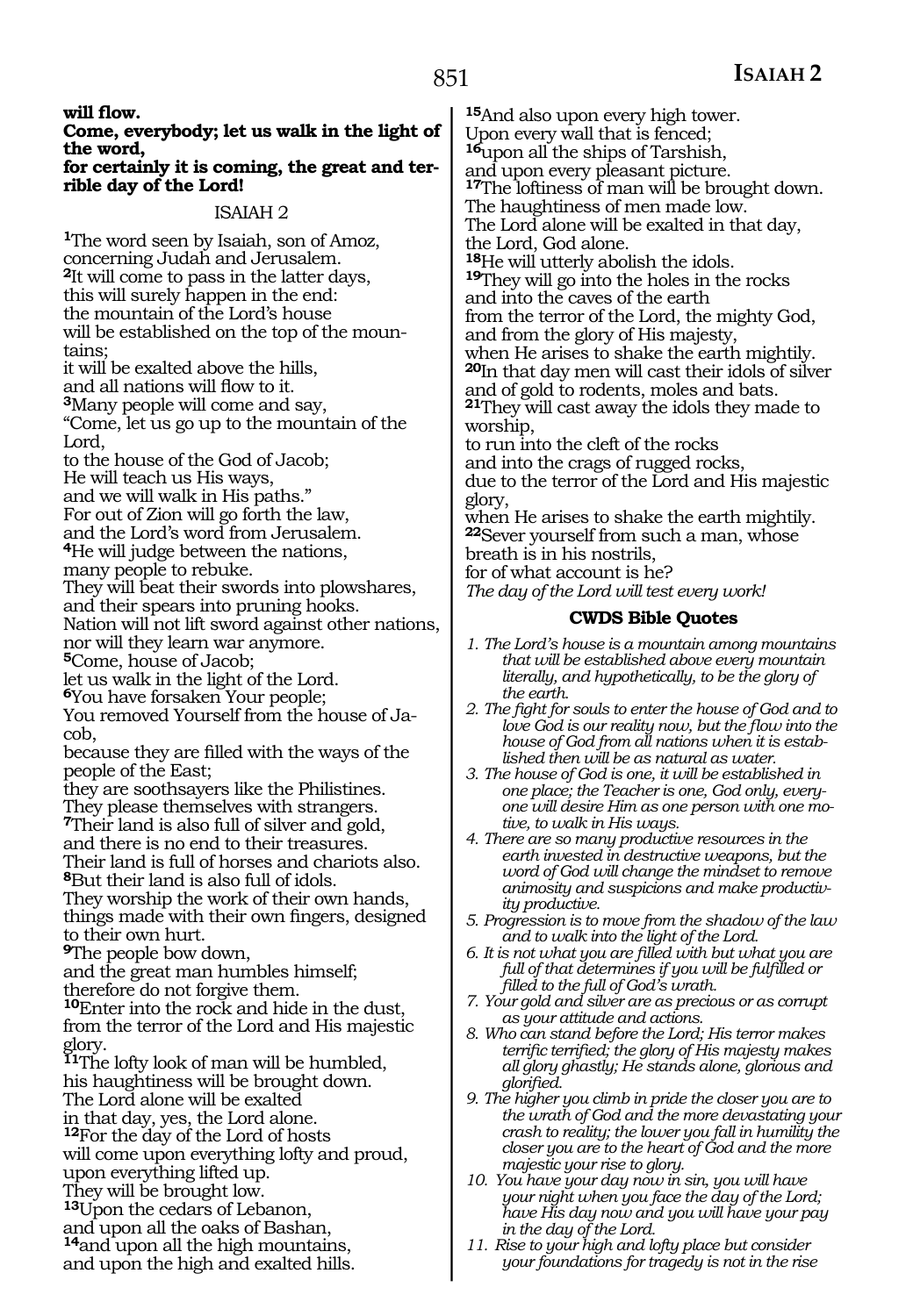**will flow.**
**Come, everybody; let us walk in the light of the word,**
**for certainly it is coming, the great and terrible day of the Lord!**

## ISAIAH 2

[1]The word seen by Isaiah, son of Amoz, concerning Judah and Jerusalem.
[2]It will come to pass in the latter days,
this will surely happen in the end:
the mountain of the Lord's house
will be established on the top of the mountains;
it will be exalted above the hills,
and all nations will flow to it.
[3]Many people will come and say,
"Come, let us go up to the mountain of the Lord,
to the house of the God of Jacob;
He will teach us His ways,
and we will walk in His paths."
For out of Zion will go forth the law,
and the Lord's word from Jerusalem.
[4]He will judge between the nations,
many people to rebuke.
They will beat their swords into plowshares,
and their spears into pruning hooks.
Nation will not lift sword against other nations,
nor will they learn war anymore.
[5]Come, house of Jacob;
let us walk in the light of the Lord.
[6]You have forsaken Your people;
You removed Yourself from the house of Jacob,
because they are filled with the ways of the people of the East;
they are soothsayers like the Philistines.
They please themselves with strangers.
[7]Their land is also full of silver and gold,
and there is no end to their treasures.
Their land is full of horses and chariots also.
[8]But their land is also full of idols.
They worship the work of their own hands,
things made with their own fingers, designed to their own hurt.
[9]The people bow down,
and the great man humbles himself;
therefore do not forgive them.
[10]Enter into the rock and hide in the dust,
from the terror of the Lord and His majestic glory.
[11]The lofty look of man will be humbled,
his haughtiness will be brought down.
The Lord alone will be exalted
in that day, yes, the Lord alone.
[12]For the day of the Lord of hosts
will come upon everything lofty and proud,
upon everything lifted up.
They will be brought low.
[13]Upon the cedars of Lebanon,
and upon all the oaks of Bashan,
[14]and upon all the high mountains,
and upon the high and exalted hills.
[15]And also upon every high tower.
Upon every wall that is fenced;
[16]upon all the ships of Tarshish,
and upon every pleasant picture.
[17]The loftiness of man will be brought down.
The haughtiness of men made low.
The Lord alone will be exalted in that day,
the Lord, God alone.
[18]He will utterly abolish the idols.
[19]They will go into the holes in the rocks
and into the caves of the earth
from the terror of the Lord, the mighty God,
and from the glory of His majesty,
when He arises to shake the earth mightily.
[20]In that day men will cast their idols of silver
and of gold to rodents, moles and bats.
[21]They will cast away the idols they made to worship,
to run into the cleft of the rocks
and into the crags of rugged rocks,
due to the terror of the Lord and His majestic glory,
when He arises to shake the earth mightily.
[22]Sever yourself from such a man, whose breath is in his nostrils,
for of what account is he?
*The day of the Lord will test every work!*

### CWDS Bible Quotes

1. *The Lord's house is a mountain among mountains that will be established above every mountain literally, and hypothetically, to be the glory of the earth.*
2. *The fight for souls to enter the house of God and to love God is our reality now, but the flow into the house of God from all nations when it is established then will be as natural as water.*
3. *The house of God is one, it will be established in one place; the Teacher is one, God only, everyone will desire Him as one person with one motive, to walk in His ways.*
4. *There are so many productive resources in the earth invested in destructive weapons, but the word of God will change the mindset to remove animosity and suspicions and make productivity productive.*
5. *Progression is to move from the shadow of the law and to walk into the light of the Lord.*
6. *It is not what you are filled with but what you are full of that determines if you will be fulfilled or filled to the full of God's wrath.*
7. *Your gold and silver are as precious or as corrupt as your attitude and actions.*
8. *Who can stand before the Lord; His terror makes terrific terrified; the glory of His majesty makes all glory ghastly; He stands alone, glorious and glorified.*
9. *The higher you climb in pride the closer you are to the wrath of God and the more devastating your crash to reality; the lower you fall in humility the closer you are to the heart of God and the more majestic your rise to glory.*
10. *You have your day now in sin, you will have your night when you face the day of the Lord; have His day now and you will have your pay in the day of the Lord.*
11. *Rise to your high and lofty place but consider your foundations for tragedy is not in the rise*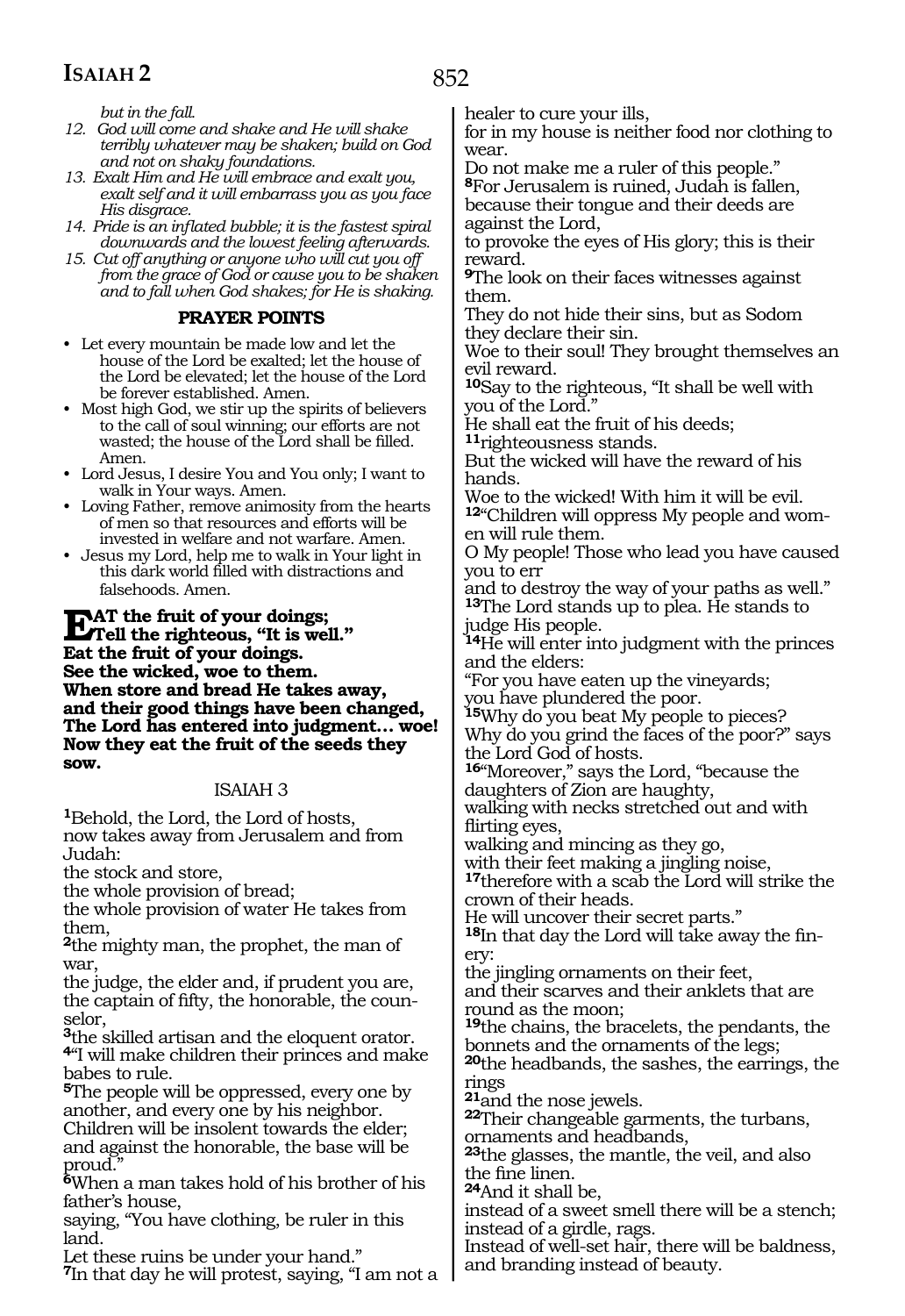*but in the fall.*

12. *God will come and shake and He will shake terribly whatever may be shaken; build on God and not on shaky foundations.*
13. *Exalt Him and He will embrace and exalt you, exalt self and it will embarrass you as you face His disgrace.*
14. *Pride is an inflated bubble; it is the fastest spiral downwards and the lowest feeling afterwards.*
15. *Cut off anything or anyone who will cut you off from the grace of God or cause you to be shaken and to fall when God shakes; for He is shaking.*

### PRAYER POINTS

- Let every mountain be made low and let the house of the Lord be exalted; let the house of the Lord be elevated; let the house of the Lord be forever established. Amen.
- Most high God, we stir up the spirits of believers to the call of soul winning; our efforts are not wasted; the house of the Lord shall be filled. Amen.
- Lord Jesus, I desire You and You only; I want to walk in Your ways. Amen.
- Loving Father, remove animosity from the hearts of men so that resources and efforts will be invested in welfare and not warfare. Amen.
- Jesus my Lord, help me to walk in Your light in this dark world filled with distractions and falsehoods. Amen.

**EAT the fruit of your doings;**
**Tell the righteous, "It is well."**
**Eat the fruit of your doings.**
**See the wicked, woe to them.**
**When store and bread He takes away,**
**and their good things have been changed,**
**The Lord has entered into judgment… woe!**
**Now they eat the fruit of the seeds they sow.**

## ISAIAH 3

1Behold, the Lord, the Lord of hosts,
now takes away from Jerusalem and from Judah:
the stock and store,
the whole provision of bread;
the whole provision of water He takes from them,
2the mighty man, the prophet, the man of war,
the judge, the elder and, if prudent you are, the captain of fifty, the honorable, the counselor,
3the skilled artisan and the eloquent orator.
4"I will make children their princes and make babes to rule.
5The people will be oppressed, every one by another, and every one by his neighbor.
Children will be insolent towards the elder;
and against the honorable, the base will be proud."
6When a man takes hold of his brother of his father's house,
saying, "You have clothing, be ruler in this land.
Let these ruins be under your hand."
7In that day he will protest, saying, "I am not a healer to cure your ills,
for in my house is neither food nor clothing to wear.
Do not make me a ruler of this people."
8For Jerusalem is ruined, Judah is fallen,
because their tongue and their deeds are against the Lord,
to provoke the eyes of His glory; this is their reward.
9The look on their faces witnesses against them.
They do not hide their sins, but as Sodom they declare their sin.
Woe to their soul! They brought themselves an evil reward.
10Say to the righteous, "It shall be well with you of the Lord."
He shall eat the fruit of his deeds;
11righteousness stands.
But the wicked will have the reward of his hands.
Woe to the wicked! With him it will be evil.
12"Children will oppress My people and women will rule them.
O My people! Those who lead you have caused you to err
and to destroy the way of your paths as well."
13The Lord stands up to plea. He stands to judge His people.
14He will enter into judgment with the princes and the elders:
"For you have eaten up the vineyards;
you have plundered the poor.
15Why do you beat My people to pieces?
Why do you grind the faces of the poor?" says the Lord God of hosts.
16"Moreover," says the Lord, "because the daughters of Zion are haughty,
walking with necks stretched out and with flirting eyes,
walking and mincing as they go,
with their feet making a jingling noise,
17therefore with a scab the Lord will strike the crown of their heads.
He will uncover their secret parts."
18In that day the Lord will take away the finery:
the jingling ornaments on their feet,
and their scarves and their anklets that are round as the moon;
19the chains, the bracelets, the pendants, the bonnets and the ornaments of the legs;
20the headbands, the sashes, the earrings, the rings
21and the nose jewels.
22Their changeable garments, the turbans, ornaments and headbands,
23the glasses, the mantle, the veil, and also the fine linen.
24And it shall be,
instead of a sweet smell there will be a stench;
instead of a girdle, rags.
Instead of well-set hair, there will be baldness,
and branding instead of beauty.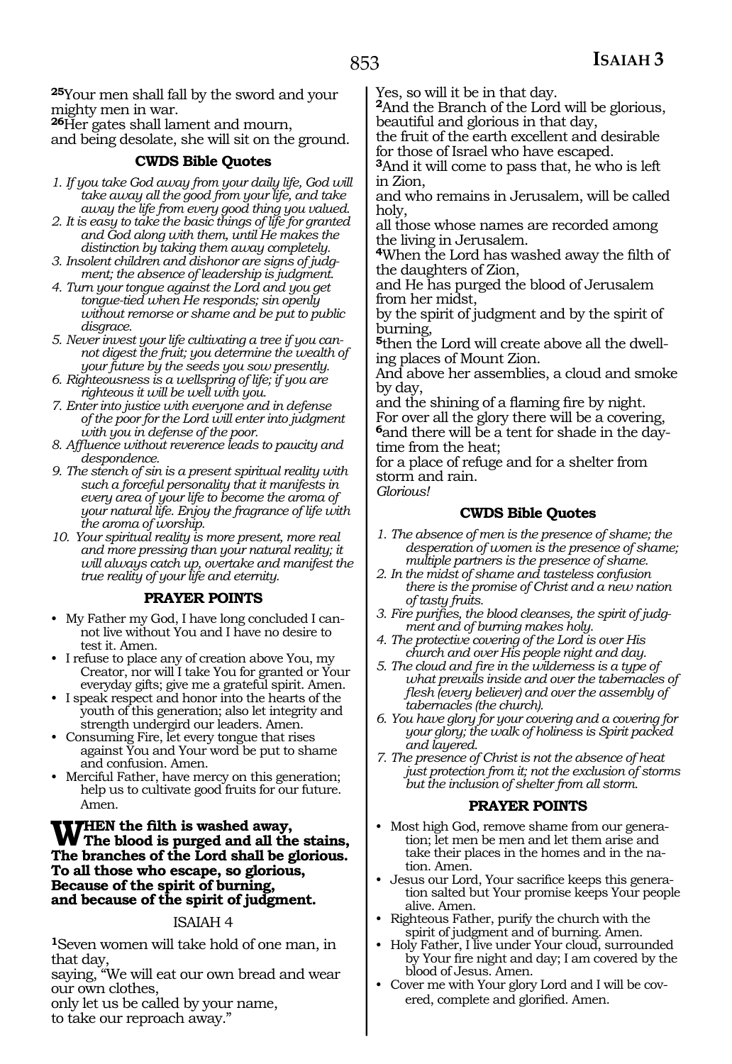**25**Your men shall fall by the sword and your mighty men in war.
**26**Her gates shall lament and mourn,
and being desolate, she will sit on the ground.

### CWDS Bible Quotes

1. *If you take God away from your daily life, God will take away all the good from your life, and take away the life from every good thing you valued.*
2. *It is easy to take the basic things of life for granted and God along with them, until He makes the distinction by taking them away completely.*
3. *Insolent children and dishonor are signs of judgment; the absence of leadership is judgment.*
4. *Turn your tongue against the Lord and you get tongue-tied when He responds; sin openly without remorse or shame and be put to public disgrace.*
5. *Never invest your life cultivating a tree if you cannot digest the fruit; you determine the wealth of your future by the seeds you sow presently.*
6. *Righteousness is a wellspring of life; if you are righteous it will be well with you.*
7. *Enter into justice with everyone and in defense of the poor for the Lord will enter into judgment with you in defense of the poor.*
8. *Affluence without reverence leads to paucity and despondence.*
9. *The stench of sin is a present spiritual reality with such a forceful personality that it manifests in every area of your life to become the aroma of your natural life. Enjoy the fragrance of life with the aroma of worship.*
10. *Your spiritual reality is more present, more real and more pressing than your natural reality; it will always catch up, overtake and manifest the true reality of your life and eternity.*

### PRAYER POINTS

- My Father my God, I have long concluded I cannot live without You and I have no desire to test it. Amen.
- I refuse to place any of creation above You, my Creator, nor will I take You for granted or Your everyday gifts; give me a grateful spirit. Amen.
- I speak respect and honor into the hearts of the youth of this generation; also let integrity and strength undergird our leaders. Amen.
- Consuming Fire, let every tongue that rises against You and Your word be put to shame and confusion. Amen.
- Merciful Father, have mercy on this generation; help us to cultivate good fruits for our future. Amen.

**WHEN the filth is washed away,**
**The blood is purged and all the stains,**
**The branches of the Lord shall be glorious.**
**To all those who escape, so glorious,**
**Because of the spirit of burning,**
**and because of the spirit of judgment.**

## ISAIAH 4

**1**Seven women will take hold of one man, in that day,
saying, "We will eat our own bread and wear our own clothes,
only let us be called by your name,
to take our reproach away."
Yes, so will it be in that day.
**2**And the Branch of the Lord will be glorious, beautiful and glorious in that day,
the fruit of the earth excellent and desirable for those of Israel who have escaped.
**3**And it will come to pass that, he who is left in Zion,
and who remains in Jerusalem, will be called holy,
all those whose names are recorded among the living in Jerusalem.
**4**When the Lord has washed away the filth of the daughters of Zion,
and He has purged the blood of Jerusalem from her midst,
by the spirit of judgment and by the spirit of burning,
**5**then the Lord will create above all the dwelling places of Mount Zion.
And above her assemblies, a cloud and smoke by day,
and the shining of a flaming fire by night.
For over all the glory there will be a covering,
**6**and there will be a tent for shade in the daytime from the heat;
for a place of refuge and for a shelter from storm and rain.
*Glorious!*

### CWDS Bible Quotes

1. *The absence of men is the presence of shame; the desperation of women is the presence of shame; multiple partners is the presence of shame.*
2. *In the midst of shame and tasteless confusion there is the promise of Christ and a new nation of tasty fruits.*
3. *Fire purifies, the blood cleanses, the spirit of judgment and of burning makes holy.*
4. *The protective covering of the Lord is over His church and over His people night and day.*
5. *The cloud and fire in the wilderness is a type of what prevails inside and over the tabernacles of flesh (every believer) and over the assembly of tabernacles (the church).*
6. *You have glory for your covering and a covering for your glory; the walk of holiness is Spirit packed and layered.*
7. *The presence of Christ is not the absence of heat just protection from it; not the exclusion of storms but the inclusion of shelter from all storm.*

### PRAYER POINTS

- Most high God, remove shame from our generation; let men be men and let them arise and take their places in the homes and in the nation. Amen.
- Jesus our Lord, Your sacrifice keeps this generation salted but Your promise keeps Your people alive. Amen.
- Righteous Father, purify the church with the spirit of judgment and of burning. Amen.
- Holy Father, I live under Your cloud, surrounded by Your fire night and day; I am covered by the blood of Jesus. Amen.
- Cover me with Your glory Lord and I will be covered, complete and glorified. Amen.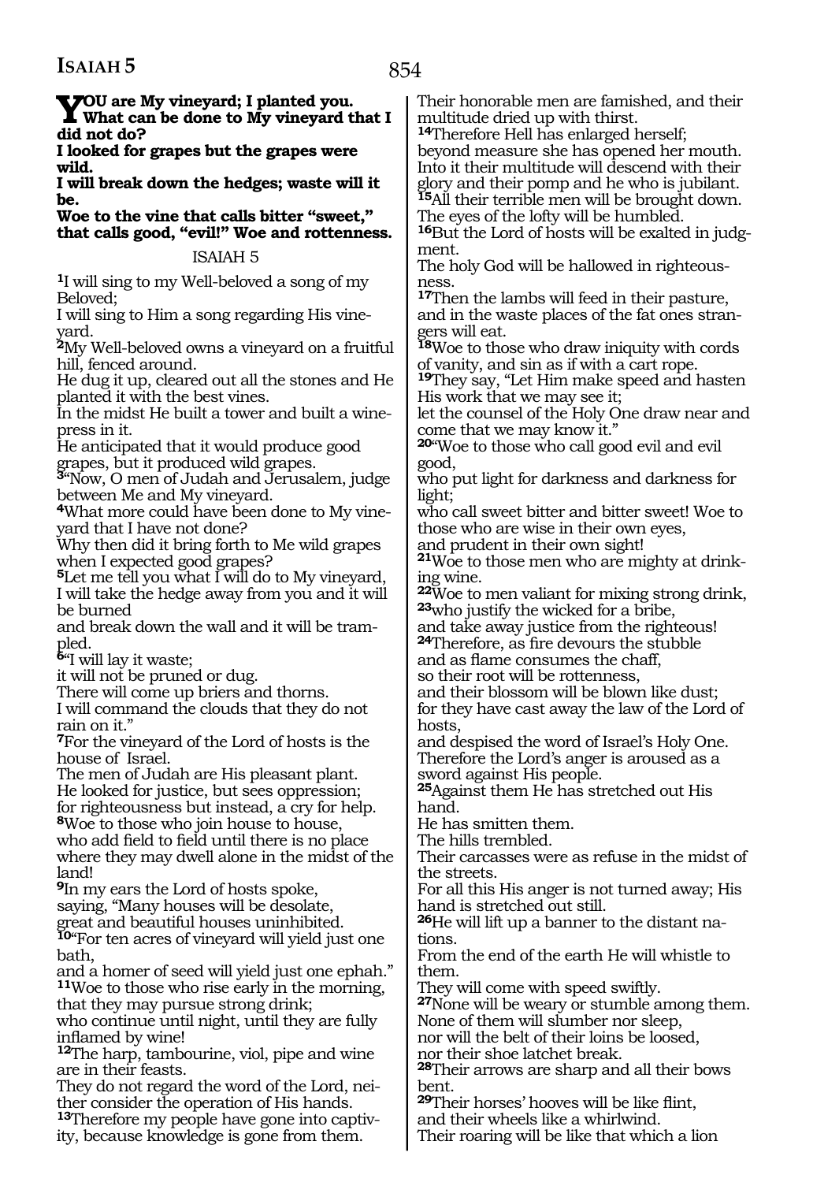**You are My vineyard; I planted you. What can be done to My vineyard that I did not do?**
**I looked for grapes but the grapes were wild.**
**I will break down the hedges; waste will it be.**
**Woe to the vine that calls bitter "sweet," that calls good, "evil!" Woe and rottenness.**

## ISAIAH 5

[1]I will sing to my Well-beloved a song of my Beloved;
I will sing to Him a song regarding His vineyard.
[2]My Well-beloved owns a vineyard on a fruitful hill, fenced around.
He dug it up, cleared out all the stones and He planted it with the best vines.
In the midst He built a tower and built a winepress in it.
He anticipated that it would produce good grapes, but it produced wild grapes.
[3]"Now, O men of Judah and Jerusalem, judge between Me and My vineyard.
[4]What more could have been done to My vineyard that I have not done?
Why then did it bring forth to Me wild grapes when I expected good grapes?
[5]Let me tell you what I will do to My vineyard,
I will take the hedge away from you and it will be burned
and break down the wall and it will be trampled.
[6]"I will lay it waste;
it will not be pruned or dug.
There will come up briers and thorns.
I will command the clouds that they do not rain on it."
[7]For the vineyard of the Lord of hosts is the house of Israel.
The men of Judah are His pleasant plant.
He looked for justice, but sees oppression;
for righteousness but instead, a cry for help.
[8]Woe to those who join house to house,
who add field to field until there is no place where they may dwell alone in the midst of the land!
[9]In my ears the Lord of hosts spoke,
saying, "Many houses will be desolate,
great and beautiful houses uninhibited.
[10]"For ten acres of vineyard will yield just one bath,
and a homer of seed will yield just one ephah."
[11]Woe to those who rise early in the morning,
that they may pursue strong drink;
who continue until night, until they are fully inflamed by wine!
[12]The harp, tambourine, viol, pipe and wine are in their feasts.
They do not regard the word of the Lord, neither consider the operation of His hands.
[13]Therefore my people have gone into captivity, because knowledge is gone from them.
Their honorable men are famished, and their multitude dried up with thirst.
[14]Therefore Hell has enlarged herself;
beyond measure she has opened her mouth.
Into it their multitude will descend with their glory and their pomp and he who is jubilant.
[15]All their terrible men will be brought down.
The eyes of the lofty will be humbled.
[16]But the Lord of hosts will be exalted in judgment.
The holy God will be hallowed in righteousness.
[17]Then the lambs will feed in their pasture,
and in the waste places of the fat ones strangers will eat.
[18]Woe to those who draw iniquity with cords of vanity, and sin as if with a cart rope.
[19]They say, "Let Him make speed and hasten His work that we may see it;
let the counsel of the Holy One draw near and come that we may know it."
[20]"Woe to those who call good evil and evil good,
who put light for darkness and darkness for light;
who call sweet bitter and bitter sweet! Woe to those who are wise in their own eyes,
and prudent in their own sight!
[21]Woe to those men who are mighty at drinking wine.
[22]Woe to men valiant for mixing strong drink,
[23]who justify the wicked for a bribe,
and take away justice from the righteous!
[24]Therefore, as fire devours the stubble
and as flame consumes the chaff,
so their root will be rottenness,
and their blossom will be blown like dust;
for they have cast away the law of the Lord of hosts,
and despised the word of Israel's Holy One.
Therefore the Lord's anger is aroused as a sword against His people.
[25]Against them He has stretched out His hand.
He has smitten them.
The hills trembled.
Their carcasses were as refuse in the midst of the streets.
For all this His anger is not turned away; His hand is stretched out still.
[26]He will lift up a banner to the distant nations.
From the end of the earth He will whistle to them.
They will come with speed swiftly.
[27]None will be weary or stumble among them.
None of them will slumber nor sleep,
nor will the belt of their loins be loosed,
nor their shoe latchet break.
[28]Their arrows are sharp and all their bows bent.
[29]Their horses' hooves will be like flint,
and their wheels like a whirlwind.
Their roaring will be like that which a lion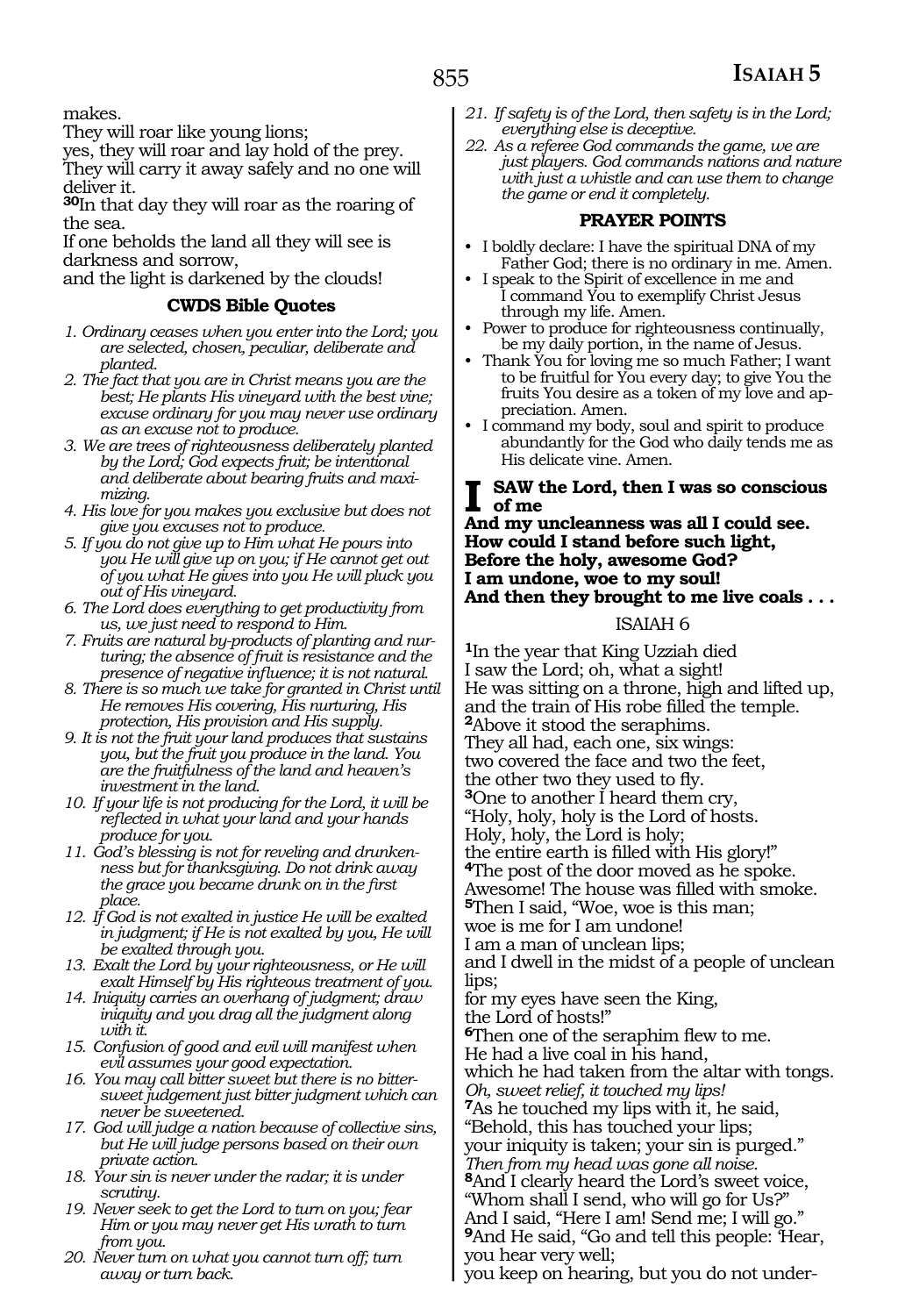makes.
They will roar like young lions;
yes, they will roar and lay hold of the prey.
They will carry it away safely and no one will deliver it.
**30**In that day they will roar as the roaring of the sea.
If one beholds the land all they will see is darkness and sorrow,
and the light is darkened by the clouds!

### CWDS Bible Quotes

1. *Ordinary ceases when you enter into the Lord; you are selected, chosen, peculiar, deliberate and planted.*
2. *The fact that you are in Christ means you are the best; He plants His vineyard with the best vine; excuse ordinary for you may never use ordinary as an excuse not to produce.*
3. *We are trees of righteousness deliberately planted by the Lord; God expects fruit; be intentional and deliberate about bearing fruits and maximizing.*
4. *His love for you makes you exclusive but does not give you excuses not to produce.*
5. *If you do not give up to Him what He pours into you He will give up on you; if He cannot get out of you what He gives into you He will pluck you out of His vineyard.*
6. *The Lord does everything to get productivity from us, we just need to respond to Him.*
7. *Fruits are natural by-products of planting and nurturing; the absence of fruit is resistance and the presence of negative influence; it is not natural.*
8. *There is so much we take for granted in Christ until He removes His covering, His nurturing, His protection, His provision and His supply.*
9. *It is not the fruit your land produces that sustains you, but the fruit you produce in the land. You are the fruitfulness of the land and heaven's investment in the land.*
10. *If your life is not producing for the Lord, it will be reflected in what your land and your hands produce for you.*
11. *God's blessing is not for reveling and drunkenness but for thanksgiving. Do not drink away the grace you became drunk on in the first place.*
12. *If God is not exalted in justice He will be exalted in judgment; if He is not exalted by you, He will be exalted through you.*
13. *Exalt the Lord by your righteousness, or He will exalt Himself by His righteous treatment of you.*
14. *Iniquity carries an overhang of judgment; draw iniquity and you drag all the judgment along with it.*
15. *Confusion of good and evil will manifest when evil assumes your good expectation.*
16. *You may call bitter sweet but there is no bittersweet judgement just bitter judgment which can never be sweetened.*
17. *God will judge a nation because of collective sins, but He will judge persons based on their own private action.*
18. *Your sin is never under the radar; it is under scrutiny.*
19. *Never seek to get the Lord to turn on you; fear Him or you may never get His wrath to turn from you.*
20. *Never turn on what you cannot turn off; turn away or turn back.*
21. *If safety is of the Lord, then safety is in the Lord; everything else is deceptive.*
22. *As a referee God commands the game, we are just players. God commands nations and nature with just a whistle and can use them to change the game or end it completely.*

### PRAYER POINTS

- I boldly declare: I have the spiritual DNA of my Father God; there is no ordinary in me. Amen.
- I speak to the Spirit of excellence in me and I command You to exemplify Christ Jesus through my life. Amen.
- Power to produce for righteousness continually, be my daily portion, in the name of Jesus.
- Thank You for loving me so much Father; I want to be fruitful for You every day; to give You the fruits You desire as a token of my love and appreciation. Amen.
- I command my body, soul and spirit to produce abundantly for the God who daily tends me as His delicate vine. Amen.

**I SAW the Lord, then I was so conscious of me**
**And my uncleanness was all I could see.**
**How could I stand before such light,**
**Before the holy, awesome God?**
**I am undone, woe to my soul!**
**And then they brought to me live coals . . .**

## ISAIAH 6

**1**In the year that King Uzziah died
I saw the Lord; oh, what a sight!
He was sitting on a throne, high and lifted up,
and the train of His robe filled the temple.
**2**Above it stood the seraphims.
They all had, each one, six wings:
two covered the face and two the feet,
the other two they used to fly.
**3**One to another I heard them cry,
"Holy, holy, holy is the Lord of hosts.
Holy, holy, the Lord is holy;
the entire earth is filled with His glory!"
**4**The post of the door moved as he spoke.
Awesome! The house was filled with smoke.
**5**Then I said, "Woe, woe is this man;
woe is me for I am undone!
I am a man of unclean lips;
and I dwell in the midst of a people of unclean lips;
for my eyes have seen the King,
the Lord of hosts!"
**6**Then one of the seraphim flew to me.
He had a live coal in his hand,
which he had taken from the altar with tongs.
*Oh, sweet relief, it touched my lips!*
**7**As he touched my lips with it, he said,
"Behold, this has touched your lips;
your iniquity is taken; your sin is purged."
*Then from my head was gone all noise.*
**8**And I clearly heard the Lord's sweet voice,
"Whom shall I send, who will go for Us?"
And I said, "Here I am! Send me; I will go."
**9**And He said, "Go and tell this people: 'Hear, you hear very well;
you keep on hearing, but you do not under-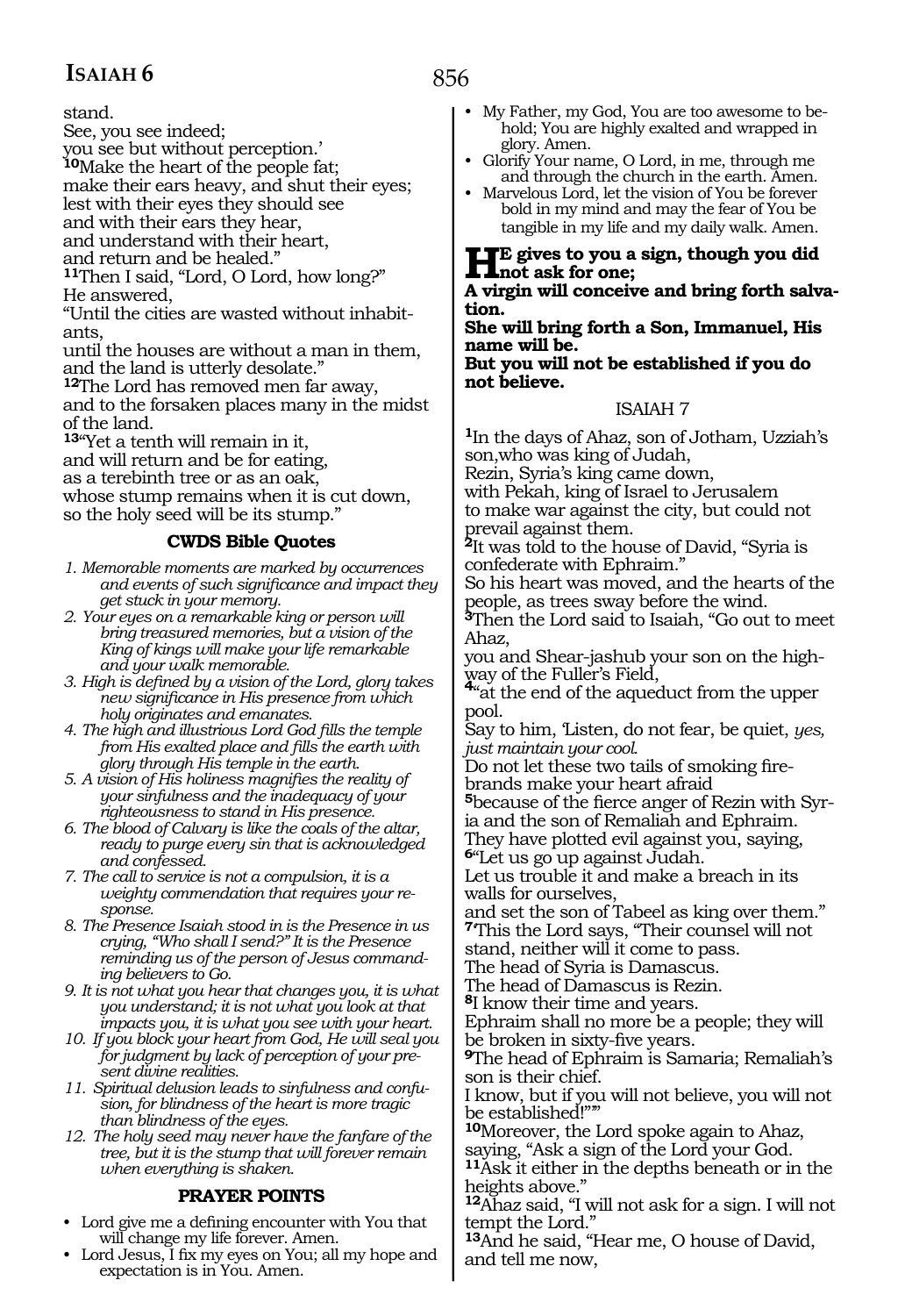stand.
See, you see indeed;
you see but without perception.'
[10]Make the heart of the people fat;
make their ears heavy, and shut their eyes;
lest with their eyes they should see
and with their ears they hear,
and understand with their heart,
and return and be healed."
[11]Then I said, "Lord, O Lord, how long?"
He answered,
"Until the cities are wasted without inhabitants,
until the houses are without a man in them,
and the land is utterly desolate."
[12]The Lord has removed men far away,
and to the forsaken places many in the midst of the land.
[13]"Yet a tenth will remain in it,
and will return and be for eating,
as a terebinth tree or as an oak,
whose stump remains when it is cut down,
so the holy seed will be its stump."

### CWDS Bible Quotes

1. *Memorable moments are marked by occurrences and events of such significance and impact they get stuck in your memory.*
2. *Your eyes on a remarkable king or person will bring treasured memories, but a vision of the King of kings will make your life remarkable and your walk memorable.*
3. *High is defined by a vision of the Lord, glory takes new significance in His presence from which holy originates and emanates.*
4. *The high and illustrious Lord God fills the temple from His exalted place and fills the earth with glory through His temple in the earth.*
5. *A vision of His holiness magnifies the reality of your sinfulness and the inadequacy of your righteousness to stand in His presence.*
6. *The blood of Calvary is like the coals of the altar, ready to purge every sin that is acknowledged and confessed.*
7. *The call to service is not a compulsion, it is a weighty commendation that requires your response.*
8. *The Presence Isaiah stood in is the Presence in us crying, "Who shall I send?" It is the Presence reminding us of the person of Jesus commanding believers to Go.*
9. *It is not what you hear that changes you, it is what you understand; it is not what you look at that impacts you, it is what you see with your heart.*
10. *If you block your heart from God, He will seal you for judgment by lack of perception of your present divine realities.*
11. *Spiritual delusion leads to sinfulness and confusion, for blindness of the heart is more tragic than blindness of the eyes.*
12. *The holy seed may never have the fanfare of the tree, but it is the stump that will forever remain when everything is shaken.*

### PRAYER POINTS

- Lord give me a defining encounter with You that will change my life forever. Amen.
- Lord Jesus, I fix my eyes on You; all my hope and expectation is in You. Amen.
- My Father, my God, You are too awesome to behold; You are highly exalted and wrapped in glory. Amen.
- Glorify Your name, O Lord, in me, through me and through the church in the earth. Amen.
- Marvelous Lord, let the vision of You be forever bold in my mind and may the fear of You be tangible in my life and my daily walk. Amen.

**He gives to you a sign, though you did not ask for one;**
**A virgin will conceive and bring forth salvation.**
**She will bring forth a Son, Immanuel, His name will be.**
**But you will not be established if you do not believe.**

## ISAIAH 7

[1]In the days of Ahaz, son of Jotham, Uzziah's son,who was king of Judah,
Rezin, Syria's king came down,
with Pekah, king of Israel to Jerusalem
to make war against the city, but could not prevail against them.
[2]It was told to the house of David, "Syria is confederate with Ephraim."
So his heart was moved, and the hearts of the people, as trees sway before the wind.
[3]Then the Lord said to Isaiah, "Go out to meet Ahaz,
you and Shear-jashub your son on the highway of the Fuller's Field,
[4]"at the end of the aqueduct from the upper pool.
Say to him, 'Listen, do not fear, be quiet, *yes, just maintain your cool.*
Do not let these two tails of smoking firebrands make your heart afraid
[5]because of the fierce anger of Rezin with Syria and the son of Remaliah and Ephraim.
They have plotted evil against you, saying,
[6]"Let us go up against Judah.
Let us trouble it and make a breach in its walls for ourselves,
and set the son of Tabeel as king over them."
[7]This the Lord says, "Their counsel will not stand, neither will it come to pass.
The head of Syria is Damascus.
The head of Damascus is Rezin.
[8]I know their time and years.
Ephraim shall no more be a people; they will be broken in sixty-five years.
[9]The head of Ephraim is Samaria; Remaliah's son is their chief.
I know, but if you will not believe, you will not be established!"'"
[10]Moreover, the Lord spoke again to Ahaz, saying, "Ask a sign of the Lord your God.
[11]Ask it either in the depths beneath or in the heights above."
[12]Ahaz said, "I will not ask for a sign. I will not tempt the Lord."
[13]And he said, "Hear me, O house of David, and tell me now,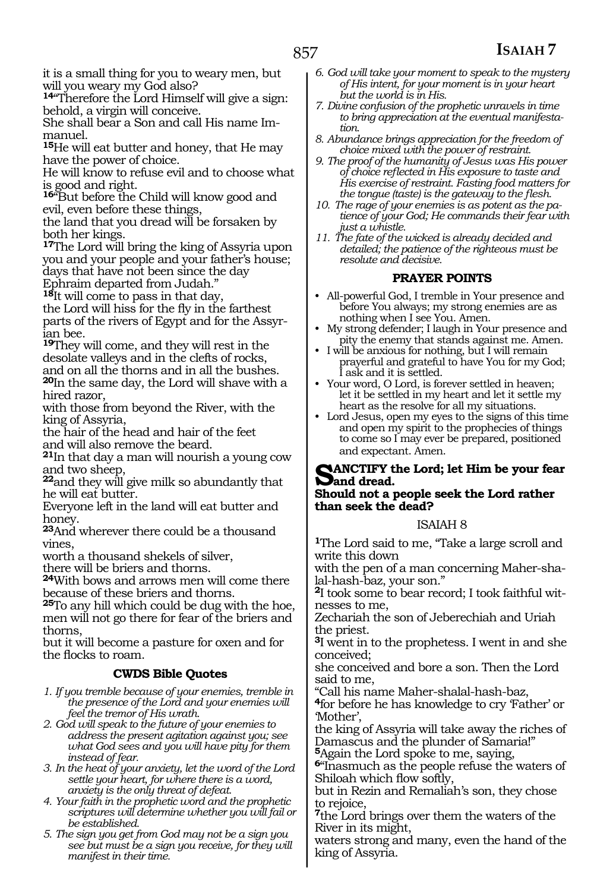it is a small thing for you to weary men, but will you weary my God also?

**14**"Therefore the Lord Himself will give a sign: behold, a virgin will conceive.
She shall bear a Son and call His name Immanuel.

**15**He will eat butter and honey, that He may have the power of choice.
He will know to refuse evil and to choose what is good and right.

**16**"But before the Child will know good and evil, even before these things,
the land that you dread will be forsaken by both her kings.

**17**The Lord will bring the king of Assyria upon you and your people and your father's house; days that have not been since the day Ephraim departed from Judah."

**18**It will come to pass in that day,
the Lord will hiss for the fly in the farthest parts of the rivers of Egypt and for the Assyrian bee.

**19**They will come, and they will rest in the desolate valleys and in the clefts of rocks,
and on all the thorns and in all the bushes.

**20**In the same day, the Lord will shave with a hired razor,
with those from beyond the River, with the king of Assyria,
the hair of the head and hair of the feet
and will also remove the beard.

**21**In that day a man will nourish a young cow and two sheep,

**22**and they will give milk so abundantly that he will eat butter.
Everyone left in the land will eat butter and honey.

**23**And wherever there could be a thousand vines,
worth a thousand shekels of silver,
there will be briers and thorns.

**24**With bows and arrows men will come there because of these briers and thorns.

**25**To any hill which could be dug with the hoe,
men will not go there for fear of the briers and thorns,
but it will become a pasture for oxen and for the flocks to roam.

### CWDS Bible Quotes

1. *If you tremble because of your enemies, tremble in the presence of the Lord and your enemies will feel the tremor of His wrath.*
2. *God will speak to the future of your enemies to address the present agitation against you; see what God sees and you will have pity for them instead of fear.*
3. *In the heat of your anxiety, let the word of the Lord settle your heart, for where there is a word, anxiety is the only threat of defeat.*
4. *Your faith in the prophetic word and the prophetic scriptures will determine whether you will fail or be established.*
5. *The sign you get from God may not be a sign you see but must be a sign you receive, for they will manifest in their time.*
6. *God will take your moment to speak to the mystery of His intent, for your moment is in your heart but the world is in His.*
7. *Divine confusion of the prophetic unravels in time to bring appreciation at the eventual manifestation.*
8. *Abundance brings appreciation for the freedom of choice mixed with the power of restraint.*
9. *The proof of the humanity of Jesus was His power of choice reflected in His exposure to taste and His exercise of restraint. Fasting food matters for the tongue (taste) is the gateway to the flesh.*
10. *The rage of your enemies is as potent as the patience of your God; He commands their fear with just a whistle.*
11. *The fate of the wicked is already decided and detailed; the patience of the righteous must be resolute and decisive.*

### PRAYER POINTS

- All-powerful God, I tremble in Your presence and before You always; my strong enemies are as nothing when I see You. Amen.
- My strong defender; I laugh in Your presence and pity the enemy that stands against me. Amen.
- I will be anxious for nothing, but I will remain prayerful and grateful to have You for my God; I ask and it is settled.
- Your word, O Lord, is forever settled in heaven; let it be settled in my heart and let it settle my heart as the resolve for all my situations.
- Lord Jesus, open my eyes to the signs of this time and open my spirit to the prophecies of things to come so I may ever be prepared, positioned and expectant. Amen.

**SANCTIFY the Lord; let Him be your fear and dread.**
**Should not a people seek the Lord rather than seek the dead?**

## ISAIAH 8

**1**The Lord said to me, "Take a large scroll and write this down
with the pen of a man concerning Maher-shalal-hash-baz, your son."

**2**I took some to bear record; I took faithful witnesses to me,
Zechariah the son of Jeberechiah and Uriah the priest.

**3**I went in to the prophetess. I went in and she conceived;
she conceived and bore a son. Then the Lord said to me,
"Call his name Maher-shalal-hash-baz,

**4**for before he has knowledge to cry 'Father' or 'Mother',
the king of Assyria will take away the riches of Damascus and the plunder of Samaria!"

**5**Again the Lord spoke to me, saying,

**6**"Inasmuch as the people refuse the waters of Shiloah which flow softly,
but in Rezin and Remaliah's son, they chose to rejoice,

**7**the Lord brings over them the waters of the River in its might,
waters strong and many, even the hand of the king of Assyria.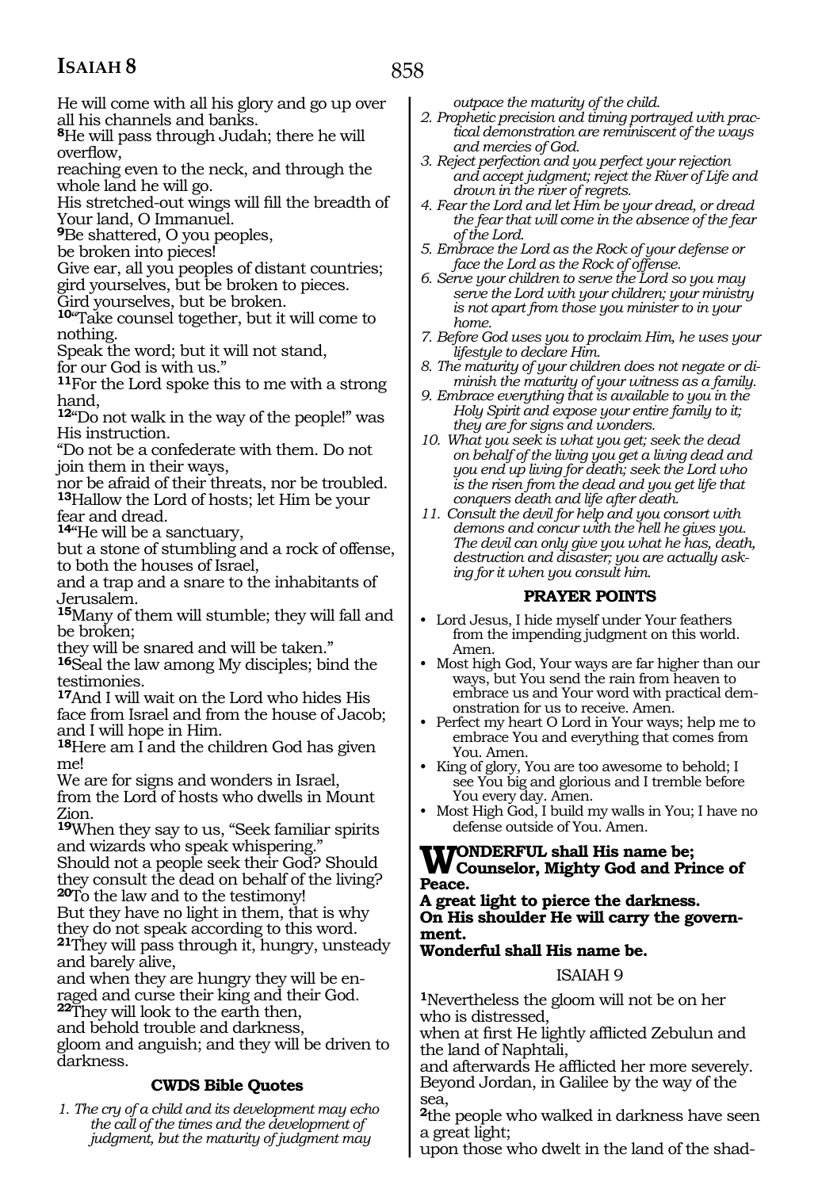He will come with all his glory and go up over all his channels and banks.

**8**He will pass through Judah; there he will overflow,
reaching even to the neck, and through the whole land he will go.
His stretched-out wings will fill the breadth of Your land, O Immanuel.

**9**Be shattered, O you peoples,
be broken into pieces!
Give ear, all you peoples of distant countries;
gird yourselves, but be broken to pieces.
Gird yourselves, but be broken.

**10**"Take counsel together, but it will come to nothing.
Speak the word; but it will not stand,
for our God is with us."

**11**For the Lord spoke this to me with a strong hand,

**12**"Do not walk in the way of the people!" was His instruction.
"Do not be a confederate with them. Do not join them in their ways,
nor be afraid of their threats, nor be troubled.

**13**Hallow the Lord of hosts; let Him be your fear and dread.

**14**"He will be a sanctuary,
but a stone of stumbling and a rock of offense,
to both the houses of Israel,
and a trap and a snare to the inhabitants of Jerusalem.

**15**Many of them will stumble; they will fall and be broken;
they will be snared and will be taken."

**16**Seal the law among My disciples; bind the testimonies.

**17**And I will wait on the Lord who hides His face from Israel and from the house of Jacob;
and I will hope in Him.

**18**Here am I and the children God has given me!
We are for signs and wonders in Israel,
from the Lord of hosts who dwells in Mount Zion.

**19**When they say to us, "Seek familiar spirits and wizards who speak whispering."
Should not a people seek their God? Should they consult the dead on behalf of the living?

**20**To the law and to the testimony!
But they have no light in them, that is why they do not speak according to this word.

**21**They will pass through it, hungry, unsteady and barely alive,
and when they are hungry they will be enraged and curse their king and their God.

**22**They will look to the earth then,
and behold trouble and darkness,
gloom and anguish; and they will be driven to darkness.

### CWDS Bible Quotes

1. *The cry of a child and its development may echo the call of the times and the development of judgment, but the maturity of judgment may outpace the maturity of the child.*
2. *Prophetic precision and timing portrayed with practical demonstration are reminiscent of the ways and mercies of God.*
3. *Reject perfection and you perfect your rejection and accept judgment; reject the River of Life and drown in the river of regrets.*
4. *Fear the Lord and let Him be your dread, or dread the fear that will come in the absence of the fear of the Lord.*
5. *Embrace the Lord as the Rock of your defense or face the Lord as the Rock of offense.*
6. *Serve your children to serve the Lord so you may serve the Lord with your children; your ministry is not apart from those you minister to in your home.*
7. *Before God uses you to proclaim Him, he uses your lifestyle to declare Him.*
8. *The maturity of your children does not negate or diminish the maturity of your witness as a family.*
9. *Embrace everything that is available to you in the Holy Spirit and expose your entire family to it; they are for signs and wonders.*
10. *What you seek is what you get; seek the dead on behalf of the living you get a living dead and you end up living for death; seek the Lord who is the risen from the dead and you get life that conquers death and life after death.*
11. *Consult the devil for help and you consort with demons and concur with the hell he gives you. The devil can only give you what he has, death, destruction and disaster; you are actually asking for it when you consult him.*

### PRAYER POINTS

- Lord Jesus, I hide myself under Your feathers from the impending judgment on this world. Amen.
- Most high God, Your ways are far higher than our ways, but You send the rain from heaven to embrace us and Your word with practical demonstration for us to receive. Amen.
- Perfect my heart O Lord in Your ways; help me to embrace You and everything that comes from You. Amen.
- King of glory, You are too awesome to behold; I see You big and glorious and I tremble before You every day. Amen.
- Most High God, I build my walls in You; I have no defense outside of You. Amen.

**WONDERFUL shall His name be;
Counselor, Mighty God and Prince of Peace.
A great light to pierce the darkness.
On His shoulder He will carry the government.
Wonderful shall His name be.**

## ISAIAH 9

**1**Nevertheless the gloom will not be on her who is distressed,
when at first He lightly afflicted Zebulun and the land of Naphtali,
and afterwards He afflicted her more severely.
Beyond Jordan, in Galilee by the way of the sea,

**2**the people who walked in darkness have seen a great light;
upon those who dwelt in the land of the shad-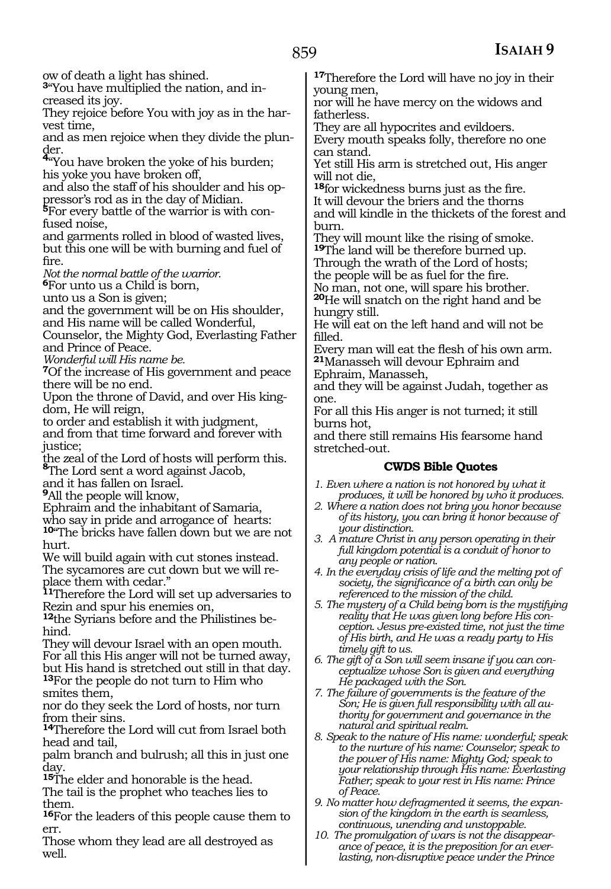ow of death a light has shined.
[3]"You have multiplied the nation, and increased its joy.
They rejoice before You with joy as in the harvest time,
and as men rejoice when they divide the plunder.
[4]"You have broken the yoke of his burden;
his yoke you have broken off,
and also the staff of his shoulder and his oppressor's rod as in the day of Midian.
[5]For every battle of the warrior is with confused noise,
and garments rolled in blood of wasted lives,
but this one will be with burning and fuel of fire.
*Not the normal battle of the warrior.*
[6]For unto us a Child is born,
unto us a Son is given;
and the government will be on His shoulder,
and His name will be called Wonderful,
Counselor, the Mighty God, Everlasting Father
and Prince of Peace.
*Wonderful will His name be.*
[7]Of the increase of His government and peace
there will be no end.
Upon the throne of David, and over His kingdom, He will reign,
to order and establish it with judgment,
and from that time forward and forever with justice;
the zeal of the Lord of hosts will perform this.
[8]The Lord sent a word against Jacob,
and it has fallen on Israel.
[9]All the people will know,
Ephraim and the inhabitant of Samaria,
who say in pride and arrogance of hearts:
[10]"The bricks have fallen down but we are not hurt.
We will build again with cut stones instead.
The sycamores are cut down but we will replace them with cedar."
[11]Therefore the Lord will set up adversaries to Rezin and spur his enemies on,
[12]the Syrians before and the Philistines behind.
They will devour Israel with an open mouth.
For all this His anger will not be turned away,
but His hand is stretched out still in that day.
[13]For the people do not turn to Him who smites them,
nor do they seek the Lord of hosts, nor turn from their sins.
[14]Therefore the Lord will cut from Israel both head and tail,
palm branch and bulrush; all this in just one day.
[15]The elder and honorable is the head.
The tail is the prophet who teaches lies to them.
[16]For the leaders of this people cause them to err.
Those whom they lead are all destroyed as well.
[17]Therefore the Lord will have no joy in their young men,
nor will he have mercy on the widows and fatherless.
They are all hypocrites and evildoers.
Every mouth speaks folly, therefore no one can stand.
Yet still His arm is stretched out, His anger will not die,
[18]for wickedness burns just as the fire.
It will devour the briers and the thorns
and will kindle in the thickets of the forest and burn.
They will mount like the rising of smoke.
[19]The land will be therefore burned up.
Through the wrath of the Lord of hosts;
the people will be as fuel for the fire.
No man, not one, will spare his brother.
[20]He will snatch on the right hand and be hungry still.
He will eat on the left hand and will not be filled.
Every man will eat the flesh of his own arm.
[21]Manasseh will devour Ephraim and Ephraim, Manasseh,
and they will be against Judah, together as one.
For all this His anger is not turned; it still burns hot,
and there still remains His fearsome hand stretched-out.

### CWDS Bible Quotes

1. *Even where a nation is not honored by what it produces, it will be honored by who it produces.*
2. *Where a nation does not bring you honor because of its history, you can bring it honor because of your distinction.*
3. *A mature Christ in any person operating in their full kingdom potential is a conduit of honor to any people or nation.*
4. *In the everyday crisis of life and the melting pot of society, the significance of a birth can only be referenced to the mission of the child.*
5. *The mystery of a Child being born is the mystifying reality that He was given long before His conception. Jesus pre-existed time, not just the time of His birth, and He was a ready party to His timely gift to us.*
6. *The gift of a Son will seem insane if you can conceptualize whose Son is given and everything He packaged with the Son.*
7. *The failure of governments is the feature of the Son; He is given full responsibility with all authority for government and governance in the natural and spiritual realm.*
8. *Speak to the nature of His name: wonderful; speak to the nurture of his name: Counselor; speak to the power of His name: Mighty God; speak to your relationship through His name: Everlasting Father; speak to your rest in His name: Prince of Peace.*
9. *No matter how defragmented it seems, the expansion of the kingdom in the earth is seamless, continuous, unending and unstoppable.*
10. *The promulgation of wars is not the disappearance of peace, it is the preposition for an everlasting, non-disruptive peace under the Prince*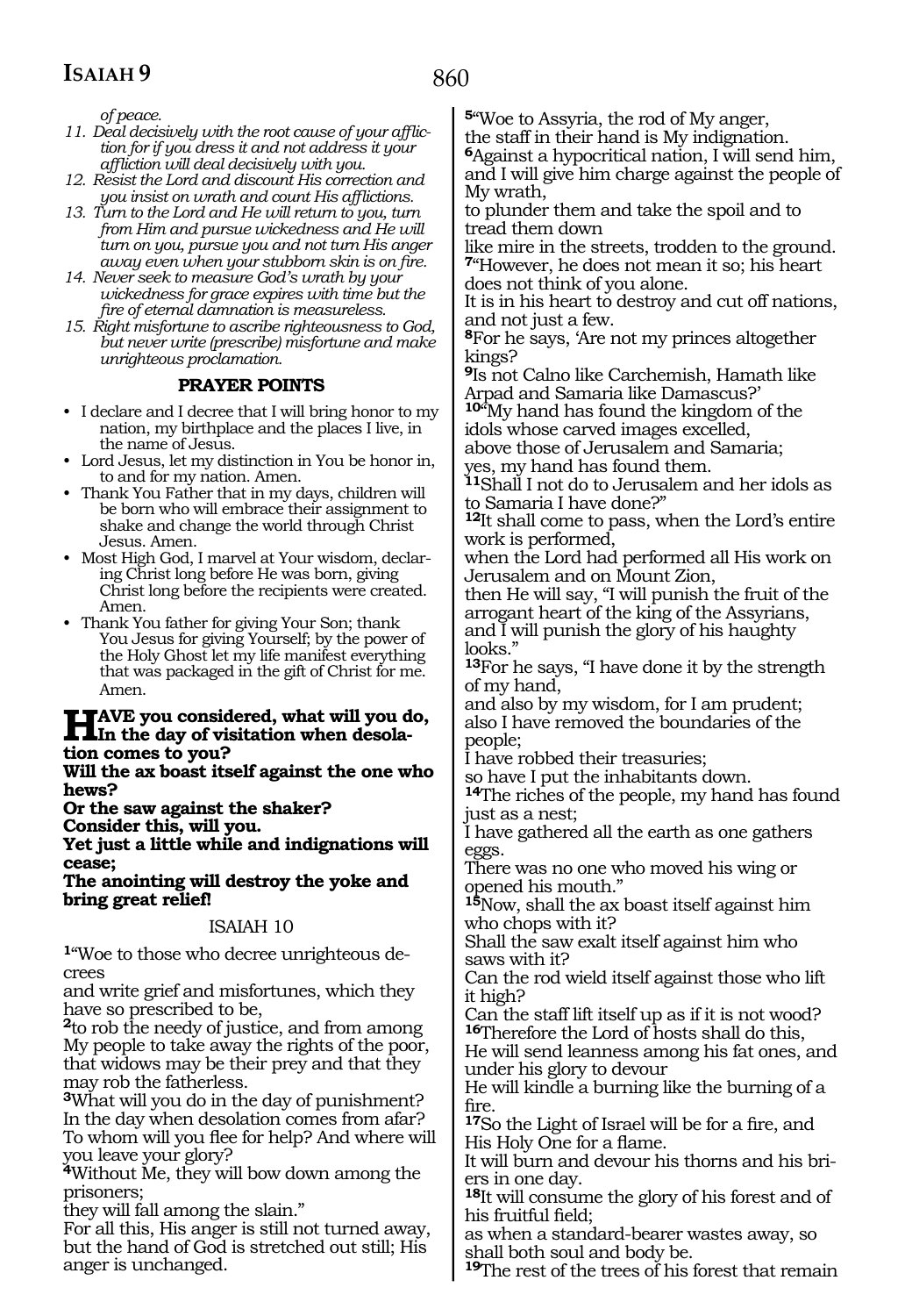*of peace.*

11. *Deal decisively with the root cause of your affliction for if you dress it and not address it your affliction will deal decisively with you.*
12. *Resist the Lord and discount His correction and you insist on wrath and count His afflictions.*
13. *Turn to the Lord and He will return to you, turn from Him and pursue wickedness and He will turn on you, pursue you and not turn His anger away even when your stubborn skin is on fire.*
14. *Never seek to measure God's wrath by your wickedness for grace expires with time but the fire of eternal damnation is measureless.*
15. *Right misfortune to ascribe righteousness to God, but never write (prescribe) misfortune and make unrighteous proclamation.*

**PRAYER POINTS**

- I declare and I decree that I will bring honor to my nation, my birthplace and the places I live, in the name of Jesus.
- Lord Jesus, let my distinction in You be honor in, to and for my nation. Amen.
- Thank You Father that in my days, children will be born who will embrace their assignment to shake and change the world through Christ Jesus. Amen.
- Most High God, I marvel at Your wisdom, declaring Christ long before He was born, giving Christ long before the recipients were created. Amen.
- Thank You father for giving Your Son; thank You Jesus for giving Yourself; by the power of the Holy Ghost let my life manifest everything that was packaged in the gift of Christ for me. Amen.

**HAVE you considered, what will you do, In the day of visitation when desolation comes to you?**
**Will the ax boast itself against the one who hews?**
**Or the saw against the shaker?**
**Consider this, will you.**
**Yet just a little while and indignations will cease;**
**The anointing will destroy the yoke and bring great relief!**

ISAIAH 10

[1]"Woe to those who decree unrighteous decrees
and write grief and misfortunes, which they have so prescribed to be,
[2]to rob the needy of justice, and from among My people to take away the rights of the poor, that widows may be their prey and that they may rob the fatherless.
[3]What will you do in the day of punishment?
In the day when desolation comes from afar?
To whom will you flee for help? And where will you leave your glory?
[4]Without Me, they will bow down among the prisoners;
they will fall among the slain."
For all this, His anger is still not turned away, but the hand of God is stretched out still; His anger is unchanged.

[5]"Woe to Assyria, the rod of My anger,
the staff in their hand is My indignation.
[6]Against a hypocritical nation, I will send him, and I will give him charge against the people of My wrath,
to plunder them and take the spoil and to tread them down
like mire in the streets, trodden to the ground.
[7]"However, he does not mean it so; his heart does not think of you alone.
It is in his heart to destroy and cut off nations, and not just a few.
[8]For he says, 'Are not my princes altogether kings?
[9]Is not Calno like Carchemish, Hamath like Arpad and Samaria like Damascus?'
[10]"My hand has found the kingdom of the idols whose carved images excelled,
above those of Jerusalem and Samaria;
yes, my hand has found them.
[11]Shall I not do to Jerusalem and her idols as to Samaria I have done?"
[12]It shall come to pass, when the Lord's entire work is performed,
when the Lord had performed all His work on Jerusalem and on Mount Zion,
then He will say, "I will punish the fruit of the arrogant heart of the king of the Assyrians,
and I will punish the glory of his haughty looks."
[13]For he says, "I have done it by the strength of my hand,
and also by my wisdom, for I am prudent;
also I have removed the boundaries of the people;
I have robbed their treasuries;
so have I put the inhabitants down.
[14]The riches of the people, my hand has found just as a nest;
I have gathered all the earth as one gathers eggs.
There was no one who moved his wing or opened his mouth."
[15]Now, shall the ax boast itself against him who chops with it?
Shall the saw exalt itself against him who saws with it?
Can the rod wield itself against those who lift it high?
Can the staff lift itself up as if it is not wood?
[16]Therefore the Lord of hosts shall do this,
He will send leanness among his fat ones, and under his glory to devour
He will kindle a burning like the burning of a fire.
[17]So the Light of Israel will be for a fire, and His Holy One for a flame.
It will burn and devour his thorns and his briers in one day.
[18]It will consume the glory of his forest and of his fruitful field;
as when a standard-bearer wastes away, so shall both soul and body be.
[19]The rest of the trees of his forest that remain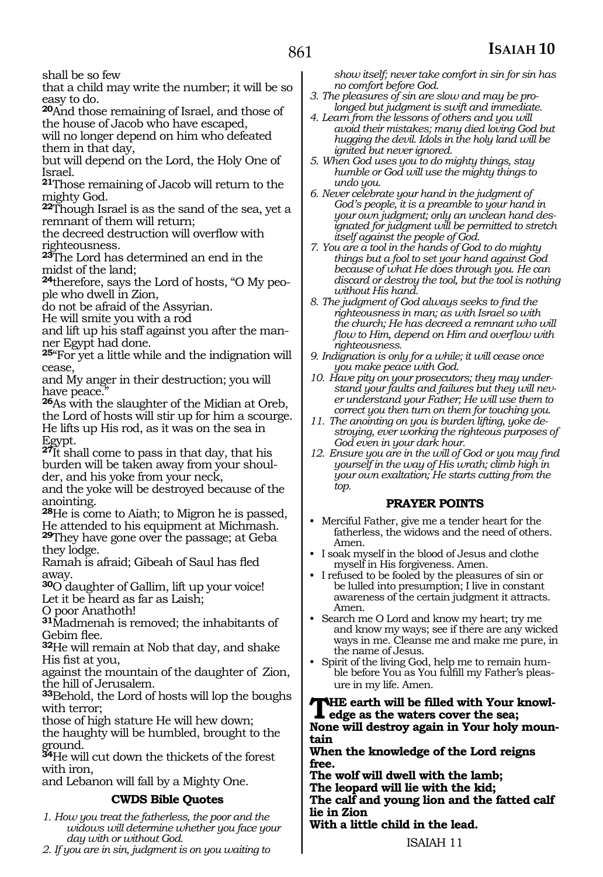shall be so few
that a child may write the number; it will be so easy to do.

**20**And those remaining of Israel, and those of the house of Jacob who have escaped,
will no longer depend on him who defeated them in that day,
but will depend on the Lord, the Holy One of Israel.

**21**Those remaining of Jacob will return to the mighty God.

**22**Though Israel is as the sand of the sea, yet a remnant of them will return;
the decreed destruction will overflow with righteousness.

**23**The Lord has determined an end in the midst of the land;

**24**therefore, says the Lord of hosts, "O My people who dwell in Zion,
do not be afraid of the Assyrian.
He will smite you with a rod
and lift up his staff against you after the manner Egypt had done.

**25**"For yet a little while and the indignation will cease,
and My anger in their destruction; you will have peace."

**26**As with the slaughter of the Midian at Oreb, the Lord of hosts will stir up for him a scourge.
He lifts up His rod, as it was on the sea in Egypt.

**27**It shall come to pass in that day, that his burden will be taken away from your shoulder, and his yoke from your neck,
and the yoke will be destroyed because of the anointing.

**28**He is come to Aiath; to Migron he is passed,
He attended to his equipment at Michmash.

**29**They have gone over the passage; at Geba they lodge.
Ramah is afraid; Gibeah of Saul has fled away.

**30**O daughter of Gallim, lift up your voice!
Let it be heard as far as Laish;
O poor Anathoth!

**31**Madmenah is removed; the inhabitants of Gebim flee.

**32**He will remain at Nob that day, and shake His fist at you,
against the mountain of the daughter of Zion, the hill of Jerusalem.

**33**Behold, the Lord of hosts will lop the boughs with terror;
those of high stature He will hew down;
the haughty will be humbled, brought to the ground.

**34**He will cut down the thickets of the forest with iron,
and Lebanon will fall by a Mighty One.

### CWDS Bible Quotes

1. *How you treat the fatherless, the poor and the widows will determine whether you face your day with or without God.*
2. *If you are in sin, judgment is on you waiting to show itself; never take comfort in sin for sin has no comfort before God.*
3. *The pleasures of sin are slow and may be prolonged but judgment is swift and immediate.*
4. *Learn from the lessons of others and you will avoid their mistakes; many died loving God but hugging the devil. Idols in the holy land will be ignited but never ignored.*
5. *When God uses you to do mighty things, stay humble or God will use the mighty things to undo you.*
6. *Never celebrate your hand in the judgment of God's people, it is a preamble to your hand in your own judgment; only an unclean hand designated for judgment will be permitted to stretch itself against the people of God.*
7. *You are a tool in the hands of God to do mighty things but a fool to set your hand against God because of what He does through you. He can discard or destroy the tool, but the tool is nothing without His hand.*
8. *The judgment of God always seeks to find the righteousness in man; as with Israel so with the church; He has decreed a remnant who will flow to Him, depend on Him and overflow with righteousness.*
9. *Indignation is only for a while; it will cease once you make peace with God.*
10. *Have pity on your prosecutors; they may understand your faults and failures but they will never understand your Father; He will use them to correct you then turn on them for touching you.*
11. *The anointing on you is burden lifting, yoke destroying, ever working the righteous purposes of God even in your dark hour.*
12. *Ensure you are in the will of God or you may find yourself in the way of His wrath; climb high in your own exaltation; He starts cutting from the top.*

### PRAYER POINTS

- Merciful Father, give me a tender heart for the fatherless, the widows and the need of others. Amen.
- I soak myself in the blood of Jesus and clothe myself in His forgiveness. Amen.
- I refused to be fooled by the pleasures of sin or be lulled into presumption; I live in constant awareness of the certain judgment it attracts. Amen.
- Search me O Lord and know my heart; try me and know my ways; see if there are any wicked ways in me. Cleanse me and make me pure, in the name of Jesus.
- Spirit of the living God, help me to remain humble before You as You fulfill my Father's pleasure in my life. Amen.

**THE earth will be filled with Your knowledge as the waters cover the sea;**
**None will destroy again in Your holy mountain**
**When the knowledge of the Lord reigns free.**
**The wolf will dwell with the lamb;**
**The leopard will lie with the kid;**
**The calf and young lion and the fatted calf lie in Zion**
**With a little child in the lead.**

ISAIAH 11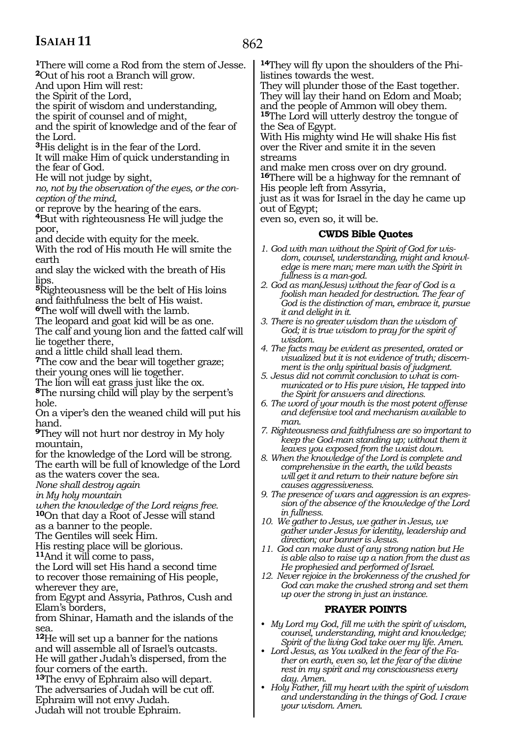# Isaiah 11

[1]There will come a Rod from the stem of Jesse.
[2]Out of his root a Branch will grow.
And upon Him will rest:
the Spirit of the Lord,
the spirit of wisdom and understanding,
the spirit of counsel and of might,
and the spirit of knowledge and of the fear of the Lord.
[3]His delight is in the fear of the Lord.
It will make Him of quick understanding in the fear of God.
He will not judge by sight,
*no, not by the observation of the eyes, or the conception of the mind,*
or reprove by the hearing of the ears.
[4]But with righteousness He will judge the poor,
and decide with equity for the meek.
With the rod of His mouth He will smite the earth
and slay the wicked with the breath of His lips.
[5]Righteousness will be the belt of His loins
and faithfulness the belt of His waist.
[6]The wolf will dwell with the lamb.
The leopard and goat kid will be as one.
The calf and young lion and the fatted calf will lie together there,
and a little child shall lead them.
[7]The cow and the bear will together graze;
their young ones will lie together.
The lion will eat grass just like the ox.
[8]The nursing child will play by the serpent's hole.
On a viper's den the weaned child will put his hand.
[9]They will not hurt nor destroy in My holy mountain,
for the knowledge of the Lord will be strong.
The earth will be full of knowledge of the Lord
as the waters cover the sea.
*None shall destroy again*
*in My holy mountain*
*when the knowledge of the Lord reigns free.*
[10]On that day a Root of Jesse will stand
as a banner to the people.
The Gentiles will seek Him.
His resting place will be glorious.
[11]And it will come to pass,
the Lord will set His hand a second time
to recover those remaining of His people,
wherever they are,
from Egypt and Assyria, Pathros, Cush and Elam's borders,
from Shinar, Hamath and the islands of the sea.
[12]He will set up a banner for the nations
and will assemble all of Israel's outcasts.
He will gather Judah's dispersed, from the four corners of the earth.
[13]The envy of Ephraim also will depart.
The adversaries of Judah will be cut off.
Ephraim will not envy Judah.
Judah will not trouble Ephraim.
[14]They will fly upon the shoulders of the Philistines towards the west.
They will plunder those of the East together.
They will lay their hand on Edom and Moab;
and the people of Ammon will obey them.
[15]The Lord will utterly destroy the tongue of the Sea of Egypt.
With His mighty wind He will shake His fist
over the River and smite it in the seven streams
and make men cross over on dry ground.
[16]There will be a highway for the remnant of His people left from Assyria,
just as it was for Israel in the day he came up out of Egypt;
even so, even so, it will be.

### CWDS Bible Quotes

1. *God with man without the Spirit of God for wisdom, counsel, understanding, might and knowledge is mere man; mere man with the Spirit in fullness is a man-god.*
2. *God as man(Jesus) without the fear of God is a foolish man headed for destruction. The fear of God is the distinction of man, embrace it, pursue it and delight in it.*
3. *There is no greater wisdom than the wisdom of God; it is true wisdom to pray for the spirit of wisdom.*
4. *The facts may be evident as presented, orated or visualized but it is not evidence of truth; discernment is the only spiritual basis of judgment.*
5. *Jesus did not commit conclusion to what is communicated or to His pure vision, He tapped into the Spirit for answers and directions.*
6. *The word of your mouth is the most potent offense and defensive tool and mechanism available to man.*
7. *Righteousness and faithfulness are so important to keep the God-man standing up; without them it leaves you exposed from the waist down.*
8. *When the knowledge of the Lord is complete and comprehensive in the earth, the wild beasts will get it and return to their nature before sin causes aggressiveness.*
9. *The presence of wars and aggression is an expression of the absence of the knowledge of the Lord in fullness.*
10. *We gather to Jesus, we gather in Jesus, we gather under Jesus for identity, leadership and direction; our banner is Jesus.*
11. *God can make dust of any strong nation but He is able also to raise up a nation from the dust as He prophesied and performed of Israel.*
12. *Never rejoice in the brokenness of the crushed for God can make the crushed strong and set them up over the strong in just an instance.*

### PRAYER POINTS

- *My Lord my God, fill me with the spirit of wisdom, counsel, understanding, might and knowledge; Spirit of the living God take over my life. Amen.*
- *Lord Jesus, as You walked in the fear of the Father on earth, even so, let the fear of the divine rest in my spirit and my consciousness every day. Amen.*
- *Holy Father, fill my heart with the spirit of wisdom and understanding in the things of God. I crave your wisdom. Amen.*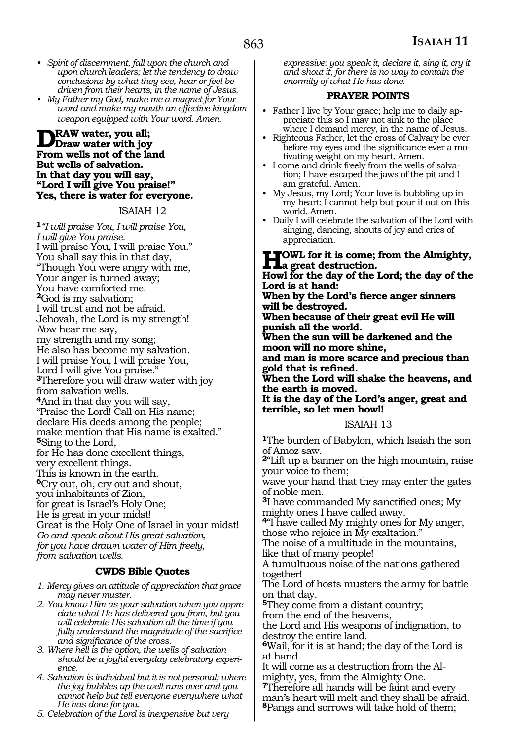- *Spirit of discernment, fall upon the church and upon church leaders; let the tendency to draw conclusions by what they see, hear or feel be driven from their hearts, in the name of Jesus.*
- *My Father my God, make me a magnet for Your word and make my mouth an effective kingdom weapon equipped with Your word. Amen.*

**DRAW water, you all;**
**Draw water with joy**
**From wells not of the land**
**But wells of salvation.**
**In that day you will say,**
**"Lord I will give You praise!"**
**Yes, there is water for everyone.**

## ISAIAH 12

**1** *"I will praise You, I will praise You,*
*I will give You praise.*
I will praise You, I will praise You."
You shall say this in that day,
"Though You were angry with me,
Your anger is turned away;
You have comforted me.
**2**God is my salvation;
I will trust and not be afraid.
Jehovah, the Lord is my strength!
*N*ow hear me say,
my strength and my song;
He also has become my salvation.
I will praise You, I will praise You,
Lord I will give You praise."
**3**Therefore you will draw water with joy
from salvation wells.
**4**And in that day you will say,
"Praise the Lord! Call on His name;
declare His deeds among the people;
make mention that His name is exalted."
**5**Sing to the Lord,
for He has done excellent things,
very excellent things.
This is known in the earth.
**6**Cry out, oh, cry out and shout,
you inhabitants of Zion,
for great is Israel's Holy One;
He is great in your midst!
Great is the Holy One of Israel in your midst!
*Go and speak about His great salvation,*
*for you have drawn water of Him freely,*
*from salvation wells.*

### CWDS Bible Quotes

1. *Mercy gives an attitude of appreciation that grace may never muster.*
2. *You know Him as your salvation when you appreciate what He has delivered you from, but you will celebrate His salvation all the time if you fully understand the magnitude of the sacrifice and significance of the cross.*
3. *Where hell is the option, the wells of salvation should be a joyful everyday celebratory experience.*
4. *Salvation is individual but it is not personal; where the joy bubbles up the well runs over and you cannot help but tell everyone everywhere what He has done for you.*
5. *Celebration of the Lord is inexpensive but very expressive: you speak it, declare it, sing it, cry it and shout it, for there is no way to contain the enormity of what He has done.*

### PRAYER POINTS

- Father I live by Your grace; help me to daily appreciate this so I may not sink to the place where I demand mercy, in the name of Jesus.
- Righteous Father, let the cross of Calvary be ever before my eyes and the significance ever a motivating weight on my heart. Amen.
- I come and drink freely from the wells of salvation; I have escaped the jaws of the pit and I am grateful. Amen.
- My Jesus, my Lord; Your love is bubbling up in my heart; I cannot help but pour it out on this world. Amen.
- Daily I will celebrate the salvation of the Lord with singing, dancing, shouts of joy and cries of appreciation.

**HOWL for it is come; from the Almighty, a great destruction.**
**Howl for the day of the Lord; the day of the Lord is at hand:**
**When by the Lord's fierce anger sinners will be destroyed.**
**When because of their great evil He will punish all the world.**
**When the sun will be darkened and the moon will no more shine,**
**and man is more scarce and precious than gold that is refined.**
**When the Lord will shake the heavens, and the earth is moved.**
**It is the day of the Lord's anger, great and terrible, so let men howl!**

## ISAIAH 13

**1**The burden of Babylon, which Isaiah the son of Amoz saw.
**2**"Lift up a banner on the high mountain, raise your voice to them;
wave your hand that they may enter the gates of noble men.
**3**I have commanded My sanctified ones; My mighty ones I have called away.
**4**"I have called My mighty ones for My anger, those who rejoice in My exaltation."
The noise of a multitude in the mountains, like that of many people!
A tumultuous noise of the nations gathered together!
The Lord of hosts musters the army for battle on that day.
**5**They come from a distant country;
from the end of the heavens,
the Lord and His weapons of indignation, to destroy the entire land.
**6**Wail, for it is at hand; the day of the Lord is at hand.
It will come as a destruction from the Almighty, yes, from the Almighty One.
**7**Therefore all hands will be faint and every man's heart will melt and they shall be afraid.
**8**Pangs and sorrows will take hold of them;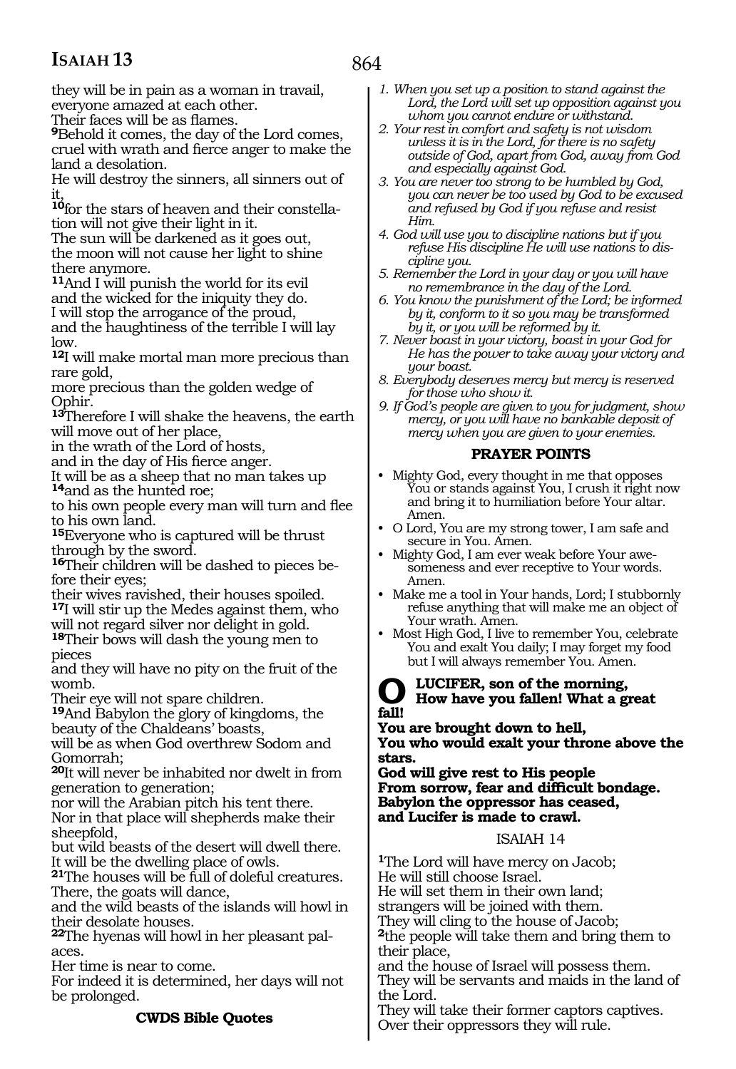they will be in pain as a woman in travail, everyone amazed at each other.
Their faces will be as flames.
**9**Behold it comes, the day of the Lord comes, cruel with wrath and fierce anger to make the land a desolation.
He will destroy the sinners, all sinners out of it,
**10**for the stars of heaven and their constellation will not give their light in it.
The sun will be darkened as it goes out,
the moon will not cause her light to shine there anymore.
**11**And I will punish the world for its evil
and the wicked for the iniquity they do.
I will stop the arrogance of the proud,
and the haughtiness of the terrible I will lay low.
**12**I will make mortal man more precious than rare gold,
more precious than the golden wedge of Ophir.
**13**Therefore I will shake the heavens, the earth will move out of her place,
in the wrath of the Lord of hosts,
and in the day of His fierce anger.
It will be as a sheep that no man takes up
**14**and as the hunted roe;
to his own people every man will turn and flee to his own land.
**15**Everyone who is captured will be thrust through by the sword.
**16**Their children will be dashed to pieces before their eyes;
their wives ravished, their houses spoiled.
**17**I will stir up the Medes against them, who will not regard silver nor delight in gold.
**18**Their bows will dash the young men to pieces
and they will have no pity on the fruit of the womb.
Their eye will not spare children.
**19**And Babylon the glory of kingdoms, the beauty of the Chaldeans' boasts,
will be as when God overthrew Sodom and Gomorrah;
**20**It will never be inhabited nor dwelt in from generation to generation;
nor will the Arabian pitch his tent there.
Nor in that place will shepherds make their sheepfold,
but wild beasts of the desert will dwell there.
It will be the dwelling place of owls.
**21**The houses will be full of doleful creatures.
There, the goats will dance,
and the wild beasts of the islands will howl in their desolate houses.
**22**The hyenas will howl in her pleasant palaces.
Her time is near to come.
For indeed it is determined, her days will not be prolonged.

**CWDS Bible Quotes**

1. *When you set up a position to stand against the Lord, the Lord will set up opposition against you whom you cannot endure or withstand.*
2. *Your rest in comfort and safety is not wisdom unless it is in the Lord, for there is no safety outside of God, apart from God, away from God and especially against God.*
3. *You are never too strong to be humbled by God, you can never be too used by God to be excused and refused by God if you refuse and resist Him.*
4. *God will use you to discipline nations but if you refuse His discipline He will use nations to discipline you.*
5. *Remember the Lord in your day or you will have no remembrance in the day of the Lord.*
6. *You know the punishment of the Lord; be informed by it, conform to it so you may be transformed by it, or you will be reformed by it.*
7. *Never boast in your victory, boast in your God for He has the power to take away your victory and your boast.*
8. *Everybody deserves mercy but mercy is reserved for those who show it.*
9. *If God's people are given to you for judgment, show mercy, or you will have no bankable deposit of mercy when you are given to your enemies.*

**PRAYER POINTS**

- Mighty God, every thought in me that opposes You or stands against You, I crush it right now and bring it to humiliation before Your altar. Amen.
- O Lord, You are my strong tower, I am safe and secure in You. Amen.
- Mighty God, I am ever weak before Your awesomeness and ever receptive to Your words. Amen.
- Make me a tool in Your hands, Lord; I stubbornly refuse anything that will make me an object of Your wrath. Amen.
- Most High God, I live to remember You, celebrate You and exalt You daily; I may forget my food but I will always remember You. Amen.

**O LUCIFER, son of the morning,
How have you fallen! What a great fall!
You are brought down to hell,
You who would exalt your throne above the stars.
God will give rest to His people
From sorrow, fear and difficult bondage.
Babylon the oppressor has ceased,
and Lucifer is made to crawl.**

ISAIAH 14

**1**The Lord will have mercy on Jacob;
He will still choose Israel.
He will set them in their own land;
strangers will be joined with them.
They will cling to the house of Jacob;
**2**the people will take them and bring them to their place,
and the house of Israel will possess them.
They will be servants and maids in the land of the Lord.
They will take their former captors captives.
Over their oppressors they will rule.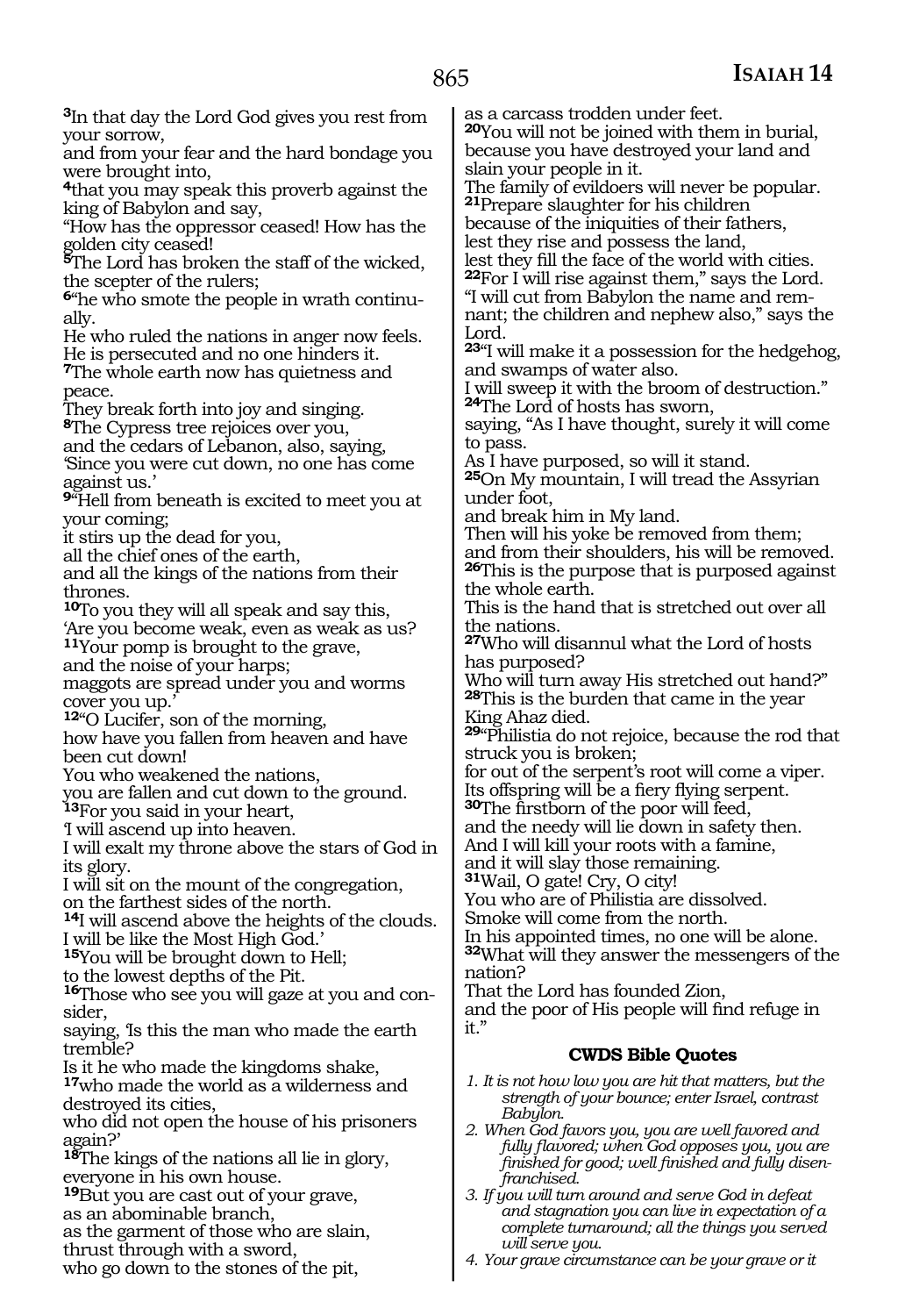[3]In that day the Lord God gives you rest from your sorrow,
and from your fear and the hard bondage you were brought into,
[4]that you may speak this proverb against the king of Babylon and say,
"How has the oppressor ceased! How has the golden city ceased!
[5]The Lord has broken the staff of the wicked, the scepter of the rulers;
[6]"he who smote the people in wrath continually.
He who ruled the nations in anger now feels.
He is persecuted and no one hinders it.
[7]The whole earth now has quietness and peace.
They break forth into joy and singing.
[8]The Cypress tree rejoices over you,
and the cedars of Lebanon, also, saying,
'Since you were cut down, no one has come against us.'
[9]"Hell from beneath is excited to meet you at your coming;
it stirs up the dead for you,
all the chief ones of the earth,
and all the kings of the nations from their thrones.
[10]To you they will all speak and say this,
'Are you become weak, even as weak as us?
[11]Your pomp is brought to the grave,
and the noise of your harps;
maggots are spread under you and worms cover you up.'
[12]"O Lucifer, son of the morning,
how have you fallen from heaven and have been cut down!
You who weakened the nations,
you are fallen and cut down to the ground.
[13]For you said in your heart,
'I will ascend up into heaven.
I will exalt my throne above the stars of God in its glory.
I will sit on the mount of the congregation,
on the farthest sides of the north.
[14]I will ascend above the heights of the clouds.
I will be like the Most High God.'
[15]You will be brought down to Hell;
to the lowest depths of the Pit.
[16]Those who see you will gaze at you and consider,
saying, 'Is this the man who made the earth tremble?
Is it he who made the kingdoms shake,
[17]who made the world as a wilderness and destroyed its cities,
who did not open the house of his prisoners again?'
[18]The kings of the nations all lie in glory,
everyone in his own house.
[19]But you are cast out of your grave,
as an abominable branch,
as the garment of those who are slain,
thrust through with a sword,
who go down to the stones of the pit,
as a carcass trodden under feet.
[20]You will not be joined with them in burial,
because you have destroyed your land and slain your people in it.
The family of evildoers will never be popular.
[21]Prepare slaughter for his children
because of the iniquities of their fathers,
lest they rise and possess the land,
lest they fill the face of the world with cities.
[22]For I will rise against them," says the Lord.
"I will cut from Babylon the name and remnant; the children and nephew also," says the Lord.
[23]"I will make it a possession for the hedgehog, and swamps of water also.
I will sweep it with the broom of destruction."
[24]The Lord of hosts has sworn,
saying, "As I have thought, surely it will come to pass.
As I have purposed, so will it stand.
[25]On My mountain, I will tread the Assyrian under foot,
and break him in My land.
Then will his yoke be removed from them;
and from their shoulders, his will be removed.
[26]This is the purpose that is purposed against the whole earth.
This is the hand that is stretched out over all the nations.
[27]Who will disannul what the Lord of hosts has purposed?
Who will turn away His stretched out hand?"
[28]This is the burden that came in the year King Ahaz died.
[29]"Philistia do not rejoice, because the rod that struck you is broken;
for out of the serpent's root will come a viper.
Its offspring will be a fiery flying serpent.
[30]The firstborn of the poor will feed,
and the needy will lie down in safety then.
And I will kill your roots with a famine,
and it will slay those remaining.
[31]Wail, O gate! Cry, O city!
You who are of Philistia are dissolved.
Smoke will come from the north.
In his appointed times, no one will be alone.
[32]What will they answer the messengers of the nation?
That the Lord has founded Zion,
and the poor of His people will find refuge in it."

### CWDS Bible Quotes

1. *It is not how low you are hit that matters, but the strength of your bounce; enter Israel, contrast Babylon.*
2. *When God favors you, you are well favored and fully flavored; when God opposes you, you are finished for good; well finished and fully disenfranchised.*
3. *If you will turn around and serve God in defeat and stagnation you can live in expectation of a complete turnaround; all the things you served will serve you.*
4. *Your grave circumstance can be your grave or it*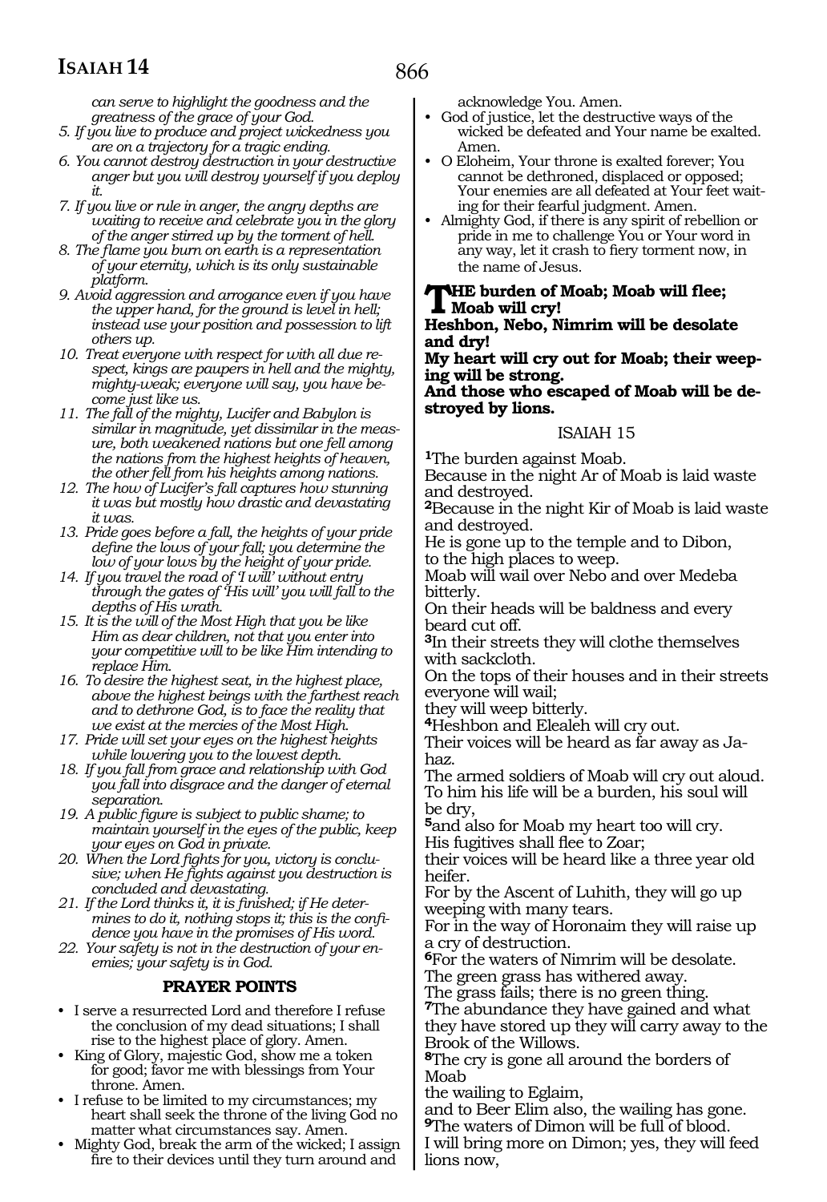*can serve to highlight the goodness and the greatness of the grace of your God.*

5. *If you live to produce and project wickedness you are on a trajectory for a tragic ending.*
6. *You cannot destroy destruction in your destructive anger but you will destroy yourself if you deploy it.*
7. *If you live or rule in anger, the angry depths are waiting to receive and celebrate you in the glory of the anger stirred up by the torment of hell.*
8. *The flame you burn on earth is a representation of your eternity, which is its only sustainable platform.*
9. *Avoid aggression and arrogance even if you have the upper hand, for the ground is level in hell; instead use your position and possession to lift others up.*
10. *Treat everyone with respect for with all due respect, kings are paupers in hell and the mighty, mighty-weak; everyone will say, you have become just like us.*
11. *The fall of the mighty, Lucifer and Babylon is similar in magnitude, yet dissimilar in the measure, both weakened nations but one fell among the nations from the highest heights of heaven, the other fell from his heights among nations.*
12. *The how of Lucifer's fall captures how stunning it was but mostly how drastic and devastating it was.*
13. *Pride goes before a fall, the heights of your pride define the lows of your fall; you determine the low of your lows by the height of your pride.*
14. *If you travel the road of 'I will' without entry through the gates of 'His will' you will fall to the depths of His wrath.*
15. *It is the will of the Most High that you be like Him as dear children, not that you enter into your competitive will to be like Him intending to replace Him.*
16. *To desire the highest seat, in the highest place, above the highest beings with the farthest reach and to dethrone God, is to face the reality that we exist at the mercies of the Most High.*
17. *Pride will set your eyes on the highest heights while lowering you to the lowest depth.*
18. *If you fall from grace and relationship with God you fall into disgrace and the danger of eternal separation.*
19. *A public figure is subject to public shame; to maintain yourself in the eyes of the public, keep your eyes on God in private.*
20. *When the Lord fights for you, victory is conclusive; when He fights against you destruction is concluded and devastating.*
21. *If the Lord thinks it, it is finished; if He determines to do it, nothing stops it; this is the confidence you have in the promises of His word.*
22. *Your safety is not in the destruction of your enemies; your safety is in God.*

## PRAYER POINTS

- I serve a resurrected Lord and therefore I refuse the conclusion of my dead situations; I shall rise to the highest place of glory. Amen.
- King of Glory, majestic God, show me a token for good; favor me with blessings from Your throne. Amen.
- I refuse to be limited to my circumstances; my heart shall seek the throne of the living God no matter what circumstances say. Amen.
- Mighty God, break the arm of the wicked; I assign fire to their devices until they turn around and acknowledge You. Amen.
- God of justice, let the destructive ways of the wicked be defeated and Your name be exalted. Amen.
- O Eloheim, Your throne is exalted forever; You cannot be dethroned, displaced or opposed; Your enemies are all defeated at Your feet waiting for their fearful judgment. Amen.
- Almighty God, if there is any spirit of rebellion or pride in me to challenge You or Your word in any way, let it crash to fiery torment now, in the name of Jesus.

**THE burden of Moab; Moab will flee; Moab will cry!**
**Heshbon, Nebo, Nimrim will be desolate and dry!**
**My heart will cry out for Moab; their weeping will be strong.**
**And those who escaped of Moab will be destroyed by lions.**

## ISAIAH 15

[1]The burden against Moab.
Because in the night Ar of Moab is laid waste and destroyed.
[2]Because in the night Kir of Moab is laid waste and destroyed.
He is gone up to the temple and to Dibon,
to the high places to weep.
Moab will wail over Nebo and over Medeba bitterly.
On their heads will be baldness and every beard cut off.
[3]In their streets they will clothe themselves with sackcloth.
On the tops of their houses and in their streets everyone will wail;
they will weep bitterly.
[4]Heshbon and Elealeh will cry out.
Their voices will be heard as far away as Jahaz.
The armed soldiers of Moab will cry out aloud.
To him his life will be a burden, his soul will be dry,
[5]and also for Moab my heart too will cry.
His fugitives shall flee to Zoar;
their voices will be heard like a three year old heifer.
For by the Ascent of Luhith, they will go up weeping with many tears.
For in the way of Horonaim they will raise up a cry of destruction.
[6]For the waters of Nimrim will be desolate.
The green grass has withered away.
The grass fails; there is no green thing.
[7]The abundance they have gained and what they have stored up they will carry away to the Brook of the Willows.
[8]The cry is gone all around the borders of Moab
the wailing to Eglaim,
and to Beer Elim also, the wailing has gone.
[9]The waters of Dimon will be full of blood.
I will bring more on Dimon; yes, they will feed lions now,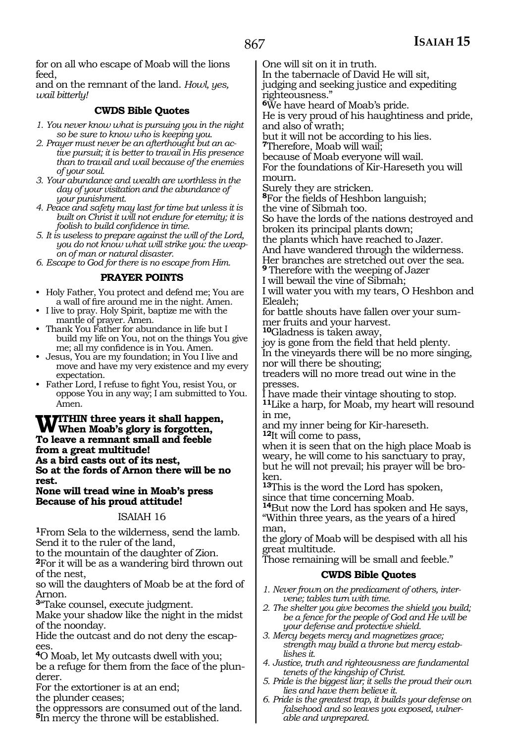for on all who escape of Moab will the lions feed,
and on the remnant of the land. *Howl, yes, wail bitterly!*

### CWDS Bible Quotes

*1. You never know what is pursuing you in the night so be sure to know who is keeping you.*
*2. Prayer must never be an afterthought but an active pursuit; it is better to travail in His presence than to travail and wail because of the enemies of your soul.*
*3. Your abundance and wealth are worthless in the day of your visitation and the abundance of your punishment.*
*4. Peace and safety may last for time but unless it is built on Christ it will not endure for eternity; it is foolish to build confidence in time.*
*5. It is useless to prepare against the will of the Lord, you do not know what will strike you: the weapon of man or natural disaster.*
*6. Escape to God for there is no escape from Him.*

### PRAYER POINTS

- Holy Father, You protect and defend me; You are a wall of fire around me in the night. Amen.
- I live to pray. Holy Spirit, baptize me with the mantle of prayer. Amen.
- Thank You Father for abundance in life but I build my life on You, not on the things You give me; all my confidence is in You. Amen.
- Jesus, You are my foundation; in You I live and move and have my very existence and my every expectation.
- Father Lord, I refuse to fight You, resist You, or oppose You in any way; I am submitted to You. Amen.

**WITHIN three years it shall happen,**
**When Moab's glory is forgotten,**
**To leave a remnant small and feeble from a great multitude!**
**As a bird casts out of its nest,**
**So at the fords of Arnon there will be no rest.**
**None will tread wine in Moab's press**
**Because of his proud attitude!**

## ISAIAH 16

**1**From Sela to the wilderness, send the lamb.
Send it to the ruler of the land,
to the mountain of the daughter of Zion.
**2**For it will be as a wandering bird thrown out of the nest,
so will the daughters of Moab be at the ford of Arnon.
**3**"Take counsel, execute judgment.
Make your shadow like the night in the midst of the noonday.
Hide the outcast and do not deny the escapees.
**4**O Moab, let My outcasts dwell with you;
be a refuge for them from the face of the plunderer.
For the extortioner is at an end;
the plunder ceases;
the oppressors are consumed out of the land.
**5**In mercy the throne will be established.
One will sit on it in truth.
In the tabernacle of David He will sit,
judging and seeking justice and expediting righteousness."
**6**We have heard of Moab's pride.
He is very proud of his haughtiness and pride, and also of wrath;
but it will not be according to his lies.
**7**Therefore, Moab will wail;
because of Moab everyone will wail.
For the foundations of Kir-Hareseth you will mourn.
Surely they are stricken.
**8**For the fields of Heshbon languish;
the vine of Sibmah too.
So have the lords of the nations destroyed and broken its principal plants down;
the plants which have reached to Jazer.
And have wandered through the wilderness.
Her branches are stretched out over the sea.
**9** Therefore with the weeping of Jazer
I will bewail the vine of Sibmah;
I will water you with my tears, O Heshbon and Elealeh;
for battle shouts have fallen over your summer fruits and your harvest.
**10**Gladness is taken away,
joy is gone from the field that held plenty.
In the vineyards there will be no more singing, nor will there be shouting;
treaders will no more tread out wine in the presses.
I have made their vintage shouting to stop.
**11**Like a harp, for Moab, my heart will resound in me,
and my inner being for Kir-hareseth.
**12**It will come to pass,
when it is seen that on the high place Moab is weary, he will come to his sanctuary to pray,
but he will not prevail; his prayer will be broken.
**13**This is the word the Lord has spoken,
since that time concerning Moab.
**14**But now the Lord has spoken and He says,
"Within three years, as the years of a hired man,
the glory of Moab will be despised with all his great multitude.
Those remaining will be small and feeble."

### CWDS Bible Quotes

*1. Never frown on the predicament of others, intervene; tables turn with time.*
*2. The shelter you give becomes the shield you build; be a fence for the people of God and He will be your defense and protective shield.*
*3. Mercy begets mercy and magnetizes grace; strength may build a throne but mercy establishes it.*
*4. Justice, truth and righteousness are fundamental tenets of the kingship of Christ.*
*5. Pride is the biggest liar; it sells the proud their own lies and have them believe it.*
*6. Pride is the greatest trap, it builds your defense on falsehood and so leaves you exposed, vulnerable and unprepared.*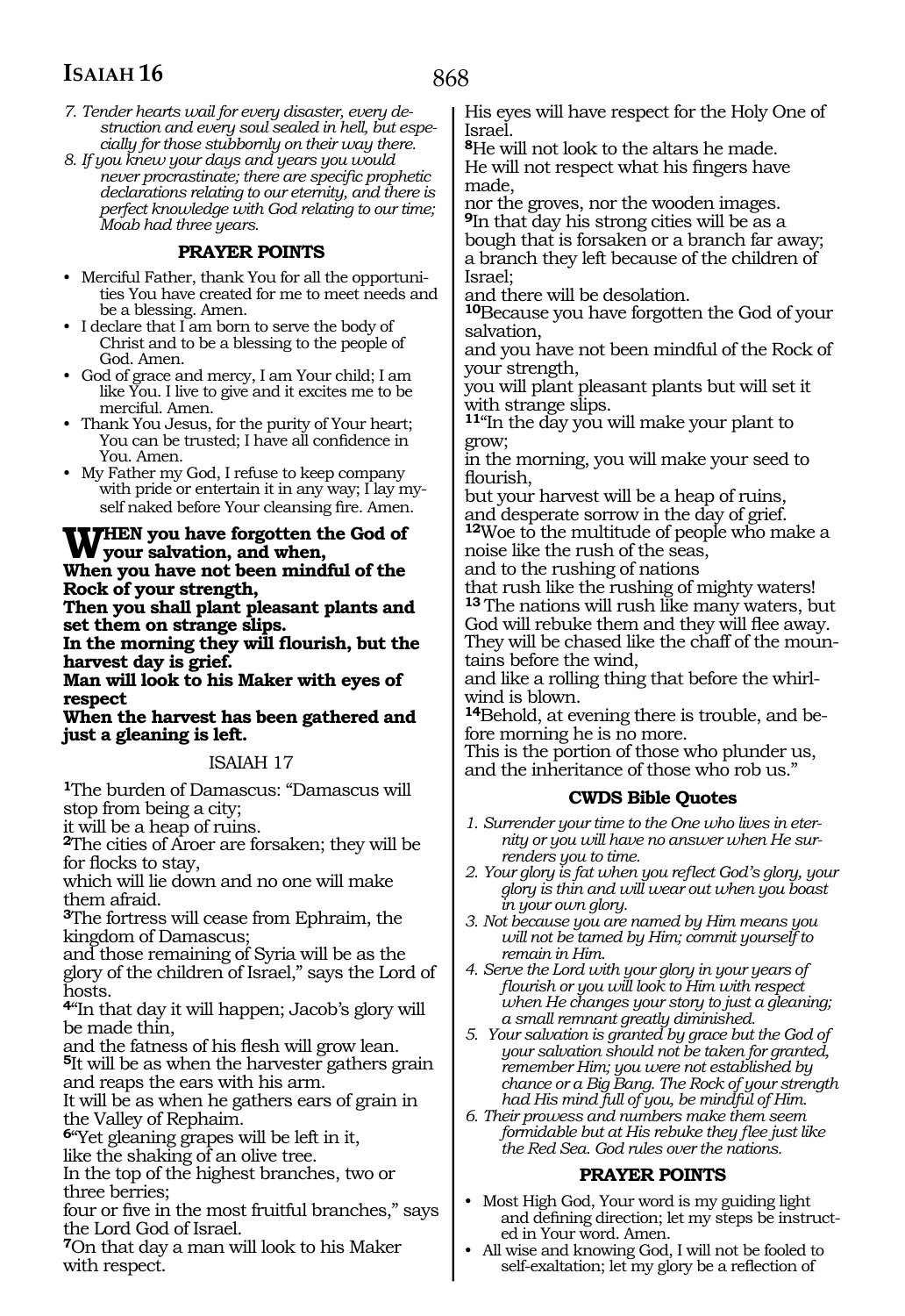7. Tender hearts wail for every disaster, every destruction and every soul sealed in hell, but especially for those stubbornly on their way there.
8. If you knew your days and years you would never procrastinate; there are specific prophetic declarations relating to our eternity, and there is perfect knowledge with God relating to our time; Moab had three years.

### PRAYER POINTS

- Merciful Father, thank You for all the opportunities You have created for me to meet needs and be a blessing. Amen.
- I declare that I am born to serve the body of Christ and to be a blessing to the people of God. Amen.
- God of grace and mercy, I am Your child; I am like You. I live to give and it excites me to be merciful. Amen.
- Thank You Jesus, for the purity of Your heart; You can be trusted; I have all confidence in You. Amen.
- My Father my God, I refuse to keep company with pride or entertain it in any way; I lay myself naked before Your cleansing fire. Amen.

**WHEN you have forgotten the God of your salvation, and when,**
**When you have not been mindful of the Rock of your strength,**
**Then you shall plant pleasant plants and set them on strange slips.**
**In the morning they will flourish, but the harvest day is grief.**
**Man will look to his Maker with eyes of respect**
**When the harvest has been gathered and just a gleaning is left.**

## ISAIAH 17

**1**The burden of Damascus: "Damascus will stop from being a city;
it will be a heap of ruins.
**2**The cities of Aroer are forsaken; they will be for flocks to stay,
which will lie down and no one will make them afraid.
**3**The fortress will cease from Ephraim, the kingdom of Damascus;
and those remaining of Syria will be as the glory of the children of Israel," says the Lord of hosts.
**4**"In that day it will happen; Jacob's glory will be made thin,
and the fatness of his flesh will grow lean.
**5**It will be as when the harvester gathers grain and reaps the ears with his arm.
It will be as when he gathers ears of grain in the Valley of Rephaim.
**6**"Yet gleaning grapes will be left in it,
like the shaking of an olive tree.
In the top of the highest branches, two or three berries;
four or five in the most fruitful branches," says the Lord God of Israel.
**7**On that day a man will look to his Maker with respect.
His eyes will have respect for the Holy One of Israel.
**8**He will not look to the altars he made.
He will not respect what his fingers have made,
nor the groves, nor the wooden images.
**9**In that day his strong cities will be as a bough that is forsaken or a branch far away;
a branch they left because of the children of Israel;
and there will be desolation.
**10**Because you have forgotten the God of your salvation,
and you have not been mindful of the Rock of your strength,
you will plant pleasant plants but will set it with strange slips.
**11**"In the day you will make your plant to grow;
in the morning, you will make your seed to flourish,
but your harvest will be a heap of ruins,
and desperate sorrow in the day of grief.
**12**Woe to the multitude of people who make a noise like the rush of the seas,
and to the rushing of nations
that rush like the rushing of mighty waters!
**13** The nations will rush like many waters, but God will rebuke them and they will flee away.
They will be chased like the chaff of the mountains before the wind,
and like a rolling thing that before the whirlwind is blown.
**14**Behold, at evening there is trouble, and before morning he is no more.
This is the portion of those who plunder us,
and the inheritance of those who rob us."

### CWDS Bible Quotes

1. *Surrender your time to the One who lives in eternity or you will have no answer when He surrenders you to time.*
2. *Your glory is fat when you reflect God's glory, your glory is thin and will wear out when you boast in your own glory.*
3. *Not because you are named by Him means you will not be tamed by Him; commit yourself to remain in Him.*
4. *Serve the Lord with your glory in your years of flourish or you will look to Him with respect when He changes your story to just a gleaning; a small remnant greatly diminished.*
5. *Your salvation is granted by grace but the God of your salvation should not be taken for granted, remember Him; you were not established by chance or a Big Bang. The Rock of your strength had His mind full of you, be mindful of Him.*
6. *Their prowess and numbers make them seem formidable but at His rebuke they flee just like the Red Sea. God rules over the nations.*

### PRAYER POINTS

- Most High God, Your word is my guiding light and defining direction; let my steps be instructed in Your word. Amen.
- All wise and knowing God, I will not be fooled to self-exaltation; let my glory be a reflection of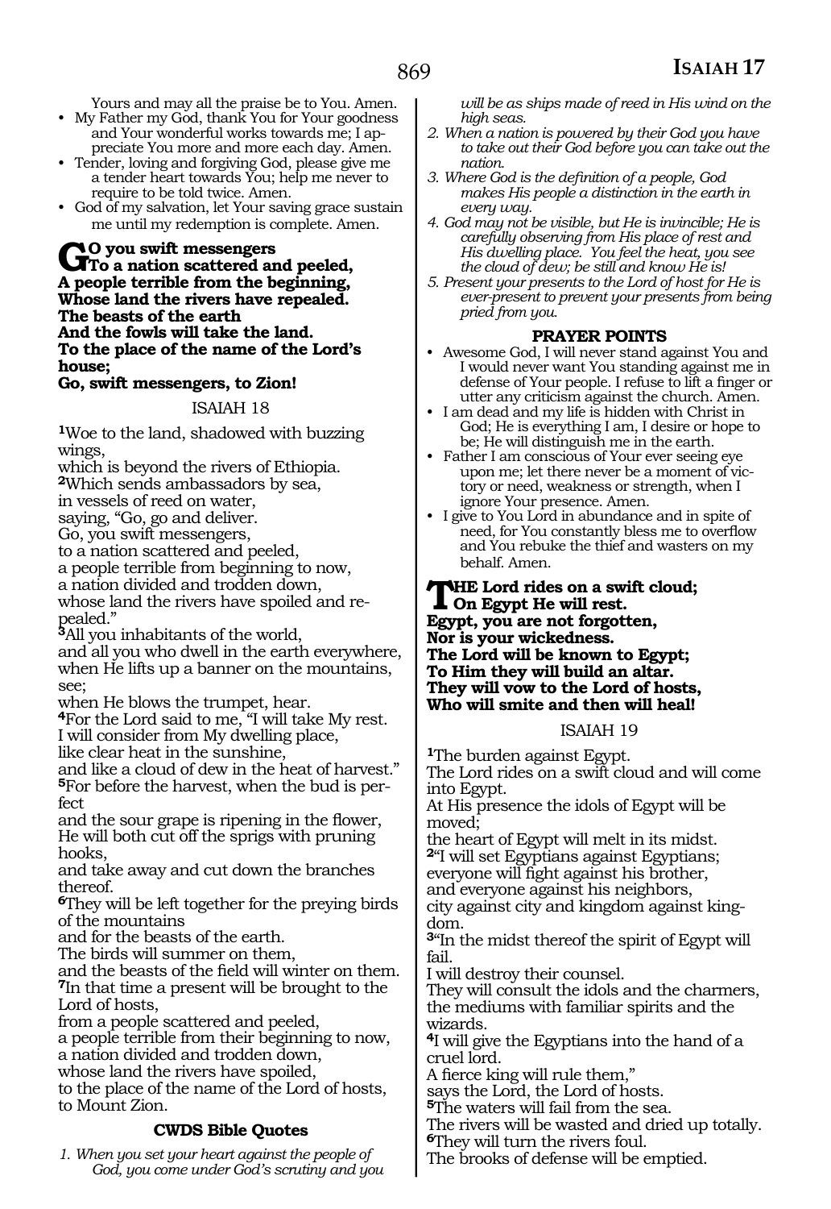Yours and may all the praise be to You. Amen.

- My Father my God, thank You for Your goodness and Your wonderful works towards me; I appreciate You more and more each day. Amen.
- Tender, loving and forgiving God, please give me a tender heart towards You; help me never to require to be told twice. Amen.
- God of my salvation, let Your saving grace sustain me until my redemption is complete. Amen.

**GO you swift messengers**
**To a nation scattered and peeled,**
**A people terrible from the beginning,**
**Whose land the rivers have repealed.**
**The beasts of the earth**
**And the fowls will take the land.**
**To the place of the name of the Lord's house;**
**Go, swift messengers, to Zion!**

ISAIAH 18

[1]Woe to the land, shadowed with buzzing wings,
which is beyond the rivers of Ethiopia.
[2]Which sends ambassadors by sea,
in vessels of reed on water,
saying, "Go, go and deliver.
Go, you swift messengers,
to a nation scattered and peeled,
a people terrible from beginning to now,
a nation divided and trodden down,
whose land the rivers have spoiled and repealed."
[3]All you inhabitants of the world,
and all you who dwell in the earth everywhere,
when He lifts up a banner on the mountains, see;
when He blows the trumpet, hear.
[4]For the Lord said to me, "I will take My rest.
I will consider from My dwelling place,
like clear heat in the sunshine,
and like a cloud of dew in the heat of harvest."
[5]For before the harvest, when the bud is perfect
and the sour grape is ripening in the flower,
He will both cut off the sprigs with pruning hooks,
and take away and cut down the branches thereof.
[6]They will be left together for the preying birds of the mountains
and for the beasts of the earth.
The birds will summer on them,
and the beasts of the field will winter on them.
[7]In that time a present will be brought to the Lord of hosts,
from a people scattered and peeled,
a people terrible from their beginning to now,
a nation divided and trodden down,
whose land the rivers have spoiled,
to the place of the name of the Lord of hosts,
to Mount Zion.

**CWDS Bible Quotes**

1. *When you set your heart against the people of God, you come under God's scrutiny and you will be as ships made of reed in His wind on the high seas.*
2. *When a nation is powered by their God you have to take out their God before you can take out the nation.*
3. *Where God is the definition of a people, God makes His people a distinction in the earth in every way.*
4. *God may not be visible, but He is invincible; He is carefully observing from His place of rest and His dwelling place. You feel the heat, you see the cloud of dew; be still and know He is!*
5. *Present your presents to the Lord of host for He is ever-present to prevent your presents from being pried from you.*

**PRAYER POINTS**

- Awesome God, I will never stand against You and I would never want You standing against me in defense of Your people. I refuse to lift a finger or utter any criticism against the church. Amen.
- I am dead and my life is hidden with Christ in God; He is everything I am, I desire or hope to be; He will distinguish me in the earth.
- Father I am conscious of Your ever seeing eye upon me; let there never be a moment of victory or need, weakness or strength, when I ignore Your presence. Amen.
- I give to You Lord in abundance and in spite of need, for You constantly bless me to overflow and You rebuke the thief and wasters on my behalf. Amen.

**THE Lord rides on a swift cloud;**
**On Egypt He will rest.**
**Egypt, you are not forgotten,**
**Nor is your wickedness.**
**The Lord will be known to Egypt;**
**To Him they will build an altar.**
**They will vow to the Lord of hosts,**
**Who will smite and then will heal!**

ISAIAH 19

[1]The burden against Egypt.
The Lord rides on a swift cloud and will come into Egypt.
At His presence the idols of Egypt will be moved;
the heart of Egypt will melt in its midst.
[2]"I will set Egyptians against Egyptians;
everyone will fight against his brother,
and everyone against his neighbors,
city against city and kingdom against kingdom.
[3]"In the midst thereof the spirit of Egypt will fail.
I will destroy their counsel.
They will consult the idols and the charmers,
the mediums with familiar spirits and the wizards.
[4]I will give the Egyptians into the hand of a cruel lord.
A fierce king will rule them,"
says the Lord, the Lord of hosts.
[5]The waters will fail from the sea.
The rivers will be wasted and dried up totally.
[6]They will turn the rivers foul.
The brooks of defense will be emptied.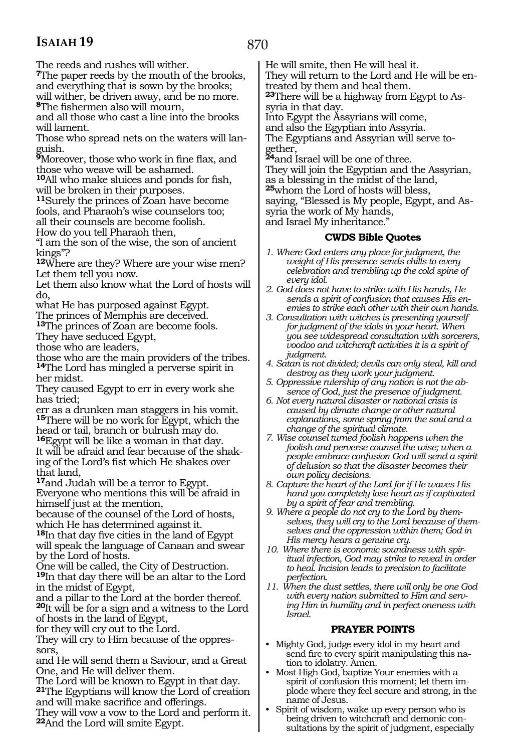The reeds and rushes will wither.

**7**The paper reeds by the mouth of the brooks, and everything that is sown by the brooks; will wither, be driven away, and be no more.

**8**The fishermen also will mourn, and all those who cast a line into the brooks will lament.

Those who spread nets on the waters will languish.

**9**Moreover, those who work in fine flax, and those who weave will be ashamed.

**10**All who make sluices and ponds for fish, will be broken in their purposes.

**11**Surely the princes of Zoan have become fools, and Pharaoh's wise counselors too; all their counsels are become foolish.

How do you tell Pharaoh then, "I am the son of the wise, the son of ancient kings"?

**12**Where are they? Where are your wise men? Let them tell you now.

Let them also know what the Lord of hosts will do, what He has purposed against Egypt.

The princes of Memphis are deceived.

**13**The princes of Zoan are become fools.

They have seduced Egypt, those who are leaders, those who are the main providers of the tribes.

**14**The Lord has mingled a perverse spirit in her midst.

They caused Egypt to err in every work she has tried; err as a drunken man staggers in his vomit.

**15**There will be no work for Egypt, which the head or tail, branch or bulrush may do.

**16**Egypt will be like a woman in that day.

It will be afraid and fear because of the shaking of the Lord's fist which He shakes over that land,

**17**and Judah will be a terror to Egypt.

Everyone who mentions this will be afraid in himself just at the mention, because of the counsel of the Lord of hosts, which He has determined against it.

**18**In that day five cities in the land of Egypt will speak the language of Canaan and swear by the Lord of hosts.

One will be called, the City of Destruction.

**19**In that day there will be an altar to the Lord in the midst of Egypt, and a pillar to the Lord at the border thereof.

**20**It will be for a sign and a witness to the Lord of hosts in the land of Egypt, for they will cry out to the Lord.

They will cry to Him because of the oppressors, and He will send them a Saviour, and a Great One, and He will deliver them.

The Lord will be known to Egypt in that day.

**21**The Egyptians will know the Lord of creation and will make sacrifice and offerings.

They will vow a vow to the Lord and perform it.

**22**And the Lord will smite Egypt.

He will smite, then He will heal it.

They will return to the Lord and He will be entreated by them and heal them.

**23**There will be a highway from Egypt to Assyria in that day.

Into Egypt the Assyrians will come, and also the Egyptian into Assyria.

The Egyptians and Assyrian will serve together,

**24**and Israel will be one of three.

They will join the Egyptian and the Assyrian, as a blessing in the midst of the land,

**25**whom the Lord of hosts will bless, saying, "Blessed is My people, Egypt, and Assyria the work of My hands, and Israel My inheritance."

### CWDS Bible Quotes

1. *Where God enters any place for judgment, the weight of His presence sends chills to every celebration and trembling up the cold spine of every idol.*
2. *God does not have to strike with His hands, He sends a spirit of confusion that causes His enemies to strike each other with their own hands.*
3. *Consultation with witches is presenting yourself for judgment of the idols in your heart. When you see widespread consultation with sorcerers, voodoo and witchcraft activities it is a spirit of judgment.*
4. *Satan is not divided; devils can only steal, kill and destroy as they work your judgment.*
5. *Oppressive rulership of any nation is not the absence of God, just the presence of judgment.*
6. *Not every natural disaster or national crisis is caused by climate change or other natural explanations, some spring from the soul and a change of the spiritual climate.*
7. *Wise counsel turned foolish happens when the foolish and perverse counsel the wise; when a people embrace confusion God will send a spirit of delusion so that the disaster becomes their own policy decisions.*
8. *Capture the heart of the Lord for if He waves His hand you completely lose heart as if captivated by a spirit of fear and trembling.*
9. *Where a people do not cry to the Lord by themselves, they will cry to the Lord because of themselves and the oppression within them; God in His mercy hears a genuine cry.*
10. *Where there is economic soundness with spiritual infection, God may strike to reveal in order to heal. Incision leads to precision to facilitate perfection.*
11. *When the dust settles, there will only be one God with every nation submitted to Him and serving Him in humility and in perfect oneness with Israel.*

### PRAYER POINTS

- Mighty God, judge every idol in my heart and send fire to every spirit manipulating this nation to idolatry. Amen.
- Most High God, baptize Your enemies with a spirit of confusion this moment; let them implode where they feel secure and strong, in the name of Jesus.
- Spirit of wisdom, wake up every person who is being driven to witchcraft and demonic consultations by the spirit of judgment, especially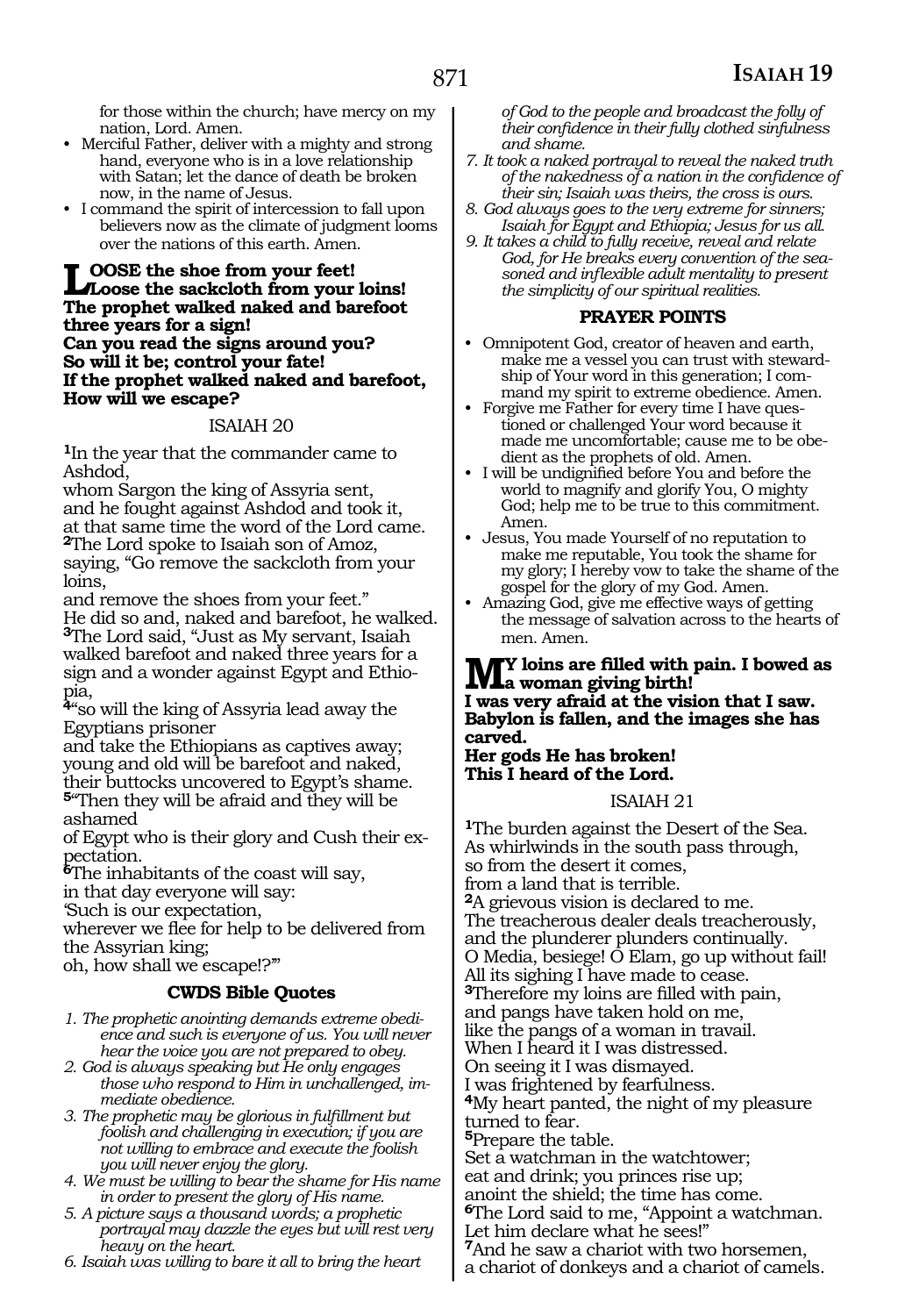for those within the church; have mercy on my nation, Lord. Amen.

- Merciful Father, deliver with a mighty and strong hand, everyone who is in a love relationship with Satan; let the dance of death be broken now, in the name of Jesus.
- I command the spirit of intercession to fall upon believers now as the climate of judgment looms over the nations of this earth. Amen.

**LOOSE the shoe from your feet!**
**Loose the sackcloth from your loins!**
**The prophet walked naked and barefoot three years for a sign!**
**Can you read the signs around you?**
**So will it be; control your fate!**
**If the prophet walked naked and barefoot,**
**How will we escape?**

## ISAIAH 20

[1]In the year that the commander came to Ashdod,
whom Sargon the king of Assyria sent,
and he fought against Ashdod and took it,
at that same time the word of the Lord came.
[2]The Lord spoke to Isaiah son of Amoz,
saying, "Go remove the sackcloth from your loins,
and remove the shoes from your feet."
He did so and, naked and barefoot, he walked.
[3]The Lord said, "Just as My servant, Isaiah walked barefoot and naked three years for a sign and a wonder against Egypt and Ethiopia,
[4]"so will the king of Assyria lead away the Egyptians prisoner
and take the Ethiopians as captives away;
young and old will be barefoot and naked,
their buttocks uncovered to Egypt's shame.
[5]"Then they will be afraid and they will be ashamed
of Egypt who is their glory and Cush their expectation.
[6]The inhabitants of the coast will say,
in that day everyone will say:
'Such is our expectation,
wherever we flee for help to be delivered from the Assyrian king;
oh, how shall we escape!?'"

### CWDS Bible Quotes

1. *The prophetic anointing demands extreme obedience and such is everyone of us. You will never hear the voice you are not prepared to obey.*
2. *God is always speaking but He only engages those who respond to Him in unchallenged, immediate obedience.*
3. *The prophetic may be glorious in fulfillment but foolish and challenging in execution; if you are not willing to embrace and execute the foolish you will never enjoy the glory.*
4. *We must be willing to bear the shame for His name in order to present the glory of His name.*
5. *A picture says a thousand words; a prophetic portrayal may dazzle the eyes but will rest very heavy on the heart.*
6. *Isaiah was willing to bare it all to bring the heart of God to the people and broadcast the folly of their confidence in their fully clothed sinfulness and shame.*
7. *It took a naked portrayal to reveal the naked truth of the nakedness of a nation in the confidence of their sin; Isaiah was theirs, the cross is ours.*
8. *God always goes to the very extreme for sinners; Isaiah for Egypt and Ethiopia; Jesus for us all.*
9. *It takes a child to fully receive, reveal and relate God, for He breaks every convention of the seasoned and inflexible adult mentality to present the simplicity of our spiritual realities.*

### PRAYER POINTS

- Omnipotent God, creator of heaven and earth, make me a vessel you can trust with stewardship of Your word in this generation; I command my spirit to extreme obedience. Amen.
- Forgive me Father for every time I have questioned or challenged Your word because it made me uncomfortable; cause me to be obedient as the prophets of old. Amen.
- I will be undignified before You and before the world to magnify and glorify You, O mighty God; help me to be true to this commitment. Amen.
- Jesus, You made Yourself of no reputation to make me reputable, You took the shame for my glory; I hereby vow to take the shame of the gospel for the glory of my God. Amen.
- Amazing God, give me effective ways of getting the message of salvation across to the hearts of men. Amen.

**MY loins are filled with pain. I bowed as a woman giving birth!**
**I was very afraid at the vision that I saw.**
**Babylon is fallen, and the images she has carved.**
**Her gods He has broken!**
**This I heard of the Lord.**

## ISAIAH 21

[1]The burden against the Desert of the Sea.
As whirlwinds in the south pass through,
so from the desert it comes,
from a land that is terrible.
[2]A grievous vision is declared to me.
The treacherous dealer deals treacherously,
and the plunderer plunders continually.
O Media, besiege! O Elam, go up without fail!
All its sighing I have made to cease.
[3]Therefore my loins are filled with pain,
and pangs have taken hold on me,
like the pangs of a woman in travail.
When I heard it I was distressed.
On seeing it I was dismayed.
I was frightened by fearfulness.
[4]My heart panted, the night of my pleasure turned to fear.
[5]Prepare the table.
Set a watchman in the watchtower;
eat and drink; you princes rise up;
anoint the shield; the time has come.
[6]The Lord said to me, "Appoint a watchman.
Let him declare what he sees!"
[7]And he saw a chariot with two horsemen,
a chariot of donkeys and a chariot of camels.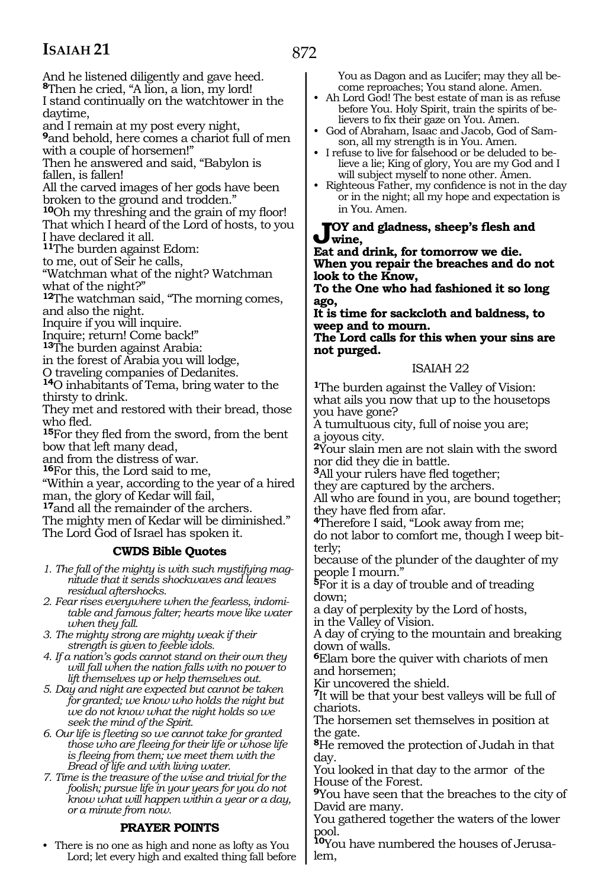And he listened diligently and gave heed.
8Then he cried, "A lion, a lion, my lord!
I stand continually on the watchtower in the daytime,
and I remain at my post every night,
9and behold, here comes a chariot full of men with a couple of horsemen!"
Then he answered and said, "Babylon is fallen, is fallen!
All the carved images of her gods have been broken to the ground and trodden."
10Oh my threshing and the grain of my floor!
That which I heard of the Lord of hosts, to you I have declared it all.
11The burden against Edom:
to me, out of Seir he calls,
"Watchman what of the night? Watchman what of the night?"
12The watchman said, "The morning comes, and also the night.
Inquire if you will inquire.
Inquire; return! Come back!"
13The burden against Arabia:
in the forest of Arabia you will lodge,
O traveling companies of Dedanites.
14O inhabitants of Tema, bring water to the thirsty to drink.
They met and restored with their bread, those who fled.
15For they fled from the sword, from the bent bow that left many dead,
and from the distress of war.
16For this, the Lord said to me,
"Within a year, according to the year of a hired man, the glory of Kedar will fail,
17and all the remainder of the archers.
The mighty men of Israel of Kedar will be diminished."
The Lord God of Israel has spoken it.

### CWDS Bible Quotes

1. *The fall of the mighty is with such mystifying magnitude that it sends shockwaves and leaves residual aftershocks.*
2. *Fear rises everywhere when the fearless, indomitable and famous falter; hearts move like water when they fall.*
3. *The mighty strong are mighty weak if their strength is given to feeble idols.*
4. *If a nation's gods cannot stand on their own they will fall when the nation falls with no power to lift themselves up or help themselves out.*
5. *Day and night are expected but cannot be taken for granted; we know who holds the night but we do not know what the night holds so we seek the mind of the Spirit.*
6. *Our life is fleeting so we cannot take for granted those who are fleeing for their life or whose life is fleeing from them; we meet them with the Bread of life and with living water.*
7. *Time is the treasure of the wise and trivial for the foolish; pursue life in your years for you do not know what will happen within a year or a day, or a minute from now.*

### PRAYER POINTS

- There is no one as high and none as lofty as You Lord; let every high and exalted thing fall before You as Dagon and as Lucifer; may they all become reproaches; You stand alone. Amen.
- Ah Lord God! The best estate of man is as refuse before You. Holy Spirit, train the spirits of believers to fix their gaze on You. Amen.
- God of Abraham, Isaac and Jacob, God of Samson, all my strength is in You. Amen.
- I refuse to live for falsehood or be deluded to believe a lie; King of glory, You are my God and I will subject myself to none other. Amen.
- Righteous Father, my confidence is not in the day or in the night; all my hope and expectation is in You. Amen.

**JOY and gladness, sheep's flesh and wine,**
**Eat and drink, for tomorrow we die.**
**When you repair the breaches and do not look to the Know,**
**To the One who had fashioned it so long ago,**
**It is time for sackcloth and baldness, to weep and to mourn.**
**The Lord calls for this when your sins are not purged.**

## ISAIAH 22

1The burden against the Valley of Vision:
what ails you now that up to the housetops you have gone?
A tumultuous city, full of noise you are;
a joyous city.
2Your slain men are not slain with the sword nor did they die in battle.
3All your rulers have fled together;
they are captured by the archers.
All who are found in you, are bound together;
they have fled from afar.
4Therefore I said, "Look away from me;
do not labor to comfort me, though I weep bitterly;
because of the plunder of the daughter of my people I mourn."
5For it is a day of trouble and of treading down;
a day of perplexity by the Lord of hosts,
in the Valley of Vision.
A day of crying to the mountain and breaking down of walls.
6Elam bore the quiver with chariots of men and horsemen;
Kir uncovered the shield.
7It will be that your best valleys will be full of chariots.
The horsemen set themselves in position at the gate.
8He removed the protection of Judah in that day.
You looked in that day to the armor of the House of the Forest.
9You have seen that the breaches to the city of David are many.
You gathered together the waters of the lower pool.
10You have numbered the houses of Jerusalem,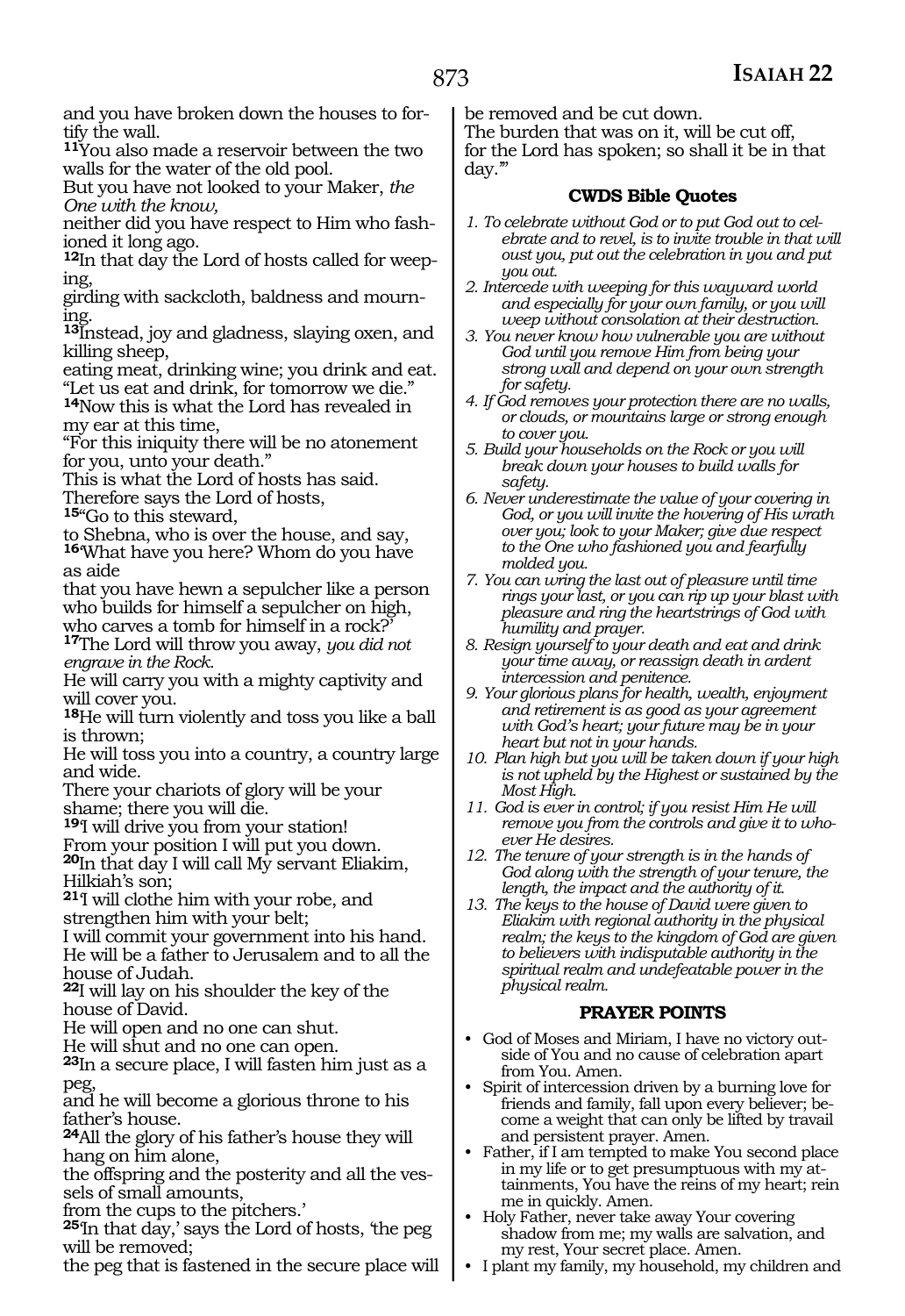and you have broken down the houses to fortify the wall.

**11**You also made a reservoir between the two walls for the water of the old pool.

But you have not looked to your Maker, *the One with the know,*

neither did you have respect to Him who fashioned it long ago.

**12**In that day the Lord of hosts called for weeping,

girding with sackcloth, baldness and mourning.

**13**Instead, joy and gladness, slaying oxen, and killing sheep,

eating meat, drinking wine; you drink and eat. "Let us eat and drink, for tomorrow we die."

**14**Now this is what the Lord has revealed in my ear at this time,

"For this iniquity there will be no atonement for you, unto your death."

This is what the Lord of hosts has said.

Therefore says the Lord of hosts,

**15**"Go to this steward,

to Shebna, who is over the house, and say,

**16**'What have you here? Whom do you have as aide

that you have hewn a sepulcher like a person who builds for himself a sepulcher on high, who carves a tomb for himself in a rock?'

**17**The Lord will throw you away, *you did not engrave in the Rock.*

He will carry you with a mighty captivity and will cover you.

**18**He will turn violently and toss you like a ball is thrown;

He will toss you into a country, a country large and wide.

There your chariots of glory will be your shame; there you will die.

**19**'I will drive you from your station!

From your position I will put you down.

**20**In that day I will call My servant Eliakim, Hilkiah's son;

**21**'I will clothe him with your robe, and strengthen him with your belt;

I will commit your government into his hand.

He will be a father to Jerusalem and to all the house of Judah.

**22**I will lay on his shoulder the key of the house of David.

He will open and no one can shut.

He will shut and no one can open.

**23**In a secure place, I will fasten him just as a peg,

and he will become a glorious throne to his father's house.

**24**All the glory of his father's house they will hang on him alone,

the offspring and the posterity and all the vessels of small amounts,

from the cups to the pitchers.'

**25**'In that day,' says the Lord of hosts, 'the peg will be removed;

the peg that is fastened in the secure place will be removed and be cut down.

The burden that was on it, will be cut off,

for the Lord has spoken; so shall it be in that day.'"

### CWDS Bible Quotes

1. *To celebrate without God or to put God out to celebrate and to revel, is to invite trouble in that will oust you, put out the celebration in you and put you out.*
2. *Intercede with weeping for this wayward world and especially for your own family, or you will weep without consolation at their destruction.*
3. *You never know how vulnerable you are without God until you remove Him from being your strong wall and depend on your own strength for safety.*
4. *If God removes your protection there are no walls, or clouds, or mountains large or strong enough to cover you.*
5. *Build your households on the Rock or you will break down your houses to build walls for safety.*
6. *Never underestimate the value of your covering in God, or you will invite the hovering of His wrath over you; look to your Maker; give due respect to the One who fashioned you and fearfully molded you.*
7. *You can wring the last out of pleasure until time rings your last, or you can rip up your blast with pleasure and ring the heartstrings of God with humility and prayer.*
8. *Resign yourself to your death and eat and drink your time away, or reassign death in ardent intercession and penitence.*
9. *Your glorious plans for health, wealth, enjoyment and retirement is as good as your agreement with God's heart; your future may be in your heart but not in your hands.*
10. *Plan high but you will be taken down if your high is not upheld by the Highest or sustained by the Most High.*
11. *God is ever in control; if you resist Him He will remove you from the controls and give it to whoever He desires.*
12. *The tenure of your strength is in the hands of God along with the strength of your tenure, the length, the impact and the authority of it.*
13. *The keys to the house of David were given to Eliakim with regional authority in the physical realm; the keys to the kingdom of God are given to believers with indisputable authority in the spiritual realm and undefeatable power in the physical realm.*

### PRAYER POINTS

- God of Moses and Miriam, I have no victory outside of You and no cause of celebration apart from You. Amen.
- Spirit of intercession driven by a burning love for friends and family, fall upon every believer; become a weight that can only be lifted by travail and persistent prayer. Amen.
- Father, if I am tempted to make You second place in my life or to get presumptuous with my attainments, You have the reins of my heart; rein me in quickly. Amen.
- Holy Father, never take away Your covering shadow from me; my walls are salvation, and my rest, Your secret place. Amen.
- I plant my family, my household, my children and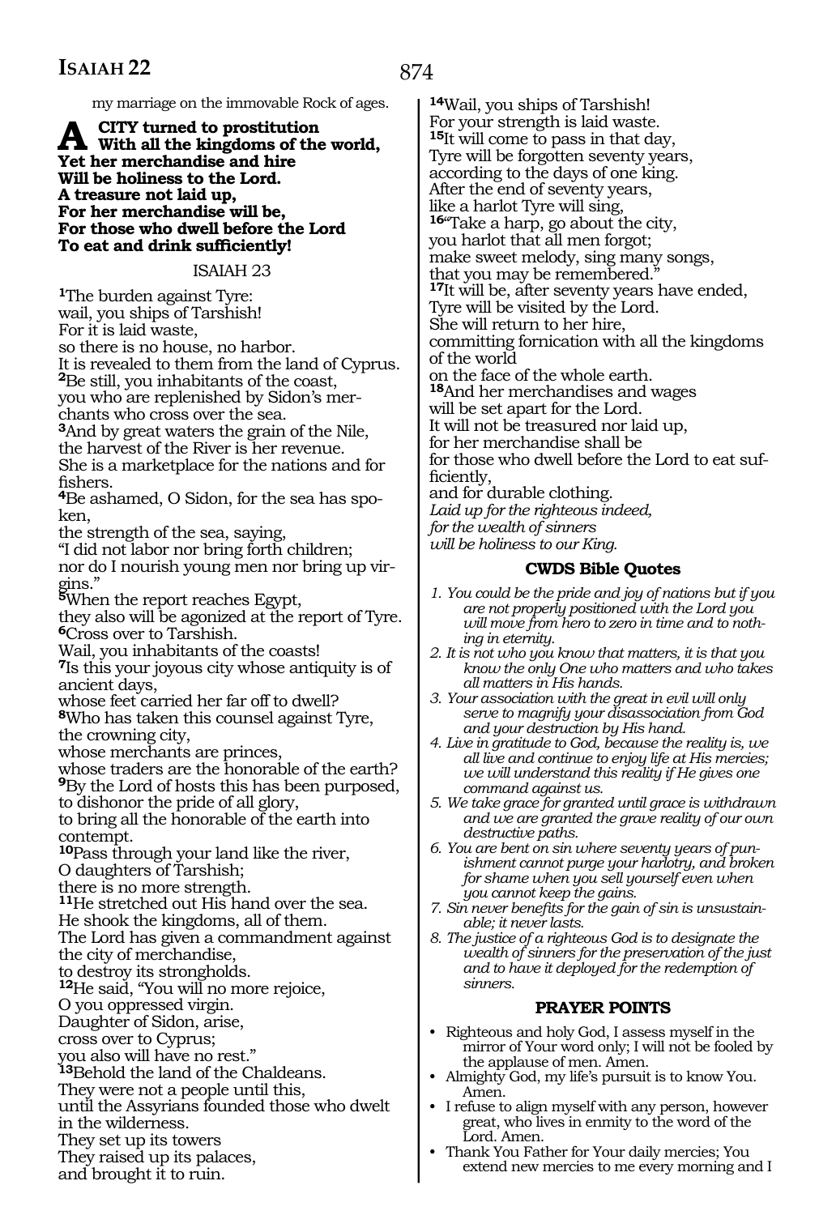my marriage on the immovable Rock of ages.

**A CITY turned to prostitution**
**With all the kingdoms of the world,**
**Yet her merchandise and hire**
**Will be holiness to the Lord.**
**A treasure not laid up,**
**For her merchandise will be,**
**For those who dwell before the Lord**
**To eat and drink sufficiently!**

## ISAIAH 23

[1]The burden against Tyre:
wail, you ships of Tarshish!
For it is laid waste,
so there is no house, no harbor.
It is revealed to them from the land of Cyprus.
[2]Be still, you inhabitants of the coast,
you who are replenished by Sidon's merchants who cross over the sea.
[3]And by great waters the grain of the Nile,
the harvest of the River is her revenue.
She is a marketplace for the nations and for fishers.
[4]Be ashamed, O Sidon, for the sea has spoken,
the strength of the sea, saying,
"I did not labor nor bring forth children;
nor do I nourish young men nor bring up virgins."
[5]When the report reaches Egypt,
they also will be agonized at the report of Tyre.
[6]Cross over to Tarshish.
Wail, you inhabitants of the coasts!
[7]Is this your joyous city whose antiquity is of ancient days,
whose feet carried her far off to dwell?
[8]Who has taken this counsel against Tyre,
the crowning city,
whose merchants are princes,
whose traders are the honorable of the earth?
[9]By the Lord of hosts this has been purposed,
to dishonor the pride of all glory,
to bring all the honorable of the earth into contempt.
[10]Pass through your land like the river,
O daughters of Tarshish;
there is no more strength.
[11]He stretched out His hand over the sea.
He shook the kingdoms, all of them.
The Lord has given a commandment against the city of merchandise,
to destroy its strongholds.
[12]He said, "You will no more rejoice,
O you oppressed virgin.
Daughter of Sidon, arise,
cross over to Cyprus;
you also will have no rest."
[13]Behold the land of the Chaldeans.
They were not a people until this,
until the Assyrians founded those who dwelt in the wilderness.
They set up its towers
They raised up its palaces,
and brought it to ruin.
[14]Wail, you ships of Tarshish!
For your strength is laid waste.
[15]It will come to pass in that day,
Tyre will be forgotten seventy years,
according to the days of one king.
After the end of seventy years,
like a harlot Tyre will sing,
[16]"Take a harp, go about the city,
you harlot that all men forgot;
make sweet melody, sing many songs,
that you may be remembered."
[17]It will be, after seventy years have ended,
Tyre will be visited by the Lord.
She will return to her hire,
committing fornication with all the kingdoms of the world
on the face of the whole earth.
[18]And her merchandises and wages
will be set apart for the Lord.
It will not be treasured nor laid up,
for her merchandise shall be
for those who dwell before the Lord to eat sufficiently,
and for durable clothing.
*Laid up for the righteous indeed,*
*for the wealth of sinners*
*will be holiness to our King.*

### CWDS Bible Quotes

1. *You could be the pride and joy of nations but if you are not properly positioned with the Lord you will move from hero to zero in time and to nothing in eternity.*
2. *It is not who you know that matters, it is that you know the only One who matters and who takes all matters in His hands.*
3. *Your association with the great in evil will only serve to magnify your disassociation from God and your destruction by His hand.*
4. *Live in gratitude to God, because the reality is, we all live and continue to enjoy life at His mercies; we will understand this reality if He gives one command against us.*
5. *We take grace for granted until grace is withdrawn and we are granted the grave reality of our own destructive paths.*
6. *You are bent on sin where seventy years of punishment cannot purge your harlotry, and broken for shame when you sell yourself even when you cannot keep the gains.*
7. *Sin never benefits for the gain of sin is unsustainable; it never lasts.*
8. *The justice of a righteous God is to designate the wealth of sinners for the preservation of the just and to have it deployed for the redemption of sinners.*

### PRAYER POINTS

- Righteous and holy God, I assess myself in the mirror of Your word only; I will not be fooled by the applause of men. Amen.
- Almighty God, my life's pursuit is to know You. Amen.
- I refuse to align myself with any person, however great, who lives in enmity to the word of the Lord. Amen.
- Thank You Father for Your daily mercies; You extend new mercies to me every morning and I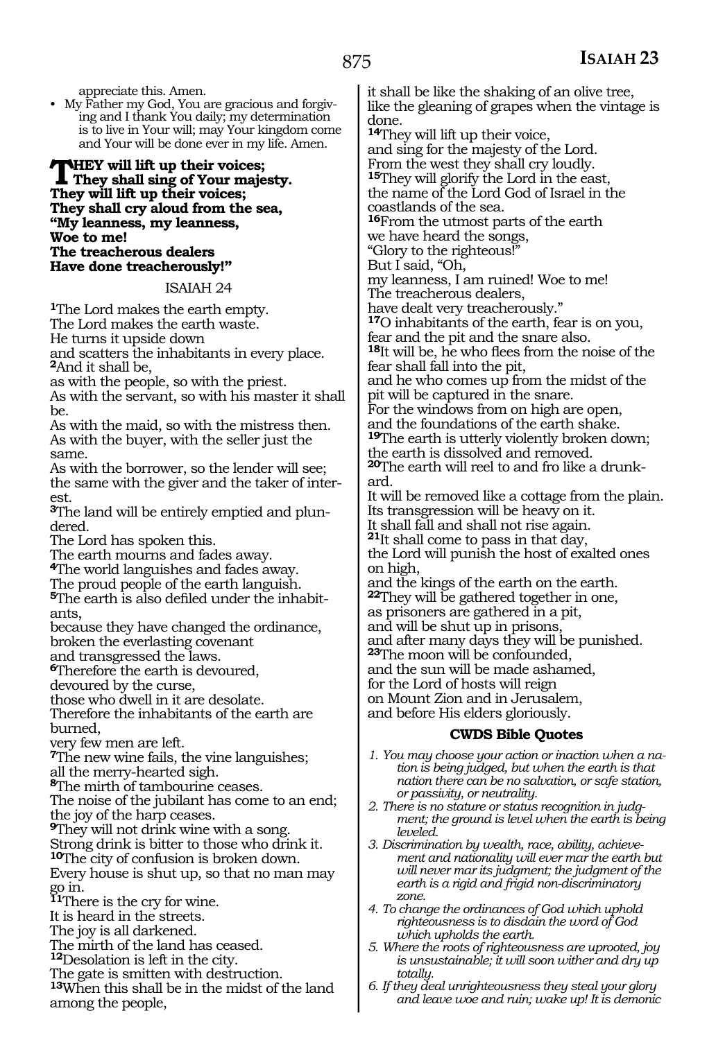appreciate this. Amen.

- My Father my God, You are gracious and forgiving and I thank You daily; my determination is to live in Your will; may Your kingdom come and Your will be done ever in my life. Amen.

**THEY will lift up their voices;**
**They shall sing of Your majesty.**
**They will lift up their voices;**
**They shall cry aloud from the sea,**
**"My leanness, my leanness,**
**Woe to me!**
**The treacherous dealers**
**Have done treacherously!"**

ISAIAH 24

[1]The Lord makes the earth empty.
The Lord makes the earth waste.
He turns it upside down
and scatters the inhabitants in every place.
[2]And it shall be,
as with the people, so with the priest.
As with the servant, so with his master it shall be.
As with the maid, so with the mistress then.
As with the buyer, with the seller just the same.
As with the borrower, so the lender will see;
the same with the giver and the taker of interest.
[3]The land will be entirely emptied and plundered.
The Lord has spoken this.
The earth mourns and fades away.
[4]The world languishes and fades away.
The proud people of the earth languish.
[5]The earth is also defiled under the inhabitants,
because they have changed the ordinance,
broken the everlasting covenant
and transgressed the laws.
[6]Therefore the earth is devoured,
devoured by the curse,
those who dwell in it are desolate.
Therefore the inhabitants of the earth are burned,
very few men are left.
[7]The new wine fails, the vine languishes;
all the merry-hearted sigh.
[8]The mirth of tambourine ceases.
The noise of the jubilant has come to an end;
the joy of the harp ceases.
[9]They will not drink wine with a song.
Strong drink is bitter to those who drink it.
[10]The city of confusion is broken down.
Every house is shut up, so that no man may go in.
[11]There is the cry for wine.
It is heard in the streets.
The joy is all darkened.
The mirth of the land has ceased.
[12]Desolation is left in the city.
The gate is smitten with destruction.
[13]When this shall be in the midst of the land among the people,
it shall be like the shaking of an olive tree,
like the gleaning of grapes when the vintage is done.
[14]They will lift up their voice,
and sing for the majesty of the Lord.
From the west they shall cry loudly.
[15]They will glorify the Lord in the east,
the name of the Lord God of Israel in the coastlands of the sea.
[16]From the utmost parts of the earth
we have heard the songs,
"Glory to the righteous!"
But I said, "Oh,
my leanness, I am ruined! Woe to me!
The treacherous dealers,
have dealt very treacherously."
[17]O inhabitants of the earth, fear is on you,
fear and the pit and the snare also.
[18]It will be, he who flees from the noise of the fear shall fall into the pit,
and he who comes up from the midst of the pit will be captured in the snare.
For the windows from on high are open,
and the foundations of the earth shake.
[19]The earth is utterly violently broken down;
the earth is dissolved and removed.
[20]The earth will reel to and fro like a drunkard.
It will be removed like a cottage from the plain.
Its transgression will be heavy on it.
It shall fall and shall not rise again.
[21]It shall come to pass in that day,
the Lord will punish the host of exalted ones on high,
and the kings of the earth on the earth.
[22]They will be gathered together in one,
as prisoners are gathered in a pit,
and will be shut up in prisons,
and after many days they will be punished.
[23]The moon will be confounded,
and the sun will be made ashamed,
for the Lord of hosts will reign
on Mount Zion and in Jerusalem,
and before His elders gloriously.

**CWDS Bible Quotes**

1. *You may choose your action or inaction when a nation is being judged, but when the earth is that nation there can be no salvation, or safe station, or passivity, or neutrality.*
2. *There is no stature or status recognition in judgment; the ground is level when the earth is being leveled.*
3. *Discrimination by wealth, race, ability, achievement and nationality will ever mar the earth but will never mar its judgment; the judgment of the earth is a rigid and frigid non-discriminatory zone.*
4. *To change the ordinances of God which uphold righteousness is to disdain the word of God which upholds the earth.*
5. *Where the roots of righteousness are uprooted, joy is unsustainable; it will soon wither and dry up totally.*
6. *If they deal unrighteousness they steal your glory and leave woe and ruin; wake up! It is demonic*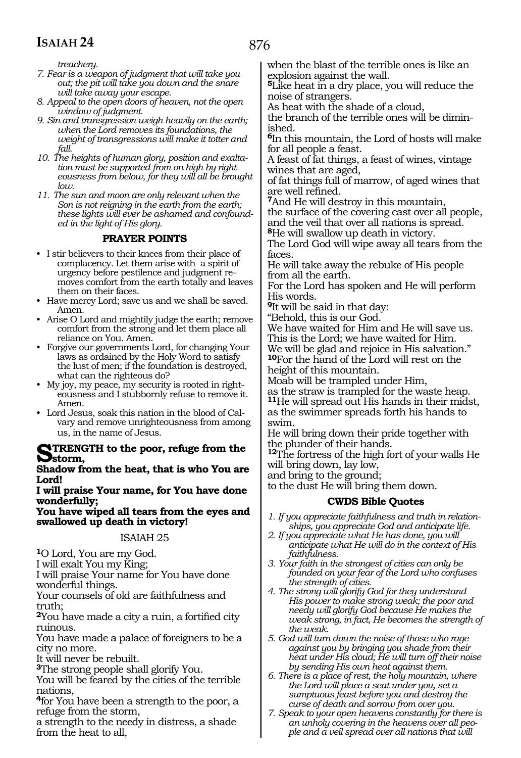*treachery.*

7. *Fear is a weapon of judgment that will take you out; the pit will take you down and the snare will take away your escape.*
8. *Appeal to the open doors of heaven, not the open window of judgment.*
9. *Sin and transgression weigh heavily on the earth; when the Lord removes its foundations, the weight of transgressions will make it totter and fall.*
10. *The heights of human glory, position and exaltation must be supported from on high by righteousness from below, for they will all be brought low.*
11. *The sun and moon are only relevant when the Son is not reigning in the earth from the earth; these lights will ever be ashamed and confounded in the light of His glory.*

### PRAYER POINTS

- I stir believers to their knees from their place of complacency. Let them arise with a spirit of urgency before pestilence and judgment removes comfort from the earth totally and leaves them on their faces.
- Have mercy Lord; save us and we shall be saved. Amen.
- Arise O Lord and mightily judge the earth; remove comfort from the strong and let them place all reliance on You. Amen.
- Forgive our governments Lord, for changing Your laws as ordained by the Holy Word to satisfy the lust of men; if the foundation is destroyed, what can the righteous do?
- My joy, my peace, my security is rooted in righteousness and I stubbornly refuse to remove it. Amen.
- Lord Jesus, soak this nation in the blood of Calvary and remove unrighteousness from among us, in the name of Jesus.

**STRENGTH to the poor, refuge from the storm,**
**Shadow from the heat, that is who You are Lord!**
**I will praise Your name, for You have done wonderfully;**
**You have wiped all tears from the eyes and swallowed up death in victory!**

## ISAIAH 25

**1**O Lord, You are my God.
I will exalt You my King;
I will praise Your name for You have done wonderful things.
Your counsels of old are faithfulness and truth;
**2**You have made a city a ruin, a fortified city ruinous.
You have made a palace of foreigners to be a city no more.
It will never be rebuilt.
**3**The strong people shall glorify You.
You will be feared by the cities of the terrible nations,
**4**for You have been a strength to the poor, a refuge from the storm,
a strength to the needy in distress, a shade from the heat to all,
when the blast of the terrible ones is like an explosion against the wall.
**5**Like heat in a dry place, you will reduce the noise of strangers.
As heat with the shade of a cloud,
the branch of the terrible ones will be diminished.
**6**In this mountain, the Lord of hosts will make for all people a feast.
A feast of fat things, a feast of wines, vintage wines that are aged,
of fat things full of marrow, of aged wines that are well refined.
**7**And He will destroy in this mountain,
the surface of the covering cast over all people,
and the veil that over all nations is spread.
**8**He will swallow up death in victory.
The Lord God will wipe away all tears from the faces.
He will take away the rebuke of His people from all the earth.
For the Lord has spoken and He will perform His words.
**9**It will be said in that day:
"Behold, this is our God.
We have waited for Him and He will save us.
This is the Lord; we have waited for Him.
We will be glad and rejoice in His salvation."
**10**For the hand of the Lord will rest on the height of this mountain.
Moab will be trampled under Him,
as the straw is trampled for the waste heap.
**11**He will spread out His hands in their midst,
as the swimmer spreads forth his hands to swim.
He will bring down their pride together with the plunder of their hands.
**12**The fortress of the high fort of your walls He will bring down, lay low,
and bring to the ground;
to the dust He will bring them down.

### CWDS Bible Quotes

1. *If you appreciate faithfulness and truth in relationships, you appreciate God and anticipate life.*
2. *If you appreciate what He has done, you will anticipate what He will do in the context of His faithfulness.*
3. *Your faith in the strongest of cities can only be founded on your fear of the Lord who confuses the strength of cities.*
4. *The strong will glorify God for they understand His power to make strong weak; the poor and needy will glorify God because He makes the weak strong, in fact, He becomes the strength of the weak.*
5. *God will turn down the noise of those who rage against you by bringing you shade from their heat under His cloud; He will turn off their noise by sending His own heat against them.*
6. *There is a place of rest, the holy mountain, where the Lord will place a seat under you, set a sumptuous feast before you and destroy the curse of death and sorrow from over you.*
7. *Speak to your open heavens constantly for there is an unholy covering in the heavens over all people and a veil spread over all nations that will*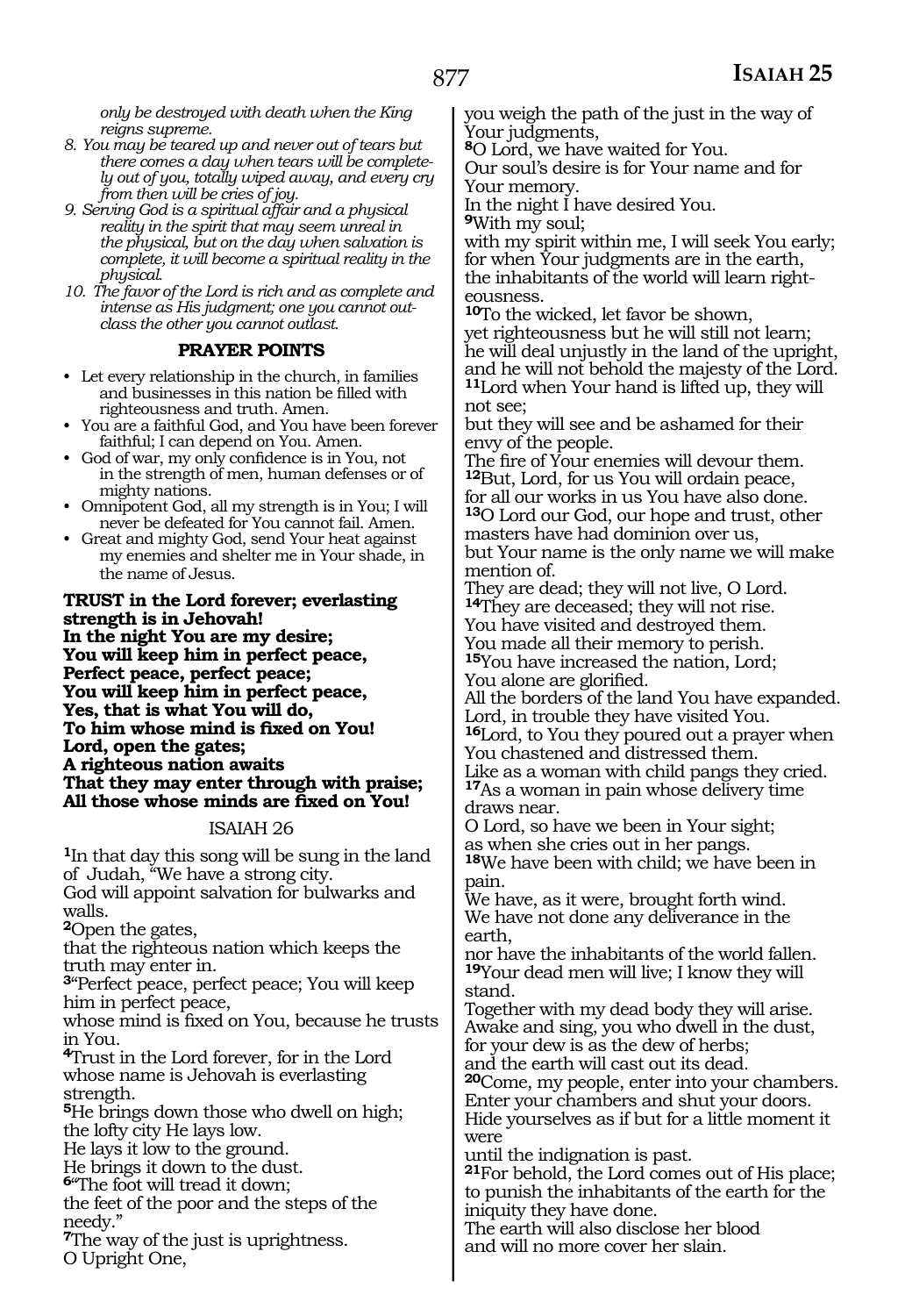*only be destroyed with death when the King reigns supreme.*

8. *You may be teared up and never out of tears but there comes a day when tears will be completely out of you, totally wiped away, and every cry from then will be cries of joy.*
9. *Serving God is a spiritual affair and a physical reality in the spirit that may seem unreal in the physical, but on the day when salvation is complete, it will become a spiritual reality in the physical.*
10. *The favor of the Lord is rich and as complete and intense as His judgment; one you cannot outclass the other you cannot outlast.*

**PRAYER POINTS**

- Let every relationship in the church, in families and businesses in this nation be filled with righteousness and truth. Amen.
- You are a faithful God, and You have been forever faithful; I can depend on You. Amen.
- God of war, my only confidence is in You, not in the strength of men, human defenses or of mighty nations.
- Omnipotent God, all my strength is in You; I will never be defeated for You cannot fail. Amen.
- Great and mighty God, send Your heat against my enemies and shelter me in Your shade, in the name of Jesus.

**TRUST in the Lord forever; everlasting strength is in Jehovah!**
**In the night You are my desire;**
**You will keep him in perfect peace,**
**Perfect peace, perfect peace;**
**You will keep him in perfect peace,**
**Yes, that is what You will do,**
**To him whose mind is fixed on You!**
**Lord, open the gates;**
**A righteous nation awaits**
**That they may enter through with praise;**
**All those whose minds are fixed on You!**

## ISAIAH 26

1In that day this song will be sung in the land of Judah, "We have a strong city.
God will appoint salvation for bulwarks and walls.
2Open the gates,
that the righteous nation which keeps the truth may enter in.
3"Perfect peace, perfect peace; You will keep him in perfect peace,
whose mind is fixed on You, because he trusts in You.
4Trust in the Lord forever, for in the Lord whose name is Jehovah is everlasting strength.
5He brings down those who dwell on high;
the lofty city He lays low.
He lays it low to the ground.
He brings it down to the dust.
6"The foot will tread it down;
the feet of the poor and the steps of the needy."
7The way of the just is uprightness.
O Upright One,
you weigh the path of the just in the way of Your judgments,
8O Lord, we have waited for You.
Our soul's desire is for Your name and for Your memory.
In the night I have desired You.
9With my soul;
with my spirit within me, I will seek You early;
for when Your judgments are in the earth,
the inhabitants of the world will learn righteousness.
10To the wicked, let favor be shown,
yet righteousness but he will still not learn;
he will deal unjustly in the land of the upright,
and he will not behold the majesty of the Lord.
11Lord when Your hand is lifted up, they will not see;
but they will see and be ashamed for their envy of the people.
The fire of Your enemies will devour them.
12But, Lord, for us You will ordain peace,
for all our works in us You have also done.
13O Lord our God, our hope and trust, other masters have had dominion over us,
but Your name is the only name we will make mention of.
They are dead; they will not live, O Lord.
14They are deceased; they will not rise.
You have visited and destroyed them.
You made all their memory to perish.
15You have increased the nation, Lord;
You alone are glorified.
All the borders of the land You have expanded.
Lord, in trouble they have visited You.
16Lord, to You they poured out a prayer when You chastened and distressed them.
Like as a woman with child pangs they cried.
17As a woman in pain whose delivery time draws near.
O Lord, so have we been in Your sight;
as when she cries out in her pangs.
18We have been with child; we have been in pain.
We have, as it were, brought forth wind.
We have not done any deliverance in the earth,
nor have the inhabitants of the world fallen.
19Your dead men will live; I know they will stand.
Together with my dead body they will arise.
Awake and sing, you who dwell in the dust,
for your dew is as the dew of herbs;
and the earth will cast out its dead.
20Come, my people, enter into your chambers.
Enter your chambers and shut your doors.
Hide yourselves as if but for a little moment it were
until the indignation is past.
21For behold, the Lord comes out of His place;
to punish the inhabitants of the earth for the iniquity they have done.
The earth will also disclose her blood
and will no more cover her slain.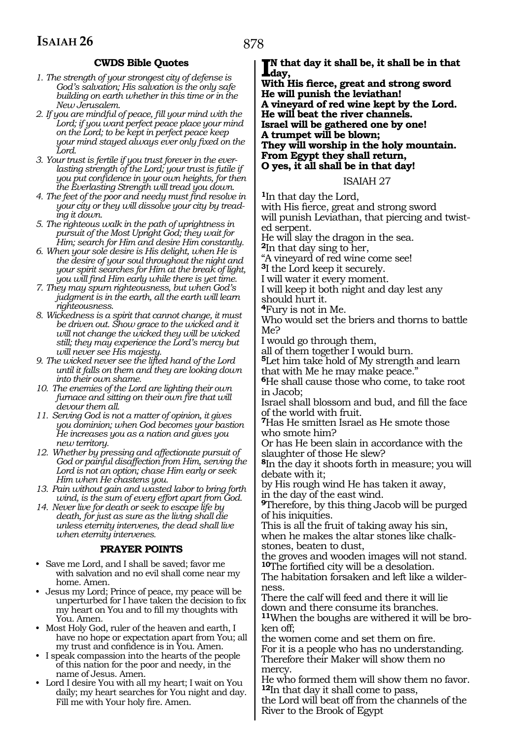### CWDS Bible Quotes

1. *The strength of your strongest city of defense is God's salvation; His salvation is the only safe building on earth whether in this time or in the New Jerusalem.*
2. *If you are mindful of peace, fill your mind with the Lord; if you want perfect peace place your mind on the Lord; to be kept in perfect peace keep your mind stayed always ever only fixed on the Lord.*
3. *Your trust is fertile if you trust forever in the everlasting strength of the Lord; your trust is futile if you put confidence in your own heights, for then the Everlasting Strength will tread you down.*
4. *The feet of the poor and needy must find resolve in your city or they will dissolve your city by treading it down.*
5. *The righteous walk in the path of uprightness in pursuit of the Most Upright God; they wait for Him; search for Him and desire Him constantly.*
6. *When your sole desire is His delight, when He is the desire of your soul throughout the night and your spirit searches for Him at the break of light, you will find Him early while there is yet time.*
7. *They may spurn righteousness, but when God's judgment is in the earth, all the earth will learn righteousness.*
8. *Wickedness is a spirit that cannot change, it must be driven out. Show grace to the wicked and it will not change the wicked they will be wicked still; they may experience the Lord's mercy but will never see His majesty.*
9. *The wicked never see the lifted hand of the Lord until it falls on them and they are looking down into their own shame.*
10. *The enemies of the Lord are lighting their own furnace and sitting on their own fire that will devour them all.*
11. *Serving God is not a matter of opinion, it gives you dominion; when God becomes your bastion He increases you as a nation and gives you new territory.*
12. *Whether by pressing and affectionate pursuit of God or painful disaffection from Him, serving the Lord is not an option; chase Him early or seek Him when He chastens you.*
13. *Pain without gain and wasted labor to bring forth wind, is the sum of every effort apart from God.*
14. *Never live for death or seek to escape life by death, for just as sure as the living shall die unless eternity intervenes, the dead shall live when eternity intervenes.*

### PRAYER POINTS

- Save me Lord, and I shall be saved; favor me with salvation and no evil shall come near my home. Amen.
- Jesus my Lord; Prince of peace, my peace will be unperturbed for I have taken the decision to fix my heart on You and to fill my thoughts with You. Amen.
- Most Holy God, ruler of the heaven and earth, I have no hope or expectation apart from You; all my trust and confidence is in You. Amen.
- I speak compassion into the hearts of the people of this nation for the poor and needy, in the name of Jesus. Amen.
- Lord I desire You with all my heart; I wait on You daily; my heart searches for You night and day. Fill me with Your holy fire. Amen.

**IN that day it shall be, it shall be in that day,**
**With His fierce, great and strong sword**
**He will punish the leviathan!**
**A vineyard of red wine kept by the Lord.**
**He will beat the river channels.**
**Israel will be gathered one by one!**
**A trumpet will be blown;**
**They will worship in the holy mountain.**
**From Egypt they shall return,**
**O yes, it all shall be in that day!**

ISAIAH 27

[1]In that day the Lord,
with His fierce, great and strong sword
will punish Leviathan, that piercing and twisted serpent.
He will slay the dragon in the sea.
[2]In that day sing to her,
"A vineyard of red wine come see!
[3]I the Lord keep it securely.
I will water it every moment.
I will keep it both night and day lest any should hurt it.
[4]Fury is not in Me.
Who would set the briers and thorns to battle Me?
I would go through them,
all of them together I would burn.
[5]Let him take hold of My strength and learn that with Me he may make peace."
[6]He shall cause those who come, to take root in Jacob;
Israel shall blossom and bud, and fill the face of the world with fruit.
[7]Has He smitten Israel as He smote those who smote him?
Or has He been slain in accordance with the slaughter of those He slew?
[8]In the day it shoots forth in measure; you will debate with it;
by His rough wind He has taken it away,
in the day of the east wind.
[9]Therefore, by this thing Jacob will be purged of his iniquities.
This is all the fruit of taking away his sin,
when he makes the altar stones like chalkstones, beaten to dust,
the groves and wooden images will not stand.
[10]The fortified city will be a desolation.
The habitation forsaken and left like a wilderness.
There the calf will feed and there it will lie down and there consume its branches.
[11]When the boughs are withered it will be broken off;
the women come and set them on fire.
For it is a people who has no understanding.
Therefore their Maker will show them no mercy.
He who formed them will show them no favor.
[12]In that day it shall come to pass,
the Lord will beat off from the channels of the River to the Brook of Egypt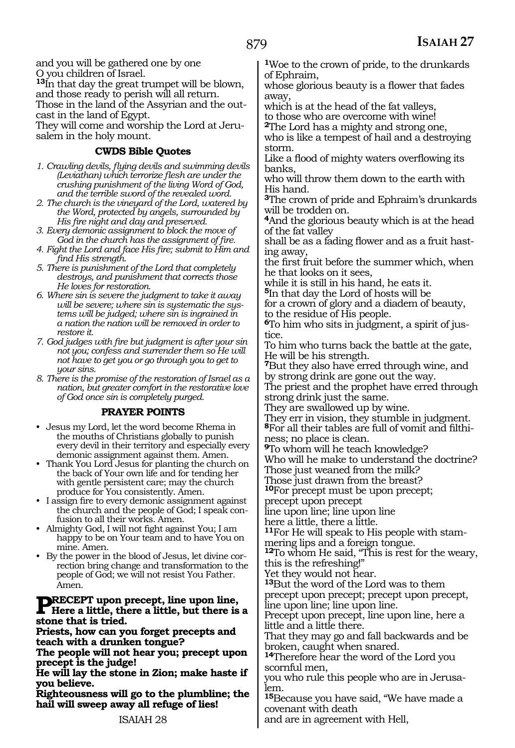and you will be gathered one by one
O you children of Israel.
[13]In that day the great trumpet will be blown,
and those ready to perish will all return.
Those in the land of the Assyrian and the outcast in the land of Egypt.
They will come and worship the Lord at Jerusalem in the holy mount.

### CWDS Bible Quotes

1. *Crawling devils, flying devils and swimming devils (Leviathan) which terrorize flesh are under the crushing punishment of the living Word of God, and the terrible sword of the revealed word.*
2. *The church is the vineyard of the Lord, watered by the Word, protected by angels, surrounded by His fire night and day and preserved.*
3. *Every demonic assignment to block the move of God in the church has the assignment of fire.*
4. *Fight the Lord and face His fire; submit to Him and find His strength.*
5. *There is punishment of the Lord that completely destroys, and punishment that corrects those He loves for restoration.*
6. *Where sin is severe the judgment to take it away will be severe; where sin is systematic the systems will be judged; where sin is ingrained in a nation the nation will be removed in order to restore it.*
7. *God judges with fire but judgment is after your sin not you; confess and surrender them so He will not have to get you or go through you to get to your sins.*
8. *There is the promise of the restoration of Israel as a nation, but greater comfort in the restorative love of God once sin is completely purged.*

### PRAYER POINTS

- Jesus my Lord, let the word become Rhema in the mouths of Christians globally to punish every devil in their territory and especially every demonic assignment against them. Amen.
- Thank You Lord Jesus for planting the church on the back of Your own life and for tending her with gentle persistent care; may the church produce for You consistently. Amen.
- I assign fire to every demonic assignment against the church and the people of God; I speak confusion to all their works. Amen.
- Almighty God, I will not fight against You; I am happy to be on Your team and to have You on mine. Amen.
- By the power in the blood of Jesus, let divine correction bring change and transformation to the people of God; we will not resist You Father. Amen.

**PRECEPT upon precept, line upon line, Here a little, there a little, but there is a stone that is tried.**
**Priests, how can you forget precepts and teach with a drunken tongue?**
**The people will not hear you; precept upon precept is the judge!**
**He will lay the stone in Zion; make haste if you believe.**
**Righteousness will go to the plumbline; the hail will sweep away all refuge of lies!**

ISAIAH 28

[1]Woe to the crown of pride, to the drunkards of Ephraim,
whose glorious beauty is a flower that fades away,
which is at the head of the fat valleys,
to those who are overcome with wine!
[2]The Lord has a mighty and strong one,
who is like a tempest of hail and a destroying storm.
Like a flood of mighty waters overflowing its banks,
who will throw them down to the earth with His hand.
[3]The crown of pride and Ephraim's drunkards will be trodden on.
[4]And the glorious beauty which is at the head of the fat valley
shall be as a fading flower and as a fruit hasting away,
the first fruit before the summer which, when he that looks on it sees,
while it is still in his hand, he eats it.
[5]In that day the Lord of hosts will be
for a crown of glory and a diadem of beauty,
to the residue of His people.
[6]To him who sits in judgment, a spirit of justice.
To him who turns back the battle at the gate,
He will be his strength.
[7]But they also have erred through wine, and by strong drink are gone out the way.
The priest and the prophet have erred through strong drink just the same.
They are swallowed up by wine.
They err in vision, they stumble in judgment.
[8]For all their tables are full of vomit and filthiness; no place is clean.
[9]To whom will he teach knowledge?
Who will he make to understand the doctrine?
Those just weaned from the milk?
Those just drawn from the breast?
[10]For precept must be upon precept;
precept upon precept
line upon line; line upon line
here a little, there a little.
[11]For He will speak to His people with stammering lips and a foreign tongue.
[12]To whom He said, "This is rest for the weary, this is the refreshing!"
Yet they would not hear.
[13]But the word of the Lord was to them
precept upon precept; precept upon precept,
line upon line; line upon line.
Precept upon precept, line upon line, here a little and a little there.
That they may go and fall backwards and be broken, caught when snared.
[14]Therefore hear the word of the Lord you scornful men,
you who rule this people who are in Jerusalem.
[15]Because you have said, "We have made a covenant with death
and are in agreement with Hell,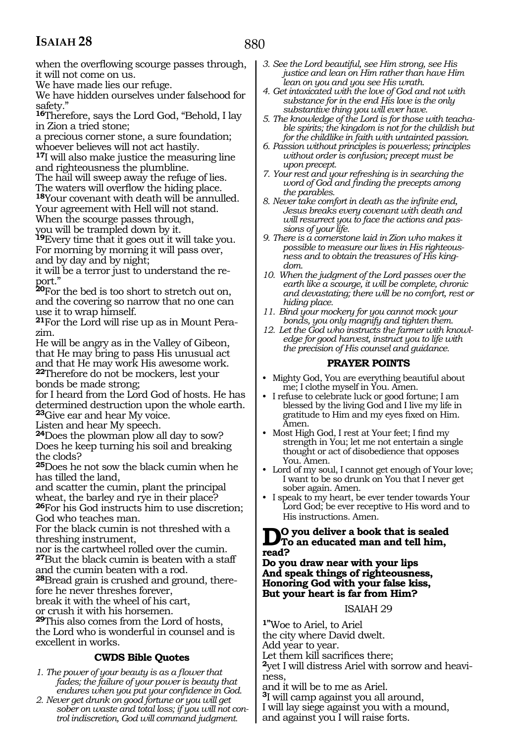when the overflowing scourge passes through,
it will not come on us.
We have made lies our refuge.
We have hidden ourselves under falsehood for safety."

**16**Therefore, says the Lord God, "Behold, I lay in Zion a tried stone;
a precious corner stone, a sure foundation;
whoever believes will not act hastily.
**17**I will also make justice the measuring line
and righteousness the plumbline.
The hail will sweep away the refuge of lies.
The waters will overflow the hiding place.
**18**Your covenant with death will be annulled.
Your agreement with Hell will not stand.
When the scourge passes through,
you will be trampled down by it.
**19**Every time that it goes out it will take you.
For morning by morning it will pass over,
and by day and by night;
it will be a terror just to understand the report."
**20**For the bed is too short to stretch out on,
and the covering so narrow that no one can use it to wrap himself.
**21**For the Lord will rise up as in Mount Perazim.
He will be angry as in the Valley of Gibeon,
that He may bring to pass His unusual act
and that He may work His awesome work.
**22**Therefore do not be mockers, lest your bonds be made strong;
for I heard from the Lord God of hosts. He has determined destruction upon the whole earth.
**23**Give ear and hear My voice.
Listen and hear My speech.
**24**Does the plowman plow all day to sow?
Does he keep turning his soil and breaking the clods?
**25**Does he not sow the black cumin when he has tilled the land,
and scatter the cumin, plant the principal wheat, the barley and rye in their place?
**26**For his God instructs him to use discretion;
God who teaches man.
For the black cumin is not threshed with a threshing instrument,
nor is the cartwheel rolled over the cumin.
**27**But the black cumin is beaten with a staff
and the cumin beaten with a rod.
**28**Bread grain is crushed and ground, therefore he never threshes forever,
break it with the wheel of his cart,
or crush it with his horsemen.
**29**This also comes from the Lord of hosts,
the Lord who is wonderful in counsel and is excellent in works.

### CWDS Bible Quotes

1. *The power of your beauty is as a flower that fades; the failure of your power is beauty that endures when you put your confidence in God.*
2. *Never get drunk on good fortune or you will get sober on waste and total loss; if you will not control indiscretion, God will command judgment.*
3. *See the Lord beautiful, see Him strong, see His justice and lean on Him rather than have Him lean on you and you see His wrath.*
4. *Get intoxicated with the love of God and not with substance for in the end His love is the only substantive thing you will ever have.*
5. *The knowledge of the Lord is for those with teachable spirits; the kingdom is not for the childish but for the childlike in faith with untainted passion.*
6. *Passion without principles is powerless; principles without order is confusion; precept must be upon precept.*
7. *Your rest and your refreshing is in searching the word of God and finding the precepts among the parables.*
8. *Never take comfort in death as the infinite end, Jesus breaks every covenant with death and will resurrect you to face the actions and passions of your life.*
9. *There is a cornerstone laid in Zion who makes it possible to measure our lives in His righteousness and to obtain the treasures of His kingdom.*
10. *When the judgment of the Lord passes over the earth like a scourge, it will be complete, chronic and devastating; there will be no comfort, rest or hiding place.*
11. *Bind your mockery for you cannot mock your bonds, you only magnify and tighten them.*
12. *Let the God who instructs the farmer with knowledge for good harvest, instruct you to life with the precision of His counsel and guidance.*

### PRAYER POINTS

- Mighty God, You are everything beautiful about me; I clothe myself in You. Amen.
- I refuse to celebrate luck or good fortune; I am blessed by the living God and I live my life in gratitude to Him and my eyes fixed on Him. Amen.
- Most High God, I rest at Your feet; I find my strength in You; let me not entertain a single thought or act of disobedience that opposes You. Amen.
- Lord of my soul, I cannot get enough of Your love; I want to be so drunk on You that I never get sober again. Amen.
- I speak to my heart, be ever tender towards Your Lord God; be ever receptive to His word and to His instructions. Amen.

**Do you deliver a book that is sealed To an educated man and tell him, read?
Do you draw near with your lips
And speak things of righteousness,
Honoring God with your false kiss,
But your heart is far from Him?**

## ISAIAH 29

**1**"Woe to Ariel, to Ariel
the city where David dwelt.
Add year to year.
Let them kill sacrifices there;
**2**yet I will distress Ariel with sorrow and heaviness,
and it will be to me as Ariel.
**3**I will camp against you all around,
I will lay siege against you with a mound,
and against you I will raise forts.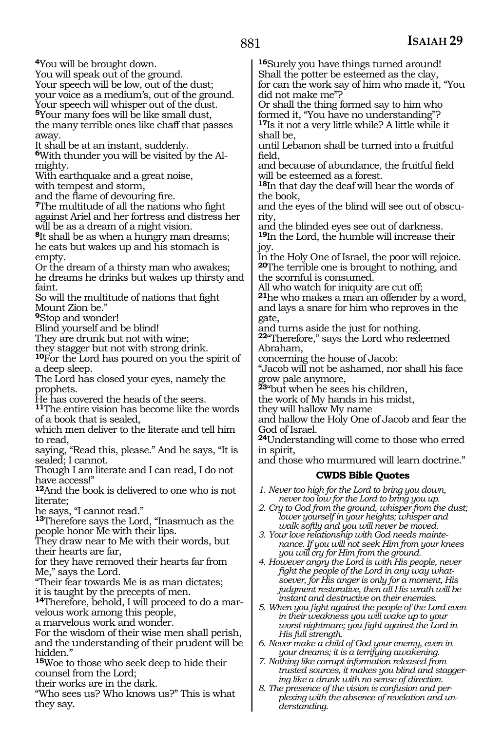[4]You will be brought down.
You will speak out of the ground.
Your speech will be low, out of the dust;
your voice as a medium's, out of the ground.
Your speech will whisper out of the dust.
[5]Your many foes will be like small dust,
the many terrible ones like chaff that passes away.
It shall be at an instant, suddenly.
[6]With thunder you will be visited by the Almighty.
With earthquake and a great noise,
with tempest and storm,
and the flame of devouring fire.
[7]The multitude of all the nations who fight against Ariel and her fortress and distress her will be as a dream of a night vision.
[8]It shall be as when a hungry man dreams;
he eats but wakes up and his stomach is empty.
Or the dream of a thirsty man who awakes;
he dreams he drinks but wakes up thirsty and faint.
So will the multitude of nations that fight Mount Zion be."
[9]Stop and wonder!
Blind yourself and be blind!
They are drunk but not with wine;
they stagger but not with strong drink.
[10]For the Lord has poured on you the spirit of a deep sleep.
The Lord has closed your eyes, namely the prophets.
He has covered the heads of the seers.
[11]The entire vision has become like the words of a book that is sealed,
which men deliver to the literate and tell him to read,
saying, "Read this, please." And he says, "It is sealed; I cannot.
Though I am literate and I can read, I do not have access!"
[12]And the book is delivered to one who is not literate;
he says, "I cannot read."
[13]Therefore says the Lord, "Inasmuch as the people honor Me with their lips.
They draw near to Me with their words, but their hearts are far,
for they have removed their hearts far from Me," says the Lord.
"Their fear towards Me is as man dictates;
it is taught by the precepts of men.
[14]Therefore, behold, I will proceed to do a marvelous work among this people,
a marvelous work and wonder.
For the wisdom of their wise men shall perish,
and the understanding of their prudent will be hidden."
[15]Woe to those who seek deep to hide their counsel from the Lord;
their works are in the dark.
"Who sees us? Who knows us?" This is what they say.
[16]Surely you have things turned around!
Shall the potter be esteemed as the clay,
for can the work say of him who made it, "You did not make me"?
Or shall the thing formed say to him who formed it, "You have no understanding"?
[17]Is it not a very little while? A little while it shall be,
until Lebanon shall be turned into a fruitful field,
and because of abundance, the fruitful field will be esteemed as a forest.
[18]In that day the deaf will hear the words of the book,
and the eyes of the blind will see out of obscurity,
and the blinded eyes see out of darkness.
[19]In the Lord, the humble will increase their joy.
In the Holy One of Israel, the poor will rejoice.
[20]The terrible one is brought to nothing, and the scornful is consumed.
All who watch for iniquity are cut off;
[21]he who makes a man an offender by a word,
and lays a snare for him who reproves in the gate,
and turns aside the just for nothing.
[22]"Therefore," says the Lord who redeemed Abraham,
concerning the house of Jacob:
"Jacob will not be ashamed, nor shall his face grow pale anymore,
[23]"but when he sees his children,
the work of My hands in his midst,
they will hallow My name
and hallow the Holy One of Jacob and fear the God of Israel.
[24]Understanding will come to those who erred in spirit,
and those who murmured will learn doctrine."

### CWDS Bible Quotes

1. *Never too high for the Lord to bring you down, never too low for the Lord to bring you up.*
2. *Cry to God from the ground, whisper from the dust; lower yourself in your heights; whisper and walk softly and you will never be moved.*
3. *Your love relationship with God needs maintenance. If you will not seek Him from your knees you will cry for Him from the ground.*
4. *However angry the Lord is with His people, never fight the people of the Lord in any way whatsoever, for His anger is only for a moment, His judgment restorative, then all His wrath will be instant and destructive on their enemies.*
5. *When you fight against the people of the Lord even in their weakness you will wake up to your worst nightmare; you fight against the Lord in His full strength.*
6. *Never make a child of God your enemy, even in your dreams; it is a terrifying awakening.*
7. *Nothing like corrupt information released from trusted sources, it makes you blind and staggering like a drunk with no sense of direction.*
8. *The presence of the vision is confusion and perplexing with the absence of revelation and understanding.*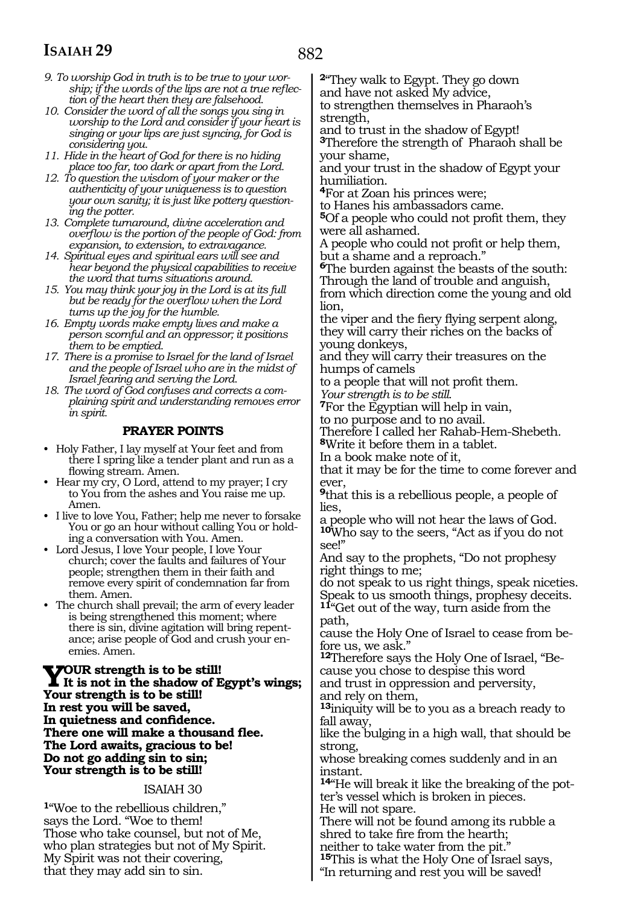9. *To worship God in truth is to be true to your worship; if the words of the lips are not a true reflection of the heart then they are falsehood.*
10. *Consider the word of all the songs you sing in worship to the Lord and consider if your heart is singing or your lips are just syncing, for God is considering you.*
11. *Hide in the heart of God for there is no hiding place too far, too dark or apart from the Lord.*
12. *To question the wisdom of your maker or the authenticity of your uniqueness is to question your own sanity; it is just like pottery questioning the potter.*
13. *Complete turnaround, divine acceleration and overflow is the portion of the people of God: from expansion, to extension, to extravagance.*
14. *Spiritual eyes and spiritual ears will see and hear beyond the physical capabilities to receive the word that turns situations around.*
15. *You may think your joy in the Lord is at its full but be ready for the overflow when the Lord turns up the joy for the humble.*
16. *Empty words make empty lives and make a person scornful and an oppressor; it positions them to be emptied.*
17. *There is a promise to Israel for the land of Israel and the people of Israel who are in the midst of Israel fearing and serving the Lord.*
18. *The word of God confuses and corrects a complaining spirit and understanding removes error in spirit.*

**PRAYER POINTS**

- Holy Father, I lay myself at Your feet and from there I spring like a tender plant and run as a flowing stream. Amen.
- Hear my cry, O Lord, attend to my prayer; I cry to You from the ashes and You raise me up. Amen.
- I live to love You, Father; help me never to forsake You or go an hour without calling You or holding a conversation with You. Amen.
- Lord Jesus, I love Your people, I love Your church; cover the faults and failures of Your people; strengthen them in their faith and remove every spirit of condemnation far from them. Amen.
- The church shall prevail; the arm of every leader is being strengthened this moment; where there is sin, divine agitation will bring repentance; arise people of God and crush your enemies. Amen.

**YOUR strength is to be still!**
**It is not in the shadow of Egypt's wings;**
**Your strength is to be still!**
**In rest you will be saved,**
**In quietness and confidence.**
**There one will make a thousand flee.**
**The Lord awaits, gracious to be!**
**Do not go adding sin to sin;**
**Your strength is to be still!**

ISAIAH 30

1"Woe to the rebellious children,"
says the Lord. "Woe to them!
Those who take counsel, but not of Me,
who plan strategies but not of My Spirit.
My Spirit was not their covering,
that they may add sin to sin.

2"They walk to Egypt. They go down
and have not asked My advice,
to strengthen themselves in Pharaoh's strength,
and to trust in the shadow of Egypt!
3Therefore the strength of Pharaoh shall be your shame,
and your trust in the shadow of Egypt your humiliation.
4For at Zoan his princes were;
to Hanes his ambassadors came.
5Of a people who could not profit them, they were all ashamed.
A people who could not profit or help them,
but a shame and a reproach."
6The burden against the beasts of the south:
Through the land of trouble and anguish,
from which direction come the young and old lion,
the viper and the fiery flying serpent along,
they will carry their riches on the backs of young donkeys,
and they will carry their treasures on the humps of camels
to a people that will not profit them.
*Your strength is to be still.*
7For the Egyptian will help in vain,
to no purpose and to no avail.
Therefore I called her Rahab-Hem-Shebeth.
8Write it before them in a tablet.
In a book make note of it,
that it may be for the time to come forever and ever,
9that this is a rebellious people, a people of lies,
a people who will not hear the laws of God.
10Who say to the seers, "Act as if you do not see!"
And say to the prophets, "Do not prophesy right things to me;
do not speak to us right things, speak niceties.
Speak to us smooth things, prophesy deceits.
11"Get out of the way, turn aside from the path,
cause the Holy One of Israel to cease from before us, we ask."
12Therefore says the Holy One of Israel, "Because you chose to despise this word
and trust in oppression and perversity,
and rely on them,
13iniquity will be to you as a breach ready to fall away,
like the bulging in a high wall, that should be strong,
whose breaking comes suddenly and in an instant.
14"He will break it like the breaking of the potter's vessel which is broken in pieces.
He will not spare.
There will not be found among its rubble a shred to take fire from the hearth;
neither to take water from the pit."
15This is what the Holy One of Israel says,
"In returning and rest you will be saved!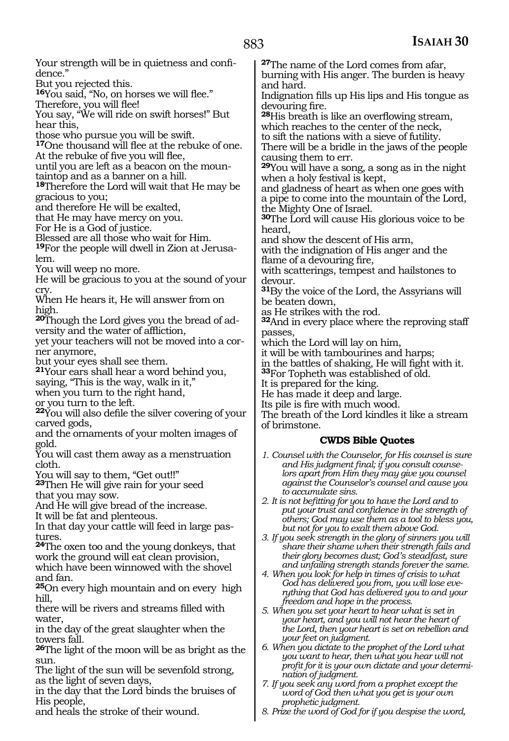Your strength will be in quietness and confidence."
But you rejected this.
[16]You said, "No, on horses we will flee."
Therefore, you will flee!
You say, "We will ride on swift horses!" But hear this,
those who pursue you will be swift.
[17]One thousand will flee at the rebuke of one.
At the rebuke of five you will flee,
until you are left as a beacon on the mountaintop and as a banner on a hill.
[18]Therefore the Lord will wait that He may be gracious to you;
and therefore He will be exalted,
that He may have mercy on you.
For He is a God of justice.
Blessed are all those who wait for Him.
[19]For the people will dwell in Zion at Jerusalem.
You will weep no more.
He will be gracious to you at the sound of your cry.
When He hears it, He will answer from on high.
[20]Though the Lord gives you the bread of adversity and the water of affliction,
yet your teachers will not be moved into a corner anymore,
but your eyes shall see them.
[21]Your ears shall hear a word behind you,
saying, "This is the way, walk in it,"
when you turn to the right hand,
or you turn to the left.
[22]You will also defile the silver covering of your carved gods,
and the ornaments of your molten images of gold.
You will cast them away as a menstruation cloth.
You will say to them, "Get out!!"
[23]Then He will give rain for your seed
that you may sow.
And He will give bread of the increase.
It will be fat and plenteous.
In that day your cattle will feed in large pastures.
[24]The oxen too and the young donkeys, that work the ground will eat clean provision,
which have been winnowed with the shovel and fan.
[25]On every high mountain and on every high hill,
there will be rivers and streams filled with water,
in the day of the great slaughter when the towers fall.
[26]The light of the moon will be as bright as the sun.
The light of the sun will be sevenfold strong,
as the light of seven days,
in the day that the Lord binds the bruises of His people,
and heals the stroke of their wound.
[27]The name of the Lord comes from afar,
burning with His anger. The burden is heavy and hard.
Indignation fills up His lips and His tongue as devouring fire.
[28]His breath is like an overflowing stream,
which reaches to the center of the neck,
to sift the nations with a sieve of futility.
There will be a bridle in the jaws of the people causing them to err.
[29]You will have a song, a song as in the night when a holy festival is kept,
and gladness of heart as when one goes with a pipe to come into the mountain of the Lord,
the Mighty One of Israel.
[30]The Lord will cause His glorious voice to be heard,
and show the descent of His arm,
with the indignation of His anger and the flame of a devouring fire,
with scatterings, tempest and hailstones to devour.
[31]By the voice of the Lord, the Assyrians will be beaten down,
as He strikes with the rod.
[32]And in every place where the reproving staff passes,
which the Lord will lay on him,
it will be with tambourines and harps;
in the battles of shaking, He will fight with it.
[33]For Topheth was established of old.
It is prepared for the king.
He has made it deep and large.
Its pile is fire with much wood.
The breath of the Lord kindles it like a stream of brimstone.

### CWDS Bible Quotes

1. *Counsel with the Counselor, for His counsel is sure and His judgment final; if you consult counselors apart from Him they may give you counsel against the Counselor's counsel and cause you to accumulate sins.*
2. *It is not befitting for you to have the Lord and to put your trust and confidence in the strength of others; God may use them as a tool to bless you, but not for you to exalt them above God.*
3. *If you seek strength in the glory of sinners you will share their shame when their strength fails and their glory becomes dust; God's steadfast, sure and unfailing strength stands forever the same.*
4. *When you look for help in times of crisis to what God has delivered you from, you will lose everything that God has delivered you to and your freedom and hope in the process.*
5. *When you set your heart to hear what is set in your heart, and you will not hear the heart of the Lord, then your heart is set on rebellion and your feet on judgment.*
6. *When you dictate to the prophet of the Lord what you want to hear, then what you hear will not profit for it is your own dictate and your determination of judgment.*
7. *If you seek any word from a prophet except the word of God then what you get is your own prophetic judgment.*
8. *Prize the word of God for if you despise the word,*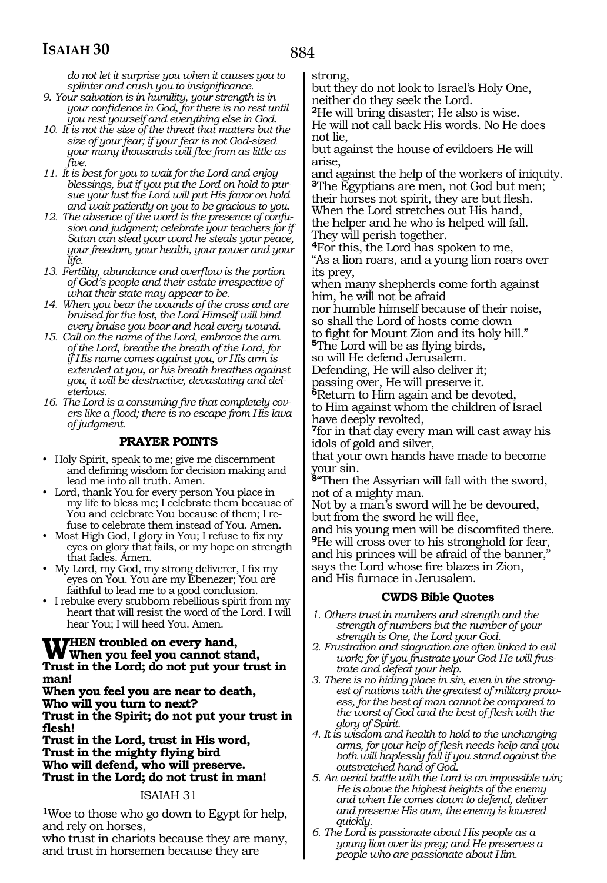*do not let it surprise you when it causes you to splinter and crush you to insignificance.*

9. *Your salvation is in humility, your strength is in your confidence in God, for there is no rest until you rest yourself and everything else in God.*
10. *It is not the size of the threat that matters but the size of your fear; if your fear is not God-sized your many thousands will flee from as little as five.*
11. *It is best for you to wait for the Lord and enjoy blessings, but if you put the Lord on hold to pursue your lust the Lord will put His favor on hold and wait patiently on you to be gracious to you.*
12. *The absence of the word is the presence of confusion and judgment; celebrate your teachers for if Satan can steal your word he steals your peace, your freedom, your health, your power and your life.*
13. *Fertility, abundance and overflow is the portion of God's people and their estate irrespective of what their state may appear to be.*
14. *When you bear the wounds of the cross and are bruised for the lost, the Lord Himself will bind every bruise you bear and heal every wound.*
15. *Call on the name of the Lord, embrace the arm of the Lord, breathe the breath of the Lord, for if His name comes against you, or His arm is extended at you, or his breath breathes against you, it will be destructive, devastating and deleterious.*
16. *The Lord is a consuming fire that completely covers like a flood; there is no escape from His lava of judgment.*

### PRAYER POINTS

- Holy Spirit, speak to me; give me discernment and defining wisdom for decision making and lead me into all truth. Amen.
- Lord, thank You for every person You place in my life to bless me; I celebrate them because of You and celebrate You because of them; I refuse to celebrate them instead of You. Amen.
- Most High God, I glory in You; I refuse to fix my eyes on glory that fails, or my hope on strength that fades. Amen.
- My Lord, my God, my strong deliverer, I fix my eyes on You. You are my Ebenezer; You are faithful to lead me to a good conclusion.
- I rebuke every stubborn rebellious spirit from my heart that will resist the word of the Lord. I will hear You; I will heed You. Amen.

**WHEN troubled on every hand,**
**When you feel you cannot stand,**
**Trust in the Lord; do not put your trust in man!**
**When you feel you are near to death,**
**Who will you turn to next?**
**Trust in the Spirit; do not put your trust in flesh!**
**Trust in the Lord, trust in His word,**
**Trust in the mighty flying bird**
**Who will defend, who will preserve.**
**Trust in the Lord; do not trust in man!**

ISAIAH 31

**1**Woe to those who go down to Egypt for help, and rely on horses,
who trust in chariots because they are many, and trust in horsemen because they are strong,
but they do not look to Israel's Holy One, neither do they seek the Lord.
**2**He will bring disaster; He also is wise.
He will not call back His words. No He does not lie,
but against the house of evildoers He will arise,
and against the help of the workers of iniquity.
**3**The Egyptians are men, not God but men; their horses not spirit, they are but flesh.
When the Lord stretches out His hand, the helper and he who is helped will fall.
They will perish together.
**4**For this, the Lord has spoken to me,
"As a lion roars, and a young lion roars over its prey,
when many shepherds come forth against him, he will not be afraid
nor humble himself because of their noise,
so shall the Lord of hosts come down
to fight for Mount Zion and its holy hill."
**5**The Lord will be as flying birds,
so will He defend Jerusalem.
Defending, He will also deliver it;
passing over, He will preserve it.
**6**Return to Him again and be devoted,
to Him against whom the children of Israel have deeply revolted,
**7**for in that day every man will cast away his idols of gold and silver,
that your own hands have made to become your sin.
**8**"Then the Assyrian will fall with the sword, not of a mighty man.
Not by a man's sword will he be devoured,
but from the sword he will flee,
and his young men will be discomfited there.
**9**He will cross over to his stronghold for fear,
and his princes will be afraid of the banner,"
says the Lord whose fire blazes in Zion,
and His furnace in Jerusalem.

### CWDS Bible Quotes

1. *Others trust in numbers and strength and the strength of numbers but the number of your strength is One, the Lord your God.*
2. *Frustration and stagnation are often linked to evil work; for if you frustrate your God He will frustrate and defeat your help.*
3. *There is no hiding place in sin, even in the strongest of nations with the greatest of military prowess, for the best of man cannot be compared to the worst of God and the best of flesh with the glory of Spirit.*
4. *It is wisdom and health to hold to the unchanging arms, for your help of flesh needs help and you both will haplessly fall if you stand against the outstretched hand of God.*
5. *An aerial battle with the Lord is an impossible win; He is above the highest heights of the enemy and when He comes down to defend, deliver and preserve His own, the enemy is lowered quickly.*
6. *The Lord is passionate about His people as a young lion over its prey; and He preserves a people who are passionate about Him.*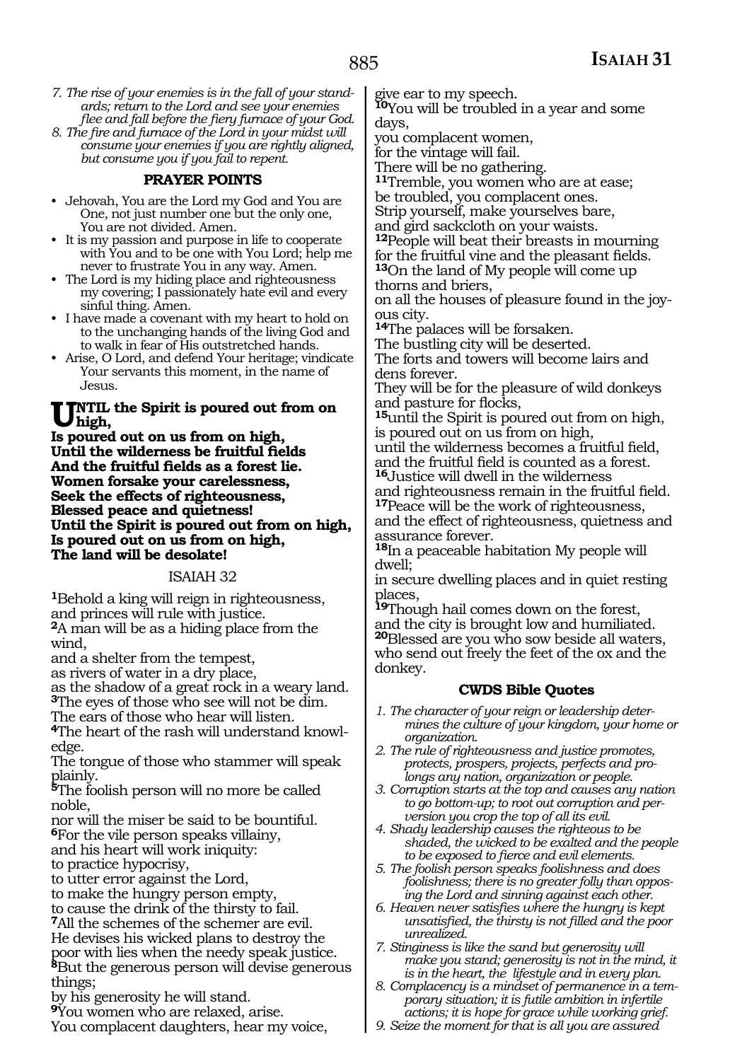*7. The rise of your enemies is in the fall of your standards; return to the Lord and see your enemies flee and fall before the fiery furnace of your God.*

*8. The fire and furnace of the Lord in your midst will consume your enemies if you are rightly aligned, but consume you if you fail to repent.*

### PRAYER POINTS

- Jehovah, You are the Lord my God and You are One, not just number one but the only one, You are not divided. Amen.
- It is my passion and purpose in life to cooperate with You and to be one with You Lord; help me never to frustrate You in any way. Amen.
- The Lord is my hiding place and righteousness my covering; I passionately hate evil and every sinful thing. Amen.
- I have made a covenant with my heart to hold on to the unchanging hands of the living God and to walk in fear of His outstretched hands.
- Arise, O Lord, and defend Your heritage; vindicate Your servants this moment, in the name of Jesus.

**UNTIL the Spirit is poured out from on high,**
**Is poured out on us from on high,**
**Until the wilderness be fruitful fields**
**And the fruitful fields as a forest lie.**
**Women forsake your carelessness,**
**Seek the effects of righteousness,**
**Blessed peace and quietness!**
**Until the Spirit is poured out from on high,**
**Is poured out on us from on high,**
**The land will be desolate!**

## ISAIAH 32

**1**Behold a king will reign in righteousness,
and princes will rule with justice.
**2**A man will be as a hiding place from the wind,
and a shelter from the tempest,
as rivers of water in a dry place,
as the shadow of a great rock in a weary land.
**3**The eyes of those who see will not be dim.
The ears of those who hear will listen.
**4**The heart of the rash will understand knowledge.
The tongue of those who stammer will speak plainly.
**5**The foolish person will no more be called noble,
nor will the miser be said to be bountiful.
**6**For the vile person speaks villainy,
and his heart will work iniquity:
to practice hypocrisy,
to utter error against the Lord,
to make the hungry person empty,
to cause the drink of the thirsty to fail.
**7**All the schemes of the schemer are evil.
He devises his wicked plans to destroy the poor with lies when the needy speak justice.
**8**But the generous person will devise generous things;
by his generosity he will stand.
**9**You women who are relaxed, arise.
You complacent daughters, hear my voice,
give ear to my speech.
**10**You will be troubled in a year and some days,
you complacent women,
for the vintage will fail.
There will be no gathering.
**11**Tremble, you women who are at ease;
be troubled, you complacent ones.
Strip yourself, make yourselves bare,
and gird sackcloth on your waists.
**12**People will beat their breasts in mourning
for the fruitful vine and the pleasant fields.
**13**On the land of My people will come up thorns and briers,
on all the houses of pleasure found in the joyous city.
**14**The palaces will be forsaken.
The bustling city will be deserted.
The forts and towers will become lairs and dens forever.
They will be for the pleasure of wild donkeys and pasture for flocks,
**15**until the Spirit is poured out from on high,
is poured out on us from on high,
until the wilderness becomes a fruitful field,
and the fruitful field is counted as a forest.
**16**Justice will dwell in the wilderness
and righteousness remain in the fruitful field.
**17**Peace will be the work of righteousness,
and the effect of righteousness, quietness and assurance forever.
**18**In a peaceable habitation My people will dwell;
in secure dwelling places and in quiet resting places,
**19**Though hail comes down on the forest,
and the city is brought low and humiliated.
**20**Blessed are you who sow beside all waters,
who send out freely the feet of the ox and the donkey.

### CWDS Bible Quotes

*1. The character of your reign or leadership determines the culture of your kingdom, your home or organization.*

*2. The rule of righteousness and justice promotes, protects, prospers, projects, perfects and prolongs any nation, organization or people.*

*3. Corruption starts at the top and causes any nation to go bottom-up; to root out corruption and perversion you crop the top of all its evil.*

*4. Shady leadership causes the righteous to be shaded, the wicked to be exalted and the people to be exposed to fierce and evil elements.*

*5. The foolish person speaks foolishness and does foolishness; there is no greater folly than opposing the Lord and sinning against each other.*

*6. Heaven never satisfies where the hungry is kept unsatisfied, the thirsty is not filled and the poor unrealized.*

*7. Stinginess is like the sand but generosity will make you stand; generosity is not in the mind, it is in the heart, the lifestyle and in every plan.*

*8. Complacency is a mindset of permanence in a temporary situation; it is futile ambition in infertile actions; it is hope for grace while working grief.*

*9. Seize the moment for that is all you are assured*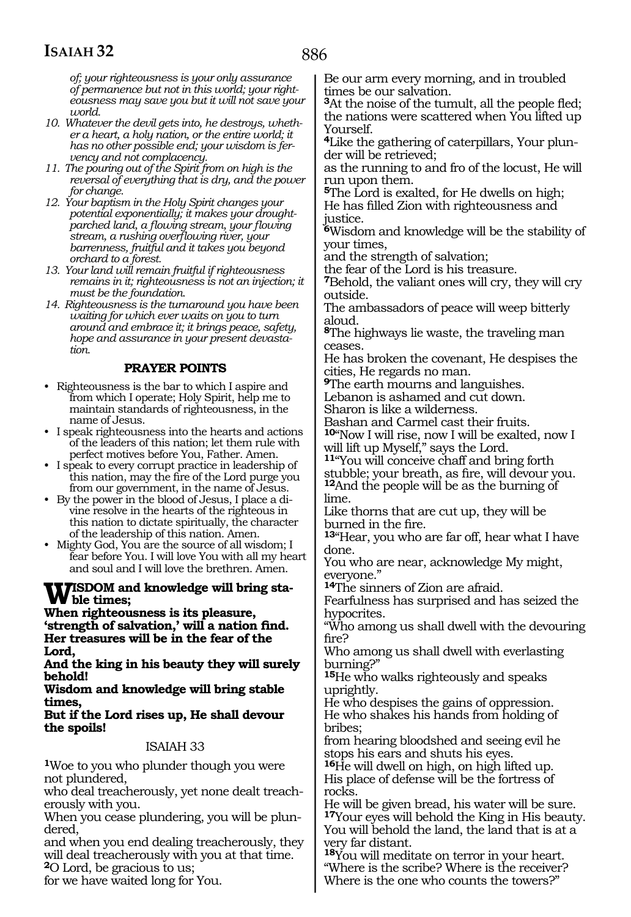*of; your righteousness is your only assurance of permanence but not in this world; your righteousness may save you but it will not save your world.*

10. *Whatever the devil gets into, he destroys, whether a heart, a holy nation, or the entire world; it has no other possible end; your wisdom is fervency and not complacency.*
11. *The pouring out of the Spirit from on high is the reversal of everything that is dry, and the power for change.*
12. *Your baptism in the Holy Spirit changes your potential exponentially; it makes your drought-parched land, a flowing stream, your flowing stream, a rushing overflowing river, your barrenness, fruitful and it takes you beyond orchard to a forest.*
13. *Your land will remain fruitful if righteousness remains in it; righteousness is not an injection; it must be the foundation.*
14. *Righteousness is the turnaround you have been waiting for which ever waits on you to turn around and embrace it; it brings peace, safety, hope and assurance in your present devastation.*

### PRAYER POINTS

- Righteousness is the bar to which I aspire and from which I operate; Holy Spirit, help me to maintain standards of righteousness, in the name of Jesus.
- I speak righteousness into the hearts and actions of the leaders of this nation; let them rule with perfect motives before You, Father. Amen.
- I speak to every corrupt practice in leadership of this nation, may the fire of the Lord purge you from our government, in the name of Jesus.
- By the power in the blood of Jesus, I place a divine resolve in the hearts of the righteous in this nation to dictate spiritually, the character of the leadership of this nation. Amen.
- Mighty God, You are the source of all wisdom; I fear before You. I will love You with all my heart and soul and I will love the brethren. Amen.

**WISDOM and knowledge will bring stable times;**
**When righteousness is its pleasure,**
**'strength of salvation,' will a nation find.**
**Her treasures will be in the fear of the Lord,**
**And the king in his beauty they will surely behold!**
**Wisdom and knowledge will bring stable times,**
**But if the Lord rises up, He shall devour the spoils!**

ISAIAH 33

[1]Woe to you who plunder though you were not plundered,
who deal treacherously, yet none dealt treacherously with you.
When you cease plundering, you will be plundered,
and when you end dealing treacherously, they will deal treacherously with you at that time.
[2]O Lord, be gracious to us;
for we have waited long for You.
Be our arm every morning, and in troubled times be our salvation.
[3]At the noise of the tumult, all the people fled;
the nations were scattered when You lifted up Yourself.
[4]Like the gathering of caterpillars, Your plunder will be retrieved;
as the running to and fro of the locust, He will run upon them.
[5]The Lord is exalted, for He dwells on high;
He has filled Zion with righteousness and justice.
[6]Wisdom and knowledge will be the stability of your times,
and the strength of salvation;
the fear of the Lord is his treasure.
[7]Behold, the valiant ones will cry, they will cry outside.
The ambassadors of peace will weep bitterly aloud.
[8]The highways lie waste, the traveling man ceases.
He has broken the covenant, He despises the cities, He regards no man.
[9]The earth mourns and languishes.
Lebanon is ashamed and cut down.
Sharon is like a wilderness.
Bashan and Carmel cast their fruits.
[10]"Now I will rise, now I will be exalted, now I will lift up Myself," says the Lord.
[11]"You will conceive chaff and bring forth stubble; your breath, as fire, will devour you.
[12]And the people will be as the burning of lime.
Like thorns that are cut up, they will be burned in the fire.
[13]"Hear, you who are far off, hear what I have done.
You who are near, acknowledge My might, everyone."
[14]The sinners of Zion are afraid.
Fearfulness has surprised and has seized the hypocrites.
"Who among us shall dwell with the devouring fire?
Who among us shall dwell with everlasting burning?"
[15]He who walks righteously and speaks uprightly.
He who despises the gains of oppression.
He who shakes his hands from holding of bribes;
from hearing bloodshed and seeing evil he stops his ears and shuts his eyes.
[16]He will dwell on high, on high lifted up.
His place of defense will be the fortress of rocks.
He will be given bread, his water will be sure.
[17]Your eyes will behold the King in His beauty.
You will behold the land, the land that is at a very far distant.
[18]You will meditate on terror in your heart.
"Where is the scribe? Where is the receiver?
Where is the one who counts the towers?"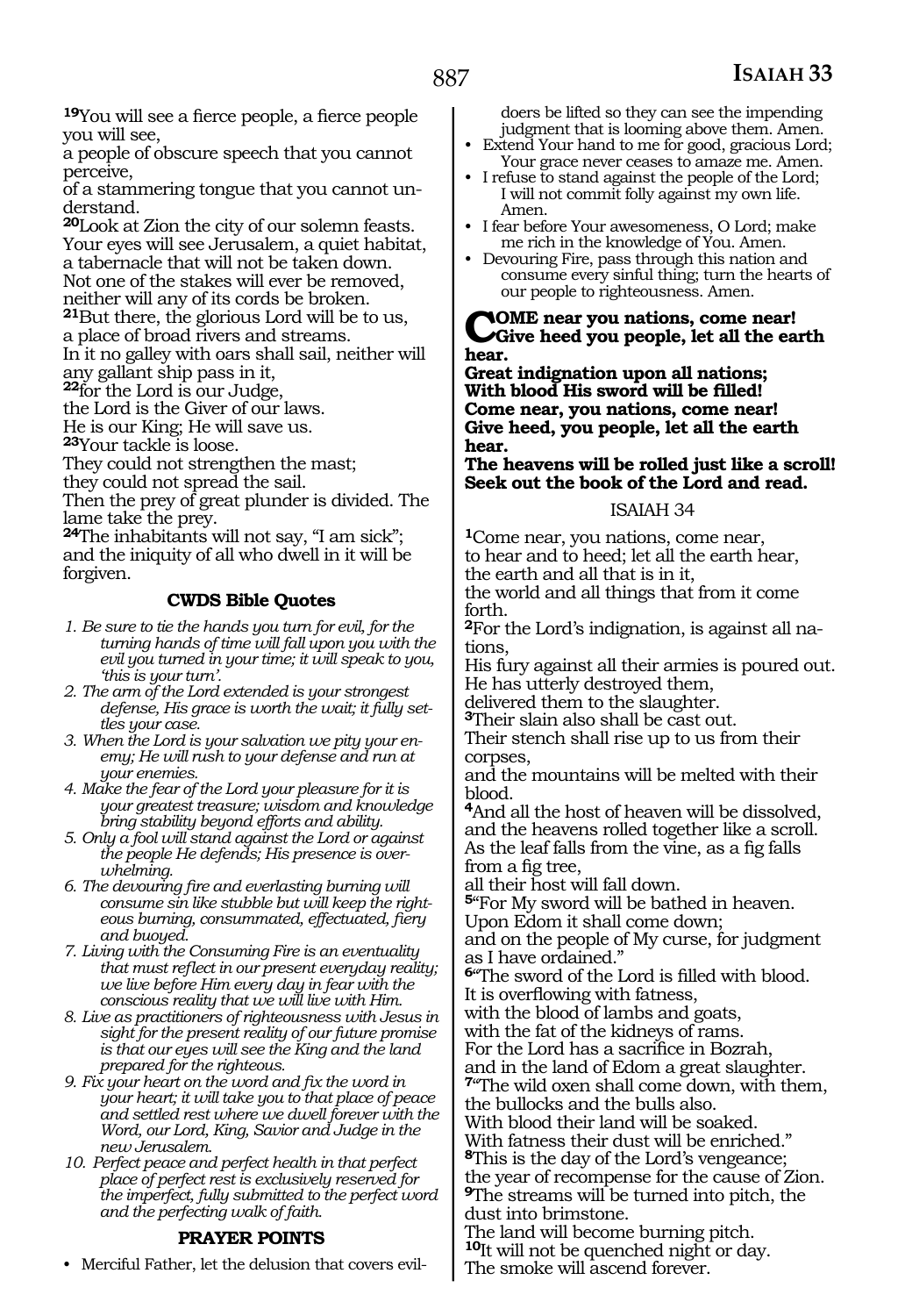[19]You will see a fierce people, a fierce people you will see,
a people of obscure speech that you cannot perceive,
of a stammering tongue that you cannot understand.
[20]Look at Zion the city of our solemn feasts.
Your eyes will see Jerusalem, a quiet habitat,
a tabernacle that will not be taken down.
Not one of the stakes will ever be removed,
neither will any of its cords be broken.
[21]But there, the glorious Lord will be to us,
a place of broad rivers and streams.
In it no galley with oars shall sail, neither will any gallant ship pass in it,
[22]for the Lord is our Judge,
the Lord is the Giver of our laws.
He is our King; He will save us.
[23]Your tackle is loose.
They could not strengthen the mast;
they could not spread the sail.
Then the prey of great plunder is divided. The lame take the prey.
[24]The inhabitants will not say, "I am sick";
and the iniquity of all who dwell in it will be forgiven.

### CWDS Bible Quotes

1. *Be sure to tie the hands you turn for evil, for the turning hands of time will fall upon you with the evil you turned in your time; it will speak to you, 'this is your turn'.*
2. *The arm of the Lord extended is your strongest defense, His grace is worth the wait; it fully settles your case.*
3. *When the Lord is your salvation we pity your enemy; He will rush to your defense and run at your enemies.*
4. *Make the fear of the Lord your pleasure for it is your greatest treasure; wisdom and knowledge bring stability beyond efforts and ability.*
5. *Only a fool will stand against the Lord or against the people He defends; His presence is overwhelming.*
6. *The devouring fire and everlasting burning will consume sin like stubble but will keep the righteous burning, consummated, effectuated, fiery and buoyed.*
7. *Living with the Consuming Fire is an eventuality that must reflect in our present everyday reality; we live before Him every day in fear with the conscious reality that we will live with Him.*
8. *Live as practitioners of righteousness with Jesus in sight for the present reality of our future promise is that our eyes will see the King and the land prepared for the righteous.*
9. *Fix your heart on the word and fix the word in your heart; it will take you to that place of peace and settled rest where we dwell forever with the Word, our Lord, King, Savior and Judge in the new Jerusalem.*
10. *Perfect peace and perfect health in that perfect place of perfect rest is exclusively reserved for the imperfect, fully submitted to the perfect word and the perfecting walk of faith.*

### PRAYER POINTS

- Merciful Father, let the delusion that covers evildoers be lifted so they can see the impending judgment that is looming above them. Amen.
- Extend Your hand to me for good, gracious Lord; Your grace never ceases to amaze me. Amen.
- I refuse to stand against the people of the Lord; I will not commit folly against my own life. Amen.
- I fear before Your awesomeness, O Lord; make me rich in the knowledge of You. Amen.
- Devouring Fire, pass through this nation and consume every sinful thing; turn the hearts of our people to righteousness. Amen.

**COME near you nations, come near! Give heed you people, let all the earth hear.**
**Great indignation upon all nations;**
**With blood His sword will be filled!**
**Come near, you nations, come near!**
**Give heed, you people, let all the earth hear.**
**The heavens will be rolled just like a scroll!**
**Seek out the book of the Lord and read.**

## ISAIAH 34

[1]Come near, you nations, come near,
to hear and to heed; let all the earth hear,
the earth and all that is in it,
the world and all things that from it come forth.
[2]For the Lord's indignation, is against all nations,
His fury against all their armies is poured out.
He has utterly destroyed them,
delivered them to the slaughter.
[3]Their slain also shall be cast out.
Their stench shall rise up to us from their corpses,
and the mountains will be melted with their blood.
[4]And all the host of heaven will be dissolved,
and the heavens rolled together like a scroll.
As the leaf falls from the vine, as a fig falls from a fig tree,
all their host will fall down.
[5]"For My sword will be bathed in heaven.
Upon Edom it shall come down;
and on the people of My curse, for judgment as I have ordained."
[6]"The sword of the Lord is filled with blood.
It is overflowing with fatness,
with the blood of lambs and goats,
with the fat of the kidneys of rams.
For the Lord has a sacrifice in Bozrah,
and in the land of Edom a great slaughter.
[7]"The wild oxen shall come down, with them,
the bullocks and the bulls also.
With blood their land will be soaked.
With fatness their dust will be enriched."
[8]This is the day of the Lord's vengeance;
the year of recompense for the cause of Zion.
[9]The streams will be turned into pitch, the dust into brimstone.
The land will become burning pitch.
[10]It will not be quenched night or day.
The smoke will ascend forever.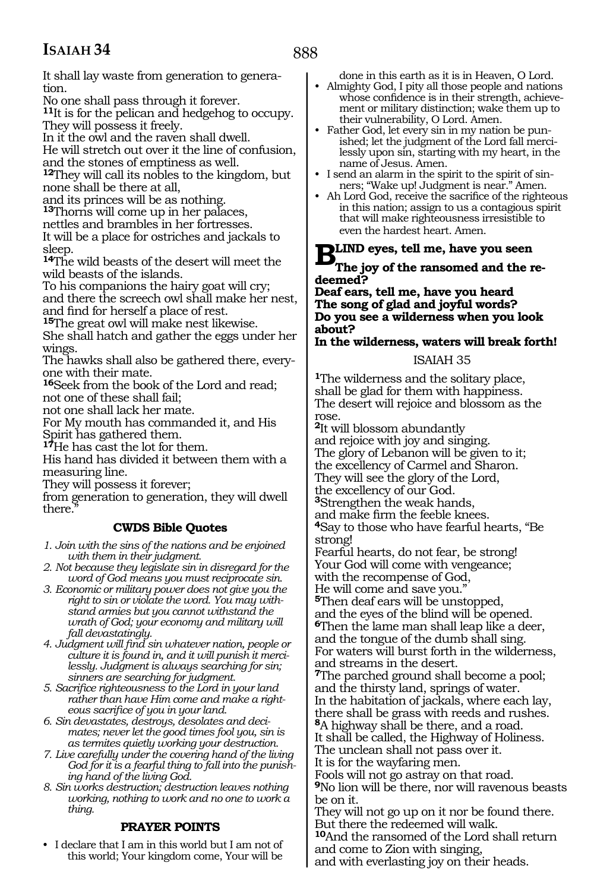It shall lay waste from generation to generation.
No one shall pass through it forever.
**11**It is for the pelican and hedgehog to occupy.
They will possess it freely.
In it the owl and the raven shall dwell.
He will stretch out over it the line of confusion, and the stones of emptiness as well.
**12**They will call its nobles to the kingdom, but none shall be there at all,
and its princes will be as nothing.
**13**Thorns will come up in her palaces,
nettles and brambles in her fortresses.
It will be a place for ostriches and jackals to sleep.
**14**The wild beasts of the desert will meet the wild beasts of the islands.
To his companions the hairy goat will cry;
and there the screech owl shall make her nest, and find for herself a place of rest.
**15**The great owl will make nest likewise.
She shall hatch and gather the eggs under her wings.
The hawks shall also be gathered there, everyone with their mate.
**16**Seek from the book of the Lord and read;
not one of these shall fail;
not one shall lack her mate.
For My mouth has commanded it, and His Spirit has gathered them.
**17**He has cast the lot for them.
His hand has divided it between them with a measuring line.
They will possess it forever;
from generation to generation, they will dwell there."

### CWDS Bible Quotes

1. *Join with the sins of the nations and be enjoined with them in their judgment.*
2. *Not because they legislate sin in disregard for the word of God means you must reciprocate sin.*
3. *Economic or military power does not give you the right to sin or violate the word. You may withstand armies but you cannot withstand the wrath of God; your economy and military will fall devastatingly.*
4. *Judgment will find sin whatever nation, people or culture it is found in, and it will punish it mercilessly. Judgment is always searching for sin; sinners are searching for judgment.*
5. *Sacrifice righteousness to the Lord in your land rather than have Him come and make a righteous sacrifice of you in your land.*
6. *Sin devastates, destroys, desolates and decimates; never let the good times fool you, sin is as termites quietly working your destruction.*
7. *Live carefully under the covering hand of the living God for it is a fearful thing to fall into the punishing hand of the living God.*
8. *Sin works destruction; destruction leaves nothing working, nothing to work and no one to work a thing.*

### PRAYER POINTS

- I declare that I am in this world but I am not of this world; Your kingdom come, Your will be done in this earth as it is in Heaven, O Lord.
- Almighty God, I pity all those people and nations whose confidence is in their strength, achievement or military distinction; wake them up to their vulnerability, O Lord. Amen.
- Father God, let every sin in my nation be punished; let the judgment of the Lord fall mercilessly upon sin, starting with my heart, in the name of Jesus. Amen.
- I send an alarm in the spirit to the spirit of sinners; "Wake up! Judgment is near." Amen.
- Ah Lord God, receive the sacrifice of the righteous in this nation; assign to us a contagious spirit that will make righteousness irresistible to even the hardest heart. Amen.

**BLIND eyes, tell me, have you seen**
**The joy of the ransomed and the redeemed?**
**Deaf ears, tell me, have you heard**
**The song of glad and joyful words?**
**Do you see a wilderness when you look about?**
**In the wilderness, waters will break forth!**

## ISAIAH 35

**1**The wilderness and the solitary place,
shall be glad for them with happiness.
The desert will rejoice and blossom as the rose.
**2**It will blossom abundantly
and rejoice with joy and singing.
The glory of Lebanon will be given to it;
the excellency of Carmel and Sharon.
They will see the glory of the Lord,
the excellency of our God.
**3**Strengthen the weak hands,
and make firm the feeble knees.
**4**Say to those who have fearful hearts, "Be strong!
Fearful hearts, do not fear, be strong!
Your God will come with vengeance;
with the recompense of God,
He will come and save you."
**5**Then deaf ears will be unstopped,
and the eyes of the blind will be opened.
**6**Then the lame man shall leap like a deer,
and the tongue of the dumb shall sing.
For waters will burst forth in the wilderness,
and streams in the desert.
**7**The parched ground shall become a pool;
and the thirsty land, springs of water.
In the habitation of jackals, where each lay,
there shall be grass with reeds and rushes.
**8**A highway shall be there, and a road.
It shall be called, the Highway of Holiness.
The unclean shall not pass over it.
It is for the wayfaring men.
Fools will not go astray on that road.
**9**No lion will be there, nor will ravenous beasts be on it.
They will not go up on it nor be found there.
But there the redeemed will walk.
**10**And the ransomed of the Lord shall return
and come to Zion with singing,
and with everlasting joy on their heads.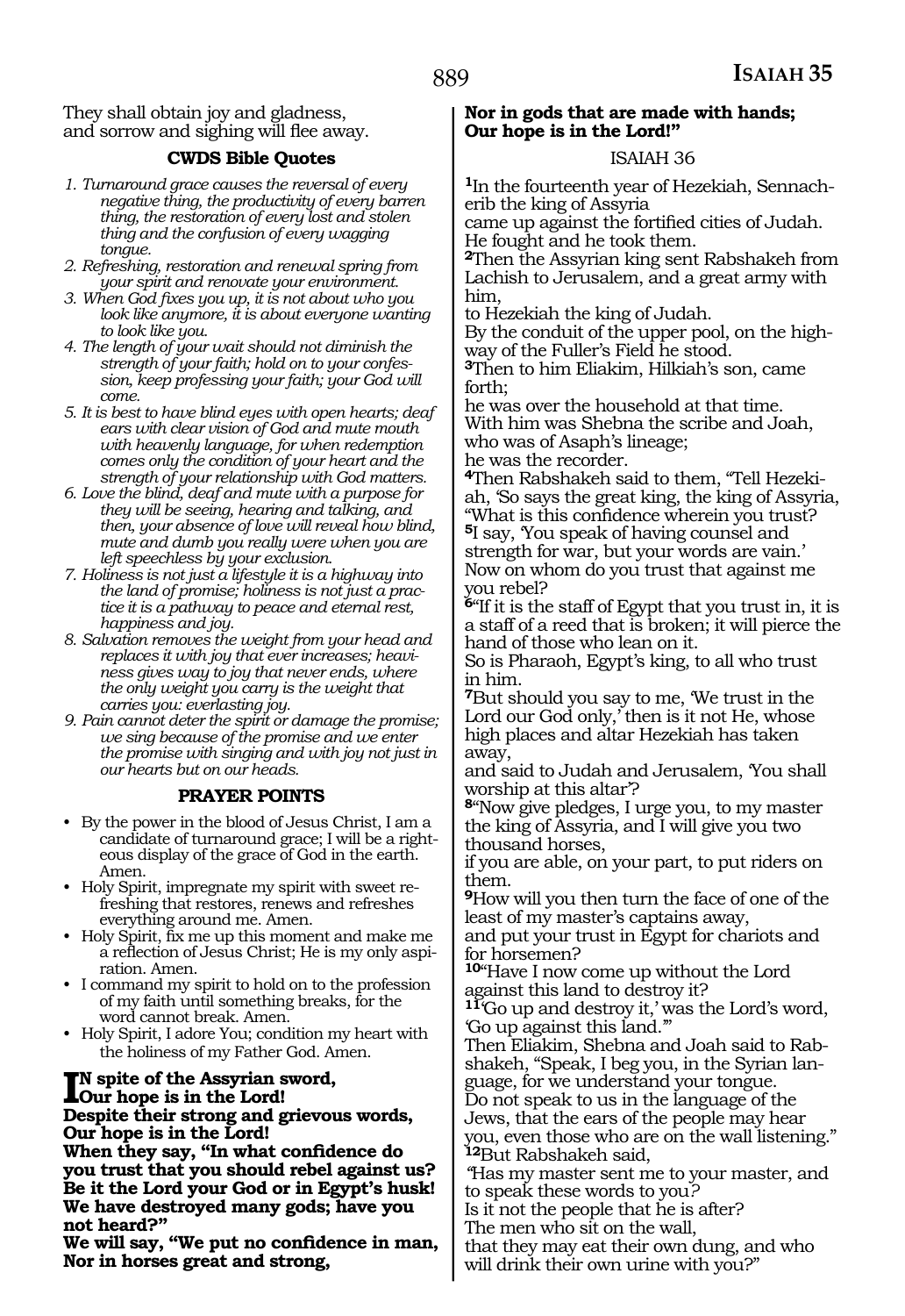They shall obtain joy and gladness,
and sorrow and sighing will flee away.

### CWDS Bible Quotes

1. *Turnaround grace causes the reversal of every negative thing, the productivity of every barren thing, the restoration of every lost and stolen thing and the confusion of every wagging tongue.*
2. *Refreshing, restoration and renewal spring from your spirit and renovate your environment.*
3. *When God fixes you up, it is not about who you look like anymore, it is about everyone wanting to look like you.*
4. *The length of your wait should not diminish the strength of your faith; hold on to your confession, keep professing your faith; your God will come.*
5. *It is best to have blind eyes with open hearts; deaf ears with clear vision of God and mute mouth with heavenly language, for when redemption comes only the condition of your heart and the strength of your relationship with God matters.*
6. *Love the blind, deaf and mute with a purpose for they will be seeing, hearing and talking, and then, your absence of love will reveal how blind, mute and dumb you really were when you are left speechless by your exclusion.*
7. *Holiness is not just a lifestyle it is a highway into the land of promise; holiness is not just a practice it is a pathway to peace and eternal rest, happiness and joy.*
8. *Salvation removes the weight from your head and replaces it with joy that ever increases; heaviness gives way to joy that never ends, where the only weight you carry is the weight that carries you: everlasting joy.*
9. *Pain cannot deter the spirit or damage the promise; we sing because of the promise and we enter the promise with singing and with joy not just in our hearts but on our heads.*

### PRAYER POINTS

- By the power in the blood of Jesus Christ, I am a candidate of turnaround grace; I will be a righteous display of the grace of God in the earth. Amen.
- Holy Spirit, impregnate my spirit with sweet refreshing that restores, renews and refreshes everything around me. Amen.
- Holy Spirit, fix me up this moment and make me a reflection of Jesus Christ; He is my only aspiration. Amen.
- I command my spirit to hold on to the profession of my faith until something breaks, for the word cannot break. Amen.
- Holy Spirit, I adore You; condition my heart with the holiness of my Father God. Amen.

**In spite of the Assyrian sword,**
**Our hope is in the Lord!**
**Despite their strong and grievous words,**
**Our hope is in the Lord!**
**When they say, "In what confidence do you trust that you should rebel against us?**
**Be it the Lord your God or in Egypt's husk!**
**We have destroyed many gods; have you not heard?"**
**We will say, "We put no confidence in man,**
**Nor in horses great and strong,**
**Nor in gods that are made with hands;**
**Our hope is in the Lord!"**

ISAIAH 36

[1]In the fourteenth year of Hezekiah, Sennacherib the king of Assyria
came up against the fortified cities of Judah.
He fought and he took them.
[2]Then the Assyrian king sent Rabshakeh from Lachish to Jerusalem, and a great army with him,
to Hezekiah the king of Judah.
By the conduit of the upper pool, on the highway of the Fuller's Field he stood.
[3]Then to him Eliakim, Hilkiah's son, came forth;
he was over the household at that time.
With him was Shebna the scribe and Joah, who was of Asaph's lineage;
he was the recorder.
[4]Then Rabshakeh said to them, "Tell Hezekiah, 'So says the great king, the king of Assyria, "What is this confidence wherein you trust?
[5]I say, 'You speak of having counsel and strength for war, but your words are vain.'
Now on whom do you trust that against me you rebel?
[6]"If it is the staff of Egypt that you trust in, it is a staff of a reed that is broken; it will pierce the hand of those who lean on it.
So is Pharaoh, Egypt's king, to all who trust in him.
[7]But should you say to me, 'We trust in the Lord our God only,' then is it not He, whose high places and altar Hezekiah has taken away,
and said to Judah and Jerusalem, 'You shall worship at this altar'?
[8]"Now give pledges, I urge you, to my master the king of Assyria, and I will give you two thousand horses,
if you are able, on your part, to put riders on them.
[9]How will you then turn the face of one of the least of my master's captains away,
and put your trust in Egypt for chariots and for horsemen?
[10]"Have I now come up without the Lord against this land to destroy it?
[11]'Go up and destroy it,' was the Lord's word, 'Go up against this land.'"
Then Eliakim, Shebna and Joah said to Rabshakeh, "Speak, I beg you, in the Syrian language, for we understand your tongue.
Do not speak to us in the language of the Jews, that the ears of the people may hear you, even those who are on the wall listening."
[12]But Rabshakeh said,
"Has my master sent me to your master, and to speak these words to you?
Is it not the people that he is after?
The men who sit on the wall,
that they may eat their own dung, and who will drink their own urine with you?"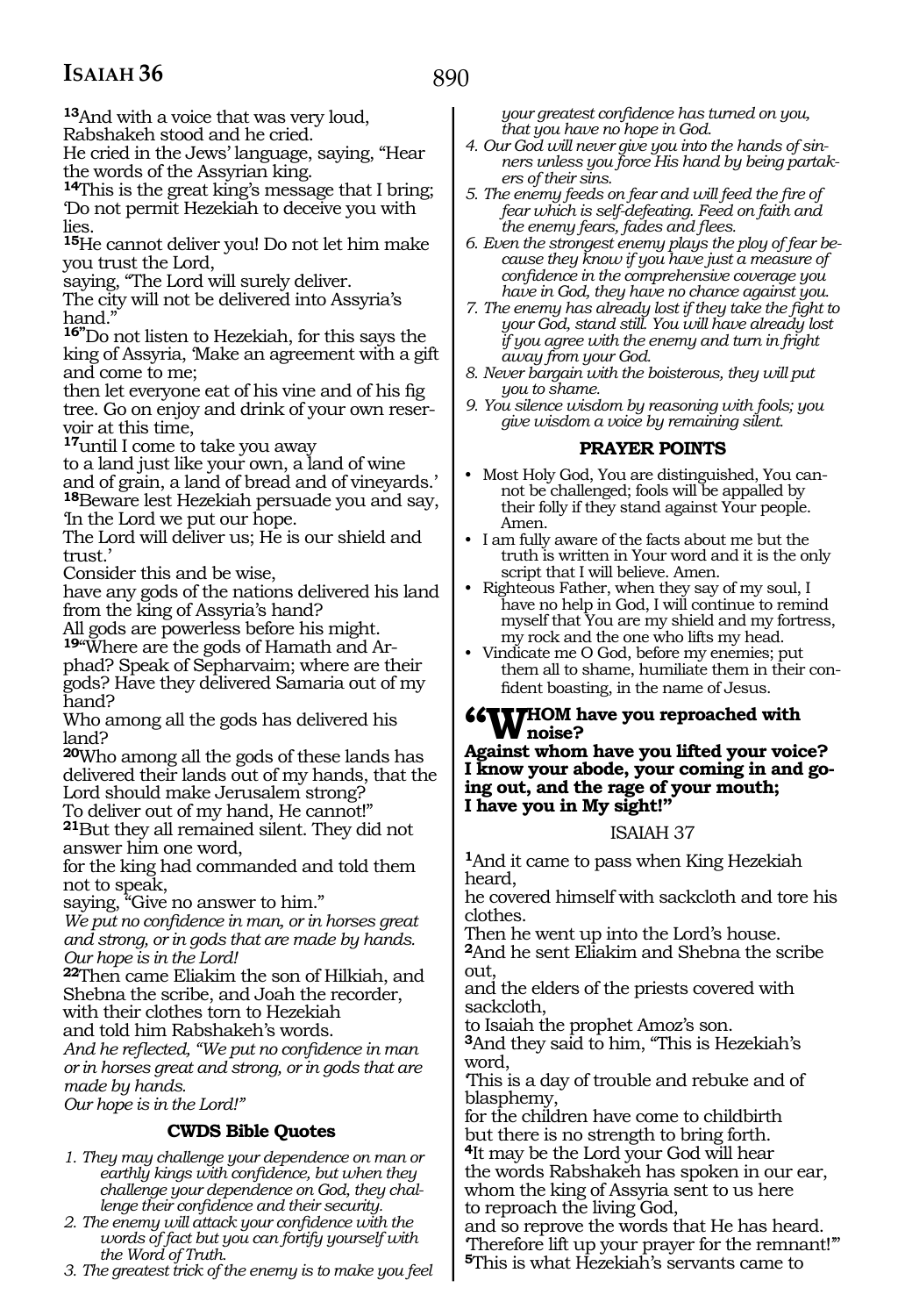**13**And with a voice that was very loud,
Rabshakeh stood and he cried.
He cried in the Jews' language, saying, "Hear the words of the Assyrian king.
**14**This is the great king's message that I bring;
'Do not permit Hezekiah to deceive you with lies.
**15**He cannot deliver you! Do not let him make you trust the Lord,
saying, "The Lord will surely deliver.
The city will not be delivered into Assyria's hand."
**16**"Do not listen to Hezekiah, for this says the king of Assyria, 'Make an agreement with a gift and come to me;
then let everyone eat of his vine and of his fig tree. Go on enjoy and drink of your own reservoir at this time,
**17**until I come to take you away
to a land just like your own, a land of wine and of grain, a land of bread and of vineyards.'
**18**Beware lest Hezekiah persuade you and say, 'In the Lord we put our hope.
The Lord will deliver us; He is our shield and trust.'
Consider this and be wise,
have any gods of the nations delivered his land from the king of Assyria's hand?
All gods are powerless before his might.
**19**"Where are the gods of Hamath and Arphad? Speak of Sepharvaim; where are their gods? Have they delivered Samaria out of my hand?
Who among all the gods has delivered his land?
**20**Who among all the gods of these lands has delivered their lands out of my hands, that the Lord should make Jerusalem strong?
To deliver out of my hand, He cannot!"
**21**But they all remained silent. They did not answer him one word,
for the king had commanded and told them not to speak,
saying, "Give no answer to him."
*We put no confidence in man, or in horses great and strong, or in gods that are made by hands. Our hope is in the Lord!*
**22**Then came Eliakim the son of Hilkiah, and Shebna the scribe, and Joah the recorder,
with their clothes torn to Hezekiah
and told him Rabshakeh's words.
*And he reflected, "We put no confidence in man or in horses great and strong, or in gods that are made by hands.*
*Our hope is in the Lord!"*

### CWDS Bible Quotes

1. *They may challenge your dependence on man or earthly kings with confidence, but when they challenge your dependence on God, they challenge their confidence and their security.*
2. *The enemy will attack your confidence with the words of fact but you can fortify yourself with the Word of Truth.*
3. *The greatest trick of the enemy is to make you feel your greatest confidence has turned on you, that you have no hope in God.*
4. *Our God will never give you into the hands of sinners unless you force His hand by being partakers of their sins.*
5. *The enemy feeds on fear and will feed the fire of fear which is self-defeating. Feed on faith and the enemy fears, fades and flees.*
6. *Even the strongest enemy plays the ploy of fear because they know if you have just a measure of confidence in the comprehensive coverage you have in God, they have no chance against you.*
7. *The enemy has already lost if they take the fight to your God, stand still. You will have already lost if you agree with the enemy and turn in fright away from your God.*
8. *Never bargain with the boisterous, they will put you to shame.*
9. *You silence wisdom by reasoning with fools; you give wisdom a voice by remaining silent.*

### PRAYER POINTS

- Most Holy God, You are distinguished, You cannot be challenged; fools will be appalled by their folly if they stand against Your people. Amen.
- I am fully aware of the facts about me but the truth is written in Your word and it is the only script that I will believe. Amen.
- Righteous Father, when they say of my soul, I have no help in God, I will continue to remind myself that You are my shield and my fortress, my rock and the one who lifts my head.
- Vindicate me O God, before my enemies; put them all to shame, humiliate them in their confident boasting, in the name of Jesus.

**"WHOM have you reproached with noise?
Against whom have you lifted your voice?
I know your abode, your coming in and going out, and the rage of your mouth;
I have you in My sight!"**

ISAIAH 37

**1**And it came to pass when King Hezekiah heard,
he covered himself with sackcloth and tore his clothes.
Then he went up into the Lord's house.
**2**And he sent Eliakim and Shebna the scribe out,
and the elders of the priests covered with sackcloth,
to Isaiah the prophet Amoz's son.
**3**And they said to him, "This is Hezekiah's word,
'This is a day of trouble and rebuke and of blasphemy,
for the children have come to childbirth
but there is no strength to bring forth.
**4**It may be the Lord your God will hear
the words Rabshakeh has spoken in our ear,
whom the king of Assyria sent to us here
to reproach the living God,
and so reprove the words that He has heard.
Therefore lift up your prayer for the remnant!'"
**5**This is what Hezekiah's servants came to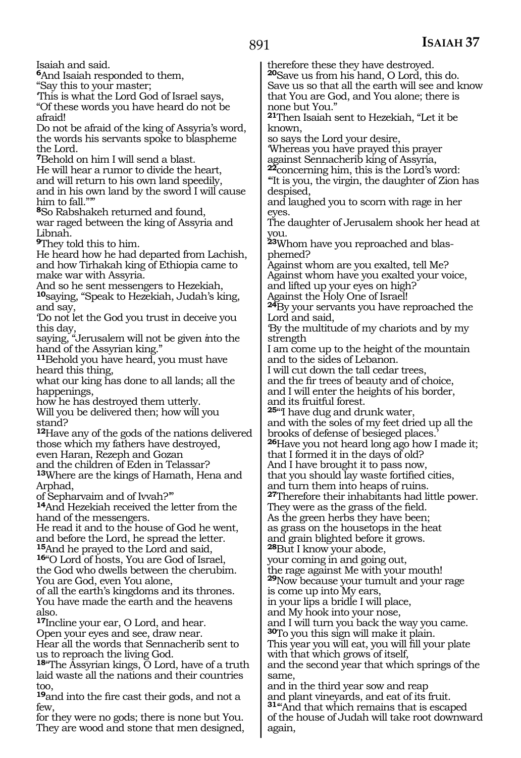Isaiah and said.

**6**And Isaiah responded to them,
"Say this to your master;
'This is what the Lord God of Israel says,
"Of these words you have heard do not be afraid!
Do not be afraid of the king of Assyria's word, the words his servants spoke to blaspheme the Lord.

**7**Behold on him I will send a blast.
He will hear a rumor to divide the heart, and will return to his own land speedily, and in his own land by the sword I will cause him to fall."'"

**8**So Rabshakeh returned and found, war raged between the king of Assyria and Libnah.

**9**They told this to him.
He heard how he had departed from Lachish, and how Tirhakah king of Ethiopia came to make war with Assyria.
And so he sent messengers to Hezekiah,

**10**saying, "Speak to Hezekiah, Judah's king, and say,
'Do not let the God you trust in deceive you this day,
saying, "Jerusalem will not be given into the hand of the Assyrian king."

**11**Behold you have heard, you must have heard this thing,
what our king has done to all lands; all the happenings,
how he has destroyed them utterly.
Will you be delivered then; how will you stand?

**12**Have any of the gods of the nations delivered those which my fathers have destroyed, even Haran, Rezeph and Gozan and the children of Eden in Telassar?

**13**Where are the kings of Hamath, Hena and Arphad,
of Sepharvaim and of Ivvah?'"

**14**And Hezekiah received the letter from the hand of the messengers.
He read it and to the house of God he went, and before the Lord, he spread the letter.

**15**And he prayed to the Lord and said,

**16**"O Lord of hosts, You are God of Israel, the God who dwells between the cherubim.
You are God, even You alone,
of all the earth's kingdoms and its thrones.
You have made the earth and the heavens also.

**17**Incline your ear, O Lord, and hear.
Open your eyes and see, draw near.
Hear all the words that Sennacherib sent to us to reproach the living God.

**18**"The Assyrian kings, O Lord, have of a truth laid waste all the nations and their countries too,

**19**and into the fire cast their gods, and not a few,
for they were no gods; there is none but You.
They are wood and stone that men designed, therefore these they have destroyed.

**20**Save us from his hand, O Lord, this do.
Save us so that all the earth will see and know that You are God, and You alone; there is none but You."

**21**Then Isaiah sent to Hezekiah, "Let it be known,
so says the Lord your desire,
'Whereas you have prayed this prayer against Sennacherib king of Assyria,

**22**concerning him, this is the Lord's word:
"It is you, the virgin, the daughter of Zion has despised,
and laughed you to scorn with rage in her eyes.
The daughter of Jerusalem shook her head at you.

**23**Whom have you reproached and blasphemed?
Against whom are you exalted, tell Me?
Against whom have you exalted your voice, and lifted up your eyes on high?
Against the Holy One of Israel!

**24**By your servants you have reproached the Lord and said,
'By the multitude of my chariots and by my strength
I am come up to the height of the mountain and to the sides of Lebanon.
I will cut down the tall cedar trees,
and the fir trees of beauty and of choice,
and I will enter the heights of his border,
and its fruitful forest.

**25**"I have dug and drunk water,
and with the soles of my feet dried up all the brooks of defense of besieged places.'

**26**Have you not heard long ago how I made it;
that I formed it in the days of old?
And I have brought it to pass now,
that you should lay waste fortified cities,
and turn them into heaps of ruins.

**27**Therefore their inhabitants had little power.
They were as the grass of the field.
As the green herbs they have been;
as grass on the housetops in the heat
and grain blighted before it grows.

**28**But I know your abode,
your coming in and going out,
the rage against Me with your mouth!

**29**Now because your tumult and your rage
is come up into My ears,
in your lips a bridle I will place,
and My hook into your nose,
and I will turn you back the way you came.

**30**To you this sign will make it plain.
This year you will eat, you will fill your plate with that which grows of itself,
and the second year that which springs of the same,
and in the third year sow and reap
and plant vineyards, and eat of its fruit.

**31**"And that which remains that is escaped of the house of Judah will take root downward again,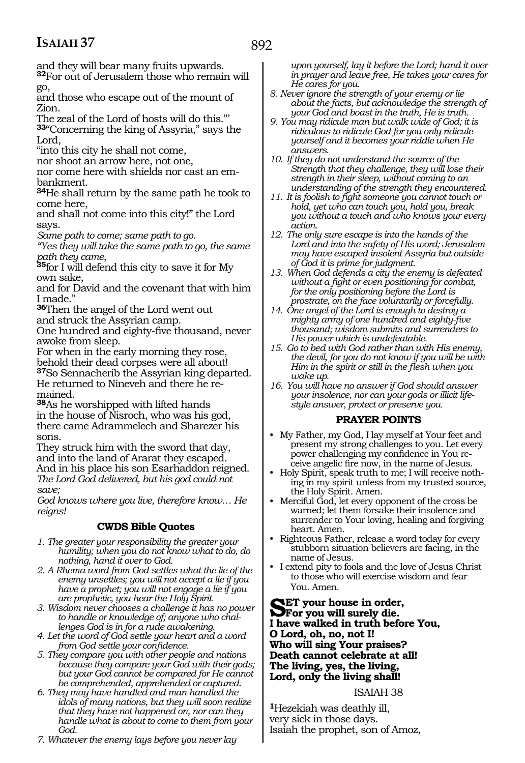and they will bear many fruits upwards.
**32**For out of Jerusalem those who remain will go,
and those who escape out of the mount of Zion.
The zeal of the Lord of hosts will do this."'
**33**"Concerning the king of Assyria," says the Lord,
"into this city he shall not come,
nor shoot an arrow here, not one,
nor come here with shields nor cast an embankment.
**34**He shall return by the same path he took to come here,
and shall not come into this city!" the Lord says.
*Same path to come; same path to go.*
*"Yes they will take the same path to go, the same path they came,*
**35**for I will defend this city to save it for My own sake,
and for David and the covenant that with him I made."
**36**Then the angel of the Lord went out
and struck the Assyrian camp.
One hundred and eighty-five thousand, never awoke from sleep.
For when in the early morning they rose,
behold their dead corpses were all about!
**37**So Sennacherib the Assyrian king departed.
He returned to Nineveh and there he remained.
**38**As he worshipped with lifted hands
in the house of Nisroch, who was his god,
there came Adrammelech and Sharezer his sons.
They struck him with the sword that day,
and into the land of Ararat they escaped.
And in his place his son Esarhaddon reigned.
*The Lord God delivered, but his god could not save;*
*God knows where you live, therefore know… He reigns!*

### CWDS Bible Quotes

1. *The greater your responsibility the greater your humility; when you do not know what to do, do nothing, hand it over to God.*
2. *A Rhema word from God settles what the lie of the enemy unsettles; you will not accept a lie if you have a prophet; you will not engage a lie if you are prophetic, you hear the Holy Spirit.*
3. *Wisdom never chooses a challenge it has no power to handle or knowledge of; anyone who challenges God is in for a rude awakening.*
4. *Let the word of God settle your heart and a word from God settle your confidence.*
5. *They compare you with other people and nations because they compare your God with their gods; but your God cannot be compared for He cannot be comprehended, apprehended or captured.*
6. *They may have handled and man-handled the idols of many nations, but they will soon realize that they have not happened on, nor can they handle what is about to come to them from your God.*
7. *Whatever the enemy lays before you never lay upon yourself, lay it before the Lord; hand it over in prayer and leave free, He takes your cares for He cares for you.*
8. *Never ignore the strength of your enemy or lie about the facts, but acknowledge the strength of your God and boast in the truth, He is truth.*
9. *You may ridicule man but walk wide of God; it is ridiculous to ridicule God for you only ridicule yourself and it becomes your riddle when He answers.*
10. *If they do not understand the source of the Strength that they challenge, they will lose their strength in their sleep, without coming to an understanding of the strength they encountered.*
11. *It is foolish to fight someone you cannot touch or hold, yet who can touch you, hold you, break you without a touch and who knows your every action.*
12. *The only sure escape is into the hands of the Lord and into the safety of His word; Jerusalem may have escaped insolent Assyria but outside of God it is prime for judgment.*
13. *When God defends a city the enemy is defeated without a fight or even positioning for combat, for the only positioning before the Lord is prostrate, on the face voluntarily or forcefully.*
14. *One angel of the Lord is enough to destroy a mighty army of one hundred and eighty-five thousand; wisdom submits and surrenders to His power which is undefeatable.*
15. *Go to bed with God rather than with His enemy, the devil, for you do not know if you will be with Him in the spirit or still in the flesh when you wake up.*
16. *You will have no answer if God should answer your insolence, nor can your gods or illicit lifestyle answer, protect or preserve you.*

### PRAYER POINTS

- My Father, my God, I lay myself at Your feet and present my strong challenges to you. Let every power challenging my confidence in You receive angelic fire now, in the name of Jesus.
- Holy Spirit, speak truth to me; I will receive nothing in my spirit unless from my trusted source, the Holy Spirit. Amen.
- Merciful God, let every opponent of the cross be warned; let them forsake their insolence and surrender to Your loving, healing and forgiving heart. Amen.
- Righteous Father, release a word today for every stubborn situation believers are facing, in the name of Jesus.
- I extend pity to fools and the love of Jesus Christ to those who will exercise wisdom and fear You. Amen.

**SET your house in order,**
**For you will surely die.**
**I have walked in truth before You,**
**O Lord, oh, no, not I!**
**Who will sing Your praises?**
**Death cannot celebrate at all!**
**The living, yes, the living,**
**Lord, only the living shall!**

## ISAIAH 38

**1**Hezekiah was deathly ill,
very sick in those days.
Isaiah the prophet, son of Amoz,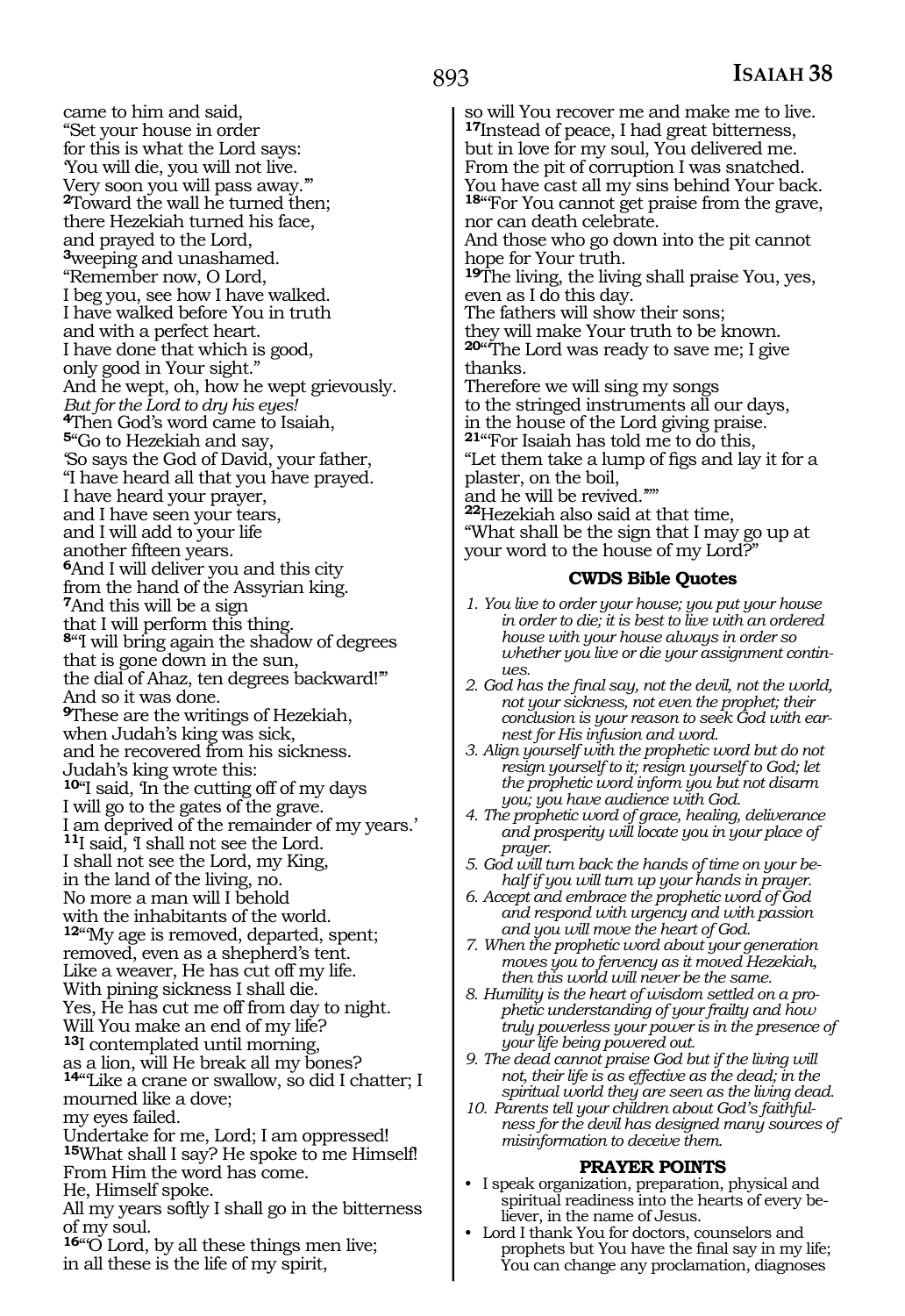came to him and said,
"Set your house in order
for this is what the Lord says:
'You will die, you will not live.
Very soon you will pass away.'"
**2**Toward the wall he turned then;
there Hezekiah turned his face,
and prayed to the Lord,
**3**weeping and unashamed.
"Remember now, O Lord,
I beg you, see how I have walked.
I have walked before You in truth
and with a perfect heart.
I have done that which is good,
only good in Your sight."
And he wept, oh, how he wept grievously.
*But for the Lord to dry his eyes!*
**4**Then God's word came to Isaiah,
**5**"Go to Hezekiah and say,
'So says the God of David, your father,
"I have heard all that you have prayed.
I have heard your prayer,
and I have seen your tears,
and I will add to your life
another fifteen years.
**6**And I will deliver you and this city
from the hand of the Assyrian king.
**7**And this will be a sign
that I will perform this thing.
**8**"I will bring again the shadow of degrees
that is gone down in the sun,
the dial of Ahaz, ten degrees backward!"'
And so it was done.
**9**These are the writings of Hezekiah,
when Judah's king was sick,
and he recovered from his sickness.
Judah's king wrote this:
**10**"I said, 'In the cutting off of my days
I will go to the gates of the grave.
I am deprived of the remainder of my years.'
**11**I said, 'I shall not see the Lord.
I shall not see the Lord, my King,
in the land of the living, no.
No more a man will I behold
with the inhabitants of the world.
**12**"My age is removed, departed, spent;
removed, even as a shepherd's tent.
Like a weaver, He has cut off my life.
With pining sickness I shall die.
Yes, He has cut me off from day to night.
Will You make an end of my life?
**13**I contemplated until morning,
as a lion, will He break all my bones?
**14**"Like a crane or swallow, so did I chatter; I mourned like a dove;
my eyes failed.
Undertake for me, Lord; I am oppressed!
**15**What shall I say? He spoke to me Himself!
From Him the word has come.
He, Himself spoke.
All my years softly I shall go in the bitterness of my soul.
**16**"O Lord, by all these things men live;
in all these is the life of my spirit,
so will You recover me and make me to live.
**17**Instead of peace, I had great bitterness,
but in love for my soul, You delivered me.
From the pit of corruption I was snatched.
You have cast all my sins behind Your back.
**18**"For You cannot get praise from the grave,
nor can death celebrate.
And those who go down into the pit cannot hope for Your truth.
**19**The living, the living shall praise You, yes,
even as I do this day.
The fathers will show their sons;
they will make Your truth to be known.
**20**"The Lord was ready to save me; I give thanks.
Therefore we will sing my songs
to the stringed instruments all our days,
in the house of the Lord giving praise.
**21**"For Isaiah has told me to do this,
"Let them take a lump of figs and lay it for a plaster, on the boil,
and he will be revived.""
**22**Hezekiah also said at that time,
"What shall be the sign that I may go up at your word to the house of my Lord?"

### CWDS Bible Quotes

1. *You live to order your house; you put your house in order to die; it is best to live with an ordered house with your house always in order so whether you live or die your assignment continues.*
2. *God has the final say, not the devil, not the world, not your sickness, not even the prophet; their conclusion is your reason to seek God with earnest for His infusion and word.*
3. *Align yourself with the prophetic word but do not resign yourself to it; resign yourself to God; let the prophetic word inform you but not disarm you; you have audience with God.*
4. *The prophetic word of grace, healing, deliverance and prosperity will locate you in your place of prayer.*
5. *God will turn back the hands of time on your behalf if you will turn up your hands in prayer.*
6. *Accept and embrace the prophetic word of God and respond with urgency and with passion and you will move the heart of God.*
7. *When the prophetic word about your generation moves you to fervency as it moved Hezekiah, then this world will never be the same.*
8. *Humility is the heart of wisdom settled on a prophetic understanding of your frailty and how truly powerless your power is in the presence of your life being powered out.*
9. *The dead cannot praise God but if the living will not, their life is as effective as the dead; in the spiritual world they are seen as the living dead.*
10. *Parents tell your children about God's faithfulness for the devil has designed many sources of misinformation to deceive them.*

### PRAYER POINTS

- I speak organization, preparation, physical and spiritual readiness into the hearts of every believer, in the name of Jesus.
- Lord I thank You for doctors, counselors and prophets but You have the final say in my life; You can change any proclamation, diagnoses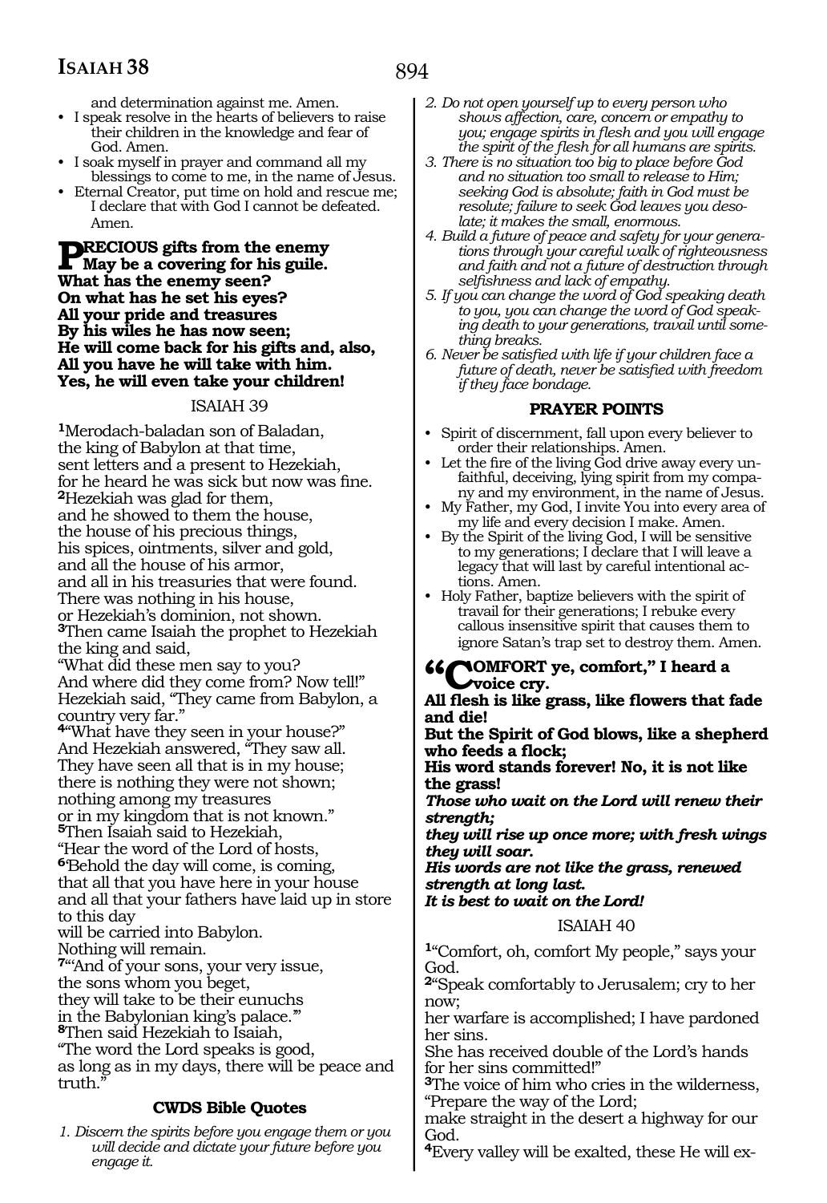and determination against me. Amen.

- I speak resolve in the hearts of believers to raise their children in the knowledge and fear of God. Amen.
- I soak myself in prayer and command all my blessings to come to me, in the name of Jesus.
- Eternal Creator, put time on hold and rescue me; I declare that with God I cannot be defeated. Amen.

**PRECIOUS gifts from the enemy**
**May be a covering for his guile.**
**What has the enemy seen?**
**On what has he set his eyes?**
**All your pride and treasures**
**By his wiles he has now seen;**
**He will come back for his gifts and, also,**
**All you have he will take with him.**
**Yes, he will even take your children!**

ISAIAH 39

**1**Merodach-baladan son of Baladan,
the king of Babylon at that time,
sent letters and a present to Hezekiah,
for he heard he was sick but now was fine.
**2**Hezekiah was glad for them,
and he showed to them the house,
the house of his precious things,
his spices, ointments, silver and gold,
and all the house of his armor,
and all in his treasuries that were found.
There was nothing in his house,
or Hezekiah's dominion, not shown.
**3**Then came Isaiah the prophet to Hezekiah the king and said,
"What did these men say to you?
And where did they come from? Now tell!"
Hezekiah said, "They came from Babylon, a country very far."
**4**"What have they seen in your house?"
And Hezekiah answered, "They saw all.
They have seen all that is in my house;
there is nothing they were not shown;
nothing among my treasures
or in my kingdom that is not known."
**5**Then Isaiah said to Hezekiah,
"Hear the word of the Lord of hosts,
**6**'Behold the day will come, is coming,
that all that you have here in your house
and all that your fathers have laid up in store to this day
will be carried into Babylon.
Nothing will remain.
**7**"'And of your sons, your very issue,
the sons whom you beget,
they will take to be their eunuchs
in the Babylonian king's palace.'"
**8**Then said Hezekiah to Isaiah,
"The word the Lord speaks is good,
as long as in my days, there will be peace and truth."

**CWDS Bible Quotes**

1. *Discern the spirits before you engage them or you will decide and dictate your future before you engage it.*
2. *Do not open yourself up to every person who shows affection, care, concern or empathy to you; engage spirits in flesh and you will engage the spirit of the flesh for all humans are spirits.*
3. *There is no situation too big to place before God and no situation too small to release to Him; seeking God is absolute; faith in God must be resolute; failure to seek God leaves you desolate; it makes the small, enormous.*
4. *Build a future of peace and safety for your generations through your careful walk of righteousness and faith and not a future of destruction through selfishness and lack of empathy.*
5. *If you can change the word of God speaking death to you, you can change the word of God speaking death to your generations, travail until something breaks.*
6. *Never be satisfied with life if your children face a future of death, never be satisfied with freedom if they face bondage.*

**PRAYER POINTS**

- Spirit of discernment, fall upon every believer to order their relationships. Amen.
- Let the fire of the living God drive away every unfaithful, deceiving, lying spirit from my company and my environment, in the name of Jesus.
- My Father, my God, I invite You into every area of my life and every decision I make. Amen.
- By the Spirit of the living God, I will be sensitive to my generations; I declare that I will leave a legacy that will last by careful intentional actions. Amen.
- Holy Father, baptize believers with the spirit of travail for their generations; I rebuke every callous insensitive spirit that causes them to ignore Satan's trap set to destroy them. Amen.

**"COMFORT ye, comfort," I heard a voice cry.**
**All flesh is like grass, like flowers that fade and die!**
**But the Spirit of God blows, like a shepherd who feeds a flock;**
**His word stands forever! No, it is not like the grass!**
***Those who wait on the Lord will renew their strength;***
***they will rise up once more; with fresh wings they will soar.***
***His words are not like the grass, renewed strength at long last.***
***It is best to wait on the Lord!***

ISAIAH 40

**1**"Comfort, oh, comfort My people," says your God.
**2**"Speak comfortably to Jerusalem; cry to her now;
her warfare is accomplished; I have pardoned her sins.
She has received double of the Lord's hands for her sins committed!"
**3**The voice of him who cries in the wilderness,
"Prepare the way of the Lord;
make straight in the desert a highway for our God.
**4**Every valley will be exalted, these He will ex-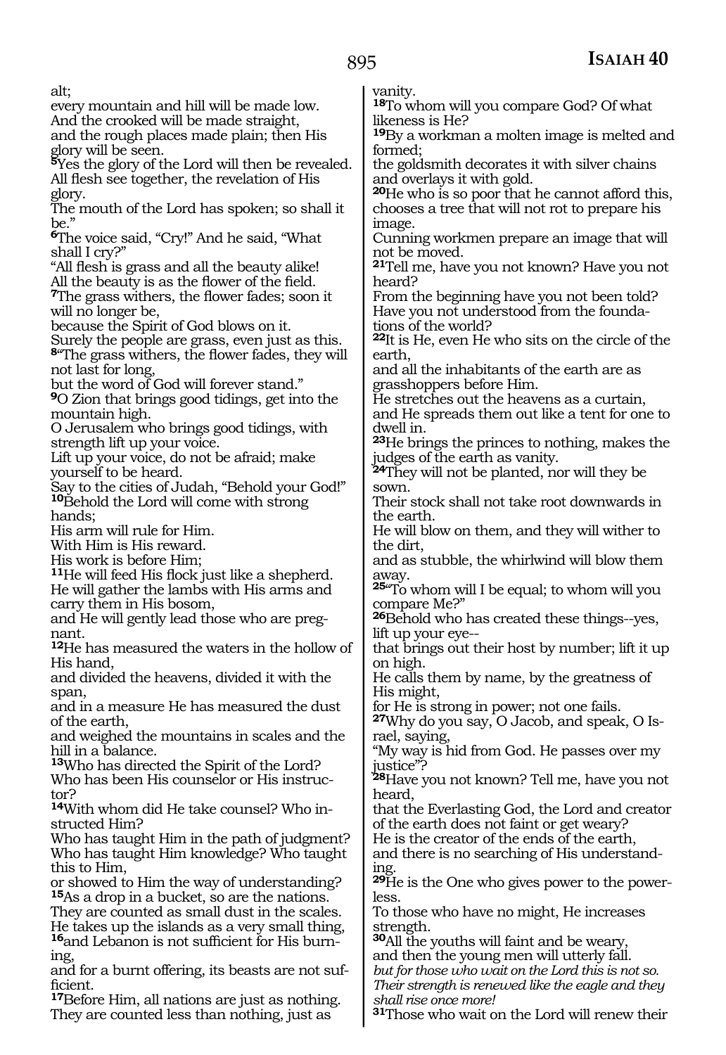alt;
every mountain and hill will be made low.
And the crooked will be made straight,
and the rough places made plain; then His glory will be seen.
[5]Yes the glory of the Lord will then be revealed.
All flesh see together, the revelation of His glory.
The mouth of the Lord has spoken; so shall it be."
[6]The voice said, "Cry!" And he said, "What shall I cry?"
"All flesh is grass and all the beauty alike!
All the beauty is as the flower of the field.
[7]The grass withers, the flower fades; soon it will no longer be,
because the Spirit of God blows on it.
Surely the people are grass, even just as this.
[8]"The grass withers, the flower fades, they will not last for long,
but the word of God will forever stand."
[9]O Zion that brings good tidings, get into the mountain high.
O Jerusalem who brings good tidings, with strength lift up your voice.
Lift up your voice, do not be afraid; make yourself to be heard.
Say to the cities of Judah, "Behold your God!"
[10]Behold the Lord will come with strong hands;
His arm will rule for Him.
With Him is His reward.
His work is before Him;
[11]He will feed His flock just like a shepherd.
He will gather the lambs with His arms and carry them in His bosom,
and He will gently lead those who are pregnant.
[12]He has measured the waters in the hollow of His hand,
and divided the heavens, divided it with the span,
and in a measure He has measured the dust of the earth,
and weighed the mountains in scales and the hill in a balance.
[13]Who has directed the Spirit of the Lord?
Who has been His counselor or His instructor?
[14]With whom did He take counsel? Who instructed Him?
Who has taught Him in the path of judgment?
Who has taught Him knowledge? Who taught this to Him,
or showed to Him the way of understanding?
[15]As a drop in a bucket, so are the nations.
They are counted as small dust in the scales.
He takes up the islands as a very small thing,
[16]and Lebanon is not sufficient for His burning,
and for a burnt offering, its beasts are not sufficient.
[17]Before Him, all nations are just as nothing.
They are counted less than nothing, just as vanity.
[18]To whom will you compare God? Of what likeness is He?
[19]By a workman a molten image is melted and formed;
the goldsmith decorates it with silver chains and overlays it with gold.
[20]He who is so poor that he cannot afford this, chooses a tree that will not rot to prepare his image.
Cunning workmen prepare an image that will not be moved.
[21]Tell me, have you not known? Have you not heard?
From the beginning have you not been told?
Have you not understood from the foundations of the world?
[22]It is He, even He who sits on the circle of the earth,
and all the inhabitants of the earth are as grasshoppers before Him.
He stretches out the heavens as a curtain,
and He spreads them out like a tent for one to dwell in.
[23]He brings the princes to nothing, makes the judges of the earth as vanity.
[24]They will not be planted, nor will they be sown.
Their stock shall not take root downwards in the earth.
He will blow on them, and they will wither to the dirt,
and as stubble, the whirlwind will blow them away.
[25]"To whom will I be equal; to whom will you compare Me?"
[26]Behold who has created these things--yes, lift up your eye--
that brings out their host by number; lift it up on high.
He calls them by name, by the greatness of His might,
for He is strong in power; not one fails.
[27]Why do you say, O Jacob, and speak, O Israel, saying,
"My way is hid from God. He passes over my justice"?
[28]Have you not known? Tell me, have you not heard,
that the Everlasting God, the Lord and creator of the earth does not faint or get weary?
He is the creator of the ends of the earth,
and there is no searching of His understanding.
[29]He is the One who gives power to the powerless.
To those who have no might, He increases strength.
[30]All the youths will faint and be weary,
and then the young men will utterly fall.
*but for those who wait on the Lord this is not so.*
*Their strength is renewed like the eagle and they shall rise once more!*
[31]Those who wait on the Lord will renew their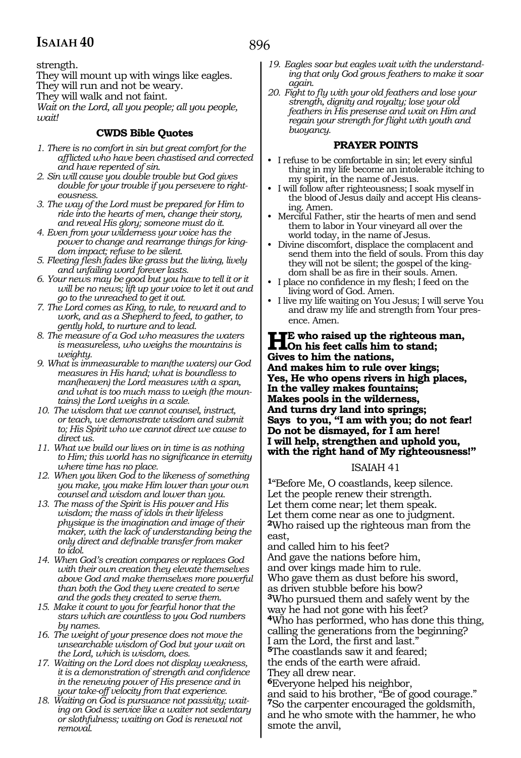strength.
They will mount up with wings like eagles.
They will run and not be weary.
They will walk and not faint.
*Wait on the Lord, all you people; all you people, wait!*

### CWDS Bible Quotes

1. *There is no comfort in sin but great comfort for the afflicted who have been chastised and corrected and have repented of sin.*
2. *Sin will cause you double trouble but God gives double for your trouble if you persevere to righteousness.*
3. *The way of the Lord must be prepared for Him to ride into the hearts of men, change their story, and reveal His glory; someone must do it.*
4. *Even from your wilderness your voice has the power to change and rearrange things for kingdom impact; refuse to be silent.*
5. *Fleeting flesh fades like grass but the living, lively and unfailing word forever lasts.*
6. *Your news may be good but you have to tell it or it will be no news; lift up your voice to let it out and go to the unreached to get it out.*
7. *The Lord comes as King, to rule, to reward and to work, and as a Shepherd to feed, to gather, to gently hold, to nurture and to lead.*
8. *The measure of a God who measures the waters is measureless, who weighs the mountains is weighty.*
9. *What is immeasurable to man(the waters) our God measures in His hand; what is boundless to man(heaven) the Lord measures with a span, and what is too much mass to weigh (the mountains) the Lord weighs in a scale.*
10. *The wisdom that we cannot counsel, instruct, or teach, we demonstrate wisdom and submit to; His Spirit who we cannot direct we cause to direct us.*
11. *What we build our lives on in time is as nothing to Him; this world has no significance in eternity where time has no place.*
12. *When you liken God to the likeness of something you make, you make Him lower than your own counsel and wisdom and lower than you.*
13. *The mass of the Spirit is His power and His wisdom; the mass of idols in their lifeless physique is the imagination and image of their maker, with the lack of understanding being the only direct and definable transfer from maker to idol.*
14. *When God's creation compares or replaces God with their own creation they elevate themselves above God and make themselves more powerful than both the God they were created to serve and the gods they created to serve them.*
15. *Make it count to you for fearful honor that the stars which are countless to you God numbers by names.*
16. *The weight of your presence does not move the unsearchable wisdom of God but your wait on the Lord, which is wisdom, does.*
17. *Waiting on the Lord does not display weakness, it is a demonstration of strength and confidence in the renewing power of His presence and in your take-off velocity from that experience.*
18. *Waiting on God is pursuance not passivity; waiting on God is service like a waiter not sedentary or slothfulness; waiting on God is renewal not removal.*
19. *Eagles soar but eagles wait with the understanding that only God grows feathers to make it soar again.*
20. *Fight to fly with your old feathers and lose your strength, dignity and royalty; lose your old feathers in His presense and wait on Him and regain your strength for flight with youth and buoyancy.*

### PRAYER POINTS

- I refuse to be comfortable in sin; let every sinful thing in my life become an intolerable itching to my spirit, in the name of Jesus.
- I will follow after righteousness; I soak myself in the blood of Jesus daily and accept His cleansing. Amen.
- Merciful Father, stir the hearts of men and send them to labor in Your vineyard all over the world today, in the name of Jesus.
- Divine discomfort, displace the complacent and send them into the field of souls. From this day they will not be silent; the gospel of the kingdom shall be as fire in their souls. Amen.
- I place no confidence in my flesh; I feed on the living word of God. Amen.
- I live my life waiting on You Jesus; I will serve You and draw my life and strength from Your presence. Amen.

**HE who raised up the righteous man,**
**On his feet calls him to stand;**
**Gives to him the nations,**
**And makes him to rule over kings;**
**Yes, He who opens rivers in high places,**
**In the valley makes fountains;**
**Makes pools in the wilderness,**
**And turns dry land into springs;**
**Says to you, "I am with you; do not fear!**
**Do not be dismayed, for I am here!**
**I will help, strengthen and uphold you,**
**with the right hand of My righteousness!"**

## ISAIAH 41

[1]"Before Me, O coastlands, keep silence.
Let the people renew their strength.
Let them come near; let them speak.
Let them come near as one to judgment.
[2]Who raised up the righteous man from the east,
and called him to his feet?
And gave the nations before him,
and over kings made him to rule.
Who gave them as dust before his sword,
as driven stubble before his bow?
[3]Who pursued them and safely went by the way he had not gone with his feet?
[4]Who has performed, who has done this thing,
calling the generations from the beginning?
I am the Lord, the first and last."
[5]The coastlands saw it and feared;
the ends of the earth were afraid.
They all drew near.
[6]Everyone helped his neighbor,
and said to his brother, "Be of good courage."
[7]So the carpenter encouraged the goldsmith,
and he who smote with the hammer, he who smote the anvil,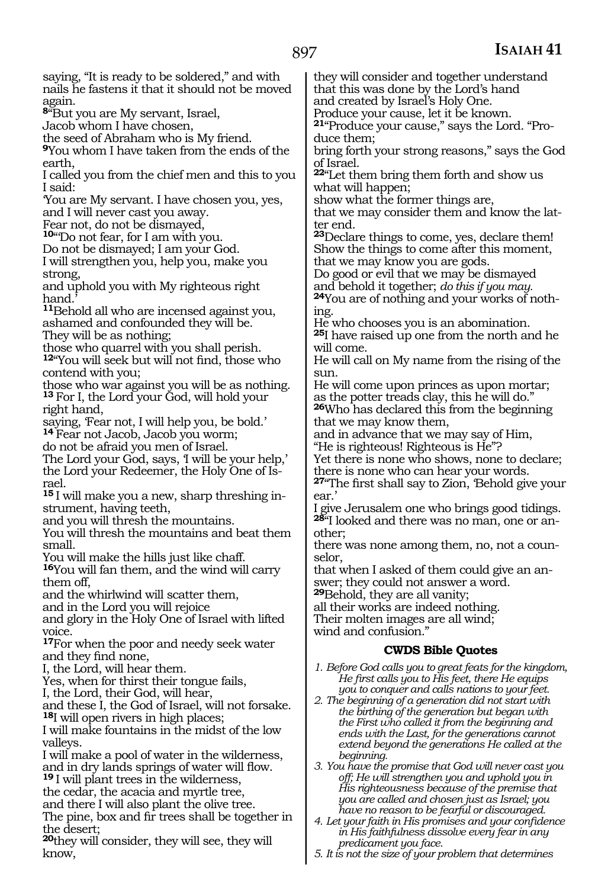saying, "It is ready to be soldered," and with nails he fastens it that it should not be moved again.

**8**"But you are My servant, Israel,
Jacob whom I have chosen,
the seed of Abraham who is My friend.
**9**You whom I have taken from the ends of the earth,
I called you from the chief men and this to you I said:
'You are My servant. I have chosen you, yes, and I will never cast you away.
Fear not, do not be dismayed,
**10**"Do not fear, for I am with you.
Do not be dismayed; I am your God.
I will strengthen you, help you, make you strong,
and uphold you with My righteous right hand.'
**11**Behold all who are incensed against you, ashamed and confounded they will be.
They will be as nothing;
those who quarrel with you shall perish.
**12**"You will seek but will not find, those who contend with you;
those who war against you will be as nothing.
**13** For I, the Lord your God, will hold your right hand,
saying, 'Fear not, I will help you, be bold.'
**14** Fear not Jacob, Jacob you worm;
do not be afraid you men of Israel.
The Lord your God, says, 'I will be your help,'
the Lord your Redeemer, the Holy One of Israel.
**15** I will make you a new, sharp threshing instrument, having teeth,
and you will thresh the mountains.
You will thresh the mountains and beat them small.
You will make the hills just like chaff.
**16**You will fan them, and the wind will carry them off,
and the whirlwind will scatter them,
and in the Lord you will rejoice
and glory in the Holy One of Israel with lifted voice.
**17**For when the poor and needy seek water and they find none,
I, the Lord, will hear them.
Yes, when for thirst their tongue fails,
I, the Lord, their God, will hear,
and these I, the God of Israel, will not forsake.
**18**I will open rivers in high places;
I will make fountains in the midst of the low valleys.
I will make a pool of water in the wilderness,
and in dry lands springs of water will flow.
**19** I will plant trees in the wilderness,
the cedar, the acacia and myrtle tree,
and there I will also plant the olive tree.
The pine, box and fir trees shall be together in the desert;
**20**they will consider, they will see, they will know,
they will consider and together understand
that this was done by the Lord's hand
and created by Israel's Holy One.
Produce your cause, let it be known.
**21**"Produce your cause," says the Lord. "Produce them;
bring forth your strong reasons," says the God of Israel.
**22**"Let them bring them forth and show us what will happen;
show what the former things are,
that we may consider them and know the latter end.
**23**Declare things to come, yes, declare them!
Show the things to come after this moment,
that we may know you are gods.
Do good or evil that we may be dismayed
and behold it together; *do this if you may.*
**24**You are of nothing and your works of nothing.
He who chooses you is an abomination.
**25**I have raised up one from the north and he will come.
He will call on My name from the rising of the sun.
He will come upon princes as upon mortar;
as the potter treads clay, this he will do."
**26**Who has declared this from the beginning that we may know them,
and in advance that we may say of Him,
"He is righteous! Righteous is He"?
Yet there is none who shows, none to declare;
there is none who can hear your words.
**27**"The first shall say to Zion, 'Behold give your ear.'
I give Jerusalem one who brings good tidings.
**28**"I looked and there was no man, one or another;
there was none among them, no, not a counselor,
that when I asked of them could give an answer; they could not answer a word.
**29**Behold, they are all vanity;
all their works are indeed nothing.
Their molten images are all wind;
wind and confusion."

### CWDS Bible Quotes

1. *Before God calls you to great feats for the kingdom, He first calls you to His feet, there He equips you to conquer and calls nations to your feet.*
2. *The beginning of a generation did not start with the birthing of the generation but began with the First who called it from the beginning and ends with the Last, for the generations cannot extend beyond the generations He called at the beginning.*
3. *You have the promise that God will never cast you off; He will strengthen you and uphold you in His righteousness because of the premise that you are called and chosen just as Israel; you have no reason to be fearful or discouraged.*
4. *Let your faith in His promises and your confidence in His faithfulness dissolve every fear in any predicament you face.*
5. *It is not the size of your problem that determines*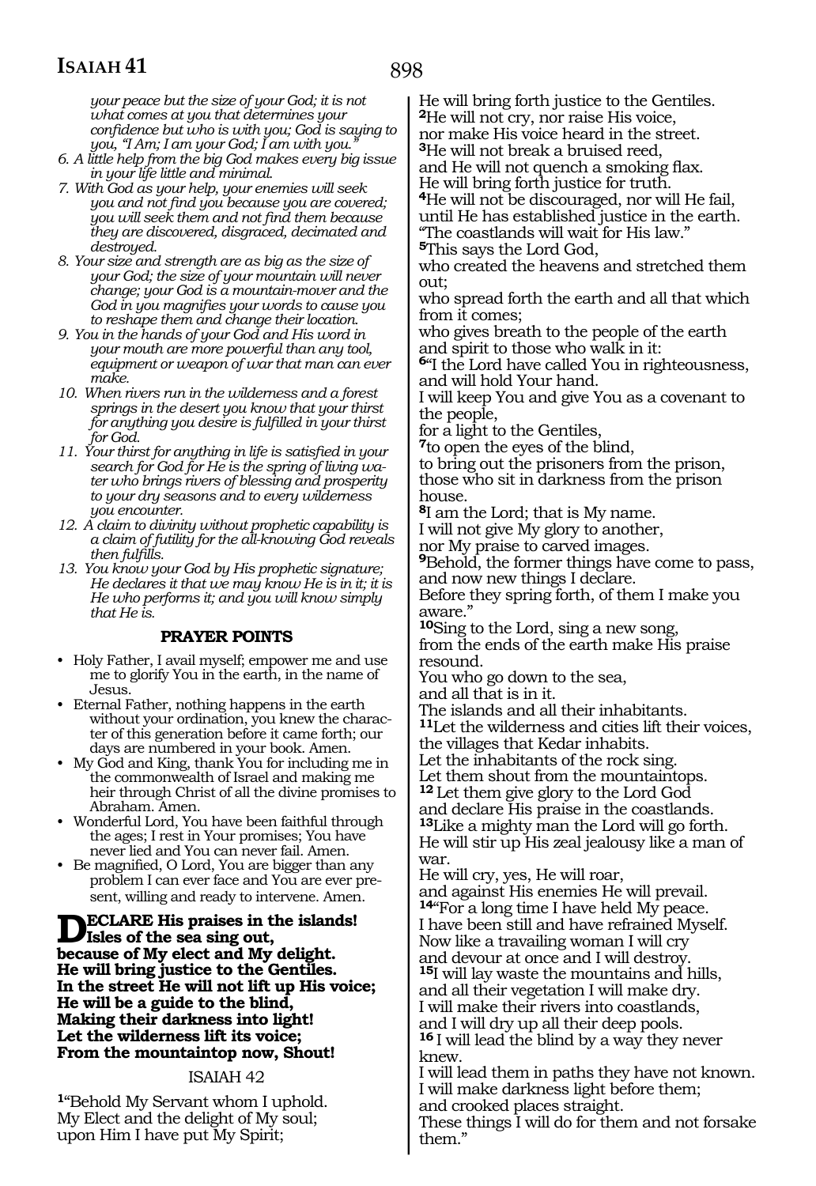*your peace but the size of your God; it is not what comes at you that determines your confidence but who is with you; God is saying to you, "I Am; I am your God; I am with you."*

6. *A little help from the big God makes every big issue in your life little and minimal.*
7. *With God as your help, your enemies will seek you and not find you because you are covered; you will seek them and not find them because they are discovered, disgraced, decimated and destroyed.*
8. *Your size and strength are as big as the size of your God; the size of your mountain will never change; your God is a mountain-mover and the God in you magnifies your words to cause you to reshape them and change their location.*
9. *You in the hands of your God and His word in your mouth are more powerful than any tool, equipment or weapon of war that man can ever make.*
10. *When rivers run in the wilderness and a forest springs in the desert you know that your thirst for anything you desire is fulfilled in your thirst for God.*
11. *Your thirst for anything in life is satisfied in your search for God for He is the spring of living water who brings rivers of blessing and prosperity to your dry seasons and to every wilderness you encounter.*
12. *A claim to divinity without prophetic capability is a claim of futility for the all-knowing God reveals then fulfills.*
13. *You know your God by His prophetic signature; He declares it that we may know He is in it; it is He who performs it; and you will know simply that He is.*

### PRAYER POINTS

- Holy Father, I avail myself; empower me and use me to glorify You in the earth, in the name of Jesus.
- Eternal Father, nothing happens in the earth without your ordination, you knew the character of this generation before it came forth; our days are numbered in your book. Amen.
- My God and King, thank You for including me in the commonwealth of Israel and making me heir through Christ of all the divine promises to Abraham. Amen.
- Wonderful Lord, You have been faithful through the ages; I rest in Your promises; You have never lied and You can never fail. Amen.
- Be magnified, O Lord, You are bigger than any problem I can ever face and You are ever present, willing and ready to intervene. Amen.

**DECLARE His praises in the islands!**
**Isles of the sea sing out,**
**because of My elect and My delight.**
**He will bring justice to the Gentiles.**
**In the street He will not lift up His voice;**
**He will be a guide to the blind,**
**Making their darkness into light!**
**Let the wilderness lift its voice;**
**From the mountaintop now, Shout!**

## ISAIAH 42

**1**"Behold My Servant whom I uphold.
My Elect and the delight of My soul;
upon Him I have put My Spirit;
He will bring forth justice to the Gentiles.
**2**He will not cry, nor raise His voice,
nor make His voice heard in the street.
**3**He will not break a bruised reed,
and He will not quench a smoking flax.
He will bring forth justice for truth.
**4**He will not be discouraged, nor will He fail,
until He has established justice in the earth.
"The coastlands will wait for His law."
**5**This says the Lord God,
who created the heavens and stretched them out;
who spread forth the earth and all that which from it comes;
who gives breath to the people of the earth
and spirit to those who walk in it:
**6**"I the Lord have called You in righteousness,
and will hold Your hand.
I will keep You and give You as a covenant to the people,
for a light to the Gentiles,
**7**to open the eyes of the blind,
to bring out the prisoners from the prison,
those who sit in darkness from the prison house.
**8**I am the Lord; that is My name.
I will not give My glory to another,
nor My praise to carved images.
**9**Behold, the former things have come to pass,
and now new things I declare.
Before they spring forth, of them I make you aware."
**10**Sing to the Lord, sing a new song,
from the ends of the earth make His praise resound.
You who go down to the sea,
and all that is in it.
The islands and all their inhabitants.
**11**Let the wilderness and cities lift their voices,
the villages that Kedar inhabits.
Let the inhabitants of the rock sing.
Let them shout from the mountaintops.
**12** Let them give glory to the Lord God
and declare His praise in the coastlands.
**13**Like a mighty man the Lord will go forth.
He will stir up His zeal jealousy like a man of war.
He will cry, yes, He will roar,
and against His enemies He will prevail.
**14**"For a long time I have held My peace.
I have been still and have refrained Myself.
Now like a travailing woman I will cry
and devour at once and I will destroy.
**15**I will lay waste the mountains and hills,
and all their vegetation I will make dry.
I will make their rivers into coastlands,
and I will dry up all their deep pools.
**16** I will lead the blind by a way they never knew.
I will lead them in paths they have not known.
I will make darkness light before them;
and crooked places straight.
These things I will do for them and not forsake them."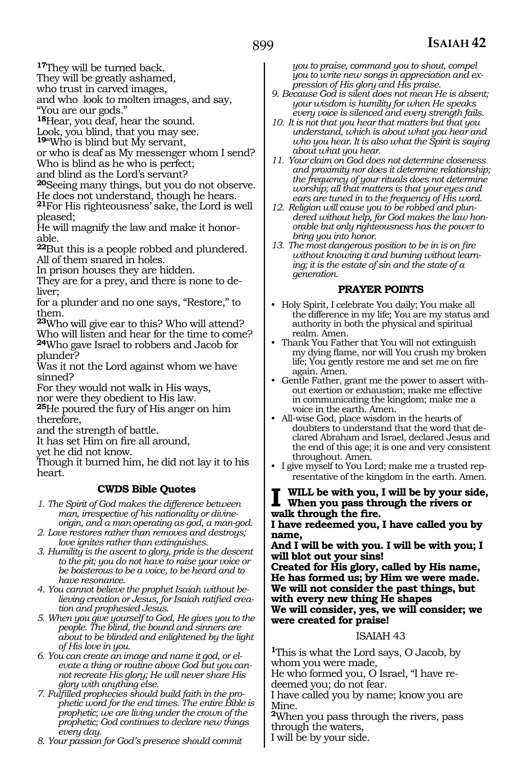[17]They will be turned back.
They will be greatly ashamed,
who trust in carved images,
and who look to molten images, and say,
"You are our gods."
[18]Hear, you deaf, hear the sound.
Look, you blind, that you may see.
[19]"Who is blind but My servant,
or who is deaf as My messenger whom I send?
Who is blind as he who is perfect;
and blind as the Lord's servant?
[20]Seeing many things, but you do not observe.
He does not understand, though he hears.
[21]For His righteousness' sake, the Lord is well pleased;
He will magnify the law and make it honorable.
[22]But this is a people robbed and plundered.
All of them snared in holes.
In prison houses they are hidden.
They are for a prey, and there is none to deliver;
for a plunder and no one says, "Restore," to them.
[23]Who will give ear to this? Who will attend?
Who will listen and hear for the time to come?
[24]Who gave Israel to robbers and Jacob for plunder?
Was it not the Lord against whom we have sinned?
For they would not walk in His ways,
nor were they obedient to His law.
[25]He poured the fury of His anger on him therefore,
and the strength of battle.
It has set Him on fire all around,
yet he did not know.
Though it burned him, he did not lay it to his heart.

### CWDS Bible Quotes

1. *The Spirit of God makes the difference between man, irrespective of his nationality or divine-origin, and a man operating as god, a man-god.*
2. *Love restores rather than removes and destroys; love ignites rather than extinguishes.*
3. *Humility is the ascent to glory, pride is the descent to the pit; you do not have to raise your voice or be boisterous to be a voice, to be heard and to have resonance.*
4. *You cannot believe the prophet Isaiah without believing creation or Jesus, for Isaiah ratified creation and prophesied Jesus.*
5. *When you give yourself to God, He gives you to the people. The blind, the bound and sinners are about to be blinded and enlightened by the light of His love in you.*
6. *You can create an image and name it god, or elevate a thing or routine above God but you cannot recreate His glory; He will never share His glory with anything else.*
7. *Fulfilled prophecies should build faith in the prophetic word for the end times. The entire Bible is prophetic; we are living under the crown of the prophetic; God continues to declare new things every day.*
8. *Your passion for God's presence should commit you to praise, command you to shout, compel you to write new songs in appreciation and expression of His glory and His praise.*
9. *Because God is silent does not mean He is absent; your wisdom is humility for when He speaks every voice is silenced and every strength fails.*
10. *It is not that you hear that matters but that you understand, which is about what you hear and who you hear. It is also what the Spirit is saying about what you hear.*
11. *Your claim on God does not determine closeness and proximity nor does it determine relationship; the frequency of your rituals does not determine worship; all that matters is that your eyes and ears are tuned in to the frequency of His word.*
12. *Religion will cause you to be robbed and plundered without help, for God makes the law honorable but only righteousness has the power to bring you into honor.*
13. *The most dangerous position to be in is on fire without knowing it and burning without learning; it is the estate of sin and the state of a generation.*

### PRAYER POINTS

- Holy Spirit, I celebrate You daily; You make all the difference in my life; You are my status and authority in both the physical and spiritual realm. Amen.
- Thank You Father that You will not extinguish my dying flame, nor will You crush my broken life; You gently restore me and set me on fire again. Amen.
- Gentle Father, grant me the power to assert without exertion or exhaustion; make me effective in communicating the kingdom; make me a voice in the earth. Amen.
- All-wise God, place wisdom in the hearts of doubters to understand that the word that declared Abraham and Israel, declared Jesus and the end of this age; it is one and very consistent throughout. Amen.
- I give myself to You Lord; make me a trusted representative of the kingdom in the earth. Amen.

**I WILL be with you, I will be by your side, When you pass through the rivers or walk through the fire.**
**I have redeemed you, I have called you by name,**
**And I will be with you. I will be with you; I will blot out your sins!**
**Created for His glory, called by His name, He has formed us; by Him we were made.**
**We will not consider the past things, but with every new thing He shapes**
**We will consider, yes, we will consider; we were created for praise!**

## ISAIAH 43

[1]This is what the Lord says, O Jacob, by whom you were made,
He who formed you, O Israel, "I have redeemed you; do not fear.
I have called you by name; know you are Mine.
[2]When you pass through the rivers, pass through the waters,
I will be by your side.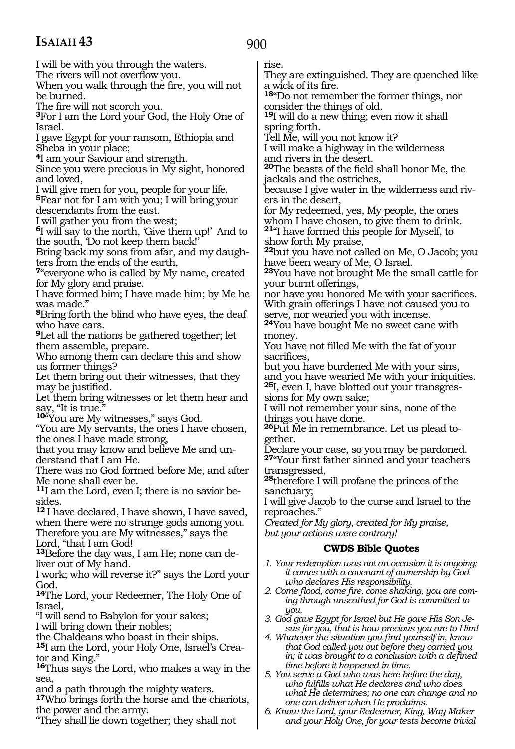I will be with you through the waters.
The rivers will not overflow you.
When you walk through the fire, you will not be burned.
The fire will not scorch you.
**3**For I am the Lord your God, the Holy One of Israel.
I gave Egypt for your ransom, Ethiopia and Sheba in your place;
**4**I am your Saviour and strength.
Since you were precious in My sight, honored and loved,
I will give men for you, people for your life.
**5**Fear not for I am with you; I will bring your descendants from the east.
I will gather you from the west;
**6**I will say to the north, 'Give them up!' And to the south, 'Do not keep them back!'
Bring back my sons from afar, and my daughters from the ends of the earth,
**7**"everyone who is called by My name, created for My glory and praise.
I have formed him; I have made him; by Me he was made."
**8**Bring forth the blind who have eyes, the deaf who have ears.
**9**Let all the nations be gathered together; let them assemble, prepare.
Who among them can declare this and show us former things?
Let them bring out their witnesses, that they may be justified.
Let them bring witnesses or let them hear and say, "It is true."
**10**"You are My witnesses," says God.
"You are My servants, the ones I have chosen, the ones I have made strong,
that you may know and believe Me and understand that I am He.
There was no God formed before Me, and after Me none shall ever be.
**11**I am the Lord, even I; there is no savior besides.
**12** I have declared, I have shown, I have saved, when there were no strange gods among you.
Therefore you are My witnesses," says the Lord, "that I am God!
**13**Before the day was, I am He; none can deliver out of My hand.
I work; who will reverse it?" says the Lord your God.
**14**The Lord, your Redeemer, The Holy One of Israel,
"I will send to Babylon for your sakes;
I will bring down their nobles;
the Chaldeans who boast in their ships.
**15**I am the Lord, your Holy One, Israel's Creator and King."
**16**Thus says the Lord, who makes a way in the sea,
and a path through the mighty waters.
**17**Who brings forth the horse and the chariots, the power and the army.
"They shall lie down together; they shall not rise.
They are extinguished. They are quenched like a wick of its fire.
**18**"Do not remember the former things, nor consider the things of old.
**19**I will do a new thing; even now it shall spring forth.
Tell Me, will you not know it?
I will make a highway in the wilderness
and rivers in the desert.
**20**The beasts of the field shall honor Me, the jackals and the ostriches,
because I give water in the wilderness and rivers in the desert,
for My redeemed, yes, My people, the ones whom I have chosen, to give them to drink.
**21**"I have formed this people for Myself, to show forth My praise,
**22**but you have not called on Me, O Jacob; you have been weary of Me, O Israel.
**23**You have not brought Me the small cattle for your burnt offerings,
nor have you honored Me with your sacrifices.
With grain offerings I have not caused you to serve, nor wearied you with incense.
**24**You have bought Me no sweet cane with money.
You have not filled Me with the fat of your sacrifices,
but you have burdened Me with your sins,
and you have wearied Me with your iniquities.
**25**I, even I, have blotted out your transgressions for My own sake;
I will not remember your sins, none of the things you have done.
**26**Put Me in remembrance. Let us plead together.
Declare your case, so you may be pardoned.
**27**"Your first father sinned and your teachers transgressed,
**28**therefore I will profane the princes of the sanctuary;
I will give Jacob to the curse and Israel to the reproaches."

*Created for My glory, created for My praise, but your actions were contrary!*

### CWDS Bible Quotes

1. *Your redemption was not an occasion it is ongoing; it comes with a covenant of ownership by God who declares His responsibility.*
2. *Come flood, come fire, come shaking, you are coming through unscathed for God is committed to you.*
3. *God gave Egypt for Israel but He gave His Son Jesus for you, that is how precious you are to Him!*
4. *Whatever the situation you find yourself in, know that God called you out before they carried you in; it was brought to a conclusion with a defined time before it happened in time.*
5. *You serve a God who was here before the day, who fulfills what He declares and who does what He determines; no one can change and no one can deliver when He proclaims.*
6. *Know the Lord, your Redeemer, King, Way Maker and your Holy One, for your tests become trivial*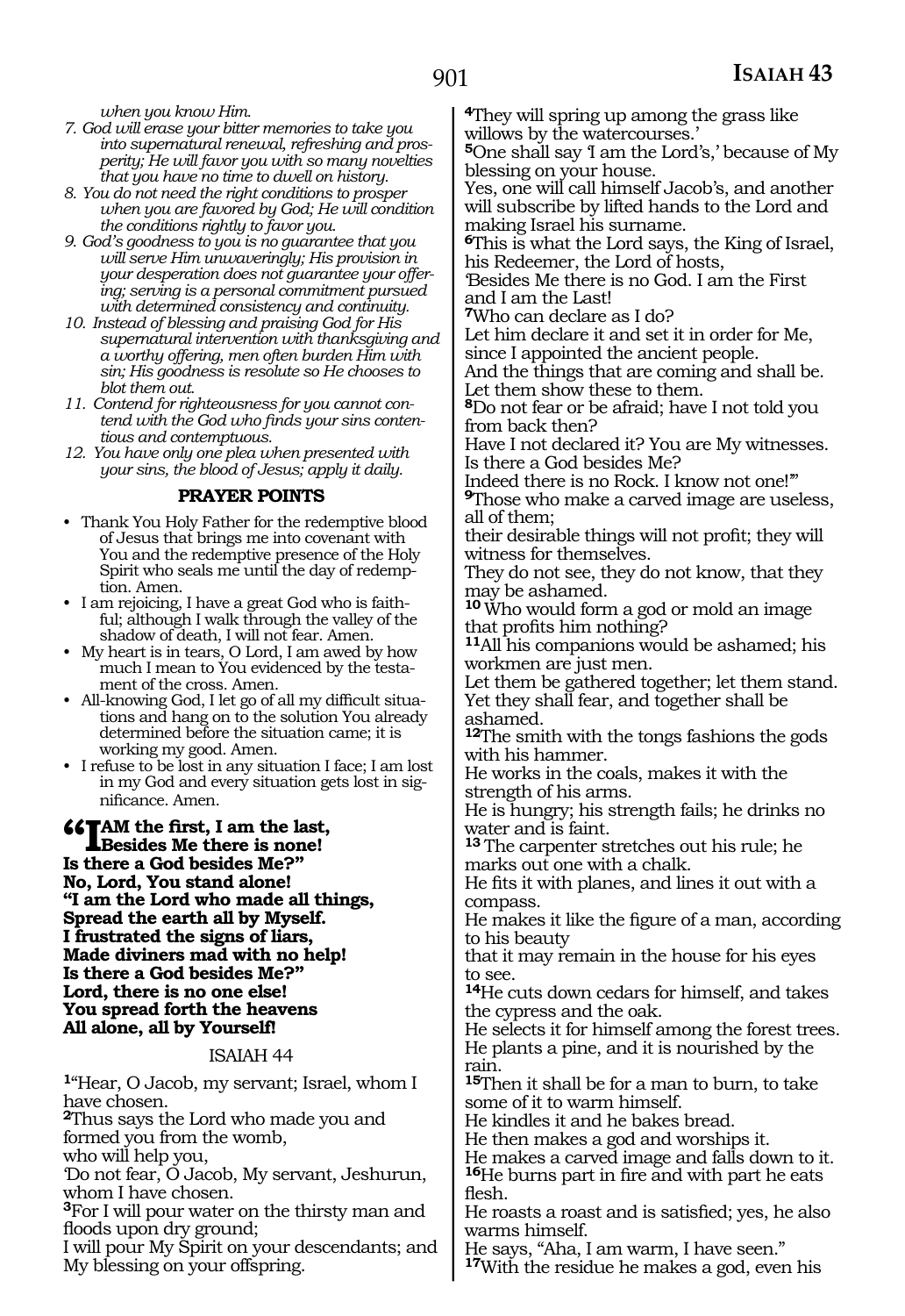*when you know Him.*

7. *God will erase your bitter memories to take you into supernatural renewal, refreshing and prosperity; He will favor you with so many novelties that you have no time to dwell on history.*
8. *You do not need the right conditions to prosper when you are favored by God; He will condition the conditions rightly to favor you.*
9. *God's goodness to you is no guarantee that you will serve Him unwaveringly; His provision in your desperation does not guarantee your offering; serving is a personal commitment pursued with determined consistency and continuity.*
10. *Instead of blessing and praising God for His supernatural intervention with thanksgiving and a worthy offering, men often burden Him with sin; His goodness is resolute so He chooses to blot them out.*
11. *Contend for righteousness for you cannot contend with the God who finds your sins contentious and contemptuous.*
12. *You have only one plea when presented with your sins, the blood of Jesus; apply it daily.*

**PRAYER POINTS**

- Thank You Holy Father for the redemptive blood of Jesus that brings me into covenant with You and the redemptive presence of the Holy Spirit who seals me until the day of redemption. Amen.
- I am rejoicing, I have a great God who is faithful; although I walk through the valley of the shadow of death, I will not fear. Amen.
- My heart is in tears, O Lord, I am awed by how much I mean to You evidenced by the testament of the cross. Amen.
- All-knowing God, I let go of all my difficult situations and hang on to the solution You already determined before the situation came; it is working my good. Amen.
- I refuse to be lost in any situation I face; I am lost in my God and every situation gets lost in significance. Amen.

**"I AM the first, I am the last,**
**Besides Me there is none!**
**Is there a God besides Me?"**
**No, Lord, You stand alone!**
**"I am the Lord who made all things,**
**Spread the earth all by Myself.**
**I frustrated the signs of liars,**
**Made diviners mad with no help!**
**Is there a God besides Me?"**
**Lord, there is no one else!**
**You spread forth the heavens**
**All alone, all by Yourself!**

ISAIAH 44

[1]"Hear, O Jacob, my servant; Israel, whom I have chosen.
[2]Thus says the Lord who made you and formed you from the womb,
who will help you,
'Do not fear, O Jacob, My servant, Jeshurun, whom I have chosen.
[3]For I will pour water on the thirsty man and floods upon dry ground;
I will pour My Spirit on your descendants; and My blessing on your offspring.
[4]They will spring up among the grass like willows by the watercourses.'
[5]One shall say 'I am the Lord's,' because of My blessing on your house.
Yes, one will call himself Jacob's, and another will subscribe by lifted hands to the Lord and making Israel his surname.
[6]This is what the Lord says, the King of Israel, his Redeemer, the Lord of hosts,
'Besides Me there is no God. I am the First and I am the Last!
[7]Who can declare as I do?
Let him declare it and set it in order for Me, since I appointed the ancient people.
And the things that are coming and shall be.
Let them show these to them.
[8]Do not fear or be afraid; have I not told you from back then?
Have I not declared it? You are My witnesses.
Is there a God besides Me?
Indeed there is no Rock. I know not one!'"
[9]Those who make a carved image are useless, all of them;
their desirable things will not profit; they will witness for themselves.
They do not see, they do not know, that they may be ashamed.
[10]Who would form a god or mold an image that profits him nothing?
[11]All his companions would be ashamed; his workmen are just men.
Let them be gathered together; let them stand.
Yet they shall fear, and together shall be ashamed.
[12]The smith with the tongs fashions the gods with his hammer.
He works in the coals, makes it with the strength of his arms.
He is hungry; his strength fails; he drinks no water and is faint.
[13]The carpenter stretches out his rule; he marks out one with a chalk.
He fits it with planes, and lines it out with a compass.
He makes it like the figure of a man, according to his beauty
that it may remain in the house for his eyes to see.
[14]He cuts down cedars for himself, and takes the cypress and the oak.
He selects it for himself among the forest trees.
He plants a pine, and it is nourished by the rain.
[15]Then it shall be for a man to burn, to take some of it to warm himself.
He kindles it and he bakes bread.
He then makes a god and worships it.
He makes a carved image and falls down to it.
[16]He burns part in fire and with part he eats flesh.
He roasts a roast and is satisfied; yes, he also warms himself.
He says, "Aha, I am warm, I have seen."
[17]With the residue he makes a god, even his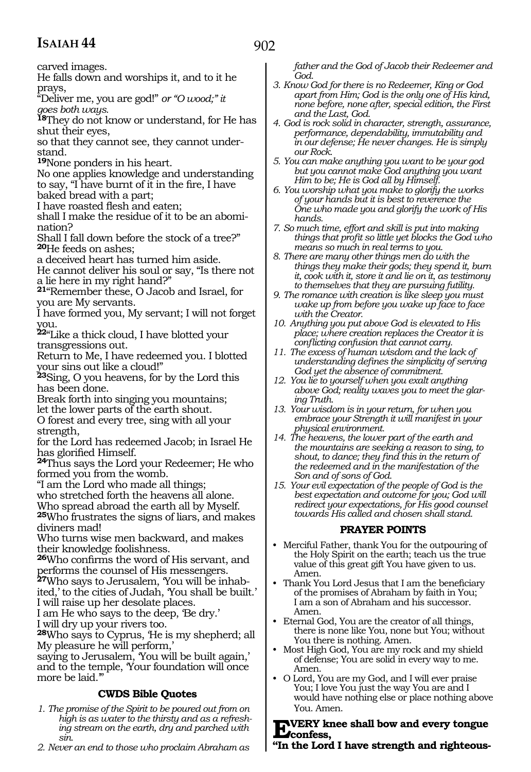carved images.
He falls down and worships it, and to it he prays,
"Deliver me, you are god!" *or "O wood;" it goes both ways.*
**18**They do not know or understand, for He has shut their eyes,
so that they cannot see, they cannot understand.
**19**None ponders in his heart.
No one applies knowledge and understanding to say, "I have burnt of it in the fire, I have baked bread with a part;
I have roasted flesh and eaten;
shall I make the residue of it to be an abomination?
Shall I fall down before the stock of a tree?"
**20**He feeds on ashes;
a deceived heart has turned him aside.
He cannot deliver his soul or say, "Is there not a lie here in my right hand?"
**21**"Remember these, O Jacob and Israel, for you are My servants.
I have formed you, My servant; I will not forget you.
**22**"Like a thick cloud, I have blotted your transgressions out.
Return to Me, I have redeemed you. I blotted your sins out like a cloud!"
**23**Sing, O you heavens, for by the Lord this has been done.
Break forth into singing you mountains;
let the lower parts of the earth shout.
O forest and every tree, sing with all your strength,
for the Lord has redeemed Jacob; in Israel He has glorified Himself.
**24**Thus says the Lord your Redeemer; He who formed you from the womb.
"I am the Lord who made all things;
who stretched forth the heavens all alone.
Who spread abroad the earth all by Myself.
**25**Who frustrates the signs of liars, and makes diviners mad!
Who turns wise men backward, and makes their knowledge foolishness.
**26**Who confirms the word of His servant, and performs the counsel of His messengers.
**27**Who says to Jerusalem, 'You will be inhabited,' to the cities of Judah, 'You shall be built.'
I will raise up her desolate places.
I am He who says to the deep, 'Be dry.'
I will dry up your rivers too.
**28**Who says to Cyprus, 'He is my shepherd; all My pleasure he will perform,'
saying to Jerusalem, 'You will be built again,'
and to the temple, 'Your foundation will once more be laid.'"

### CWDS Bible Quotes

1. *The promise of the Spirit to be poured out from on high is as water to the thirsty and as a refreshing stream on the earth, dry and parched with sin.*
2. *Never an end to those who proclaim Abraham as father and the God of Jacob their Redeemer and God.*
3. *Know God for there is no Redeemer, King or God apart from Him; God is the only one of His kind, none before, none after, special edition, the First and the Last, God.*
4. *God is rock solid in character, strength, assurance, performance, dependability, immutability and in our defense; He never changes. He is simply our Rock.*
5. *You can make anything you want to be your god but you cannot make God anything you want Him to be; He is God all by Himself.*
6. *You worship what you make to glorify the works of your hands but it is best to reverence the One who made you and glorify the work of His hands.*
7. *So much time, effort and skill is put into making things that profit so little yet blocks the God who means so much in real terms to you.*
8. *There are many other things men do with the things they make their gods; they spend it, burn it, cook with it, store it and lie on it, as testimony to themselves that they are pursuing futility.*
9. *The romance with creation is like sleep you must wake up from before you wake up face to face with the Creator.*
10. *Anything you put above God is elevated to His place; where creation replaces the Creator it is conflicting confusion that cannot carry.*
11. *The excess of human wisdom and the lack of understanding defines the simplicity of serving God yet the absence of commitment.*
12. *You lie to yourself when you exalt anything above God; reality waves you to meet the glaring Truth.*
13. *Your wisdom is in your return, for when you embrace your Strength it will manifest in your physical environment.*
14. *The heavens, the lower part of the earth and the mountains are seeking a reason to sing, to shout, to dance; they find this in the return of the redeemed and in the manifestation of the Son and of sons of God.*
15. *Your evil expectation of the people of God is the best expectation and outcome for you; God will redirect your expectations, for His good counsel towards His called and chosen shall stand.*

### PRAYER POINTS

- Merciful Father, thank You for the outpouring of the Holy Spirit on the earth; teach us the true value of this great gift You have given to us. Amen.
- Thank You Lord Jesus that I am the beneficiary of the promises of Abraham by faith in You; I am a son of Abraham and his successor. Amen.
- Eternal God, You are the creator of all things, there is none like You, none but You; without You there is nothing. Amen.
- Most High God, You are my rock and my shield of defense; You are solid in every way to me. Amen.
- O Lord, You are my God, and I will ever praise You; I love You just the way You are and I would have nothing else or place nothing above You. Amen.

**EVERY knee shall bow and every tongue confess,**
**"In the Lord I have strength and righteous-**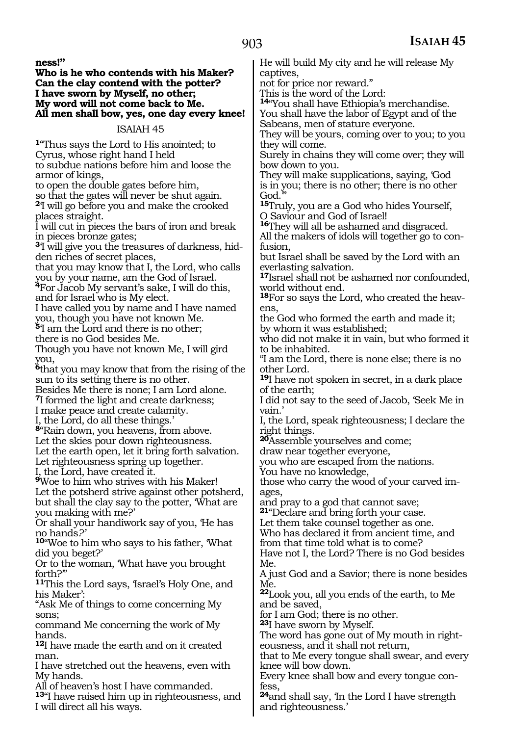**ness!"**
**Who is he who contends with his Maker?**
**Can the clay contend with the potter?**
**I have sworn by Myself, no other;**
**My word will not come back to Me.**
**All men shall bow, yes, one day every knee!**

ISAIAH 45

1"Thus says the Lord to His anointed; to Cyrus, whose right hand I held
to subdue nations before him and loose the armor of kings,
to open the double gates before him,
so that the gates will never be shut again.
2I will go before you and make the crooked places straight.
I will cut in pieces the bars of iron and break in pieces bronze gates;
3I will give you the treasures of darkness, hidden riches of secret places,
that you may know that I, the Lord, who calls you by your name, am the God of Israel.
4For Jacob My servant's sake, I will do this, and for Israel who is My elect.
I have called you by name and I have named you, though you have not known Me.
5I am the Lord and there is no other;
there is no God besides Me.
Though you have not known Me, I will gird you,
6that you may know that from the rising of the sun to its setting there is no other.
Besides Me there is none; I am Lord alone.
7I formed the light and create darkness;
I make peace and create calamity.
I, the Lord, do all these things.'
8"Rain down, you heavens, from above.
Let the skies pour down righteousness.
Let the earth open, let it bring forth salvation.
Let righteousness spring up together.
I, the Lord, have created it.
9Woe to him who strives with his Maker!
Let the potsherd strive against other potsherd, but shall the clay say to the potter, 'What are you making with me?'
Or shall your handiwork say of you, 'He has no hands?'
10"Woe to him who says to his father, 'What did you beget?'
Or to the woman, 'What have you brought forth?'"
11This the Lord says, 'Israel's Holy One, and his Maker':
"Ask Me of things to come concerning My sons;
command Me concerning the work of My hands.
12I have made the earth and on it created man.
I have stretched out the heavens, even with My hands.
All of heaven's host I have commanded.
13"I have raised him up in righteousness, and I will direct all his ways.
He will build My city and he will release My captives,
not for price nor reward."
This is the word of the Lord:
14"You shall have Ethiopia's merchandise.
You shall have the labor of Egypt and of the Sabeans, men of stature everyone.
They will be yours, coming over to you; to you they will come.
Surely in chains they will come over; they will bow down to you.
They will make supplications, saying, 'God is in you; there is no other; there is no other God.'"
15Truly, you are a God who hides Yourself, O Saviour and God of Israel!
16They will all be ashamed and disgraced.
All the makers of idols will together go to confusion,
but Israel shall be saved by the Lord with an everlasting salvation.
17Israel shall not be ashamed nor confounded, world without end.
18For so says the Lord, who created the heavens,
the God who formed the earth and made it;
by whom it was established;
who did not make it in vain, but who formed it to be inhabited.
"I am the Lord, there is none else; there is no other Lord.
19I have not spoken in secret, in a dark place of the earth;
I did not say to the seed of Jacob, 'Seek Me in vain.'
I, the Lord, speak righteousness; I declare the right things.
20Assemble yourselves and come;
draw near together everyone,
you who are escaped from the nations.
You have no knowledge,
those who carry the wood of your carved images,
and pray to a god that cannot save;
21"Declare and bring forth your case.
Let them take counsel together as one.
Who has declared it from ancient time, and from that time told what is to come?
Have not I, the Lord? There is no God besides Me.
A just God and a Savior; there is none besides Me.
22Look you, all you ends of the earth, to Me and be saved,
for I am God; there is no other.
23I have sworn by Myself.
The word has gone out of My mouth in righteousness, and it shall not return,
that to Me every tongue shall swear, and every knee will bow down.
Every knee shall bow and every tongue confess,
24and shall say, 'In the Lord I have strength and righteousness.'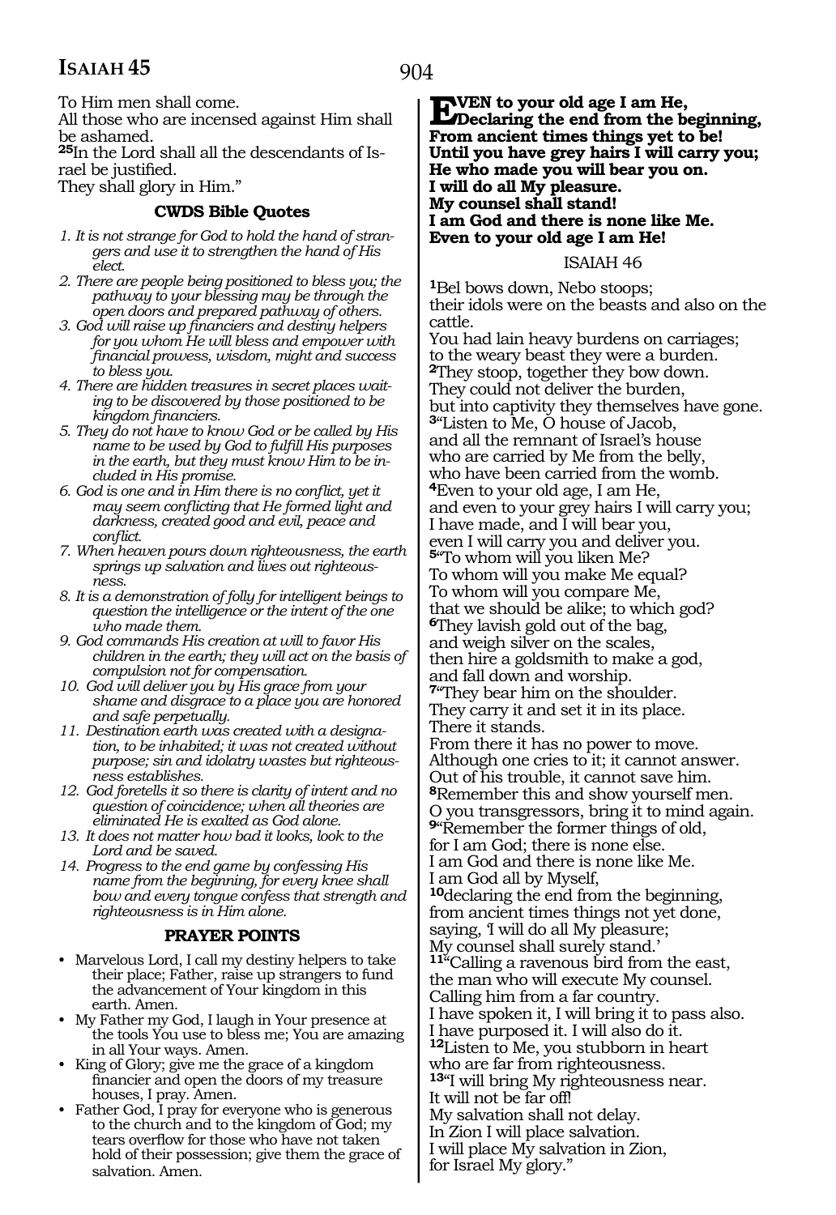To Him men shall come.
All those who are incensed against Him shall be ashamed.
[25]In the Lord shall all the descendants of Israel be justified.
They shall glory in Him."

### CWDS Bible Quotes

1. *It is not strange for God to hold the hand of strangers and use it to strengthen the hand of His elect.*
2. *There are people being positioned to bless you; the pathway to your blessing may be through the open doors and prepared pathway of others.*
3. *God will raise up financiers and destiny helpers for you whom He will bless and empower with financial prowess, wisdom, might and success to bless you.*
4. *There are hidden treasures in secret places waiting to be discovered by those positioned to be kingdom financiers.*
5. *They do not have to know God or be called by His name to be used by God to fulfill His purposes in the earth, but they must know Him to be included in His promise.*
6. *God is one and in Him there is no conflict, yet it may seem conflicting that He formed light and darkness, created good and evil, peace and conflict.*
7. *When heaven pours down righteousness, the earth springs up salvation and lives out righteousness.*
8. *It is a demonstration of folly for intelligent beings to question the intelligence or the intent of the one who made them.*
9. *God commands His creation at will to favor His children in the earth; they will act on the basis of compulsion not for compensation.*
10. *God will deliver you by His grace from your shame and disgrace to a place you are honored and safe perpetually.*
11. *Destination earth was created with a designation, to be inhabited; it was not created without purpose; sin and idolatry wastes but righteousness establishes.*
12. *God foretells it so there is clarity of intent and no question of coincidence; when all theories are eliminated He is exalted as God alone.*
13. *It does not matter how bad it looks, look to the Lord and be saved.*
14. *Progress to the end game by confessing His name from the beginning, for every knee shall bow and every tongue confess that strength and righteousness is in Him alone.*

### PRAYER POINTS

- Marvelous Lord, I call my destiny helpers to take their place; Father, raise up strangers to fund the advancement of Your kingdom in this earth. Amen.
- My Father my God, I laugh in Your presence at the tools You use to bless me; You are amazing in all Your ways. Amen.
- King of Glory; give me the grace of a kingdom financier and open the doors of my treasure houses, I pray. Amen.
- Father God, I pray for everyone who is generous to the church and to the kingdom of God; my tears overflow for those who have not taken hold of their possession; give them the grace of salvation. Amen.

**EVEN to your old age I am He,**
**Declaring the end from the beginning,**
**From ancient times things yet to be!**
**Until you have grey hairs I will carry you;**
**He who made you will bear you on.**
**I will do all My pleasure.**
**My counsel shall stand!**
**I am God and there is none like Me.**
**Even to your old age I am He!**

## ISAIAH 46

[1]Bel bows down, Nebo stoops;
their idols were on the beasts and also on the cattle.
You had lain heavy burdens on carriages;
to the weary beast they were a burden.
[2]They stoop, together they bow down.
They could not deliver the burden,
but into captivity they themselves have gone.
[3]"Listen to Me, O house of Jacob,
and all the remnant of Israel's house
who are carried by Me from the belly,
who have been carried from the womb.
[4]Even to your old age, I am He,
and even to your grey hairs I will carry you;
I have made, and I will bear you,
even I will carry you and deliver you.
[5]"To whom will you liken Me?
To whom will you make Me equal?
To whom will you compare Me,
that we should be alike; to which god?
[6]They lavish gold out of the bag,
and weigh silver on the scales,
then hire a goldsmith to make a god,
and fall down and worship.
[7]"They bear him on the shoulder.
They carry it and set it in its place.
There it stands.
From there it has no power to move.
Although one cries to it; it cannot answer.
Out of his trouble, it cannot save him.
[8]Remember this and show yourself men.
O you transgressors, bring it to mind again.
[9]"Remember the former things of old,
for I am God; there is none else.
I am God and there is none like Me.
I am God all by Myself,
[10]declaring the end from the beginning,
from ancient times things not yet done,
saying, 'I will do all My pleasure;
My counsel shall surely stand.'
[11]"Calling a ravenous bird from the east,
the man who will execute My counsel.
Calling him from a far country.
I have spoken it, I will bring it to pass also.
I have purposed it. I will also do it.
[12]Listen to Me, you stubborn in heart
who are far from righteousness.
[13]"I will bring My righteousness near.
It will not be far off!
My salvation shall not delay.
In Zion I will place salvation.
I will place My salvation in Zion,
for Israel My glory."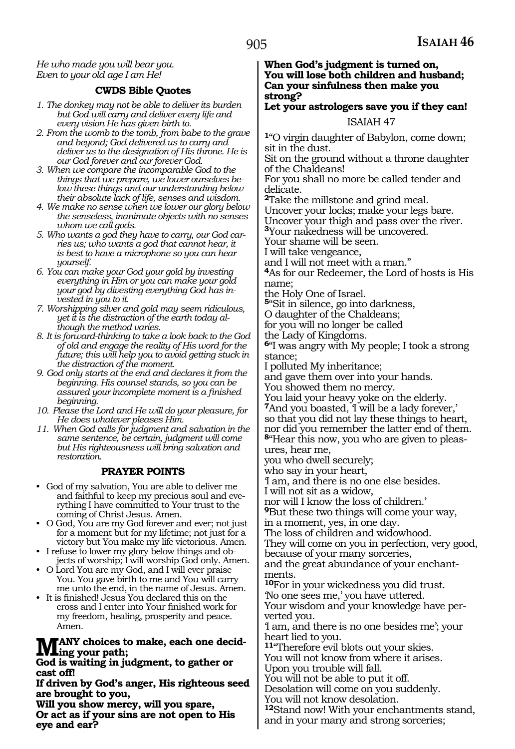*He who made you will bear you.*
*Even to your old age I am He!*

### CWDS Bible Quotes

1. *The donkey may not be able to deliver its burden but God will carry and deliver every life and every vision He has given birth to.*
2. *From the womb to the tomb, from babe to the grave and beyond; God delivered us to carry and deliver us to the designation of His throne. He is our God forever and our forever God.*
3. *When we compare the incomparable God to the things that we prepare, we lower ourselves below these things and our understanding below their absolute lack of life, senses and wisdom.*
4. *We make no sense when we lower our glory below the senseless, inanimate objects with no senses whom we call gods.*
5. *Who wants a god they have to carry, our God carries us; who wants a god that cannot hear, it is best to have a microphone so you can hear yourself.*
6. *You can make your God your gold by investing everything in Him or you can make your gold your god by divesting everything God has invested in you to it.*
7. *Worshipping silver and gold may seem ridiculous, yet it is the distraction of the earth today although the method varies.*
8. *It is forward-thinking to take a look back to the God of old and engage the reality of His word for the future; this will help you to avoid getting stuck in the distraction of the moment.*
9. *God only starts at the end and declares it from the beginning. His counsel stands, so you can be assured your incomplete moment is a finished beginning.*
10. *Please the Lord and He will do your pleasure, for He does whatever pleases Him.*
11. *When God calls for judgment and salvation in the same sentence, be certain, judgment will come but His righteousness will bring salvation and restoration.*

### PRAYER POINTS

- God of my salvation, You are able to deliver me and faithful to keep my precious soul and everything I have committed to Your trust to the coming of Christ Jesus. Amen.
- O God, You are my God forever and ever; not just for a moment but for my lifetime; not just for a victory but You make my life victorious. Amen.
- I refuse to lower my glory below things and objects of worship; I will worship God only. Amen.
- O Lord You are my God, and I will ever praise You. You gave birth to me and You will carry me unto the end, in the name of Jesus. Amen.
- It is finished! Jesus You declared this on the cross and I enter into Your finished work for my freedom, healing, prosperity and peace. Amen.

**MANY choices to make, each one deciding your path;**
**God is waiting in judgment, to gather or cast off!**
**If driven by God's anger, His righteous seed are brought to you,**
**Will you show mercy, will you spare,**
**Or act as if your sins are not open to His eye and ear?**
**When God's judgment is turned on,**
**You will lose both children and husband;**
**Can your sinfulness then make you strong?**
**Let your astrologers save you if they can!**

## ISAIAH 47

[1]"O virgin daughter of Babylon, come down; sit in the dust.
Sit on the ground without a throne daughter of the Chaldeans!
For you shall no more be called tender and delicate.
[2]Take the millstone and grind meal.
Uncover your locks; make your legs bare.
Uncover your thigh and pass over the river.
[3]Your nakedness will be uncovered.
Your shame will be seen.
I will take vengeance,
and I will not meet with a man."
[4]As for our Redeemer, the Lord of hosts is His name;
the Holy One of Israel.
[5]"Sit in silence, go into darkness,
O daughter of the Chaldeans;
for you will no longer be called
the Lady of Kingdoms.
[6]"I was angry with My people; I took a strong stance;
I polluted My inheritance;
and gave them over into your hands.
You showed them no mercy.
You laid your heavy yoke on the elderly.
[7]And you boasted, 'I will be a lady forever,'
so that you did not lay these things to heart,
nor did you remember the latter end of them.
[8]"Hear this now, you who are given to pleasures, hear me,
you who dwell securely;
who say in your heart,
'I am, and there is no one else besides.
I will not sit as a widow,
nor will I know the loss of children.'
[9]But these two things will come your way,
in a moment, yes, in one day.
The loss of children and widowhood.
They will come on you in perfection, very good,
because of your many sorceries,
and the great abundance of your enchantments.
[10]For in your wickedness you did trust.
'No one sees me,' you have uttered.
Your wisdom and your knowledge have perverted you.
'I am, and there is no one besides me'; your heart lied to you.
[11]"Therefore evil blots out your skies.
You will not know from where it arises.
Upon you trouble will fall.
You will not be able to put it off.
Desolation will come on you suddenly.
You will not know desolation.
[12]Stand now! With your enchantments stand,
and in your many and strong sorceries;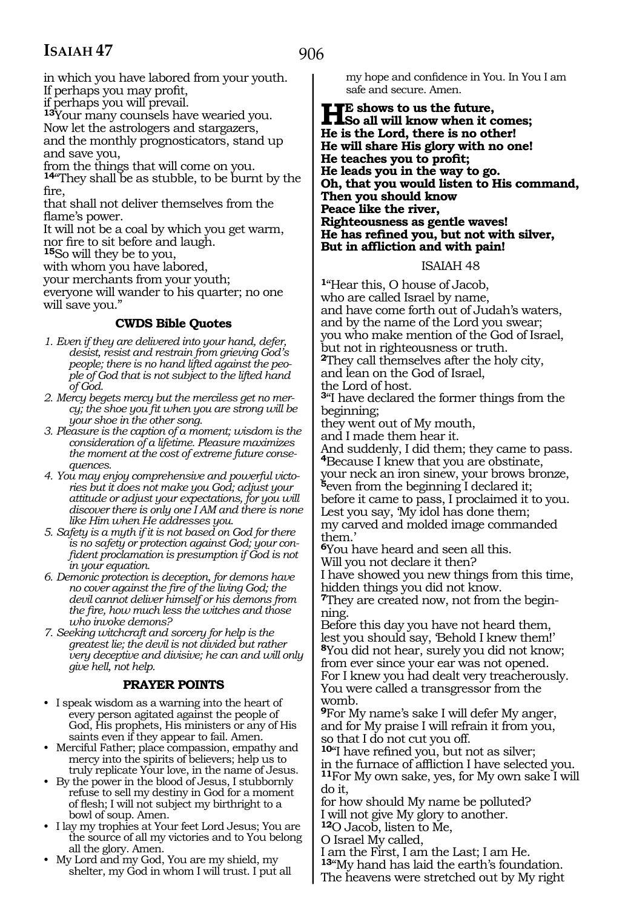in which you have labored from your youth.
If perhaps you may profit,
if perhaps you will prevail.
[13]Your many counsels have wearied you.
Now let the astrologers and stargazers,
and the monthly prognosticators, stand up and save you,
from the things that will come on you.
[14]"They shall be as stubble, to be burnt by the fire,
that shall not deliver themselves from the flame's power.
It will not be a coal by which you get warm,
nor fire to sit before and laugh.
[15]So will they be to you,
with whom you have labored,
your merchants from your youth;
everyone will wander to his quarter; no one will save you."

### CWDS Bible Quotes

1. *Even if they are delivered into your hand, defer, desist, resist and restrain from grieving God's people; there is no hand lifted against the people of God that is not subject to the lifted hand of God.*
2. *Mercy begets mercy but the merciless get no mercy; the shoe you fit when you are strong will be your shoe in the other song.*
3. *Pleasure is the caption of a moment; wisdom is the consideration of a lifetime. Pleasure maximizes the moment at the cost of extreme future consequences.*
4. *You may enjoy comprehensive and powerful victories but it does not make you God; adjust your attitude or adjust your expectations, for you will discover there is only one I AM and there is none like Him when He addresses you.*
5. *Safety is a myth if it is not based on God for there is no safety or protection against God; your confident proclamation is presumption if God is not in your equation.*
6. *Demonic protection is deception, for demons have no cover against the fire of the living God; the devil cannot deliver himself or his demons from the fire, how much less the witches and those who invoke demons?*
7. *Seeking witchcraft and sorcery for help is the greatest lie; the devil is not divided but rather very deceptive and divisive; he can and will only give hell, not help.*

### PRAYER POINTS

- I speak wisdom as a warning into the heart of every person agitated against the people of God, His prophets, His ministers or any of His saints even if they appear to fail. Amen.
- Merciful Father; place compassion, empathy and mercy into the spirits of believers; help us to truly replicate Your love, in the name of Jesus.
- By the power in the blood of Jesus, I stubbornly refuse to sell my destiny in God for a moment of flesh; I will not subject my birthright to a bowl of soup. Amen.
- I lay my trophies at Your feet Lord Jesus; You are the source of all my victories and to You belong all the glory. Amen.
- My Lord and my God, You are my shield, my shelter, my God in whom I will trust. I put all my hope and confidence in You. In You I am safe and secure. Amen.

**HE shows to us the future,**
**So all will know when it comes;**
**He is the Lord, there is no other!**
**He will share His glory with no one!**
**He teaches you to profit;**
**He leads you in the way to go.**
**Oh, that you would listen to His command,**
**Then you should know**
**Peace like the river,**
**Righteousness as gentle waves!**
**He has refined you, but not with silver,**
**But in affliction and with pain!**

## ISAIAH 48

[1]"Hear this, O house of Jacob,
who are called Israel by name,
and have come forth out of Judah's waters,
and by the name of the Lord you swear;
you who make mention of the God of Israel,
but not in righteousness or truth.
[2]They call themselves after the holy city,
and lean on the God of Israel,
the Lord of host.
[3]"I have declared the former things from the beginning;
they went out of My mouth,
and I made them hear it.
And suddenly, I did them; they came to pass.
[4]Because I knew that you are obstinate,
your neck an iron sinew, your brows bronze,
[5]even from the beginning I declared it;
before it came to pass, I proclaimed it to you.
Lest you say, 'My idol has done them;
my carved and molded image commanded them.'
[6]You have heard and seen all this.
Will you not declare it then?
I have showed you new things from this time,
hidden things you did not know.
[7]They are created now, not from the beginning.
Before this day you have not heard them,
lest you should say, 'Behold I knew them!'
[8]You did not hear, surely you did not know;
from ever since your ear was not opened.
For I knew you had dealt very treacherously.
You were called a transgressor from the womb.
[9]For My name's sake I will defer My anger,
and for My praise I will refrain it from you,
so that I do not cut you off.
[10]"I have refined you, but not as silver;
in the furnace of affliction I have selected you.
[11]For My own sake, yes, for My own sake I will do it,
for how should My name be polluted?
I will not give My glory to another.
[12]O Jacob, listen to Me,
O Israel My called,
I am the First, I am the Last; I am He.
[13]"My hand has laid the earth's foundation.
The heavens were stretched out by My right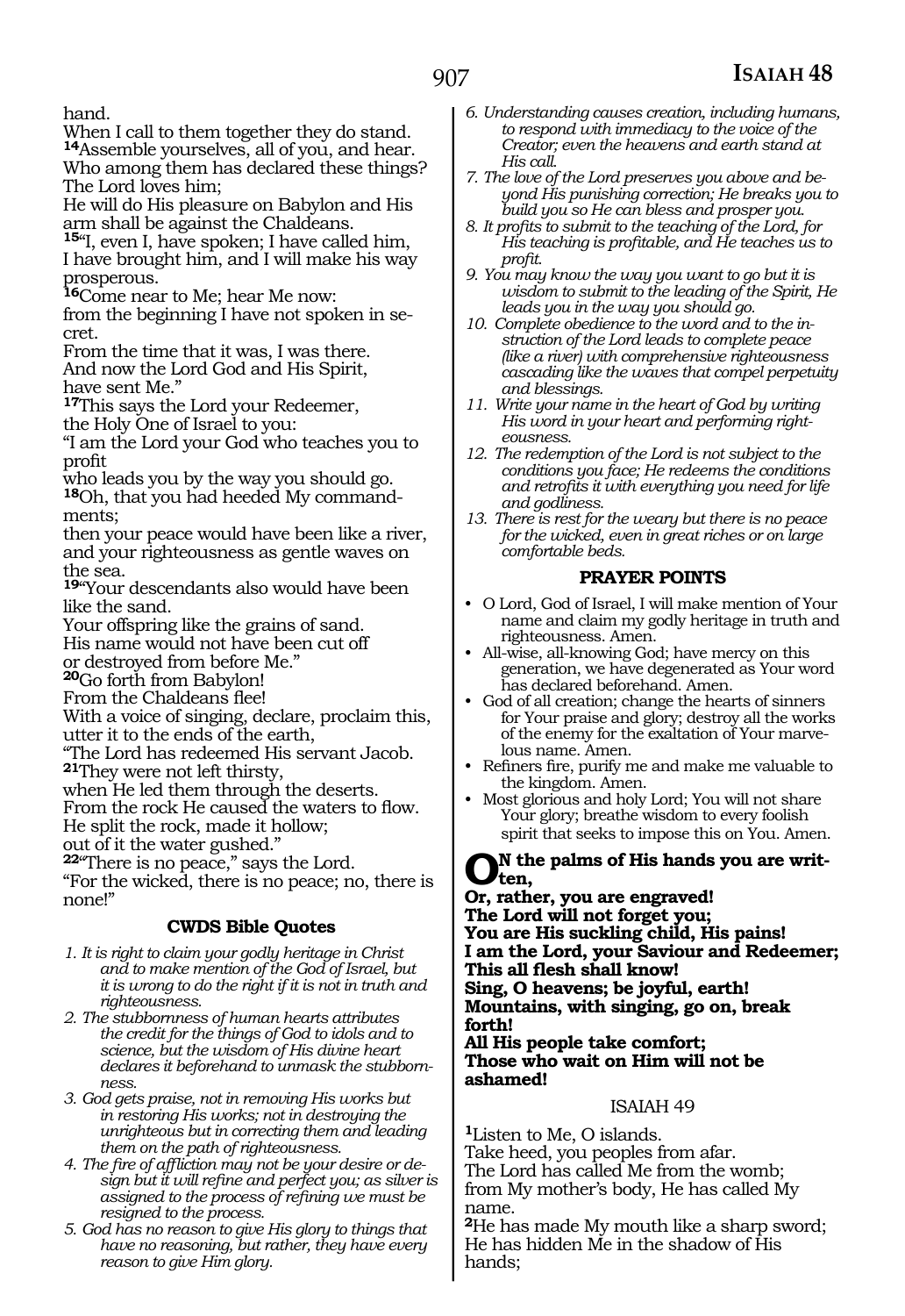hand.
When I call to them together they do stand.
**14**Assemble yourselves, all of you, and hear.
Who among them has declared these things?
The Lord loves him;
He will do His pleasure on Babylon and His arm shall be against the Chaldeans.
**15**"I, even I, have spoken; I have called him,
I have brought him, and I will make his way prosperous.
**16**Come near to Me; hear Me now:
from the beginning I have not spoken in secret.
From the time that it was, I was there.
And now the Lord God and His Spirit,
have sent Me."
**17**This says the Lord your Redeemer,
the Holy One of Israel to you:
"I am the Lord your God who teaches you to profit
who leads you by the way you should go.
**18**Oh, that you had heeded My commandments;
then your peace would have been like a river,
and your righteousness as gentle waves on the sea.
**19**"Your descendants also would have been like the sand.
Your offspring like the grains of sand.
His name would not have been cut off
or destroyed from before Me."
**20**Go forth from Babylon!
From the Chaldeans flee!
With a voice of singing, declare, proclaim this,
utter it to the ends of the earth,
"The Lord has redeemed His servant Jacob.
**21**They were not left thirsty,
when He led them through the deserts.
From the rock He caused the waters to flow.
He split the rock, made it hollow;
out of it the water gushed."
**22**"There is no peace," says the Lord.
"For the wicked, there is no peace; no, there is none!"

### CWDS Bible Quotes

1. *It is right to claim your godly heritage in Christ and to make mention of the God of Israel, but it is wrong to do the right if it is not in truth and righteousness.*
2. *The stubbornness of human hearts attributes the credit for the things of God to idols and to science, but the wisdom of His divine heart declares it beforehand to unmask the stubbornness.*
3. *God gets praise, not in removing His works but in restoring His works; not in destroying the unrighteous but in correcting them and leading them on the path of righteousness.*
4. *The fire of affliction may not be your desire or design but it will refine and perfect you; as silver is assigned to the process of refining we must be resigned to the process.*
5. *God has no reason to give His glory to things that have no reasoning, but rather, they have every reason to give Him glory.*
6. *Understanding causes creation, including humans, to respond with immediacy to the voice of the Creator; even the heavens and earth stand at His call.*
7. *The love of the Lord preserves you above and beyond His punishing correction; He breaks you to build you so He can bless and prosper you.*
8. *It profits to submit to the teaching of the Lord, for His teaching is profitable, and He teaches us to profit.*
9. *You may know the way you want to go but it is wisdom to submit to the leading of the Spirit, He leads you in the way you should go.*
10. *Complete obedience to the word and to the instruction of the Lord leads to complete peace (like a river) with comprehensive righteousness cascading like the waves that compel perpetuity and blessings.*
11. *Write your name in the heart of God by writing His word in your heart and performing righteousness.*
12. *The redemption of the Lord is not subject to the conditions you face; He redeems the conditions and retrofits it with everything you need for life and godliness.*
13. *There is rest for the weary but there is no peace for the wicked, even in great riches or on large comfortable beds.*

### PRAYER POINTS

- O Lord, God of Israel, I will make mention of Your name and claim my godly heritage in truth and righteousness. Amen.
- All-wise, all-knowing God; have mercy on this generation, we have degenerated as Your word has declared beforehand. Amen.
- God of all creation; change the hearts of sinners for Your praise and glory; destroy all the works of the enemy for the exaltation of Your marvelous name. Amen.
- Refiners fire, purify me and make me valuable to the kingdom. Amen.
- Most glorious and holy Lord; You will not share Your glory; breathe wisdom to every foolish spirit that seeks to impose this on You. Amen.

**ON the palms of His hands you are written,**
**Or, rather, you are engraved!**
**The Lord will not forget you;**
**You are His suckling child, His pains!**
**I am the Lord, your Saviour and Redeemer;**
**This all flesh shall know!**
**Sing, O heavens; be joyful, earth!**
**Mountains, with singing, go on, break forth!**
**All His people take comfort;**
**Those who wait on Him will not be ashamed!**

## ISAIAH 49

**1**Listen to Me, O islands.
Take heed, you peoples from afar.
The Lord has called Me from the womb;
from My mother's body, He has called My name.
**2**He has made My mouth like a sharp sword;
He has hidden Me in the shadow of His hands;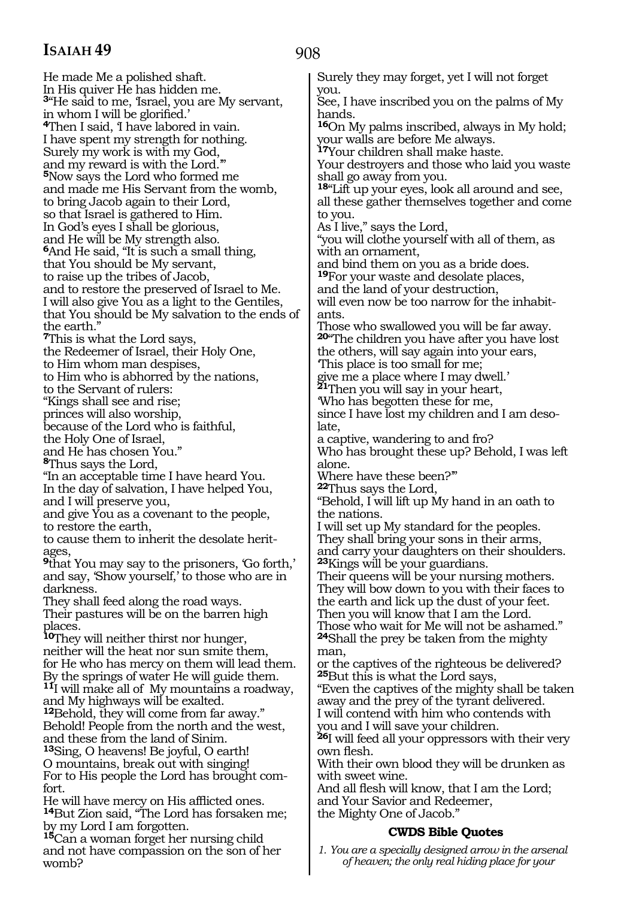He made Me a polished shaft.
In His quiver He has hidden me.
**3**"He said to me, 'Israel, you are My servant, in whom I will be glorified.'
**4**Then I said, 'I have labored in vain.
I have spent my strength for nothing.
Surely my work is with my God,
and my reward is with the Lord.'"
**5**Now says the Lord who formed me
and made me His Servant from the womb,
to bring Jacob again to their Lord,
so that Israel is gathered to Him.
In God's eyes I shall be glorious,
and He will be My strength also.
**6**And He said, "It is such a small thing,
that You should be My servant,
to raise up the tribes of Jacob,
and to restore the preserved of Israel to Me.
I will also give You as a light to the Gentiles,
that You should be My salvation to the ends of the earth."
**7**This is what the Lord says,
the Redeemer of Israel, their Holy One,
to Him whom man despises,
to Him who is abhorred by the nations,
to the Servant of rulers:
"Kings shall see and rise;
princes will also worship,
because of the Lord who is faithful,
the Holy One of Israel,
and He has chosen You."
**8**Thus says the Lord,
"In an acceptable time I have heard You.
In the day of salvation, I have helped You,
and I will preserve you,
and give You as a covenant to the people,
to restore the earth,
to cause them to inherit the desolate heritages,
**9**that You may say to the prisoners, 'Go forth,'
and say, 'Show yourself,' to those who are in darkness.
They shall feed along the road ways.
Their pastures will be on the barren high places.
**10**They will neither thirst nor hunger,
neither will the heat nor sun smite them,
for He who has mercy on them will lead them.
By the springs of water He will guide them.
**11**I will make all of My mountains a roadway,
and My highways will be exalted.
**12**Behold, they will come from far away."
Behold! People from the north and the west,
and these from the land of Sinim.
**13**Sing, O heavens! Be joyful, O earth!
O mountains, break out with singing!
For to His people the Lord has brought comfort.
He will have mercy on His afflicted ones.
**14**But Zion said, "The Lord has forsaken me;
by my Lord I am forgotten.
**15**Can a woman forget her nursing child
and not have compassion on the son of her womb?
Surely they may forget, yet I will not forget you.
See, I have inscribed you on the palms of My hands.
**16**On My palms inscribed, always in My hold;
your walls are before Me always.
**17**Your children shall make haste.
Your destroyers and those who laid you waste
shall go away from you.
**18**"Lift up your eyes, look all around and see,
all these gather themselves together and come to you.
As I live," says the Lord,
"you will clothe yourself with all of them, as with an ornament,
and bind them on you as a bride does.
**19**For your waste and desolate places,
and the land of your destruction,
will even now be too narrow for the inhabitants.
Those who swallowed you will be far away.
**20**"The children you have after you have lost the others, will say again into your ears,
'This place is too small for me;
give me a place where I may dwell.'
**21**Then you will say in your heart,
'Who has begotten these for me,
since I have lost my children and I am desolate,
a captive, wandering to and fro?
Who has brought these up? Behold, I was left alone.
Where have these been?'"
**22**Thus says the Lord,
"Behold, I will lift up My hand in an oath to the nations.
I will set up My standard for the peoples.
They shall bring your sons in their arms,
and carry your daughters on their shoulders.
**23**Kings will be your guardians.
Their queens will be your nursing mothers.
They will bow down to you with their faces to the earth and lick up the dust of your feet.
Then you will know that I am the Lord.
Those who wait for Me will not be ashamed."
**24**Shall the prey be taken from the mighty man,
or the captives of the righteous be delivered?
**25**But this is what the Lord says,
"Even the captives of the mighty shall be taken away and the prey of the tyrant delivered.
I will contend with him who contends with you and I will save your children.
**26**I will feed all your oppressors with their very own flesh.
With their own blood they will be drunken as with sweet wine.
And all flesh will know, that I am the Lord;
and Your Savior and Redeemer,
the Mighty One of Jacob."

### CWDS Bible Quotes

*1. You are a specially designed arrow in the arsenal of heaven; the only real hiding place for your*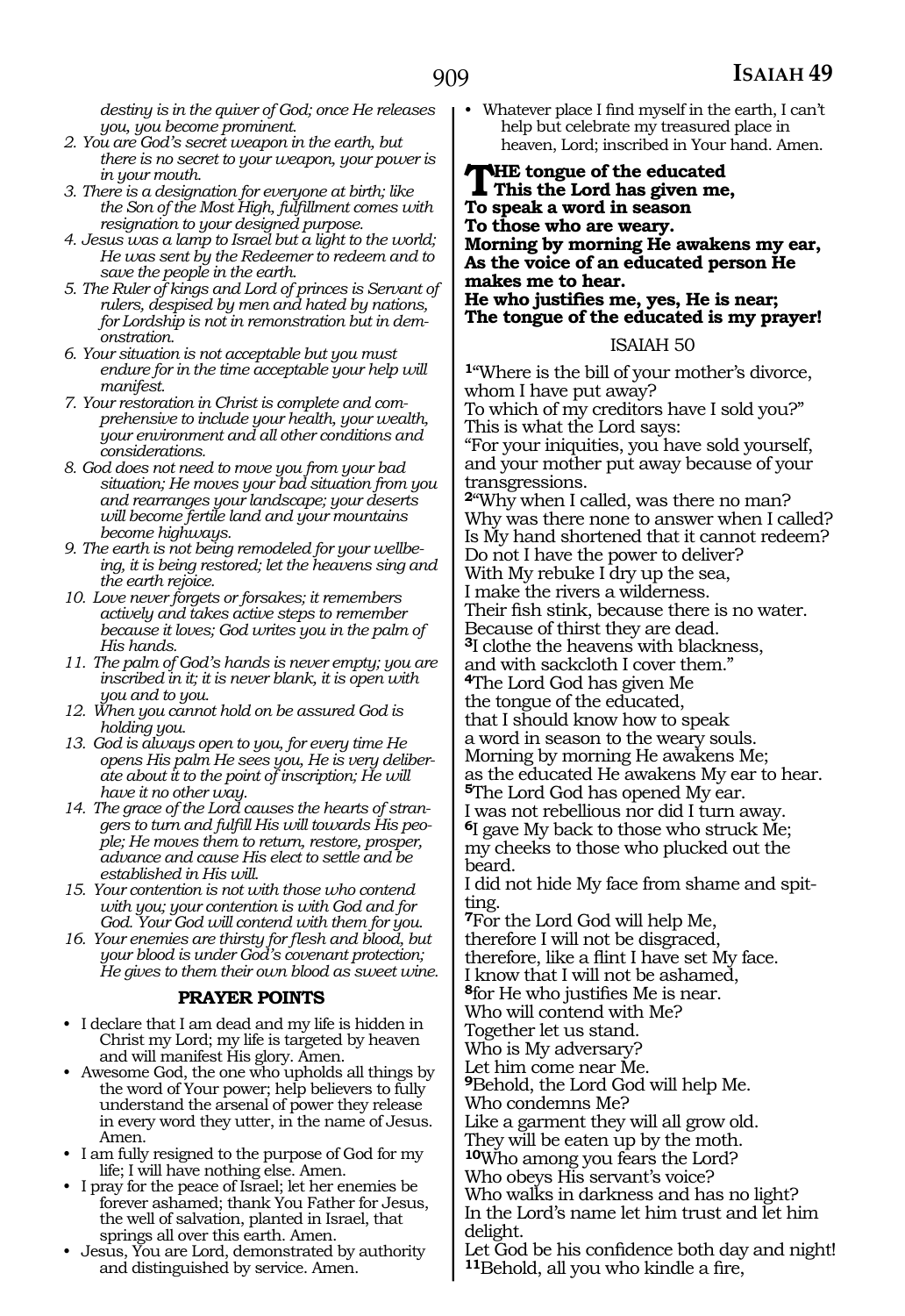*destiny is in the quiver of God; once He releases you, you become prominent.*

2. *You are God's secret weapon in the earth, but there is no secret to your weapon, your power is in your mouth.*
3. *There is a designation for everyone at birth; like the Son of the Most High, fulfillment comes with resignation to your designed purpose.*
4. *Jesus was a lamp to Israel but a light to the world; He was sent by the Redeemer to redeem and to save the people in the earth.*
5. *The Ruler of kings and Lord of princes is Servant of rulers, despised by men and hated by nations, for Lordship is not in remonstration but in demonstration.*
6. *Your situation is not acceptable but you must endure for in the time acceptable your help will manifest.*
7. *Your restoration in Christ is complete and comprehensive to include your health, your wealth, your environment and all other conditions and considerations.*
8. *God does not need to move you from your bad situation; He moves your bad situation from you and rearranges your landscape; your deserts will become fertile land and your mountains become highways.*
9. *The earth is not being remodeled for your wellbeing, it is being restored; let the heavens sing and the earth rejoice.*
10. *Love never forgets or forsakes; it remembers actively and takes active steps to remember because it loves; God writes you in the palm of His hands.*
11. *The palm of God's hands is never empty; you are inscribed in it; it is never blank, it is open with you and to you.*
12. *When you cannot hold on be assured God is holding you.*
13. *God is always open to you, for every time He opens His palm He sees you, He is very deliberate about it to the point of inscription; He will have it no other way.*
14. *The grace of the Lord causes the hearts of strangers to turn and fulfill His will towards His people; He moves them to return, restore, prosper, advance and cause His elect to settle and be established in His will.*
15. *Your contention is not with those who contend with you; your contention is with God and for God. Your God will contend with them for you.*
16. *Your enemies are thirsty for flesh and blood, but your blood is under God's covenant protection; He gives to them their own blood as sweet wine.*

### PRAYER POINTS

- I declare that I am dead and my life is hidden in Christ my Lord; my life is targeted by heaven and will manifest His glory. Amen.
- Awesome God, the one who upholds all things by the word of Your power; help believers to fully understand the arsenal of power they release in every word they utter, in the name of Jesus. Amen.
- I am fully resigned to the purpose of God for my life; I will have nothing else. Amen.
- I pray for the peace of Israel; let her enemies be forever ashamed; thank You Father for Jesus, the well of salvation, planted in Israel, that springs all over this earth. Amen.
- Jesus, You are Lord, demonstrated by authority and distinguished by service. Amen.
- Whatever place I find myself in the earth, I can't help but celebrate my treasured place in heaven, Lord; inscribed in Your hand. Amen.

**THE tongue of the educated**
**This the Lord has given me,**
**To speak a word in season**
**To those who are weary.**
**Morning by morning He awakens my ear,**
**As the voice of an educated person He makes me to hear.**
**He who justifies me, yes, He is near;**
**The tongue of the educated is my prayer!**

## ISAIAH 50

[1]"Where is the bill of your mother's divorce, whom I have put away?
To which of my creditors have I sold you?"
This is what the Lord says:
"For your iniquities, you have sold yourself, and your mother put away because of your transgressions.
[2]"Why when I called, was there no man?
Why was there none to answer when I called?
Is My hand shortened that it cannot redeem?
Do not I have the power to deliver?
With My rebuke I dry up the sea,
I make the rivers a wilderness.
Their fish stink, because there is no water.
Because of thirst they are dead.
[3]I clothe the heavens with blackness,
and with sackcloth I cover them."
[4]The Lord God has given Me
the tongue of the educated,
that I should know how to speak
a word in season to the weary souls.
Morning by morning He awakens Me;
as the educated He awakens My ear to hear.
[5]The Lord God has opened My ear.
I was not rebellious nor did I turn away.
[6]I gave My back to those who struck Me;
my cheeks to those who plucked out the beard.
I did not hide My face from shame and spitting.
[7]For the Lord God will help Me,
therefore I will not be disgraced,
therefore, like a flint I have set My face.
I know that I will not be ashamed,
[8]for He who justifies Me is near.
Who will contend with Me?
Together let us stand.
Who is My adversary?
Let him come near Me.
[9]Behold, the Lord God will help Me.
Who condemns Me?
Like a garment they will all grow old.
They will be eaten up by the moth.
[10]Who among you fears the Lord?
Who obeys His servant's voice?
Who walks in darkness and has no light?
In the Lord's name let him trust and let him delight.
Let God be his confidence both day and night!
[11]Behold, all you who kindle a fire,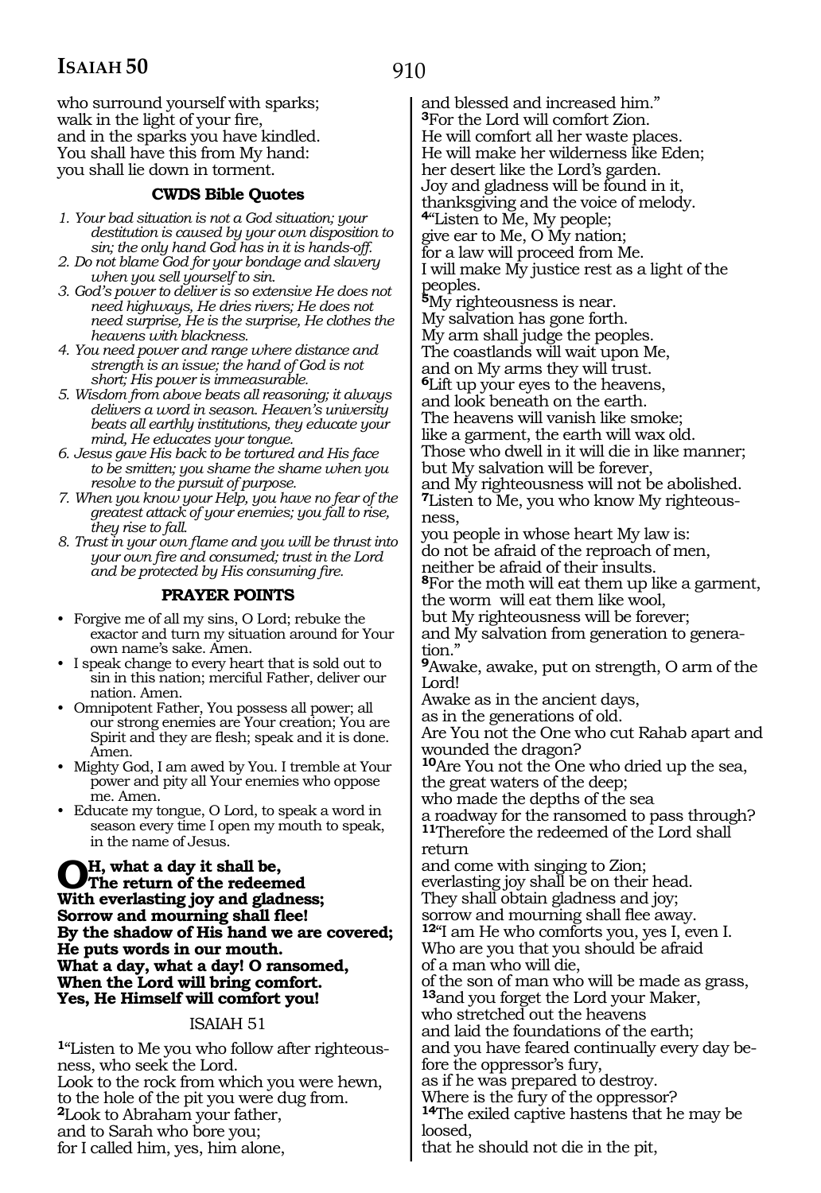who surround yourself with sparks;
walk in the light of your fire,
and in the sparks you have kindled.
You shall have this from My hand:
you shall lie down in torment.

### CWDS Bible Quotes

1. *Your bad situation is not a God situation; your destitution is caused by your own disposition to sin; the only hand God has in it is hands-off.*
2. *Do not blame God for your bondage and slavery when you sell yourself to sin.*
3. *God's power to deliver is so extensive He does not need highways, He dries rivers; He does not need surprise, He is the surprise, He clothes the heavens with blackness.*
4. *You need power and range where distance and strength is an issue; the hand of God is not short; His power is immeasurable.*
5. *Wisdom from above beats all reasoning; it always delivers a word in season. Heaven's university beats all earthly institutions, they educate your mind, He educates your tongue.*
6. *Jesus gave His back to be tortured and His face to be smitten; you shame the shame when you resolve to the pursuit of purpose.*
7. *When you know your Help, you have no fear of the greatest attack of your enemies; you fall to rise, they rise to fall.*
8. *Trust in your own flame and you will be thrust into your own fire and consumed; trust in the Lord and be protected by His consuming fire.*

### PRAYER POINTS

- Forgive me of all my sins, O Lord; rebuke the exactor and turn my situation around for Your own name's sake. Amen.
- I speak change to every heart that is sold out to sin in this nation; merciful Father, deliver our nation. Amen.
- Omnipotent Father, You possess all power; all our strong enemies are Your creation; You are Spirit and they are flesh; speak and it is done. Amen.
- Mighty God, I am awed by You. I tremble at Your power and pity all Your enemies who oppose me. Amen.
- Educate my tongue, O Lord, to speak a word in season every time I open my mouth to speak, in the name of Jesus.

**OH, what a day it shall be,**
**The return of the redeemed**
**With everlasting joy and gladness;**
**Sorrow and mourning shall flee!**
**By the shadow of His hand we are covered;**
**He puts words in our mouth.**
**What a day, what a day! O ransomed,**
**When the Lord will bring comfort.**
**Yes, He Himself will comfort you!**

## ISAIAH 51

[1]"Listen to Me you who follow after righteousness, who seek the Lord.
Look to the rock from which you were hewn,
to the hole of the pit you were dug from.
[2]Look to Abraham your father,
and to Sarah who bore you;
for I called him, yes, him alone,
and blessed and increased him."
[3]For the Lord will comfort Zion.
He will comfort all her waste places.
He will make her wilderness like Eden;
her desert like the Lord's garden.
Joy and gladness will be found in it,
thanksgiving and the voice of melody.
[4]"Listen to Me, My people;
give ear to Me, O My nation;
for a law will proceed from Me.
I will make My justice rest as a light of the peoples.
[5]My righteousness is near.
My salvation has gone forth.
My arm shall judge the peoples.
The coastlands will wait upon Me,
and on My arms they will trust.
[6]Lift up your eyes to the heavens,
and look beneath on the earth.
The heavens will vanish like smoke;
like a garment, the earth will wax old.
Those who dwell in it will die in like manner;
but My salvation will be forever,
and My righteousness will not be abolished.
[7]Listen to Me, you who know My righteousness,
you people in whose heart My law is:
do not be afraid of the reproach of men,
neither be afraid of their insults.
[8]For the moth will eat them up like a garment,
the worm will eat them like wool,
but My righteousness will be forever;
and My salvation from generation to generation."
[9]Awake, awake, put on strength, O arm of the Lord!
Awake as in the ancient days,
as in the generations of old.
Are You not the One who cut Rahab apart and wounded the dragon?
[10]Are You not the One who dried up the sea,
the great waters of the deep;
who made the depths of the sea
a roadway for the ransomed to pass through?
[11]Therefore the redeemed of the Lord shall return
and come with singing to Zion;
everlasting joy shall be on their head.
They shall obtain gladness and joy;
sorrow and mourning shall flee away.
[12]"I am He who comforts you, yes I, even I.
Who are you that you should be afraid
of a man who will die,
of the son of man who will be made as grass,
[13]and you forget the Lord your Maker,
who stretched out the heavens
and laid the foundations of the earth;
and you have feared continually every day before the oppressor's fury,
as if he was prepared to destroy.
Where is the fury of the oppressor?
[14]The exiled captive hastens that he may be loosed,
that he should not die in the pit,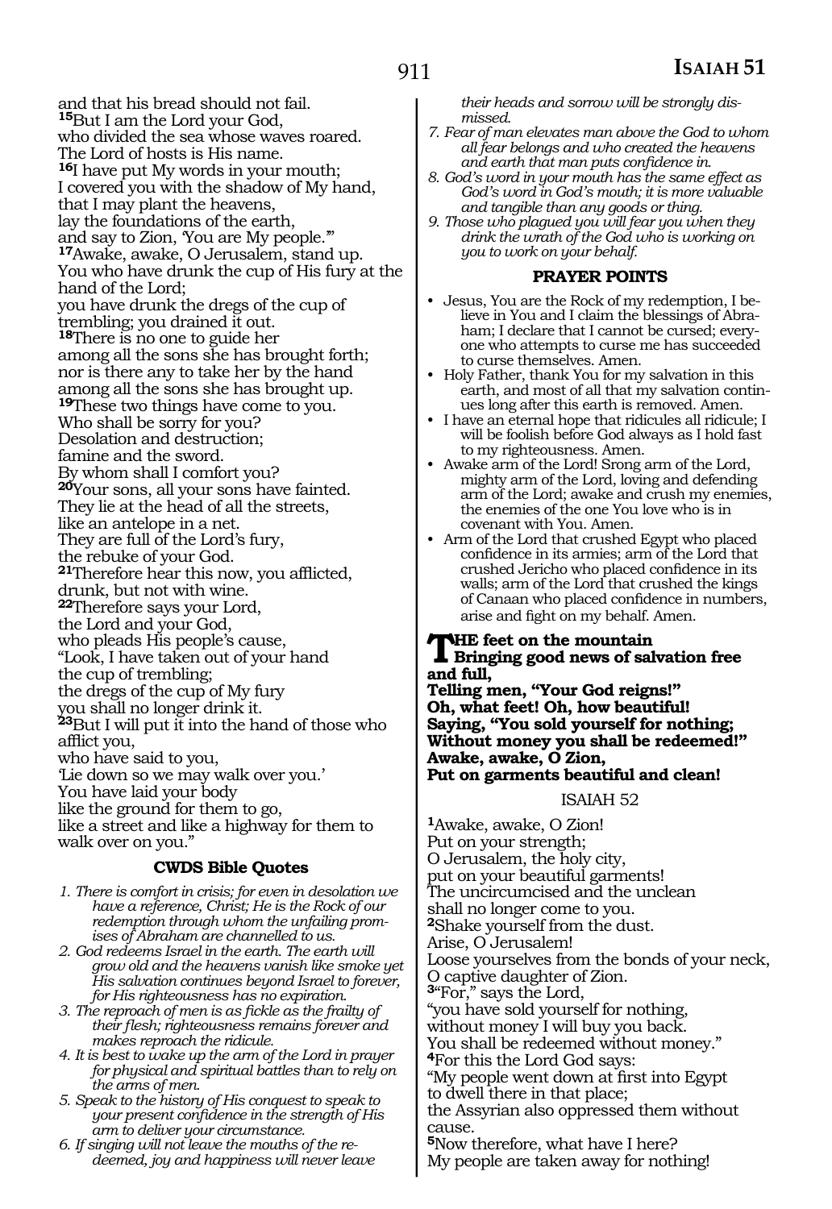and that his bread should not fail.
**15**But I am the Lord your God,
who divided the sea whose waves roared.
The Lord of hosts is His name.
**16**I have put My words in your mouth;
I covered you with the shadow of My hand,
that I may plant the heavens,
lay the foundations of the earth,
and say to Zion, 'You are My people.'"
**17**Awake, awake, O Jerusalem, stand up.
You who have drunk the cup of His fury at the hand of the Lord;
you have drunk the dregs of the cup of trembling; you drained it out.
**18**There is no one to guide her
among all the sons she has brought forth;
nor is there any to take her by the hand
among all the sons she has brought up.
**19**These two things have come to you.
Who shall be sorry for you?
Desolation and destruction;
famine and the sword.
By whom shall I comfort you?
**20**Your sons, all your sons have fainted.
They lie at the head of all the streets,
like an antelope in a net.
They are full of the Lord's fury,
the rebuke of your God.
**21**Therefore hear this now, you afflicted,
drunk, but not with wine.
**22**Therefore says your Lord,
the Lord and your God,
who pleads His people's cause,
"Look, I have taken out of your hand
the cup of trembling;
the dregs of the cup of My fury
you shall no longer drink it.
**23**But I will put it into the hand of those who afflict you,
who have said to you,
'Lie down so we may walk over you.'
You have laid your body
like the ground for them to go,
like a street and like a highway for them to walk over on you."

### CWDS Bible Quotes

1. *There is comfort in crisis; for even in desolation we have a reference, Christ; He is the Rock of our redemption through whom the unfailing promises of Abraham are channelled to us.*
2. *God redeems Israel in the earth. The earth will grow old and the heavens vanish like smoke yet His salvation continues beyond Israel to forever, for His righteousness has no expiration.*
3. *The reproach of men is as fickle as the frailty of their flesh; righteousness remains forever and makes reproach the ridicule.*
4. *It is best to wake up the arm of the Lord in prayer for physical and spiritual battles than to rely on the arms of men.*
5. *Speak to the history of His conquest to speak to your present confidence in the strength of His arm to deliver your circumstance.*
6. *If singing will not leave the mouths of the redeemed, joy and happiness will never leave their heads and sorrow will be strongly dismissed.*
7. *Fear of man elevates man above the God to whom all fear belongs and who created the heavens and earth that man puts confidence in.*
8. *God's word in your mouth has the same effect as God's word in God's mouth; it is more valuable and tangible than any goods or thing.*
9. *Those who plagued you will fear you when they drink the wrath of the God who is working on you to work on your behalf.*

### PRAYER POINTS

- Jesus, You are the Rock of my redemption, I believe in You and I claim the blessings of Abraham; I declare that I cannot be cursed; everyone who attempts to curse me has succeeded to curse themselves. Amen.
- Holy Father, thank You for my salvation in this earth, and most of all that my salvation continues long after this earth is removed. Amen.
- I have an eternal hope that ridicules all ridicule; I will be foolish before God always as I hold fast to my righteousness. Amen.
- Awake arm of the Lord! Srong arm of the Lord, mighty arm of the Lord, loving and defending arm of the Lord; awake and crush my enemies, the enemies of the one You love who is in covenant with You. Amen.
- Arm of the Lord that crushed Egypt who placed confidence in its armies; arm of the Lord that crushed Jericho who placed confidence in its walls; arm of the Lord that crushed the kings of Canaan who placed confidence in numbers, arise and fight on my behalf. Amen.

**THE feet on the mountain**
**Bringing good news of salvation free and full,**
**Telling men, "Your God reigns!"**
**Oh, what feet! Oh, how beautiful!**
**Saying, "You sold yourself for nothing;**
**Without money you shall be redeemed!"**
**Awake, awake, O Zion,**
**Put on garments beautiful and clean!**

## ISAIAH 52

**1**Awake, awake, O Zion!
Put on your strength;
O Jerusalem, the holy city,
put on your beautiful garments!
The uncircumcised and the unclean
shall no longer come to you.
**2**Shake yourself from the dust.
Arise, O Jerusalem!
Loose yourselves from the bonds of your neck,
O captive daughter of Zion.
**3**"For," says the Lord,
"you have sold yourself for nothing,
without money I will buy you back.
You shall be redeemed without money."
**4**For this the Lord God says:
"My people went down at first into Egypt
to dwell there in that place;
the Assyrian also oppressed them without cause.
**5**Now therefore, what have I here?
My people are taken away for nothing!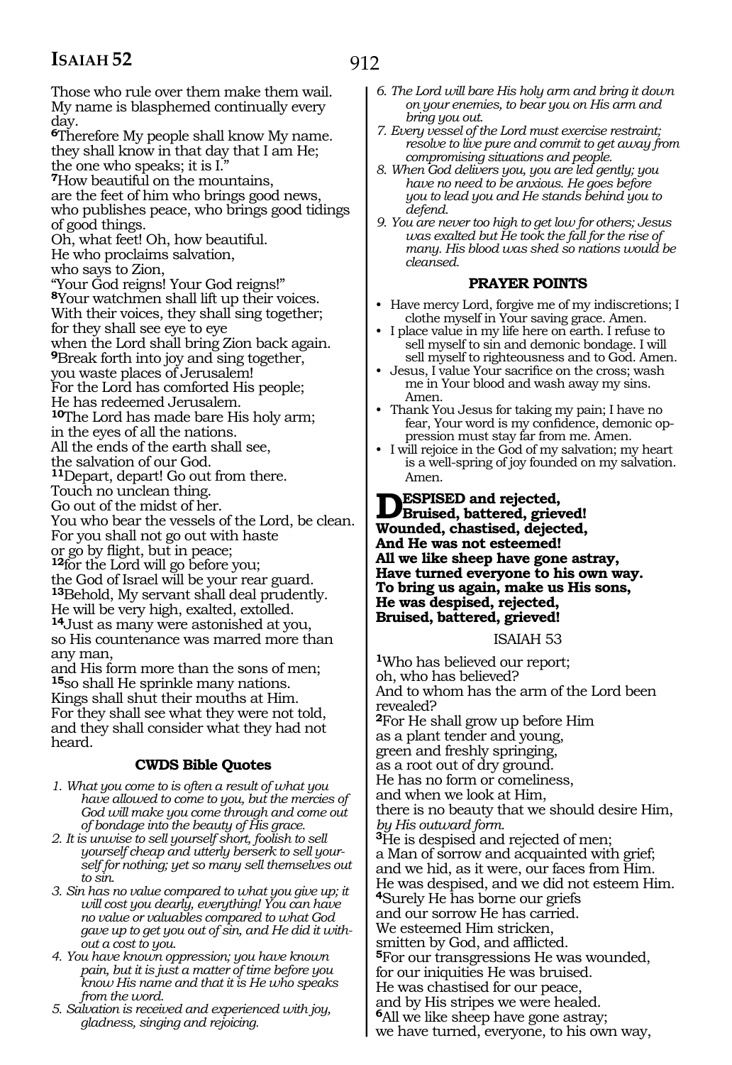Those who rule over them make them wail.
My name is blasphemed continually every day.
**6**Therefore My people shall know My name.
they shall know in that day that I am He;
the one who speaks; it is I."
**7**How beautiful on the mountains,
are the feet of him who brings good news,
who publishes peace, who brings good tidings of good things.
Oh, what feet! Oh, how beautiful.
He who proclaims salvation,
who says to Zion,
"Your God reigns! Your God reigns!"
**8**Your watchmen shall lift up their voices.
With their voices, they shall sing together;
for they shall see eye to eye
when the Lord shall bring Zion back again.
**9**Break forth into joy and sing together,
you waste places of Jerusalem!
For the Lord has comforted His people;
He has redeemed Jerusalem.
**10**The Lord has made bare His holy arm;
in the eyes of all the nations.
All the ends of the earth shall see,
the salvation of our God.
**11**Depart, depart! Go out from there.
Touch no unclean thing.
Go out of the midst of her.
You who bear the vessels of the Lord, be clean.
For you shall not go out with haste
or go by flight, but in peace;
**12**for the Lord will go before you;
the God of Israel will be your rear guard.
**13**Behold, My servant shall deal prudently.
He will be very high, exalted, extolled.
**14**Just as many were astonished at you,
so His countenance was marred more than any man,
and His form more than the sons of men;
**15**so shall He sprinkle many nations.
Kings shall shut their mouths at Him.
For they shall see what they were not told,
and they shall consider what they had not heard.

### CWDS Bible Quotes

1. *What you come to is often a result of what you have allowed to come to you, but the mercies of God will make you come through and come out of bondage into the beauty of His grace.*
2. *It is unwise to sell yourself short, foolish to sell yourself cheap and utterly berserk to sell yourself for nothing; yet so many sell themselves out to sin.*
3. *Sin has no value compared to what you give up; it will cost you dearly, everything! You can have no value or valuables compared to what God gave up to get you out of sin, and He did it without a cost to you.*
4. *You have known oppression; you have known pain, but it is just a matter of time before you know His name and that it is He who speaks from the word.*
5. *Salvation is received and experienced with joy, gladness, singing and rejoicing.*
6. *The Lord will bare His holy arm and bring it down on your enemies, to bear you on His arm and bring you out.*
7. *Every vessel of the Lord must exercise restraint; resolve to live pure and commit to get away from compromising situations and people.*
8. *When God delivers you, you are led gently; you have no need to be anxious. He goes before you to lead you and He stands behind you to defend.*
9. *You are never too high to get low for others; Jesus was exalted but He took the fall for the rise of many. His blood was shed so nations would be cleansed.*

### PRAYER POINTS

- Have mercy Lord, forgive me of my indiscretions; I clothe myself in Your saving grace. Amen.
- I place value in my life here on earth. I refuse to sell myself to sin and demonic bondage. I will sell myself to righteousness and to God. Amen.
- Jesus, I value Your sacrifice on the cross; wash me in Your blood and wash away my sins. Amen.
- Thank You Jesus for taking my pain; I have no fear, Your word is my confidence, demonic oppression must stay far from me. Amen.
- I will rejoice in the God of my salvation; my heart is a well-spring of joy founded on my salvation. Amen.

**DESPISED and rejected,**
**Bruised, battered, grieved!**
**Wounded, chastised, dejected,**
**And He was not esteemed!**
**All we like sheep have gone astray,**
**Have turned everyone to his own way.**
**To bring us again, make us His sons,**
**He was despised, rejected,**
**Bruised, battered, grieved!**

## ISAIAH 53

**1**Who has believed our report;
oh, who has believed?
And to whom has the arm of the Lord been revealed?
**2**For He shall grow up before Him
as a plant tender and young,
green and freshly springing,
as a root out of dry ground.
He has no form or comeliness,
and when we look at Him,
there is no beauty that we should desire Him,
*by His outward form.*
**3**He is despised and rejected of men;
a Man of sorrow and acquainted with grief;
and we hid, as it were, our faces from Him.
He was despised, and we did not esteem Him.
**4**Surely He has borne our griefs
and our sorrow He has carried.
We esteemed Him stricken,
smitten by God, and afflicted.
**5**For our transgressions He was wounded,
for our iniquities He was bruised.
He was chastised for our peace,
and by His stripes we were healed.
**6**All we like sheep have gone astray;
we have turned, everyone, to his own way,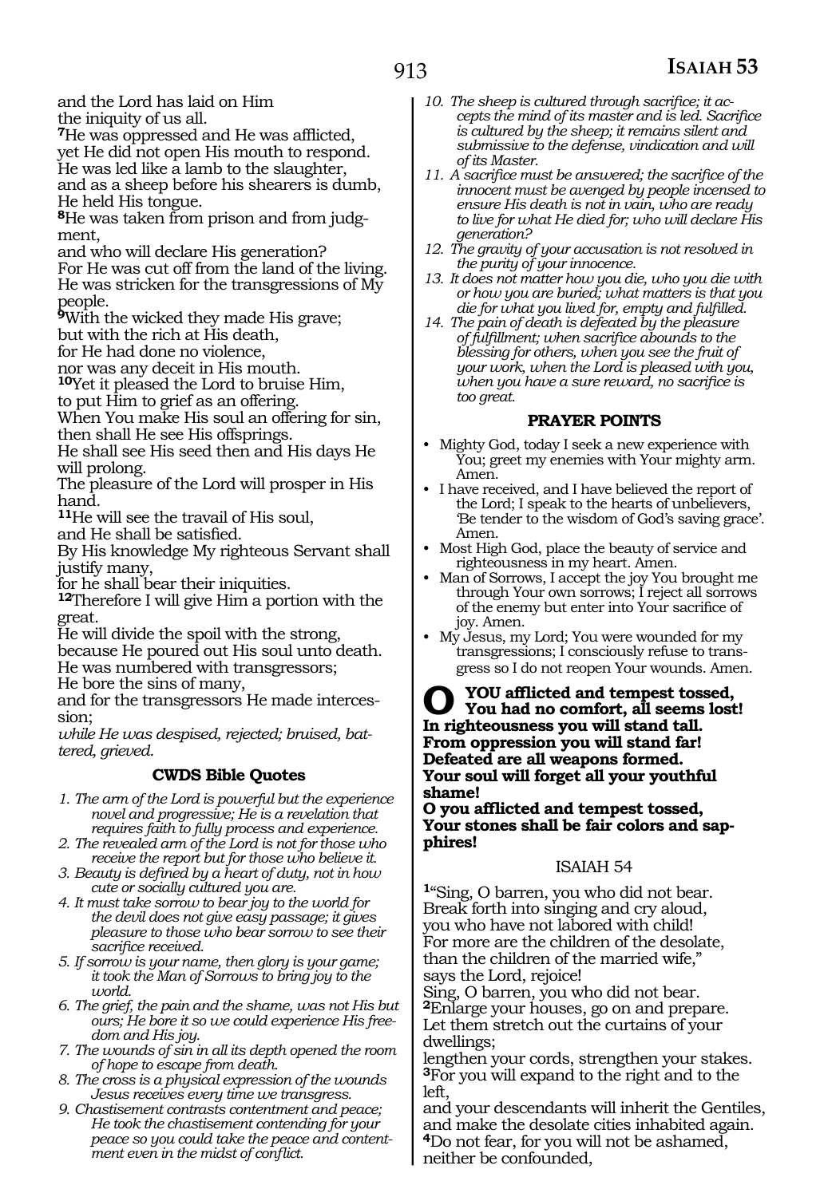and the Lord has laid on Him
the iniquity of us all.
**7**He was oppressed and He was afflicted,
yet He did not open His mouth to respond.
He was led like a lamb to the slaughter,
and as a sheep before his shearers is dumb,
He held His tongue.
**8**He was taken from prison and from judgment,
and who will declare His generation?
For He was cut off from the land of the living.
He was stricken for the transgressions of My people.
**9**With the wicked they made His grave;
but with the rich at His death,
for He had done no violence,
nor was any deceit in His mouth.
**10**Yet it pleased the Lord to bruise Him,
to put Him to grief as an offering.
When You make His soul an offering for sin,
then shall He see His offsprings.
He shall see His seed then and His days He will prolong.
The pleasure of the Lord will prosper in His hand.
**11**He will see the travail of His soul,
and He shall be satisfied.
By His knowledge My righteous Servant shall justify many,
for he shall bear their iniquities.
**12**Therefore I will give Him a portion with the great.
He will divide the spoil with the strong,
because He poured out His soul unto death.
He was numbered with transgressors;
He bore the sins of many,
and for the transgressors He made intercession;
*while He was despised, rejected; bruised, battered, grieved.*

### CWDS Bible Quotes

1. *The arm of the Lord is powerful but the experience novel and progressive; He is a revelation that requires faith to fully process and experience.*
2. *The revealed arm of the Lord is not for those who receive the report but for those who believe it.*
3. *Beauty is defined by a heart of duty, not in how cute or socially cultured you are.*
4. *It must take sorrow to bear joy to the world for the devil does not give easy passage; it gives pleasure to those who bear sorrow to see their sacrifice received.*
5. *If sorrow is your name, then glory is your game; it took the Man of Sorrows to bring joy to the world.*
6. *The grief, the pain and the shame, was not His but ours; He bore it so we could experience His freedom and His joy.*
7. *The wounds of sin in all its depth opened the room of hope to escape from death.*
8. *The cross is a physical expression of the wounds Jesus receives every time we transgress.*
9. *Chastisement contrasts contentment and peace; He took the chastisement contending for your peace so you could take the peace and contentment even in the midst of conflict.*
10. *The sheep is cultured through sacrifice; it accepts the mind of its master and is led. Sacrifice is cultured by the sheep; it remains silent and submissive to the defense, vindication and will of its Master.*
11. *A sacrifice must be answered; the sacrifice of the innocent must be avenged by people incensed to ensure His death is not in vain, who are ready to live for what He died for; who will declare His generation?*
12. *The gravity of your accusation is not resolved in the purity of your innocence.*
13. *It does not matter how you die, who you die with or how you are buried; what matters is that you die for what you lived for, empty and fulfilled.*
14. *The pain of death is defeated by the pleasure of fulfillment; when sacrifice abounds to the blessing for others, when you see the fruit of your work, when the Lord is pleased with you, when you have a sure reward, no sacrifice is too great.*

### PRAYER POINTS

- Mighty God, today I seek a new experience with You; greet my enemies with Your mighty arm. Amen.
- I have received, and I have believed the report of the Lord; I speak to the hearts of unbelievers, 'Be tender to the wisdom of God's saving grace'. Amen.
- Most High God, place the beauty of service and righteousness in my heart. Amen.
- Man of Sorrows, I accept the joy You brought me through Your own sorrows; I reject all sorrows of the enemy but enter into Your sacrifice of joy. Amen.
- My Jesus, my Lord; You were wounded for my transgressions; I consciously refuse to transgress so I do not reopen Your wounds. Amen.

**O YOU afflicted and tempest tossed,**
**You had no comfort, all seems lost!**
**In righteousness you will stand tall.**
**From oppression you will stand far!**
**Defeated are all weapons formed.**
**Your soul will forget all your youthful shame!**
**O you afflicted and tempest tossed,**
**Your stones shall be fair colors and sapphires!**

## ISAIAH 54

**1**"Sing, O barren, you who did not bear.
Break forth into singing and cry aloud,
you who have not labored with child!
For more are the children of the desolate,
than the children of the married wife,"
says the Lord, rejoice!
Sing, O barren, you who did not bear.
**2**Enlarge your houses, go on and prepare.
Let them stretch out the curtains of your dwellings;
lengthen your cords, strengthen your stakes.
**3**For you will expand to the right and to the left,
and your descendants will inherit the Gentiles,
and make the desolate cities inhabited again.
**4**Do not fear, for you will not be ashamed,
neither be confounded,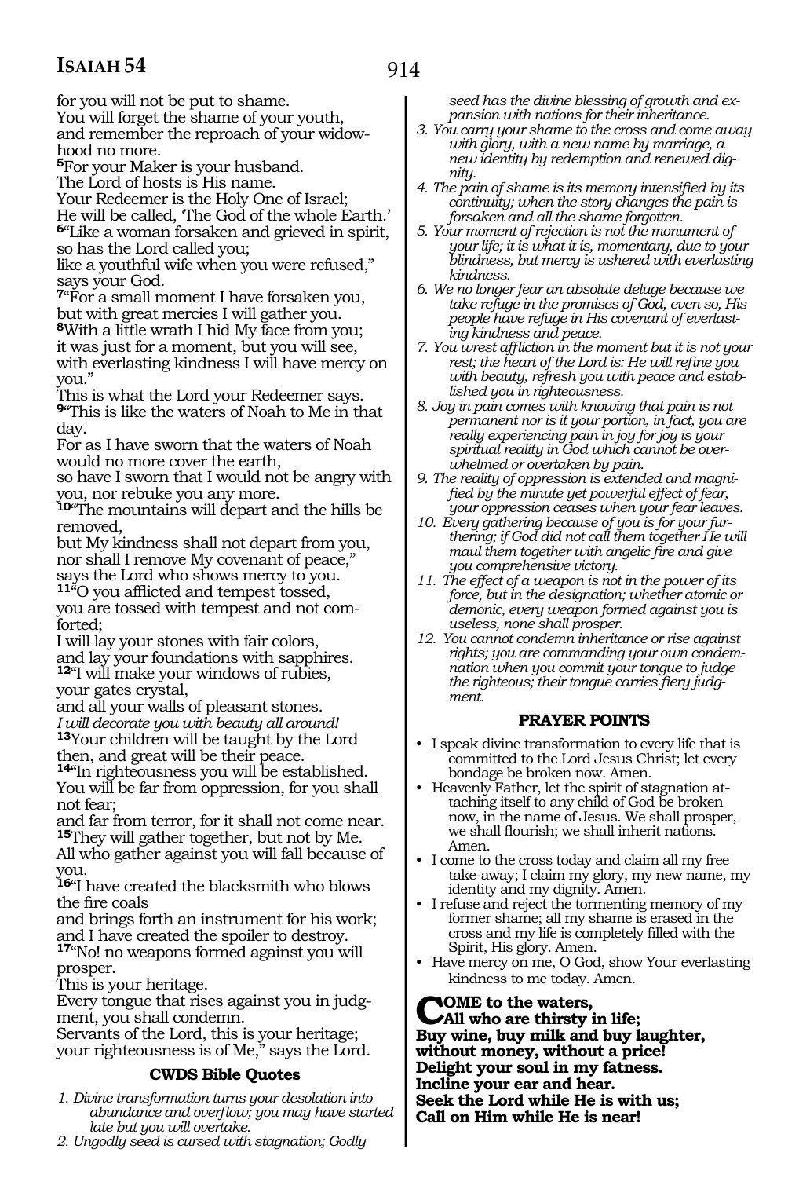for you will not be put to shame.
You will forget the shame of your youth,
and remember the reproach of your widowhood no more.
**5**For your Maker is your husband.
The Lord of hosts is His name.
Your Redeemer is the Holy One of Israel;
He will be called, 'The God of the whole Earth.'
**6**"Like a woman forsaken and grieved in spirit,
so has the Lord called you;
like a youthful wife when you were refused,"
says your God.
**7**"For a small moment I have forsaken you,
but with great mercies I will gather you.
**8**With a little wrath I hid My face from you;
it was just for a moment, but you will see,
with everlasting kindness I will have mercy on you."
This is what the Lord your Redeemer says.
**9**"This is like the waters of Noah to Me in that day.
For as I have sworn that the waters of Noah would no more cover the earth,
so have I sworn that I would not be angry with you, nor rebuke you any more.
**10**"The mountains will depart and the hills be removed,
but My kindness shall not depart from you,
nor shall I remove My covenant of peace,"
says the Lord who shows mercy to you.
**11**"O you afflicted and tempest tossed,
you are tossed with tempest and not comforted;
I will lay your stones with fair colors,
and lay your foundations with sapphires.
**12**"I will make your windows of rubies,
your gates crystal,
and all your walls of pleasant stones.
*I will decorate you with beauty all around!*
**13**Your children will be taught by the Lord
then, and great will be their peace.
**14**"In righteousness you will be established.
You will be far from oppression, for you shall not fear;
and far from terror, for it shall not come near.
**15**They will gather together, but not by Me.
All who gather against you will fall because of you.
**16**"I have created the blacksmith who blows the fire coals
and brings forth an instrument for his work;
and I have created the spoiler to destroy.
**17**"No! no weapons formed against you will prosper.
This is your heritage.
Every tongue that rises against you in judgment, you shall condemn.
Servants of the Lord, this is your heritage;
your righteousness is of Me," says the Lord.

### CWDS Bible Quotes

1. *Divine transformation turns your desolation into abundance and overflow; you may have started late but you will overtake.*
2. *Ungodly seed is cursed with stagnation; Godly seed has the divine blessing of growth and expansion with nations for their inheritance.*
3. *You carry your shame to the cross and come away with glory, with a new name by marriage, a new identity by redemption and renewed dignity.*
4. *The pain of shame is its memory intensified by its continuity; when the story changes the pain is forsaken and all the shame forgotten.*
5. *Your moment of rejection is not the monument of your life; it is what it is, momentary, due to your blindness, but mercy is ushered with everlasting kindness.*
6. *We no longer fear an absolute deluge because we take refuge in the promises of God, even so, His people have refuge in His covenant of everlasting kindness and peace.*
7. *You wrest affliction in the moment but it is not your rest; the heart of the Lord is: He will refine you with beauty, refresh you with peace and established you in righteousness.*
8. *Joy in pain comes with knowing that pain is not permanent nor is it your portion, in fact, you are really experiencing pain in joy for joy is your spiritual reality in God which cannot be overwhelmed or overtaken by pain.*
9. *The reality of oppression is extended and magnified by the minute yet powerful effect of fear, your oppression ceases when your fear leaves.*
10. *Every gathering because of you is for your furthering; if God did not call them together He will maul them together with angelic fire and give you comprehensive victory.*
11. *The effect of a weapon is not in the power of its force, but in the designation; whether atomic or demonic, every weapon formed against you is useless, none shall prosper.*
12. *You cannot condemn inheritance or rise against rights; you are commanding your own condemnation when you commit your tongue to judge the righteous; their tongue carries fiery judgment.*

### PRAYER POINTS

- I speak divine transformation to every life that is committed to the Lord Jesus Christ; let every bondage be broken now. Amen.
- Heavenly Father, let the spirit of stagnation attaching itself to any child of God be broken now, in the name of Jesus. We shall prosper, we shall flourish; we shall inherit nations. Amen.
- I come to the cross today and claim all my free take-away; I claim my glory, my new name, my identity and my dignity. Amen.
- I refuse and reject the tormenting memory of my former shame; all my shame is erased in the cross and my life is completely filled with the Spirit, His glory. Amen.
- Have mercy on me, O God, show Your everlasting kindness to me today. Amen.

**COME to the waters,**
**All who are thirsty in life;**
**Buy wine, buy milk and buy laughter,**
**without money, without a price!**
**Delight your soul in my fatness.**
**Incline your ear and hear.**
**Seek the Lord while He is with us;**
**Call on Him while He is near!**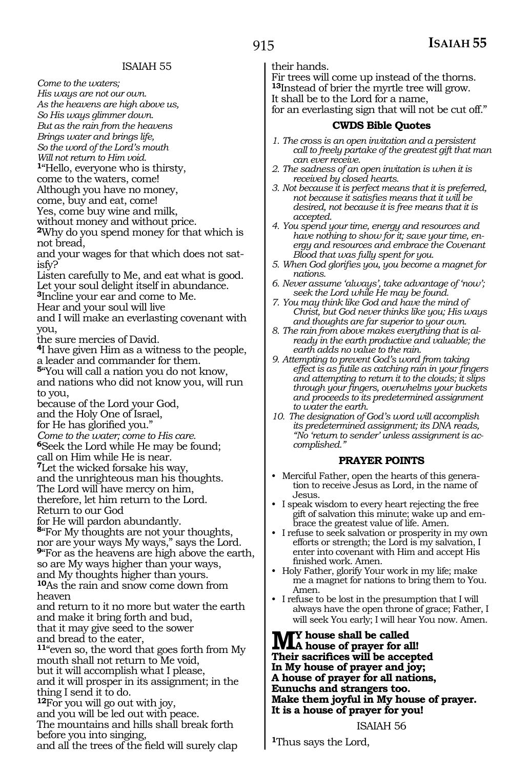## ISAIAH 55

*Come to the waters;*
*His ways are not our own.*
*As the heavens are high above us,*
*So His ways glimmer down.*
*But as the rain from the heavens*
*Brings water and brings life,*
*So the word of the Lord's mouth*
*Will not return to Him void.*

[1]"Hello, everyone who is thirsty,
come to the waters, come!
Although you have no money,
come, buy and eat, come!
Yes, come buy wine and milk,
without money and without price.
[2]Why do you spend money for that which is not bread,
and your wages for that which does not satisfy?
Listen carefully to Me, and eat what is good.
Let your soul delight itself in abundance.
[3]Incline your ear and come to Me.
Hear and your soul will live
and I will make an everlasting covenant with you,
the sure mercies of David.
[4]I have given Him as a witness to the people,
a leader and commander for them.
[5]"You will call a nation you do not know,
and nations who did not know you, will run to you,
because of the Lord your God,
and the Holy One of Israel,
for He has glorified you."
*Come to the water; come to His care.*
[6]Seek the Lord while He may be found;
call on Him while He is near.
[7]Let the wicked forsake his way,
and the unrighteous man his thoughts.
The Lord will have mercy on him,
therefore, let him return to the Lord.
Return to our God
for He will pardon abundantly.
[8]"For My thoughts are not your thoughts,
nor are your ways My ways," says the Lord.
[9]"For as the heavens are high above the earth,
so are My ways higher than your ways,
and My thoughts higher than yours.
[10]As the rain and snow come down from heaven
and return to it no more but water the earth
and make it bring forth and bud,
that it may give seed to the sower
and bread to the eater,
[11]"even so, the word that goes forth from My mouth shall not return to Me void,
but it will accomplish what I please,
and it will prosper in its assignment; in the thing I send it to do.
[12]For you will go out with joy,
and you will be led out with peace.
The mountains and hills shall break forth before you into singing,
and all the trees of the field will surely clap their hands.
Fir trees will come up instead of the thorns.
[13]Instead of brier the myrtle tree will grow.
It shall be to the Lord for a name,
for an everlasting sign that will not be cut off."

### CWDS Bible Quotes

1. *The cross is an open invitation and a persistent call to freely partake of the greatest gift that man can ever receive.*
2. *The sadness of an open invitation is when it is received by closed hearts.*
3. *Not because it is perfect means that it is preferred, not because it satisfies means that it will be desired, not because it is free means that it is accepted.*
4. *You spend your time, energy and resources and have nothing to show for it; save your time, energy and resources and embrace the Covenant Blood that was fully spent for you.*
5. *When God glorifies you, you become a magnet for nations.*
6. *Never assume 'always', take advantage of 'now'; seek the Lord while He may be found.*
7. *You may think like God and have the mind of Christ, but God never thinks like you; His ways and thoughts are far superior to your own.*
8. *The rain from above makes everything that is already in the earth productive and valuable; the earth adds no value to the rain.*
9. *Attempting to prevent God's word from taking effect is as futile as catching rain in your fingers and attempting to return it to the clouds; it slips through your fingers, overwhelms your buckets and proceeds to its predetermined assignment to water the earth.*
10. *The designation of God's word will accomplish its predetermined assignment; its DNA reads, "No 'return to sender' unless assignment is accomplished."*

### PRAYER POINTS

- Merciful Father, open the hearts of this generation to receive Jesus as Lord, in the name of Jesus.
- I speak wisdom to every heart rejecting the free gift of salvation this minute; wake up and embrace the greatest value of life. Amen.
- I refuse to seek salvation or prosperity in my own efforts or strength; the Lord is my salvation, I enter into covenant with Him and accept His finished work. Amen.
- Holy Father, glorify Your work in my life; make me a magnet for nations to bring them to You. Amen.
- I refuse to be lost in the presumption that I will always have the open throne of grace; Father, I will seek You early; I will hear You now. Amen.

**My house shall be called**
**A house of prayer for all!**
**Their sacrifices will be accepted**
**In My house of prayer and joy;**
**A house of prayer for all nations,**
**Eunuchs and strangers too.**
**Make them joyful in My house of prayer.**
**It is a house of prayer for you!**

## ISAIAH 56

[1]Thus says the Lord,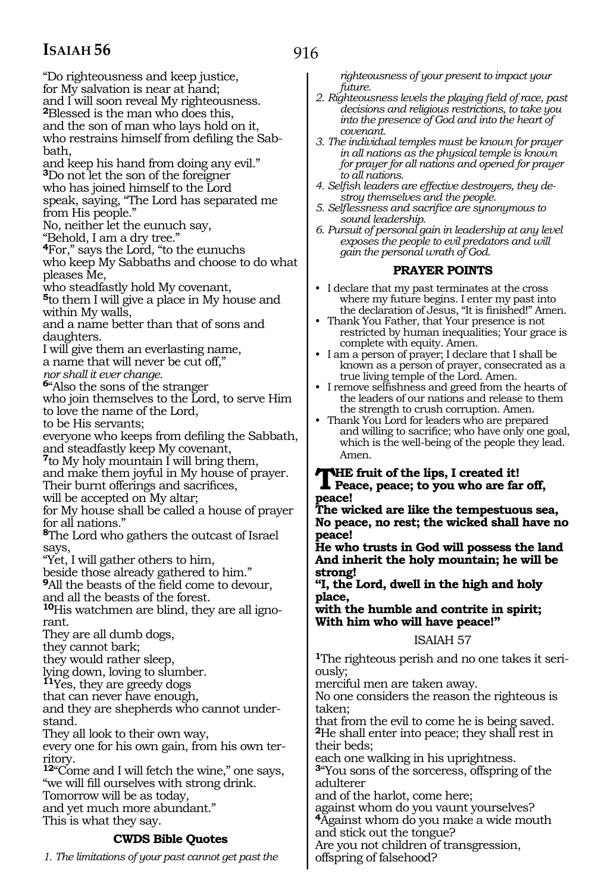"Do righteousness and keep justice,
for My salvation is near at hand;
and I will soon reveal My righteousness.
2Blessed is the man who does this,
and the son of man who lays hold on it,
who restrains himself from defiling the Sabbath,
and keep his hand from doing any evil."
3Do not let the son of the foreigner
who has joined himself to the Lord
speak, saying, "The Lord has separated me from His people."
No, neither let the eunuch say,
"Behold, I am a dry tree."
4For," says the Lord, "to the eunuchs
who keep My Sabbaths and choose to do what pleases Me,
who steadfastly hold My covenant,
5to them I will give a place in My house and within My walls,
and a name better than that of sons and daughters.
I will give them an everlasting name,
a name that will never be cut off,"
*nor shall it ever change.*
6"Also the sons of the stranger
who join themselves to the Lord, to serve Him
to love the name of the Lord,
to be His servants;
everyone who keeps from defiling the Sabbath,
and steadfastly keep My covenant,
7to My holy mountain I will bring them,
and make them joyful in My house of prayer.
Their burnt offerings and sacrifices,
will be accepted on My altar;
for My house shall be called a house of prayer for all nations."
8The Lord who gathers the outcast of Israel says,
"Yet, I will gather others to him,
beside those already gathered to him."
9All the beasts of the field come to devour,
and all the beasts of the forest.
10His watchmen are blind, they are all ignorant.
They are all dumb dogs,
they cannot bark;
they would rather sleep,
lying down, loving to slumber.
11Yes, they are greedy dogs
that can never have enough,
and they are shepherds who cannot understand.
They all look to their own way,
every one for his own gain, from his own territory.
12"Come and I will fetch the wine," one says,
"we will fill ourselves with strong drink.
Tomorrow will be as today,
and yet much more abundant."
This is what they say.

**CWDS Bible Quotes**

1. *The limitations of your past cannot get past the righteousness of your present to impact your future.*
2. *Righteousness levels the playing field of race, past decisions and religious restrictions, to take you into the presence of God and into the heart of covenant.*
3. *The individual temples must be known for prayer in all nations as the physical temple is known for prayer for all nations and opened for prayer to all nations.*
4. *Selfish leaders are effective destroyers, they destroy themselves and the people.*
5. *Selflessness and sacrifice are synonymous to sound leadership.*
6. *Pursuit of personal gain in leadership at any level exposes the people to evil predators and will gain the personal wrath of God.*

**PRAYER POINTS**

- I declare that my past terminates at the cross where my future begins. I enter my past into the declaration of Jesus, "It is finished!" Amen.
- Thank You Father, that Your presence is not restricted by human inequalities; Your grace is complete with equity. Amen.
- I am a person of prayer; I declare that I shall be known as a person of prayer, consecrated as a true living temple of the Lord. Amen.
- I remove selfishness and greed from the hearts of the leaders of our nations and release to them the strength to crush corruption. Amen.
- Thank You Lord for leaders who are prepared and willing to sacrifice; who have only one goal, which is the well-being of the people they lead. Amen.

**THE fruit of the lips, I created it!**
**Peace, peace; to you who are far off, peace!**
**The wicked are like the tempestuous sea,**
**No peace, no rest; the wicked shall have no peace!**
**He who trusts in God will possess the land**
**And inherit the holy mountain; he will be strong!**
**"I, the Lord, dwell in the high and holy place,**
**with the humble and contrite in spirit;**
**With him who will have peace!"**

ISAIAH 57

1The righteous perish and no one takes it seriously;
merciful men are taken away.
No one considers the reason the righteous is taken;
that from the evil to come he is being saved.
2He shall enter into peace; they shall rest in their beds;
each one walking in his uprightness.
3"You sons of the sorceress, offspring of the adulterer
and of the harlot, come here;
against whom do you vaunt yourselves?
4Against whom do you make a wide mouth
and stick out the tongue?
Are you not children of transgression,
offspring of falsehood?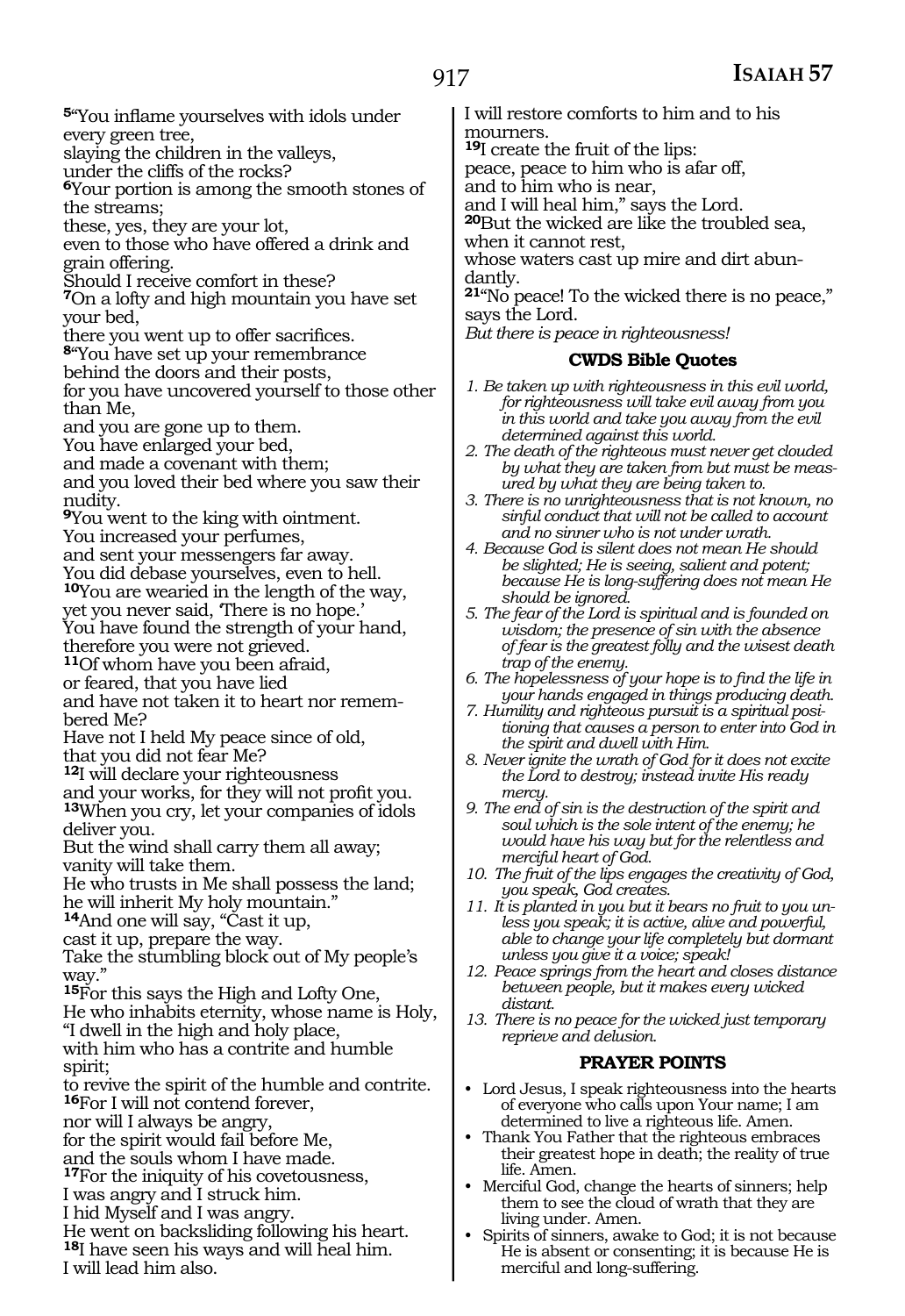[5]"You inflame yourselves with idols under every green tree,
slaying the children in the valleys,
under the cliffs of the rocks?
[6]Your portion is among the smooth stones of the streams;
these, yes, they are your lot,
even to those who have offered a drink and grain offering.
Should I receive comfort in these?
[7]On a lofty and high mountain you have set your bed,
there you went up to offer sacrifices.
[8]"You have set up your remembrance
behind the doors and their posts,
for you have uncovered yourself to those other than Me,
and you are gone up to them.
You have enlarged your bed,
and made a covenant with them;
and you loved their bed where you saw their nudity.
[9]You went to the king with ointment.
You increased your perfumes,
and sent your messengers far away.
You did debase yourselves, even to hell.
[10]You are wearied in the length of the way,
yet you never said, 'There is no hope.'
You have found the strength of your hand,
therefore you were not grieved.
[11]Of whom have you been afraid,
or feared, that you have lied
and have not taken it to heart nor remembered Me?
Have not I held My peace since of old,
that you did not fear Me?
[12]I will declare your righteousness
and your works, for they will not profit you.
[13]When you cry, let your companies of idols deliver you.
But the wind shall carry them all away;
vanity will take them.
He who trusts in Me shall possess the land;
he will inherit My holy mountain."
[14]And one will say, "Cast it up,
cast it up, prepare the way.
Take the stumbling block out of My people's way."
[15]For this says the High and Lofty One,
He who inhabits eternity, whose name is Holy,
"I dwell in the high and holy place,
with him who has a contrite and humble spirit;
to revive the spirit of the humble and contrite.
[16]For I will not contend forever,
nor will I always be angry,
for the spirit would fail before Me,
and the souls whom I have made.
[17]For the iniquity of his covetousness,
I was angry and I struck him.
I hid Myself and I was angry.
He went on backsliding following his heart.
[18]I have seen his ways and will heal him.
I will lead him also.
I will restore comforts to him and to his mourners.
[19]I create the fruit of the lips:
peace, peace to him who is afar off,
and to him who is near,
and I will heal him," says the Lord.
[20]But the wicked are like the troubled sea,
when it cannot rest,
whose waters cast up mire and dirt abundantly.
[21]"No peace! To the wicked there is no peace," says the Lord.
*But there is peace in righteousness!*

### CWDS Bible Quotes

1. *Be taken up with righteousness in this evil world, for righteousness will take evil away from you in this world and take you away from the evil determined against this world.*
2. *The death of the righteous must never get clouded by what they are taken from but must be measured by what they are being taken to.*
3. *There is no unrighteousness that is not known, no sinful conduct that will not be called to account and no sinner who is not under wrath.*
4. *Because God is silent does not mean He should be slighted; He is seeing, salient and potent; because He is long-suffering does not mean He should be ignored.*
5. *The fear of the Lord is spiritual and is founded on wisdom; the presence of sin with the absence of fear is the greatest folly and the wisest death trap of the enemy.*
6. *The hopelessness of your hope is to find the life in your hands engaged in things producing death.*
7. *Humility and righteous pursuit is a spiritual positioning that causes a person to enter into God in the spirit and dwell with Him.*
8. *Never ignite the wrath of God for it does not excite the Lord to destroy; instead invite His ready mercy.*
9. *The end of sin is the destruction of the spirit and soul which is the sole intent of the enemy; he would have his way but for the relentless and merciful heart of God.*
10. *The fruit of the lips engages the creativity of God, you speak, God creates.*
11. *It is planted in you but it bears no fruit to you unless you speak; it is active, alive and powerful, able to change your life completely but dormant unless you give it a voice; speak!*
12. *Peace springs from the heart and closes distance between people, but it makes every wicked distant.*
13. *There is no peace for the wicked just temporary reprieve and delusion.*

### PRAYER POINTS

- Lord Jesus, I speak righteousness into the hearts of everyone who calls upon Your name; I am determined to live a righteous life. Amen.
- Thank You Father that the righteous embraces their greatest hope in death; the reality of true life. Amen.
- Merciful God, change the hearts of sinners; help them to see the cloud of wrath that they are living under. Amen.
- Spirits of sinners, awake to God; it is not because He is absent or consenting; it is because He is merciful and long-suffering.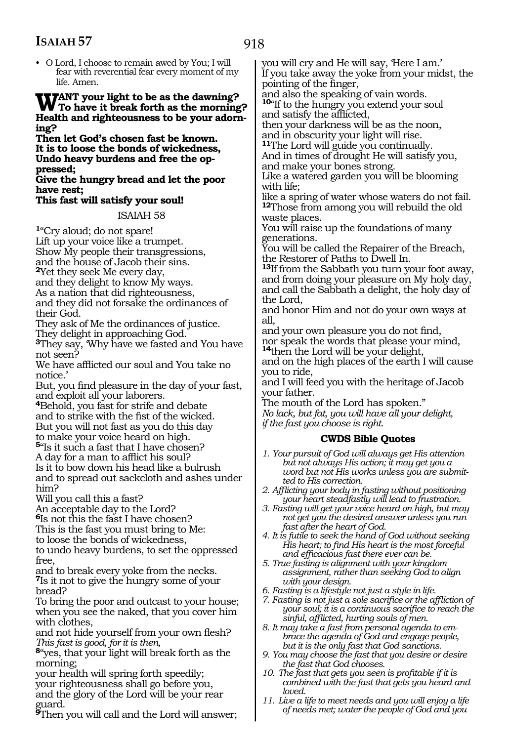- O Lord, I choose to remain awed by You; I will fear with reverential fear every moment of my life. Amen.

**WANT your light to be as the dawning? To have it break forth as the morning? Health and righteousness to be your adorning? Then let God's chosen fast be known. It is to loose the bonds of wickedness, Undo heavy burdens and free the oppressed; Give the hungry bread and let the poor have rest; This fast will satisfy your soul!**

ISAIAH 58

**1**"Cry aloud; do not spare!
Lift up your voice like a trumpet.
Show My people their transgressions,
and the house of Jacob their sins.
**2**Yet they seek Me every day,
and they delight to know My ways.
As a nation that did righteousness,
and they did not forsake the ordinances of their God.
They ask of Me the ordinances of justice.
They delight in approaching God.
**3**They say, 'Why have we fasted and You have not seen?
We have afflicted our soul and You take no notice.'
But, you find pleasure in the day of your fast,
and exploit all your laborers.
**4**Behold, you fast for strife and debate
and to strike with the fist of the wicked.
But you will not fast as you do this day
to make your voice heard on high.
**5**"Is it such a fast that I have chosen?
A day for a man to afflict his soul?
Is it to bow down his head like a bulrush
and to spread out sackcloth and ashes under him?
Will you call this a fast?
An acceptable day to the Lord?
**6**Is not this the fast I have chosen?
This is the fast you must bring to Me:
to loose the bonds of wickedness,
to undo heavy burdens, to set the oppressed free,
and to break every yoke from the necks.
**7**Is it not to give the hungry some of your bread?
To bring the poor and outcast to your house;
when you see the naked, that you cover him with clothes,
and not hide yourself from your own flesh?
*This fast is good, for it is then,*
**8**"yes, that your light will break forth as the morning;
your health will spring forth speedily;
your righteousness shall go before you,
and the glory of the Lord will be your rear guard.
**9**Then you will call and the Lord will answer;
you will cry and He will say, 'Here I am.'
If you take away the yoke from your midst, the pointing of the finger,
and also the speaking of vain words.
**10**"If to the hungry you extend your soul
and satisfy the afflicted,
then your darkness will be as the noon,
and in obscurity your light will rise.
**11**The Lord will guide you continually.
And in times of drought He will satisfy you,
and make your bones strong.
Like a watered garden you will be blooming with life;
like a spring of water whose waters do not fail.
**12**Those from among you will rebuild the old waste places.
You will raise up the foundations of many generations.
You will be called the Repairer of the Breach,
the Restorer of Paths to Dwell In.
**13**If from the Sabbath you turn your foot away,
and from doing your pleasure on My holy day,
and call the Sabbath a delight, the holy day of the Lord,
and honor Him and not do your own ways at all,
and your own pleasure you do not find,
nor speak the words that please your mind,
**14**then the Lord will be your delight,
and on the high places of the earth I will cause you to ride,
and I will feed you with the heritage of Jacob your father.
The mouth of the Lord has spoken."
*No lack, but fat, you will have all your delight,*
*if the fast you choose is right.*

### CWDS Bible Quotes

1. *Your pursuit of God will always get His attention but not always His action; it may get you a word but not His works unless you are submitted to His correction.*
2. *Afflicting your body in fasting without positioning your heart steadfastly will lead to frustration.*
3. *Fasting will get your voice heard on high, but may not get you the desired answer unless you run fast after the heart of God.*
4. *It is futile to seek the hand of God without seeking His heart; to find His heart is the most forceful and efficacious fast there ever can be.*
5. *True fasting is alignment with your kingdom assignment, rather than seeking God to align with your design.*
6. *Fasting is a lifestyle not just a style in life.*
7. *Fasting is not just a sole sacrifice or the affliction of your soul; it is a continuous sacrifice to reach the sinful, afflicted, hurting souls of men.*
8. *It may take a fast from personal agenda to embrace the agenda of God and engage people, but it is the only fast that God sanctions.*
9. *You may choose the fast that you desire or desire the fast that God chooses.*
10. *The fast that gets you seen is profitable if it is combined with the fast that gets you heard and loved.*
11. *Live a life to meet needs and you will enjoy a life of needs met; water the people of God and you*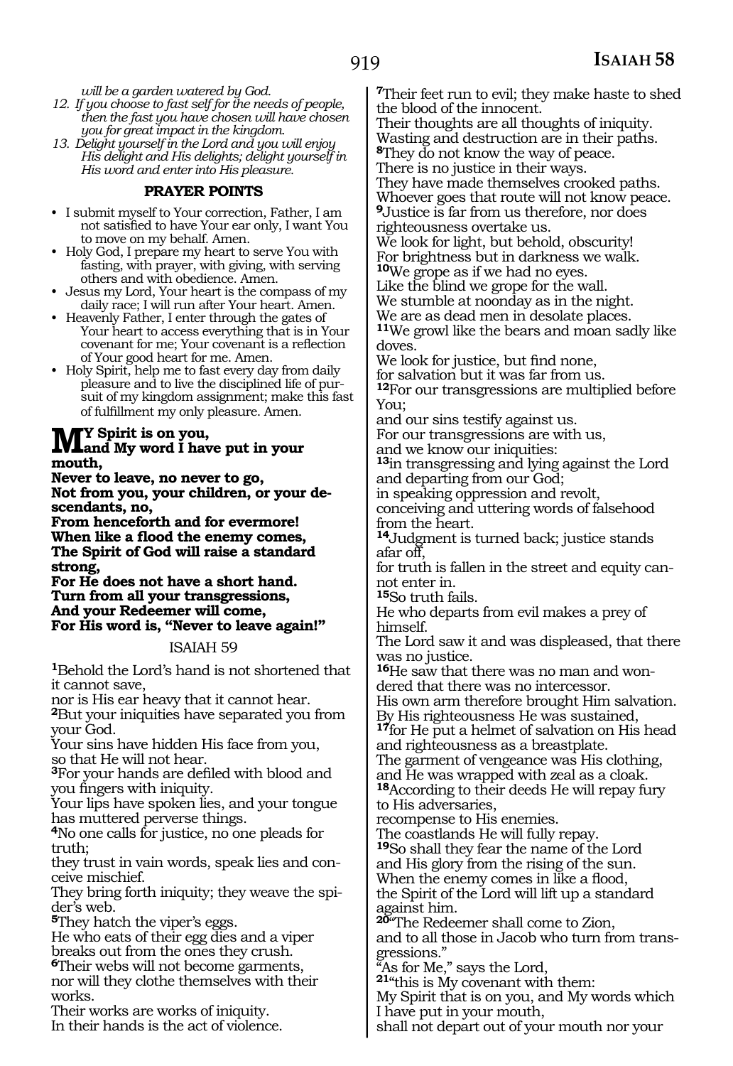*will be a garden watered by God.*

12. *If you choose to fast self for the needs of people, then the fast you have chosen will have chosen you for great impact in the kingdom.*
13. *Delight yourself in the Lord and you will enjoy His delight and His delights; delight yourself in His word and enter into His pleasure.*

### PRAYER POINTS

- I submit myself to Your correction, Father, I am not satisfied to have Your ear only, I want You to move on my behalf. Amen.
- Holy God, I prepare my heart to serve You with fasting, with prayer, with giving, with serving others and with obedience. Amen.
- Jesus my Lord, Your heart is the compass of my daily race; I will run after Your heart. Amen.
- Heavenly Father, I enter through the gates of Your heart to access everything that is in Your covenant for me; Your covenant is a reflection of Your good heart for me. Amen.
- Holy Spirit, help me to fast every day from daily pleasure and to live the disciplined life of pursuit of my kingdom assignment; make this fast of fulfillment my only pleasure. Amen.

**MY Spirit is on you,**
**and My word I have put in your mouth,**
**Never to leave, no never to go,**
**Not from you, your children, or your descendants, no,**
**From henceforth and for evermore!**
**When like a flood the enemy comes,**
**The Spirit of God will raise a standard strong,**
**For He does not have a short hand.**
**Turn from all your transgressions,**
**And your Redeemer will come,**
**For His word is, "Never to leave again!"**

## ISAIAH 59

1Behold the Lord's hand is not shortened that it cannot save,
nor is His ear heavy that it cannot hear.
2But your iniquities have separated you from your God.
Your sins have hidden His face from you,
so that He will not hear.
3For your hands are defiled with blood and you fingers with iniquity.
Your lips have spoken lies, and your tongue has muttered perverse things.
4No one calls for justice, no one pleads for truth;
they trust in vain words, speak lies and conceive mischief.
They bring forth iniquity; they weave the spider's web.
5They hatch the viper's eggs.
He who eats of their egg dies and a viper breaks out from the ones they crush.
6Their webs will not become garments,
nor will they clothe themselves with their works.
Their works are works of iniquity.
In their hands is the act of violence.
7Their feet run to evil; they make haste to shed the blood of the innocent.
Their thoughts are all thoughts of iniquity.
Wasting and destruction are in their paths.
8They do not know the way of peace.
There is no justice in their ways.
They have made themselves crooked paths.
Whoever goes that route will not know peace.
9Justice is far from us therefore, nor does righteousness overtake us.
We look for light, but behold, obscurity!
For brightness but in darkness we walk.
10We grope as if we had no eyes.
Like the blind we grope for the wall.
We stumble at noonday as in the night.
We are as dead men in desolate places.
11We growl like the bears and moan sadly like doves.
We look for justice, but find none,
for salvation but it was far from us.
12For our transgressions are multiplied before You;
and our sins testify against us.
For our transgressions are with us,
and we know our iniquities:
13in transgressing and lying against the Lord and departing from our God;
in speaking oppression and revolt,
conceiving and uttering words of falsehood from the heart.
14Judgment is turned back; justice stands afar off,
for truth is fallen in the street and equity cannot enter in.
15So truth fails.
He who departs from evil makes a prey of himself.
The Lord saw it and was displeased, that there was no justice.
16He saw that there was no man and wondered that there was no intercessor.
His own arm therefore brought Him salvation.
By His righteousness He was sustained,
17for He put a helmet of salvation on His head and righteousness as a breastplate.
The garment of vengeance was His clothing,
and He was wrapped with zeal as a cloak.
18According to their deeds He will repay fury to His adversaries,
recompense to His enemies.
The coastlands He will fully repay.
19So shall they fear the name of the Lord
and His glory from the rising of the sun.
When the enemy comes in like a flood,
the Spirit of the Lord will lift up a standard against him.
20"The Redeemer shall come to Zion,
and to all those in Jacob who turn from transgressions."
"As for Me," says the Lord,
21"this is My covenant with them:
My Spirit that is on you, and My words which I have put in your mouth,
shall not depart out of your mouth nor your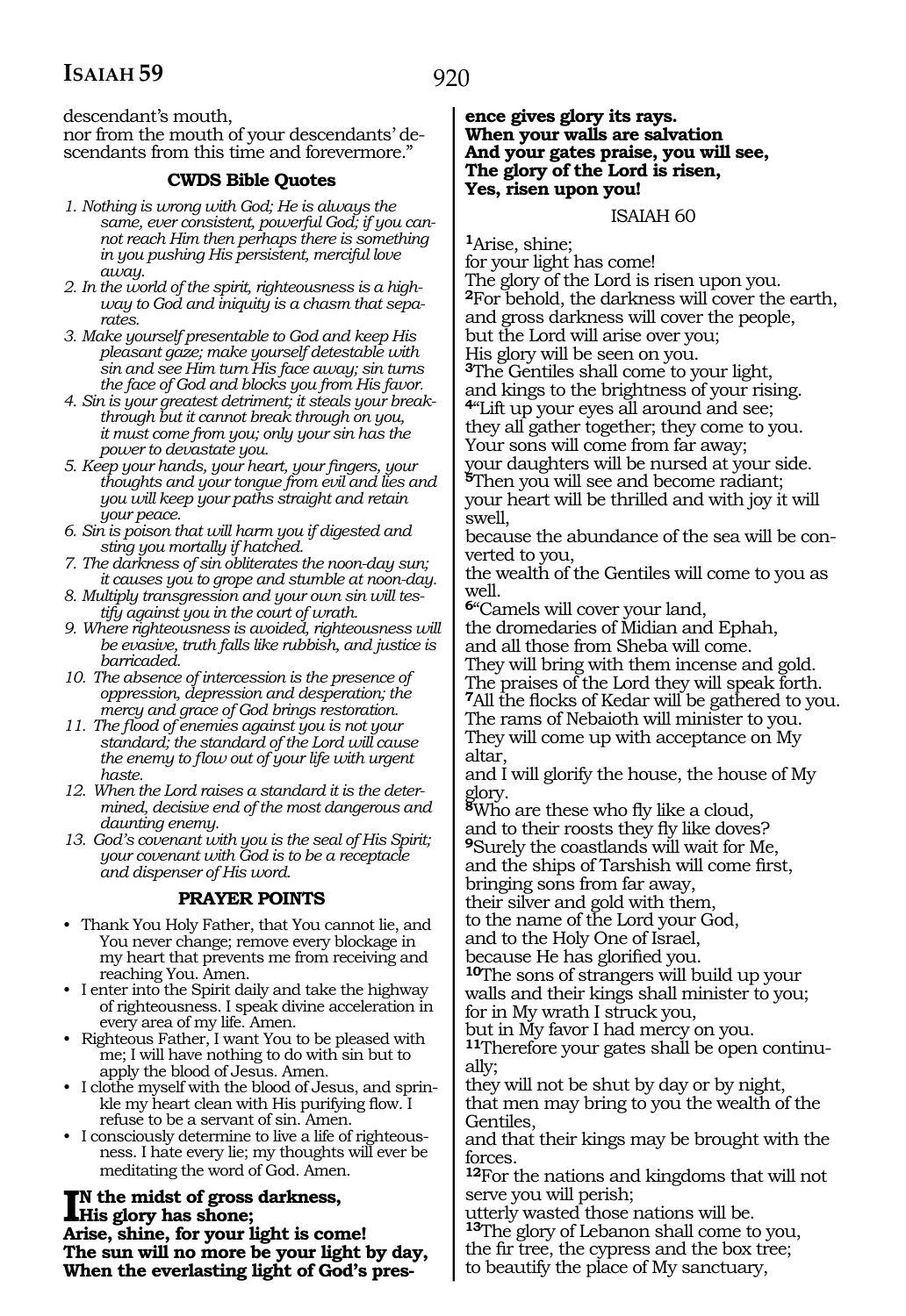descendant's mouth,
nor from the mouth of your descendants' descendants from this time and forevermore."

### CWDS Bible Quotes

1. *Nothing is wrong with God; He is always the same, ever consistent, powerful God; if you cannot reach Him then perhaps there is something in you pushing His persistent, merciful love away.*
2. *In the world of the spirit, righteousness is a highway to God and iniquity is a chasm that separates.*
3. *Make yourself presentable to God and keep His pleasant gaze; make yourself detestable with sin and see Him turn His face away; sin turns the face of God and blocks you from His favor.*
4. *Sin is your greatest detriment; it steals your breakthrough but it cannot break through on you, it must come from you; only your sin has the power to devastate you.*
5. *Keep your hands, your heart, your fingers, your thoughts and your tongue from evil and lies and you will keep your paths straight and retain your peace.*
6. *Sin is poison that will harm you if digested and sting you mortally if hatched.*
7. *The darkness of sin obliterates the noon-day sun; it causes you to grope and stumble at noon-day.*
8. *Multiply transgression and your own sin will testify against you in the court of wrath.*
9. *Where righteousness is avoided, righteousness will be evasive, truth falls like rubbish, and justice is barricaded.*
10. *The absence of intercession is the presence of oppression, depression and desperation; the mercy and grace of God brings restoration.*
11. *The flood of enemies against you is not your standard; the standard of the Lord will cause the enemy to flow out of your life with urgent haste.*
12. *When the Lord raises a standard it is the determined, decisive end of the most dangerous and daunting enemy.*
13. *God's covenant with you is the seal of His Spirit; your covenant with God is to be a receptacle and dispenser of His word.*

### PRAYER POINTS

- Thank You Holy Father, that You cannot lie, and You never change; remove every blockage in my heart that prevents me from receiving and reaching You. Amen.
- I enter into the Spirit daily and take the highway of righteousness. I speak divine acceleration in every area of my life. Amen.
- Righteous Father, I want You to be pleased with me; I will have nothing to do with sin but to apply the blood of Jesus. Amen.
- I clothe myself with the blood of Jesus, and sprinkle my heart clean with His purifying flow. I refuse to be a servant of sin. Amen.
- I consciously determine to live a life of righteousness. I hate every lie; my thoughts will ever be meditating the word of God. Amen.

**In the midst of gross darkness,**
**His glory has shone;**
**Arise, shine, for your light is come!**
**The sun will no more be your light by day,**
**When the everlasting light of God's presence gives glory its rays.**
**When your walls are salvation**
**And your gates praise, you will see,**
**The glory of the Lord is risen,**
**Yes, risen upon you!**

## ISAIAH 60

[1]Arise, shine;
for your light has come!
The glory of the Lord is risen upon you.
[2]For behold, the darkness will cover the earth,
and gross darkness will cover the people,
but the Lord will arise over you;
His glory will be seen on you.
[3]The Gentiles shall come to your light,
and kings to the brightness of your rising.
[4]"Lift up your eyes all around and see;
they all gather together; they come to you.
Your sons will come from far away;
your daughters will be nursed at your side.
[5]Then you will see and become radiant;
your heart will be thrilled and with joy it will swell,
because the abundance of the sea will be converted to you,
the wealth of the Gentiles will come to you as well.
[6]"Camels will cover your land,
the dromedaries of Midian and Ephah,
and all those from Sheba will come.
They will bring with them incense and gold.
The praises of the Lord they will speak forth.
[7]All the flocks of Kedar will be gathered to you.
The rams of Nebaioth will minister to you.
They will come up with acceptance on My altar,
and I will glorify the house, the house of My glory.
[8]Who are these who fly like a cloud,
and to their roosts they fly like doves?
[9]Surely the coastlands will wait for Me,
and the ships of Tarshish will come first,
bringing sons from far away,
their silver and gold with them,
to the name of the Lord your God,
and to the Holy One of Israel,
because He has glorified you.
[10]The sons of strangers will build up your walls and their kings shall minister to you;
for in My wrath I struck you,
but in My favor I had mercy on you.
[11]Therefore your gates shall be open continually;
they will not be shut by day or by night,
that men may bring to you the wealth of the Gentiles,
and that their kings may be brought with the forces.
[12]For the nations and kingdoms that will not serve you will perish;
utterly wasted those nations will be.
[13]The glory of Lebanon shall come to you,
the fir tree, the cypress and the box tree;
to beautify the place of My sanctuary,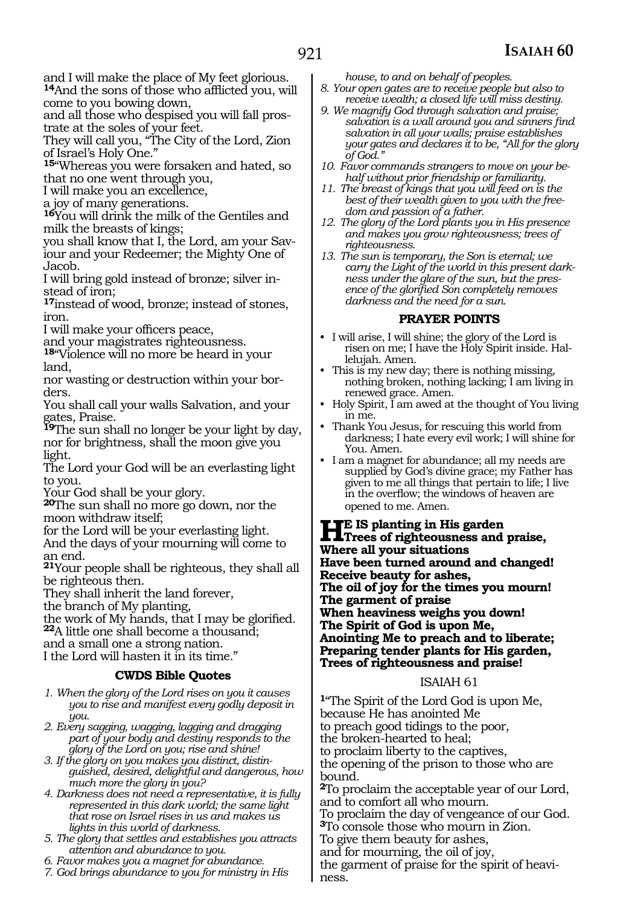and I will make the place of My feet glorious.
[14]And the sons of those who afflicted you, will come to you bowing down,
and all those who despised you will fall prostrate at the soles of your feet.
They will call you, "The City of the Lord, Zion of Israel's Holy One."
[15]"Whereas you were forsaken and hated, so that no one went through you,
I will make you an excellence,
a joy of many generations.
[16]You will drink the milk of the Gentiles and milk the breasts of kings;
you shall know that I, the Lord, am your Saviour and your Redeemer; the Mighty One of Jacob.
I will bring gold instead of bronze; silver instead of iron;
[17]instead of wood, bronze; instead of stones, iron.
I will make your officers peace,
and your magistrates righteousness.
[18]"Violence will no more be heard in your land,
nor wasting or destruction within your borders.
You shall call your walls Salvation, and your gates, Praise.
[19]The sun shall no longer be your light by day, nor for brightness, shall the moon give you light.
The Lord your God will be an everlasting light to you.
Your God shall be your glory.
[20]The sun shall no more go down, nor the moon withdraw itself;
for the Lord will be your everlasting light.
And the days of your mourning will come to an end.
[21]Your people shall be righteous, they shall all be righteous then.
They shall inherit the land forever,
the branch of My planting,
the work of My hands, that I may be glorified.
[22]A little one shall become a thousand;
and a small one a strong nation.
I the Lord will hasten it in its time."

### CWDS Bible Quotes

1. *When the glory of the Lord rises on you it causes you to rise and manifest every godly deposit in you.*
2. *Every sagging, wagging, lagging and dragging part of your body and destiny responds to the glory of the Lord on you; rise and shine!*
3. *If the glory on you makes you distinct, distinguished, desired, delightful and dangerous, how much more the glory in you?*
4. *Darkness does not need a representative, it is fully represented in this dark world; the same light that rose on Israel rises in us and makes us lights in this world of darkness.*
5. *The glory that settles and establishes you attracts attention and abundance to you.*
6. *Favor makes you a magnet for abundance.*
7. *God brings abundance to you for ministry in His house, to and on behalf of peoples.*
8. *Your open gates are to receive people but also to receive wealth; a closed life will miss destiny.*
9. *We magnify God through salvation and praise; salvation is a wall around you and sinners find salvation in all your walls; praise establishes your gates and declares it to be, "All for the glory of God."*
10. *Favor commands strangers to move on your behalf without prior friendship or familiarity.*
11. *The breast of kings that you will feed on is the best of their wealth given to you with the freedom and passion of a father.*
12. *The glory of the Lord plants you in His presence and makes you grow righteousness; trees of righteousness.*
13. *The sun is temporary, the Son is eternal; we carry the Light of the world in this present darkness under the glare of the sun, but the presence of the glorified Son completely removes darkness and the need for a sun.*

### PRAYER POINTS

- I will arise, I will shine; the glory of the Lord is risen on me; I have the Holy Spirit inside. Hallelujah. Amen.
- This is my new day; there is nothing missing, nothing broken, nothing lacking; I am living in renewed grace. Amen.
- Holy Spirit, I am awed at the thought of You living in me.
- Thank You Jesus, for rescuing this world from darkness; I hate every evil work; I will shine for You. Amen.
- I am a magnet for abundance; all my needs are supplied by God's divine grace; my Father has given to me all things that pertain to life; I live in the overflow; the windows of heaven are opened to me. Amen.

**HE IS planting in His garden**
**Trees of righteousness and praise,**
**Where all your situations**
**Have been turned around and changed!**
**Receive beauty for ashes,**
**The oil of joy for the times you mourn!**
**The garment of praise**
**When heaviness weighs you down!**
**The Spirit of God is upon Me,**
**Anointing Me to preach and to liberate;**
**Preparing tender plants for His garden,**
**Trees of righteousness and praise!**

## ISAIAH 61

[1]"The Spirit of the Lord God is upon Me,
because He has anointed Me
to preach good tidings to the poor,
the broken-hearted to heal;
to proclaim liberty to the captives,
the opening of the prison to those who are bound.
[2]To proclaim the acceptable year of our Lord,
and to comfort all who mourn.
To proclaim the day of vengeance of our God.
[3]To console those who mourn in Zion.
To give them beauty for ashes,
and for mourning, the oil of joy,
the garment of praise for the spirit of heaviness.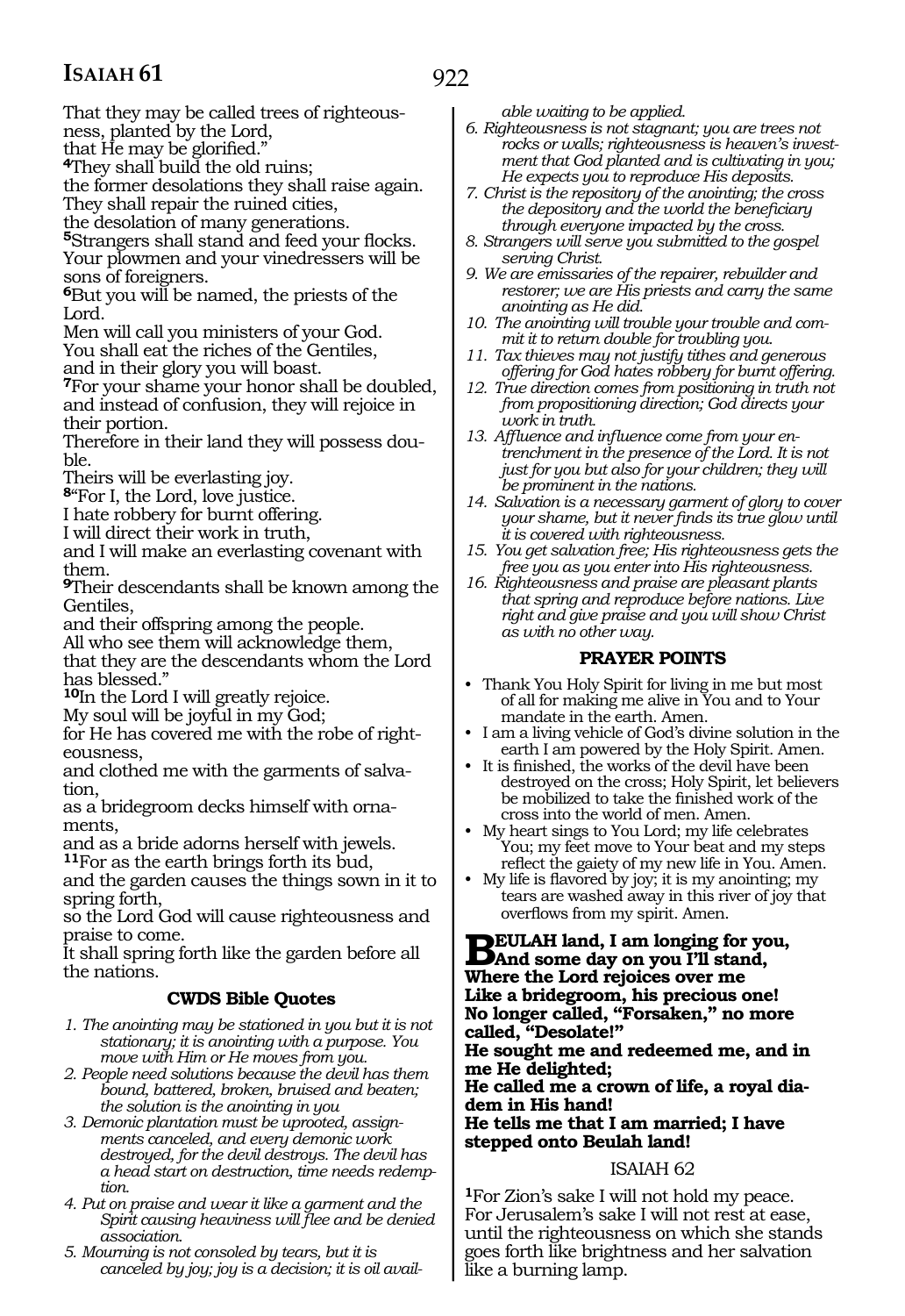That they may be called trees of righteousness, planted by the Lord,
that He may be glorified."

**4**They shall build the old ruins;
the former desolations they shall raise again.
They shall repair the ruined cities,
the desolation of many generations.

**5**Strangers shall stand and feed your flocks.
Your plowmen and your vinedressers will be sons of foreigners.

**6**But you will be named, the priests of the Lord.
Men will call you ministers of your God.
You shall eat the riches of the Gentiles,
and in their glory you will boast.

**7**For your shame your honor shall be doubled,
and instead of confusion, they will rejoice in their portion.
Therefore in their land they will possess double.
Theirs will be everlasting joy.

**8**"For I, the Lord, love justice.
I hate robbery for burnt offering.
I will direct their work in truth,
and I will make an everlasting covenant with them.

**9**Their descendants shall be known among the Gentiles,
and their offspring among the people.
All who see them will acknowledge them,
that they are the descendants whom the Lord has blessed."

**10**In the Lord I will greatly rejoice.
My soul will be joyful in my God;
for He has covered me with the robe of righteousness,
and clothed me with the garments of salvation,
as a bridegroom decks himself with ornaments,
and as a bride adorns herself with jewels.

**11**For as the earth brings forth its bud,
and the garden causes the things sown in it to spring forth,
so the Lord God will cause righteousness and praise to come.
It shall spring forth like the garden before all the nations.

### CWDS Bible Quotes

1. *The anointing may be stationed in you but it is not stationary; it is anointing with a purpose. You move with Him or He moves from you.*
2. *People need solutions because the devil has them bound, battered, broken, bruised and beaten; the solution is the anointing in you*
3. *Demonic plantation must be uprooted, assignments canceled, and every demonic work destroyed, for the devil destroys. The devil has a head start on destruction, time needs redemption.*
4. *Put on praise and wear it like a garment and the Spirit causing heaviness will flee and be denied association.*
5. *Mourning is not consoled by tears, but it is canceled by joy; joy is a decision; it is oil available waiting to be applied.*
6. *Righteousness is not stagnant; you are trees not rocks or walls; righteousness is heaven's investment that God planted and is cultivating in you; He expects you to reproduce His deposits.*
7. *Christ is the repository of the anointing; the cross the depository and the world the beneficiary through everyone impacted by the cross.*
8. *Strangers will serve you submitted to the gospel serving Christ.*
9. *We are emissaries of the repairer, rebuilder and restorer; we are His priests and carry the same anointing as He did.*
10. *The anointing will trouble your trouble and commit it to return double for troubling you.*
11. *Tax thieves may not justify tithes and generous offering for God hates robbery for burnt offering.*
12. *True direction comes from positioning in truth not from propositioning direction; God directs your work in truth.*
13. *Affluence and influence come from your entrenchment in the presence of the Lord. It is not just for you but also for your children; they will be prominent in the nations.*
14. *Salvation is a necessary garment of glory to cover your shame, but it never finds its true glow until it is covered with righteousness.*
15. *You get salvation free; His righteousness gets the free you as you enter into His righteousness.*
16. *Righteousness and praise are pleasant plants that spring and reproduce before nations. Live right and give praise and you will show Christ as with no other way.*

### PRAYER POINTS

- Thank You Holy Spirit for living in me but most of all for making me alive in You and to Your mandate in the earth. Amen.
- I am a living vehicle of God's divine solution in the earth I am powered by the Holy Spirit. Amen.
- It is finished, the works of the devil have been destroyed on the cross; Holy Spirit, let believers be mobilized to take the finished work of the cross into the world of men. Amen.
- My heart sings to You Lord; my life celebrates You; my feet move to Your beat and my steps reflect the gaiety of my new life in You. Amen.
- My life is flavored by joy; it is my anointing; my tears are washed away in this river of joy that overflows from my spirit. Amen.

**BEULAH land, I am longing for you,
And some day on you I'll stand,
Where the Lord rejoices over me
Like a bridegroom, his precious one!
No longer called, "Forsaken," no more called, "Desolate!"
He sought me and redeemed me, and in me He delighted;
He called me a crown of life, a royal diadem in His hand!
He tells me that I am married; I have stepped onto Beulah land!**

## ISAIAH 62

**1**For Zion's sake I will not hold my peace.
For Jerusalem's sake I will not rest at ease,
until the righteousness on which she stands goes forth like brightness and her salvation like a burning lamp.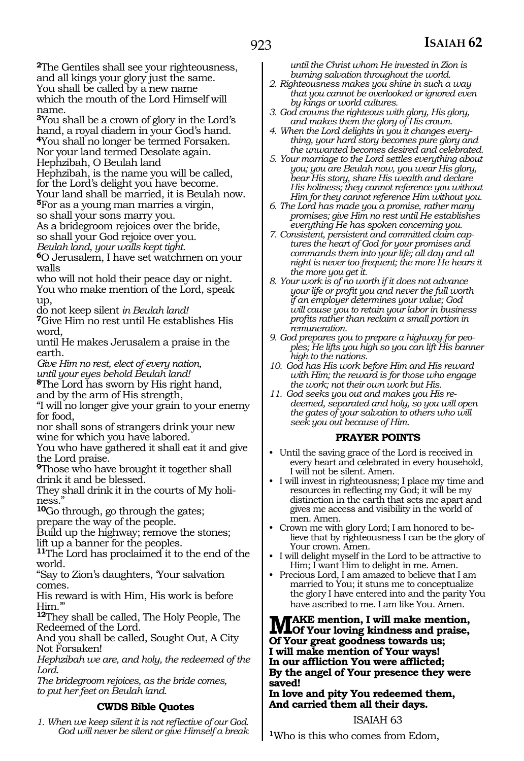[2]The Gentiles shall see your righteousness,
and all kings your glory just the same.
You shall be called by a new name
which the mouth of the Lord Himself will name.
[3]You shall be a crown of glory in the Lord's hand, a royal diadem in your God's hand.
[4]You shall no longer be termed Forsaken.
Nor your land termed Desolate again.
Hephzibah, O Beulah land
Hephzibah, is the name you will be called,
for the Lord's delight you have become.
Your land shall be married, it is Beulah now.
[5]For as a young man marries a virgin,
so shall your sons marry you.
As a bridegroom rejoices over the bride,
so shall your God rejoice over you.
*Beulah land, your walls kept tight.*
[6]O Jerusalem, I have set watchmen on your walls
who will not hold their peace day or night.
You who make mention of the Lord, speak up,
do not keep silent *in Beulah land!*
[7]Give Him no rest until He establishes His word,
until He makes Jerusalem a praise in the earth.
*Give Him no rest, elect of every nation,*
*until your eyes behold Beulah land!*
[8]The Lord has sworn by His right hand,
and by the arm of His strength,
"I will no longer give your grain to your enemy for food,
nor shall sons of strangers drink your new wine for which you have labored.
You who have gathered it shall eat it and give the Lord praise.
[9]Those who have brought it together shall drink it and be blessed.
They shall drink it in the courts of My holiness."
[10]Go through, go through the gates;
prepare the way of the people.
Build up the highway; remove the stones;
lift up a banner for the peoples.
[11]The Lord has proclaimed it to the end of the world.
"Say to Zion's daughters, 'Your salvation comes.
His reward is with Him, His work is before Him.'"
[12]They shall be called, The Holy People, The Redeemed of the Lord.
And you shall be called, Sought Out, A City Not Forsaken!
*Hephzibah we are, and holy, the redeemed of the Lord.*
*The bridegroom rejoices, as the bride comes,*
*to put her feet on Beulah land.*

### CWDS Bible Quotes

1. *When we keep silent it is not reflective of our God. God will never be silent or give Himself a break until the Christ whom He invested in Zion is burning salvation throughout the world.*
2. *Righteousness makes you shine in such a way that you cannot be overlooked or ignored even by kings or world cultures.*
3. *God crowns the righteous with glory, His glory, and makes them the glory of His crown.*
4. *When the Lord delights in you it changes everything, your hard story becomes pure glory and the unwanted becomes desired and celebrated.*
5. *Your marriage to the Lord settles everything about you; you are Beulah now, you wear His glory, bear His story, share His wealth and declare His holiness; they cannot reference you without Him for they cannot reference Him without you.*
6. *The Lord has made you a promise, rather many promises; give Him no rest until He establishes everything He has spoken concerning you.*
7. *Consistent, persistent and committed claim captures the heart of God for your promises and commands them into your life; all day and all night is never too frequent; the more He hears it the more you get it.*
8. *Your work is of no worth if it does not advance your life or profit you and never the full worth if an employer determines your value; God will cause you to retain your labor in business profits rather than reclaim a small portion in remuneration.*
9. *God prepares you to prepare a highway for peoples; He lifts you high so you can lift His banner high to the nations.*
10. *God has His work before Him and His reward with Him; the reward is for those who engage the work; not their own work but His.*
11. *God seeks you out and makes you His redeemed, separated and holy, so you will open the gates of your salvation to others who will seek you out because of Him.*

### PRAYER POINTS

- Until the saving grace of the Lord is received in every heart and celebrated in every household, I will not be silent. Amen.
- I will invest in righteousness; I place my time and resources in reflecting my God; it will be my distinction in the earth that sets me apart and gives me access and visibility in the world of men. Amen.
- Crown me with glory Lord; I am honored to believe that by righteousness I can be the glory of Your crown. Amen.
- I will delight myself in the Lord to be attractive to Him; I want Him to delight in me. Amen.
- Precious Lord, I am amazed to believe that I am married to You; it stuns me to conceptualize the glory I have entered into and the parity You have ascribed to me. I am like You. Amen.

**MAKE mention, I will make mention,**
**Of Your loving kindness and praise,**
**Of Your great goodness towards us;**
**I will make mention of Your ways!**
**In our affliction You were afflicted;**
**By the angel of Your presence they were saved!**
**In love and pity You redeemed them,**
**And carried them all their days.**

## ISAIAH 63

[1]Who is this who comes from Edom,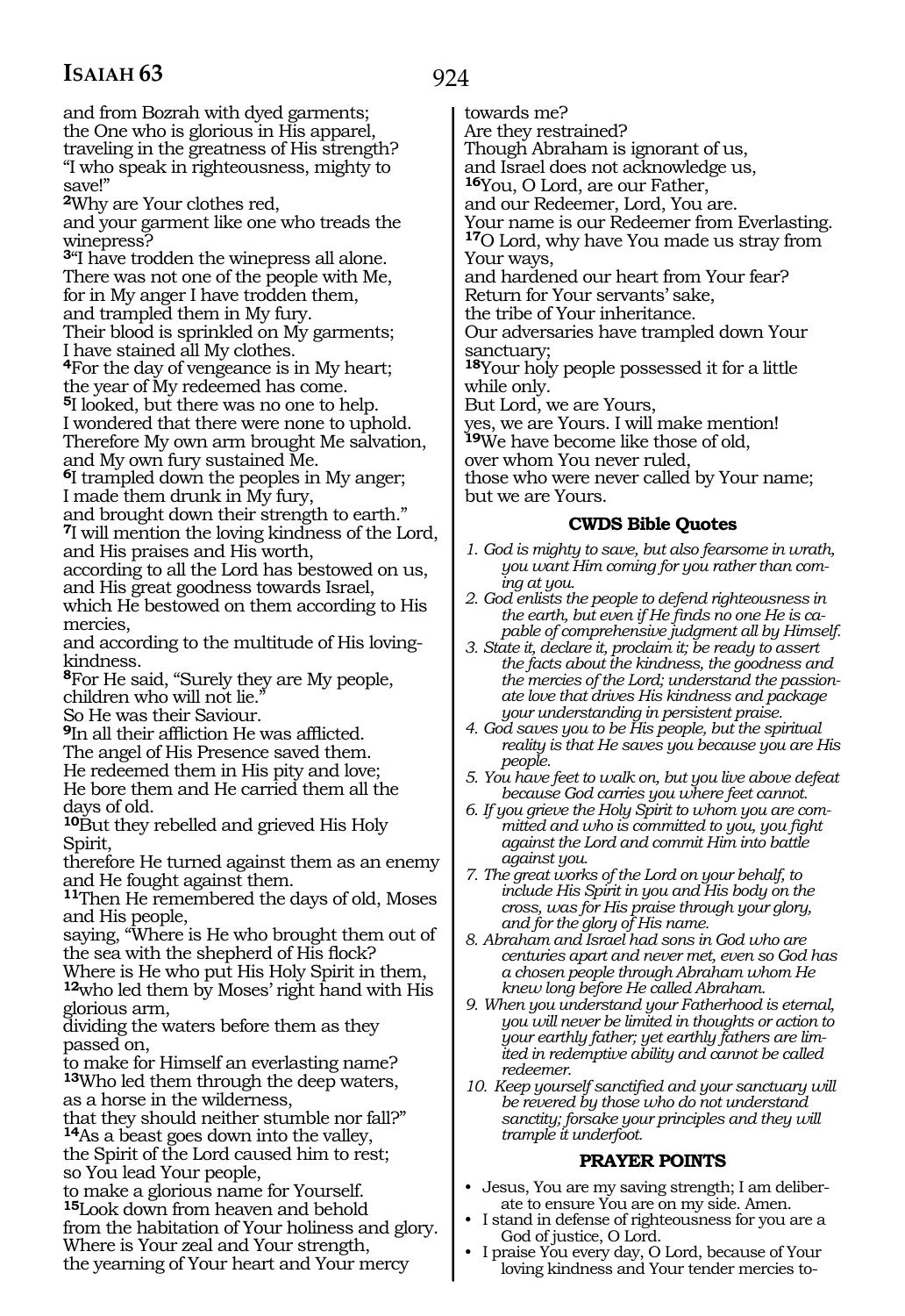and from Bozrah with dyed garments;
the One who is glorious in His apparel,
traveling in the greatness of His strength?
"I who speak in righteousness, mighty to save!"

**2**Why are Your clothes red,
and your garment like one who treads the winepress?

**3**"I have trodden the winepress all alone.
There was not one of the people with Me,
for in My anger I have trodden them,
and trampled them in My fury.
Their blood is sprinkled on My garments;
I have stained all My clothes.

**4**For the day of vengeance is in My heart;
the year of My redeemed has come.

**5**I looked, but there was no one to help.
I wondered that there were none to uphold.
Therefore My own arm brought Me salvation,
and My own fury sustained Me.

**6**I trampled down the peoples in My anger;
I made them drunk in My fury,
and brought down their strength to earth."

**7**I will mention the loving kindness of the Lord,
and His praises and His worth,
according to all the Lord has bestowed on us,
and His great goodness towards Israel,
which He bestowed on them according to His mercies,
and according to the multitude of His loving-kindness.

**8**For He said, "Surely they are My people,
children who will not lie."
So He was their Saviour.

**9**In all their affliction He was afflicted.
The angel of His Presence saved them.
He redeemed them in His pity and love;
He bore them and He carried them all the days of old.

**10**But they rebelled and grieved His Holy Spirit,
therefore He turned against them as an enemy
and He fought against them.

**11**Then He remembered the days of old, Moses and His people,
saying, "Where is He who brought them out of the sea with the shepherd of His flock?
Where is He who put His Holy Spirit in them,

**12**who led them by Moses' right hand with His glorious arm,
dividing the waters before them as they passed on,
to make for Himself an everlasting name?

**13**Who led them through the deep waters,
as a horse in the wilderness,
that they should neither stumble nor fall?"

**14**As a beast goes down into the valley,
the Spirit of the Lord caused him to rest;
so You lead Your people,
to make a glorious name for Yourself.

**15**Look down from heaven and behold
from the habitation of Your holiness and glory.
Where is Your zeal and Your strength,
the yearning of Your heart and Your mercy
towards me?
Are they restrained?
Though Abraham is ignorant of us,
and Israel does not acknowledge us,

**16**You, O Lord, are our Father,
and our Redeemer, Lord, You are.
Your name is our Redeemer from Everlasting.

**17**O Lord, why have You made us stray from Your ways,
and hardened our heart from Your fear?
Return for Your servants' sake,
the tribe of Your inheritance.
Our adversaries have trampled down Your sanctuary;

**18**Your holy people possessed it for a little while only.
But Lord, we are Yours,
yes, we are Yours. I will make mention!

**19**We have become like those of old,
over whom You never ruled,
those who were never called by Your name;
but we are Yours.

## CWDS Bible Quotes

1. *God is mighty to save, but also fearsome in wrath, you want Him coming for you rather than coming at you.*
2. *God enlists the people to defend righteousness in the earth, but even if He finds no one He is capable of comprehensive judgment all by Himself.*
3. *State it, declare it, proclaim it; be ready to assert the facts about the kindness, the goodness and the mercies of the Lord; understand the passionate love that drives His kindness and package your understanding in persistent praise.*
4. *God saves you to be His people, but the spiritual reality is that He saves you because you are His people.*
5. *You have feet to walk on, but you live above defeat because God carries you where feet cannot.*
6. *If you grieve the Holy Spirit to whom you are committed and who is committed to you, you fight against the Lord and commit Him into battle against you.*
7. *The great works of the Lord on your behalf, to include His Spirit in you and His body on the cross, was for His praise through your glory, and for the glory of His name.*
8. *Abraham and Israel had sons in God who are centuries apart and never met, even so God has a chosen people through Abraham whom He knew long before He called Abraham.*
9. *When you understand your Fatherhood is eternal, you will never be limited in thoughts or action to your earthly father; yet earthly fathers are limited in redemptive ability and cannot be called redeemer.*
10. *Keep yourself sanctified and your sanctuary will be revered by those who do not understand sanctity; forsake your principles and they will trample it underfoot.*

## PRAYER POINTS

- Jesus, You are my saving strength; I am deliberate to ensure You are on my side. Amen.
- I stand in defense of righteousness for you are a God of justice, O Lord.
- I praise You every day, O Lord, because of Your loving kindness and Your tender mercies to-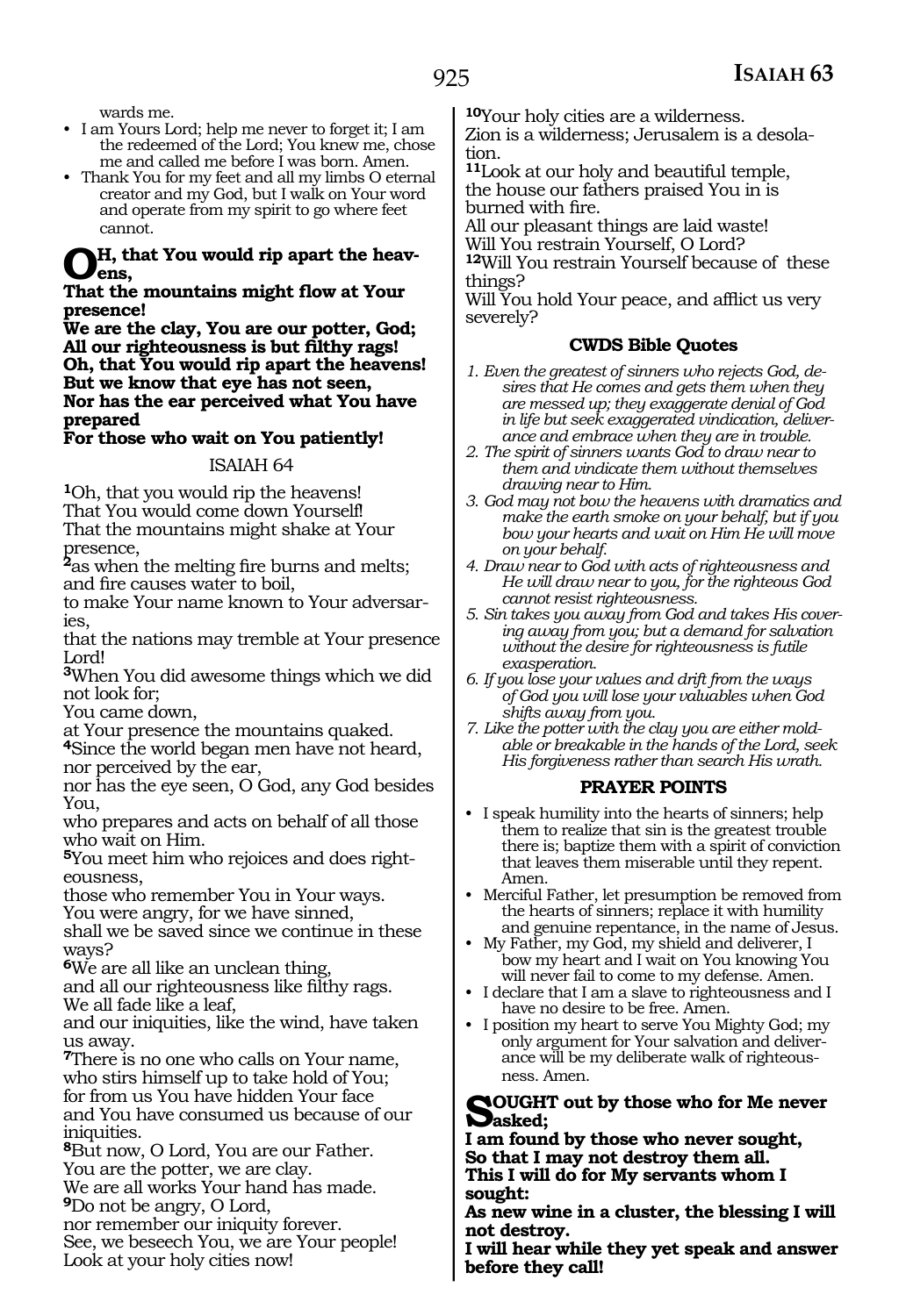wards me.

- I am Yours Lord; help me never to forget it; I am the redeemed of the Lord; You knew me, chose me and called me before I was born. Amen.
- Thank You for my feet and all my limbs O eternal creator and my God, but I walk on Your word and operate from my spirit to go where feet cannot.

**OH, that You would rip apart the heavens,**
**That the mountains might flow at Your presence!**
**We are the clay, You are our potter, God;**
**All our righteousness is but filthy rags!**
**Oh, that You would rip apart the heavens!**
**But we know that eye has not seen,**
**Nor has the ear perceived what You have prepared**
**For those who wait on You patiently!**

## ISAIAH 64

**1**Oh, that you would rip the heavens!
That You would come down Yourself!
That the mountains might shake at Your presence,
**2**as when the melting fire burns and melts; and fire causes water to boil,
to make Your name known to Your adversaries,
that the nations may tremble at Your presence Lord!
**3**When You did awesome things which we did not look for;
You came down,
at Your presence the mountains quaked.
**4**Since the world began men have not heard, nor perceived by the ear,
nor has the eye seen, O God, any God besides You,
who prepares and acts on behalf of all those who wait on Him.
**5**You meet him who rejoices and does righteousness,
those who remember You in Your ways.
You were angry, for we have sinned,
shall we be saved since we continue in these ways?
**6**We are all like an unclean thing,
and all our righteousness like filthy rags.
We all fade like a leaf,
and our iniquities, like the wind, have taken us away.
**7**There is no one who calls on Your name,
who stirs himself up to take hold of You;
for from us You have hidden Your face
and You have consumed us because of our iniquities.
**8**But now, O Lord, You are our Father.
You are the potter, we are clay.
We are all works Your hand has made.
**9**Do not be angry, O Lord,
nor remember our iniquity forever.
See, we beseech You, we are Your people!
Look at your holy cities now!
**10**Your holy cities are a wilderness.
Zion is a wilderness; Jerusalem is a desolation.
**11**Look at our holy and beautiful temple,
the house our fathers praised You in is burned with fire.
All our pleasant things are laid waste!
Will You restrain Yourself, O Lord?
**12**Will You restrain Yourself because of these things?
Will You hold Your peace, and afflict us very severely?

### CWDS Bible Quotes

1. *Even the greatest of sinners who rejects God, desires that He comes and gets them when they are messed up; they exaggerate denial of God in life but seek exaggerated vindication, deliverance and embrace when they are in trouble.*
2. *The spirit of sinners wants God to draw near to them and vindicate them without themselves drawing near to Him.*
3. *God may not bow the heavens with dramatics and make the earth smoke on your behalf, but if you bow your hearts and wait on Him He will move on your behalf.*
4. *Draw near to God with acts of righteousness and He will draw near to you, for the righteous God cannot resist righteousness.*
5. *Sin takes you away from God and takes His covering away from you; but a demand for salvation without the desire for righteousness is futile exasperation.*
6. *If you lose your values and drift from the ways of God you will lose your valuables when God shifts away from you.*
7. *Like the potter with the clay you are either moldable or breakable in the hands of the Lord, seek His forgiveness rather than search His wrath.*

### PRAYER POINTS

- I speak humility into the hearts of sinners; help them to realize that sin is the greatest trouble there is; baptize them with a spirit of conviction that leaves them miserable until they repent. Amen.
- Merciful Father, let presumption be removed from the hearts of sinners; replace it with humility and genuine repentance, in the name of Jesus.
- My Father, my God, my shield and deliverer, I bow my heart and I wait on You knowing You will never fail to come to my defense. Amen.
- I declare that I am a slave to righteousness and I have no desire to be free. Amen.
- I position my heart to serve You Mighty God; my only argument for Your salvation and deliverance will be my deliberate walk of righteousness. Amen.

**SOUGHT out by those who for Me never asked;**
**I am found by those who never sought,**
**So that I may not destroy them all.**
**This I will do for My servants whom I sought:**
**As new wine in a cluster, the blessing I will not destroy.**
**I will hear while they yet speak and answer before they call!**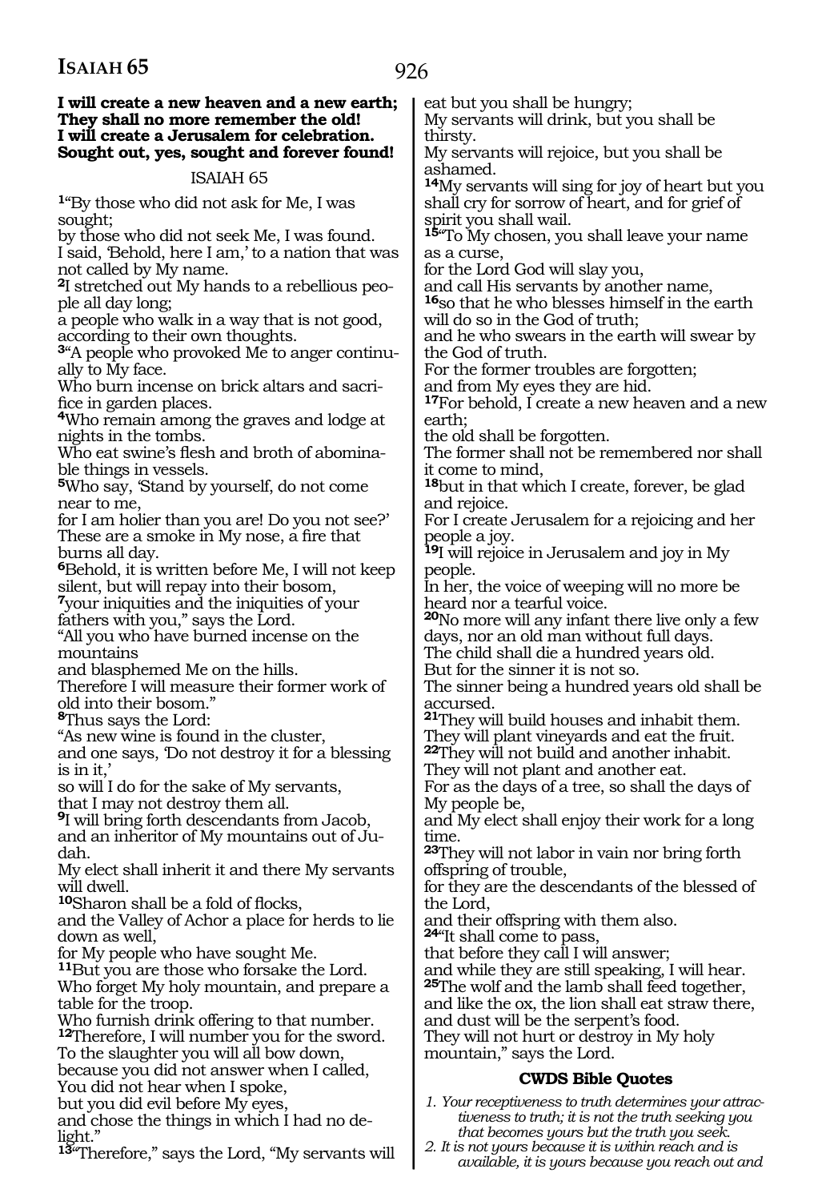**I will create a new heaven and a new earth;**
**They shall no more remember the old!**
**I will create a Jerusalem for celebration.**
**Sought out, yes, sought and forever found!**

ISAIAH 65

**1**"By those who did not ask for Me, I was sought;
by those who did not seek Me, I was found.
I said, 'Behold, here I am,' to a nation that was not called by My name.
**2**I stretched out My hands to a rebellious people all day long;
a people who walk in a way that is not good, according to their own thoughts.
**3**"A people who provoked Me to anger continually to My face.
Who burn incense on brick altars and sacrifice in garden places.
**4**Who remain among the graves and lodge at nights in the tombs.
Who eat swine's flesh and broth of abominable things in vessels.
**5**Who say, 'Stand by yourself, do not come near to me,
for I am holier than you are! Do you not see?'
These are a smoke in My nose, a fire that burns all day.
**6**Behold, it is written before Me, I will not keep silent, but will repay into their bosom,
**7**your iniquities and the iniquities of your fathers with you," says the Lord.
"All you who have burned incense on the mountains
and blasphemed Me on the hills.
Therefore I will measure their former work of old into their bosom."
**8**Thus says the Lord:
"As new wine is found in the cluster,
and one says, 'Do not destroy it for a blessing is in it,'
so will I do for the sake of My servants,
that I may not destroy them all.
**9**I will bring forth descendants from Jacob,
and an inheritor of My mountains out of Judah.
My elect shall inherit it and there My servants will dwell.
**10**Sharon shall be a fold of flocks,
and the Valley of Achor a place for herds to lie down as well,
for My people who have sought Me.
**11**But you are those who forsake the Lord.
Who forget My holy mountain, and prepare a table for the troop.
Who furnish drink offering to that number.
**12**Therefore, I will number you for the sword.
To the slaughter you will all bow down,
because you did not answer when I called,
You did not hear when I spoke,
but you did evil before My eyes,
and chose the things in which I had no delight."
**13**"Therefore," says the Lord, "My servants will eat but you shall be hungry;
My servants will drink, but you shall be thirsty.
My servants will rejoice, but you shall be ashamed.
**14**My servants will sing for joy of heart but you shall cry for sorrow of heart, and for grief of spirit you shall wail.
**15**"To My chosen, you shall leave your name as a curse,
for the Lord God will slay you,
and call His servants by another name,
**16**so that he who blesses himself in the earth will do so in the God of truth;
and he who swears in the earth will swear by the God of truth.
For the former troubles are forgotten;
and from My eyes they are hid.
**17**For behold, I create a new heaven and a new earth;
the old shall be forgotten.
The former shall not be remembered nor shall it come to mind,
**18**but in that which I create, forever, be glad and rejoice.
For I create Jerusalem for a rejoicing and her people a joy.
**19**I will rejoice in Jerusalem and joy in My people.
In her, the voice of weeping will no more be heard nor a tearful voice.
**20**No more will any infant there live only a few days, nor an old man without full days.
The child shall die a hundred years old.
But for the sinner it is not so.
The sinner being a hundred years old shall be accursed.
**21**They will build houses and inhabit them.
They will plant vineyards and eat the fruit.
**22**They will not build and another inhabit.
They will not plant and another eat.
For as the days of a tree, so shall the days of My people be,
and My elect shall enjoy their work for a long time.
**23**They will not labor in vain nor bring forth offspring of trouble,
for they are the descendants of the blessed of the Lord,
and their offspring with them also.
**24**"It shall come to pass,
that before they call I will answer;
and while they are still speaking, I will hear.
**25**The wolf and the lamb shall feed together,
and like the ox, the lion shall eat straw there,
and dust will be the serpent's food.
They will not hurt or destroy in My holy mountain," says the Lord.

### CWDS Bible Quotes

1. *Your receptiveness to truth determines your attractiveness to truth; it is not the truth seeking you that becomes yours but the truth you seek.*
2. *It is not yours because it is within reach and is available, it is yours because you reach out and*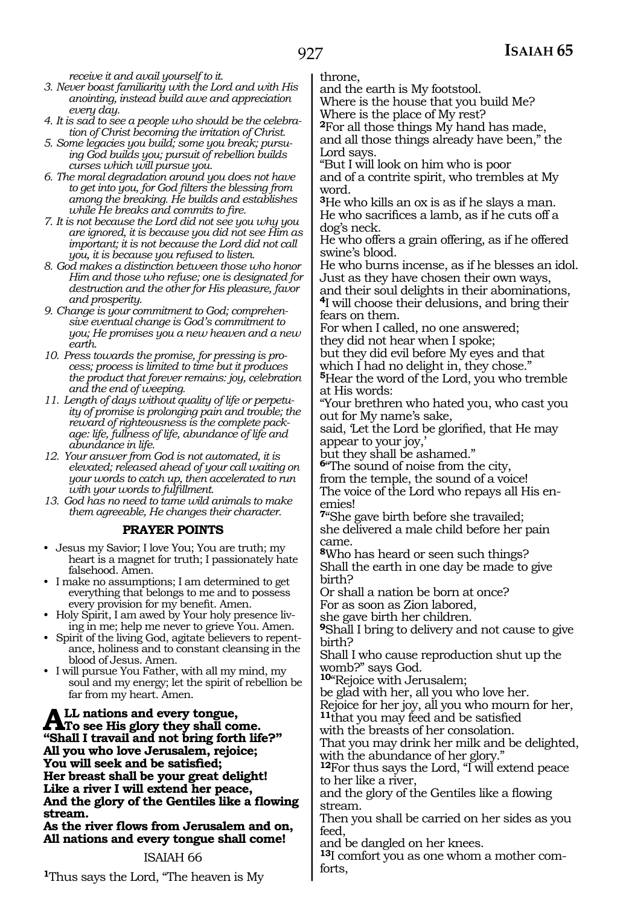*receive it and avail yourself to it.*

3. *Never boast familiarity with the Lord and with His anointing, instead build awe and appreciation every day.*
4. *It is sad to see a people who should be the celebration of Christ becoming the irritation of Christ.*
5. *Some legacies you build; some you break; pursuing God builds you; pursuit of rebellion builds curses which will pursue you.*
6. *The moral degradation around you does not have to get into you, for God filters the blessing from among the breaking. He builds and establishes while He breaks and commits to fire.*
7. *It is not because the Lord did not see you why you are ignored, it is because you did not see Him as important; it is not because the Lord did not call you, it is because you refused to listen.*
8. *God makes a distinction between those who honor Him and those who refuse; one is designated for destruction and the other for His pleasure, favor and prosperity.*
9. *Change is your commitment to God; comprehensive eventual change is God's commitment to you; He promises you a new heaven and a new earth.*
10. *Press towards the promise, for pressing is process; process is limited to time but it produces the product that forever remains: joy, celebration and the end of weeping.*
11. *Length of days without quality of life or perpetuity of promise is prolonging pain and trouble; the reward of righteousness is the complete package: life, fullness of life, abundance of life and abundance in life.*
12. *Your answer from God is not automated, it is elevated; released ahead of your call waiting on your words to catch up, then accelerated to run with your words to fulfillment.*
13. *God has no need to tame wild animals to make them agreeable, He changes their character.*

**PRAYER POINTS**

- Jesus my Savior; I love You; You are truth; my heart is a magnet for truth; I passionately hate falsehood. Amen.
- I make no assumptions; I am determined to get everything that belongs to me and to possess every provision for my benefit. Amen.
- Holy Spirit, I am awed by Your holy presence living in me; help me never to grieve You. Amen.
- Spirit of the living God, agitate believers to repentance, holiness and to constant cleansing in the blood of Jesus. Amen.
- I will pursue You Father, with all my mind, my soul and my energy; let the spirit of rebellion be far from my heart. Amen.

**ALL nations and every tongue,**
**To see His glory they shall come.**
**"Shall I travail and not bring forth life?"**
**All you who love Jerusalem, rejoice;**
**You will seek and be satisfied;**
**Her breast shall be your great delight!**
**Like a river I will extend her peace,**
**And the glory of the Gentiles like a flowing stream.**
**As the river flows from Jerusalem and on,**
**All nations and every tongue shall come!**

ISAIAH 66

[1]Thus says the Lord, "The heaven is My throne,
and the earth is My footstool.
Where is the house that you build Me?
Where is the place of My rest?
[2]For all those things My hand has made,
and all those things already have been," the Lord says.
"But I will look on him who is poor
and of a contrite spirit, who trembles at My word.
[3]He who kills an ox is as if he slays a man.
He who sacrifices a lamb, as if he cuts off a dog's neck.
He who offers a grain offering, as if he offered swine's blood.
He who burns incense, as if he blesses an idol.
Just as they have chosen their own ways,
and their soul delights in their abominations,
[4]I will choose their delusions, and bring their fears on them.
For when I called, no one answered;
they did not hear when I spoke;
but they did evil before My eyes and that which I had no delight in, they chose."
[5]Hear the word of the Lord, you who tremble at His words:
"Your brethren who hated you, who cast you out for My name's sake,
said, 'Let the Lord be glorified, that He may appear to your joy,'
but they shall be ashamed."
[6]"The sound of noise from the city,
from the temple, the sound of a voice!
The voice of the Lord who repays all His enemies!
[7]"She gave birth before she travailed;
she delivered a male child before her pain came.
[8]Who has heard or seen such things?
Shall the earth in one day be made to give birth?
Or shall a nation be born at once?
For as soon as Zion labored,
she gave birth her children.
[9]Shall I bring to delivery and not cause to give birth?
Shall I who cause reproduction shut up the womb?" says God.
[10]"Rejoice with Jerusalem;
be glad with her, all you who love her.
Rejoice for her joy, all you who mourn for her,
[11]that you may feed and be satisfied
with the breasts of her consolation.
That you may drink her milk and be delighted,
with the abundance of her glory."
[12]For thus says the Lord, "I will extend peace to her like a river,
and the glory of the Gentiles like a flowing stream.
Then you shall be carried on her sides as you feed,
and be dangled on her knees.
[13]I comfort you as one whom a mother comforts,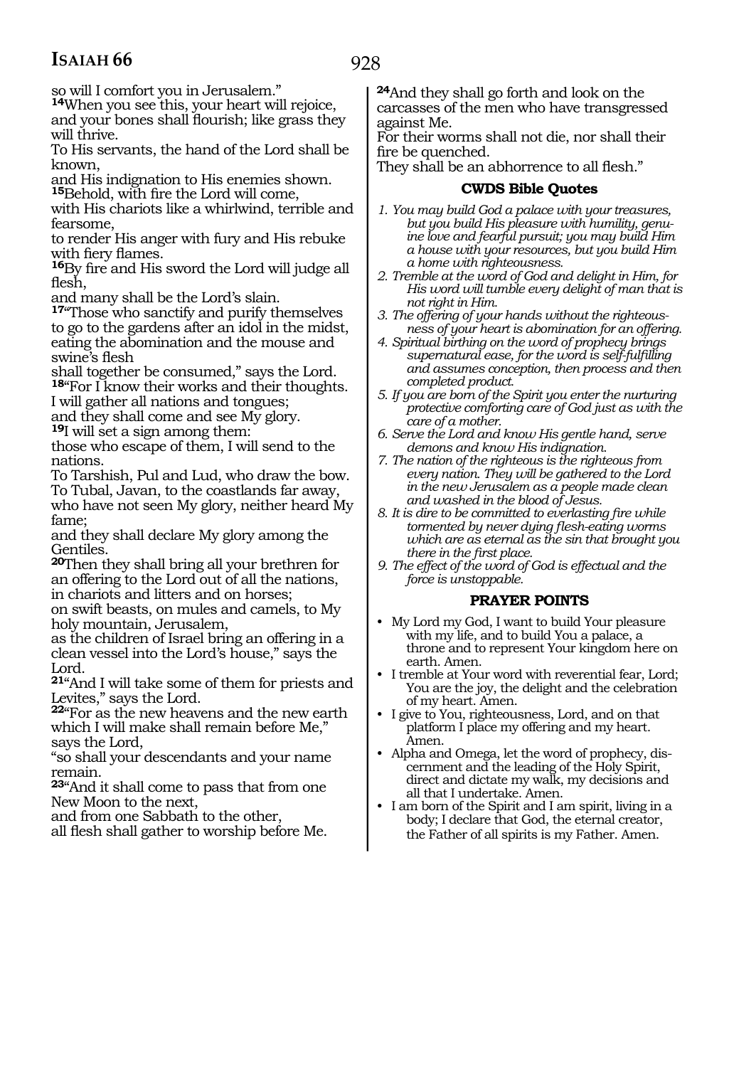so will I comfort you in Jerusalem."
**14**When you see this, your heart will rejoice, and your bones shall flourish; like grass they will thrive.
To His servants, the hand of the Lord shall be known,
and His indignation to His enemies shown.
**15**Behold, with fire the Lord will come,
with His chariots like a whirlwind, terrible and fearsome,
to render His anger with fury and His rebuke with fiery flames.
**16**By fire and His sword the Lord will judge all flesh,
and many shall be the Lord's slain.
**17**"Those who sanctify and purify themselves to go to the gardens after an idol in the midst, eating the abomination and the mouse and swine's flesh
shall together be consumed," says the Lord.
**18**"For I know their works and their thoughts.
I will gather all nations and tongues;
and they shall come and see My glory.
**19**I will set a sign among them:
those who escape of them, I will send to the nations.
To Tarshish, Pul and Lud, who draw the bow.
To Tubal, Javan, to the coastlands far away,
who have not seen My glory, neither heard My fame;
and they shall declare My glory among the Gentiles.
**20**Then they shall bring all your brethren for an offering to the Lord out of all the nations,
in chariots and litters and on horses;
on swift beasts, on mules and camels, to My holy mountain, Jerusalem,
as the children of Israel bring an offering in a clean vessel into the Lord's house," says the Lord.
**21**"And I will take some of them for priests and Levites," says the Lord.
**22**"For as the new heavens and the new earth which I will make shall remain before Me," says the Lord,
"so shall your descendants and your name remain.
**23**"And it shall come to pass that from one New Moon to the next,
and from one Sabbath to the other,
all flesh shall gather to worship before Me.
**24**And they shall go forth and look on the carcasses of the men who have transgressed against Me.
For their worms shall not die, nor shall their fire be quenched.
They shall be an abhorrence to all flesh."

## CWDS Bible Quotes

1. *You may build God a palace with your treasures, but you build His pleasure with humility, genuine love and fearful pursuit; you may build Him a house with your resources, but you build Him a home with righteousness.*
2. *Tremble at the word of God and delight in Him, for His word will tumble every delight of man that is not right in Him.*
3. *The offering of your hands without the righteousness of your heart is abomination for an offering.*
4. *Spiritual birthing on the word of prophecy brings supernatural ease, for the word is self-fulfilling and assumes conception, then process and then completed product.*
5. *If you are born of the Spirit you enter the nurturing protective comforting care of God just as with the care of a mother.*
6. *Serve the Lord and know His gentle hand, serve demons and know His indignation.*
7. *The nation of the righteous is the righteous from every nation. They will be gathered to the Lord in the new Jerusalem as a people made clean and washed in the blood of Jesus.*
8. *It is dire to be committed to everlasting fire while tormented by never dying flesh-eating worms which are as eternal as the sin that brought you there in the first place.*
9. *The effect of the word of God is effectual and the force is unstoppable.*

## PRAYER POINTS

- My Lord my God, I want to build Your pleasure with my life, and to build You a palace, a throne and to represent Your kingdom here on earth. Amen.
- I tremble at Your word with reverential fear, Lord; You are the joy, the delight and the celebration of my heart. Amen.
- I give to You, righteousness, Lord, and on that platform I place my offering and my heart. Amen.
- Alpha and Omega, let the word of prophecy, discernment and the leading of the Holy Spirit, direct and dictate my walk, my decisions and all that I undertake. Amen.
- I am born of the Spirit and I am spirit, living in a body; I declare that God, the eternal creator, the Father of all spirits is my Father. Amen.